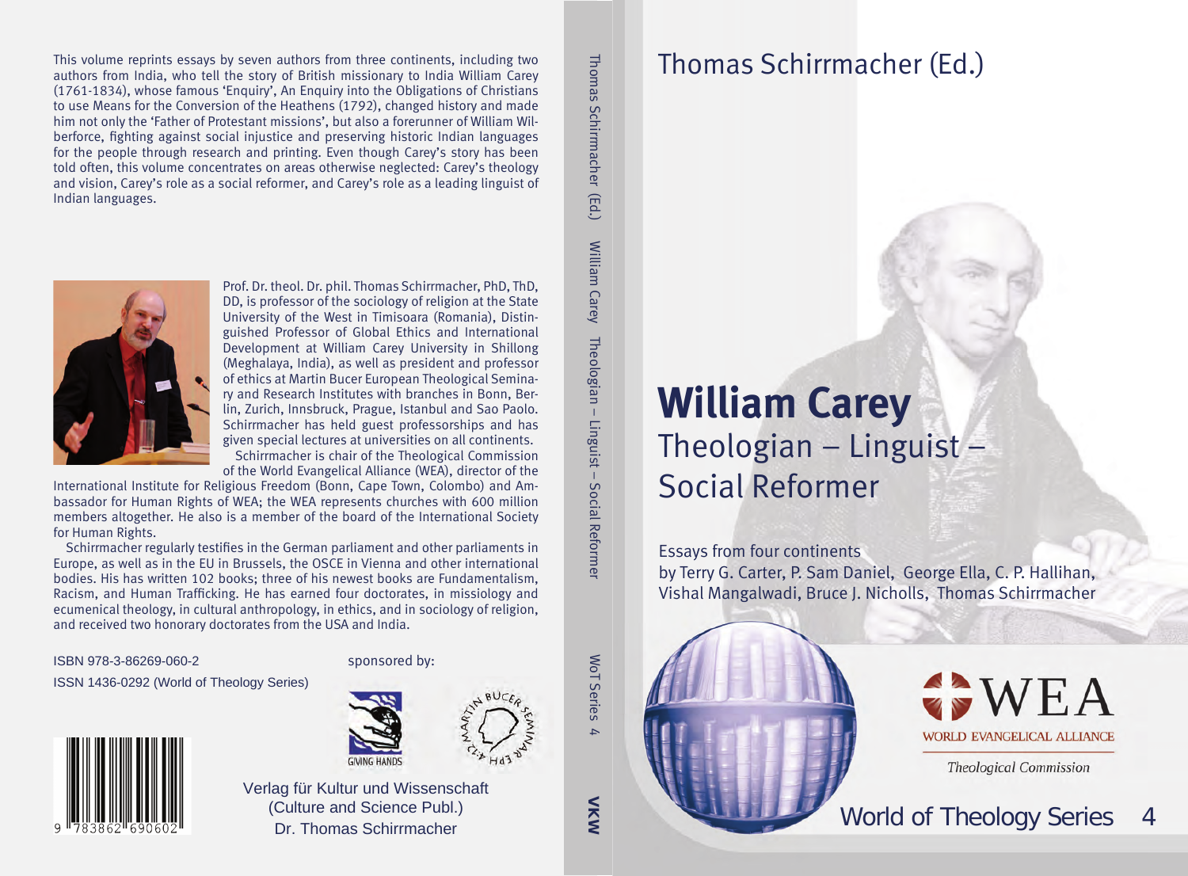# Thomas Schirrmacher (Ed.)

# William Carey

## Theologian – Linguist – Social Reformer

Essays from four continents
by Terry G. Carter, P. Sam Daniel, George Ella, C. P. Hallihan, Vishal Mangalwadi, Bruce J. Nicholls, Thomas Schirrmacher

WEA
WORLD EVANGELICAL ALLIANCE
*Theological Commission*

World of Theology Series 4

---

Thomas Schirrmacher (Ed.) William Carey Theologian – Linguist – Social Reformer WoT Series 4 VKW

---

This volume reprints essays by seven authors from three continents, including two authors from India, who tell the story of British missionary to India William Carey (1761-1834), whose famous 'Enquiry', An Enquiry into the Obligations of Christians to use Means for the Conversion of the Heathens (1792), changed history and made him not only the 'Father of Protestant missions', but also a forerunner of William Wilberforce, fighting against social injustice and preserving historic Indian languages for the people through research and printing. Even though Carey's story has been told often, this volume concentrates on areas otherwise neglected: Carey's theology and vision, Carey's role as a social reformer, and Carey's role as a leading linguist of Indian languages.

Prof. Dr. theol. Dr. phil. Thomas Schirrmacher, PhD, ThD, DD, is professor of the sociology of religion at the State University of the West in Timisoara (Romania), Distinguished Professor of Global Ethics and International Development at William Carey University in Shillong (Meghalaya, India), as well as president and professor of ethics at Martin Bucer European Theological Seminary and Research Institutes with branches in Bonn, Berlin, Zurich, Innsbruck, Prague, Istanbul and Sao Paolo. Schirrmacher has held guest professorships and has given special lectures at universities on all continents.

Schirrmacher is chair of the Theological Commission of the World Evangelical Alliance (WEA), director of the International Institute for Religious Freedom (Bonn, Cape Town, Colombo) and Ambassador for Human Rights of WEA; the WEA represents churches with 600 million members altogether. He also is a member of the board of the International Society for Human Rights.

Schirrmacher regularly testifies in the German parliament and other parliaments in Europe, as well as in the EU in Brussels, the OSCE in Vienna and other international bodies. His has written 102 books; three of his newest books are Fundamentalism, Racism, and Human Trafficking. He has earned four doctorates, in missiology and ecumenical theology, in cultural anthropology, in ethics, and in sociology of religion, and received two honorary doctorates from the USA and India.

ISBN 978-3-86269-060-2
ISSN 1436-0292 (World of Theology Series)

9 783862 690602

sponsored by:

GIVING HANDS

MARTIN BUCER SEMINAR EPH 4:12

Verlag für Kultur und Wissenschaft
(Culture and Science Publ.)
Dr. Thomas Schirrmacher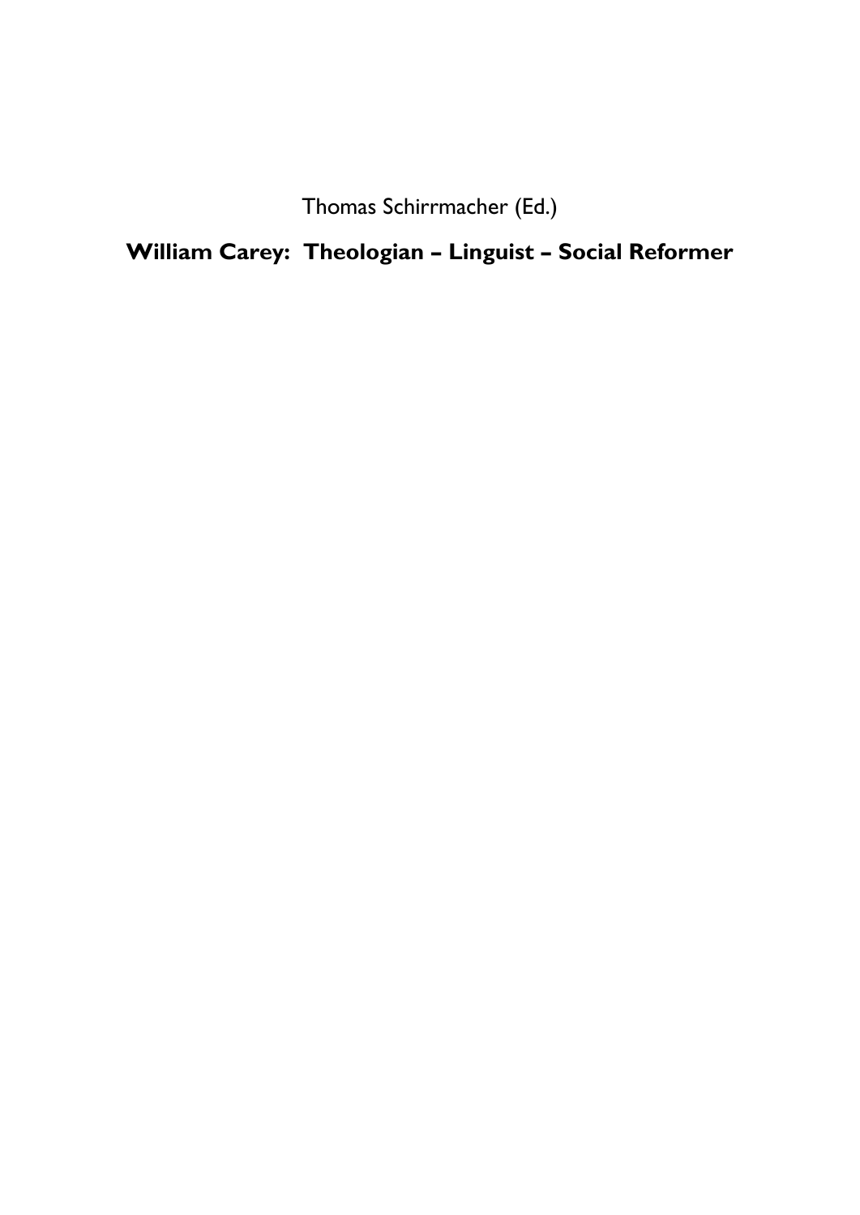Thomas Schirrmacher (Ed.)

**William Carey: Theologian – Linguist – Social Reformer**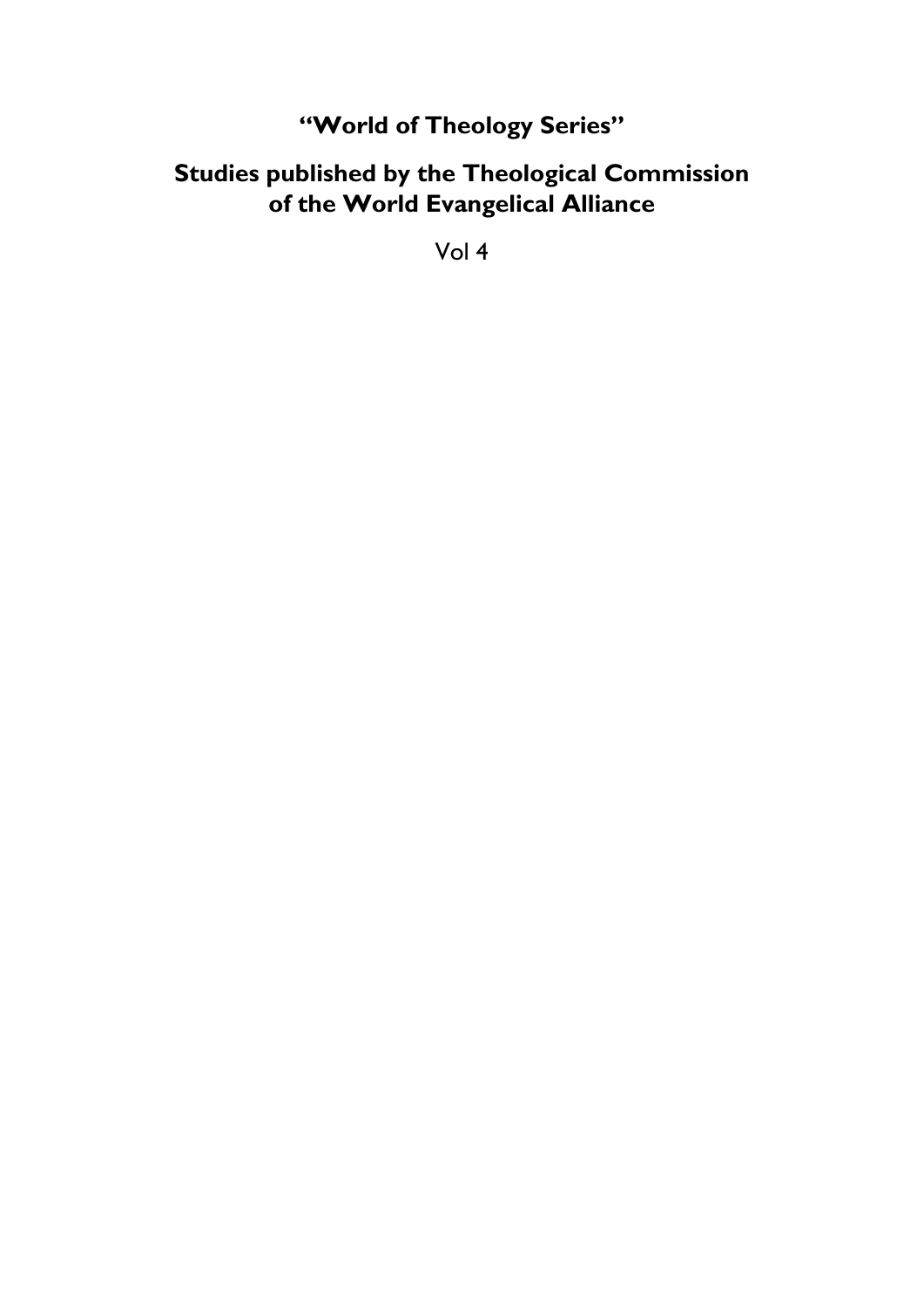**“World of Theology Series”**

**Studies published by the Theological Commission of the World Evangelical Alliance**

Vol 4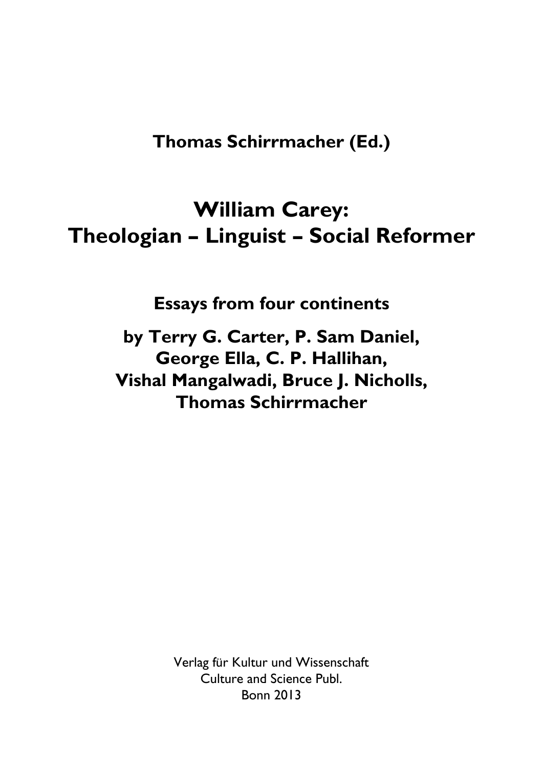**Thomas Schirrmacher (Ed.)**

# William Carey: Theologian – Linguist – Social Reformer

**Essays from four continents**

**by Terry G. Carter, P. Sam Daniel, George Ella, C. P. Hallihan, Vishal Mangalwadi, Bruce J. Nicholls, Thomas Schirrmacher**

Verlag für Kultur und Wissenschaft
Culture and Science Publ.
Bonn 2013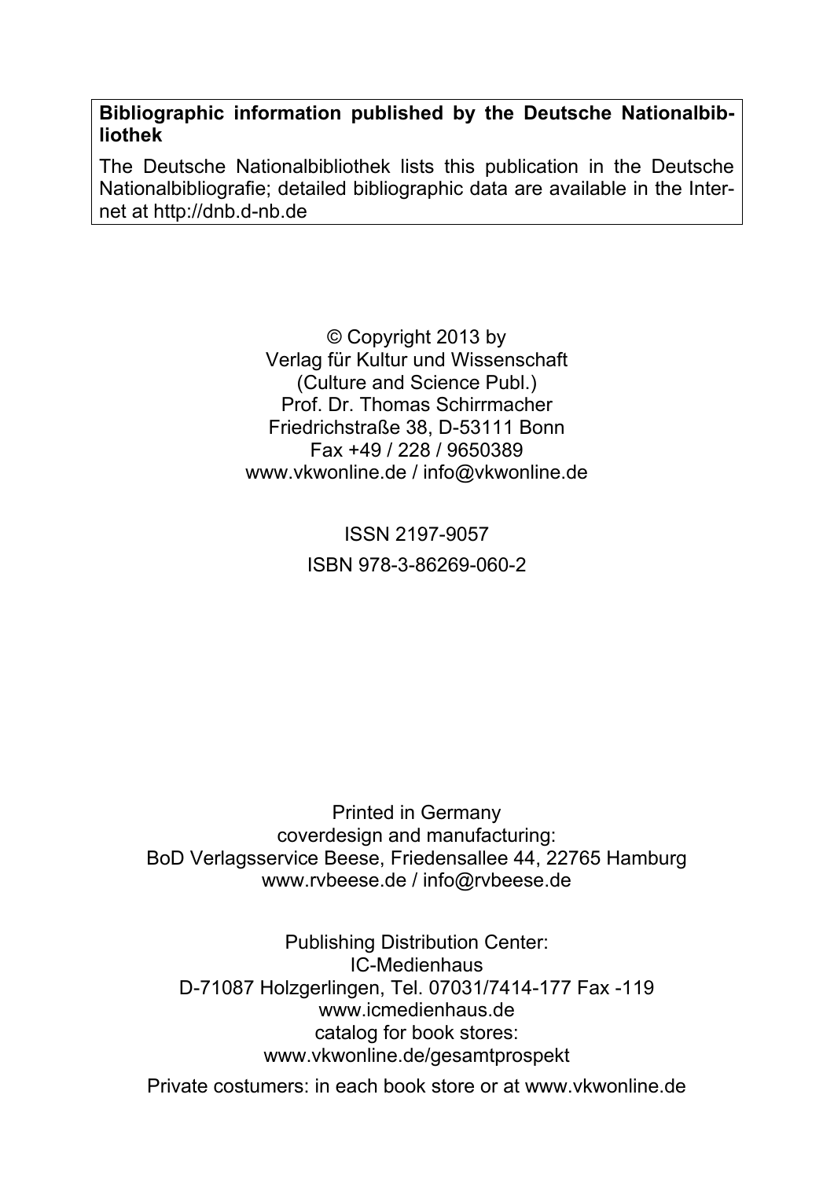**Bibliographic information published by the Deutsche Nationalbibliothek**

The Deutsche Nationalbibliothek lists this publication in the Deutsche Nationalbibliografie; detailed bibliographic data are available in the Internet at http://dnb.d-nb.de

© Copyright 2013 by
Verlag für Kultur und Wissenschaft
(Culture and Science Publ.)
Prof. Dr. Thomas Schirrmacher
Friedrichstraße 38, D-53111 Bonn
Fax +49 / 228 / 9650389
www.vkwonline.de / info@vkwonline.de

ISSN 2197-9057

ISBN 978-3-86269-060-2

Printed in Germany
coverdesign and manufacturing:
BoD Verlagsservice Beese, Friedensallee 44, 22765 Hamburg
www.rvbeese.de / info@rvbeese.de

Publishing Distribution Center:
IC-Medienhaus
D-71087 Holzgerlingen, Tel. 07031/7414-177 Fax -119
www.icmedienhaus.de
catalog for book stores:
www.vkwonline.de/gesamtprospekt

Private costumers: in each book store or at www.vkwonline.de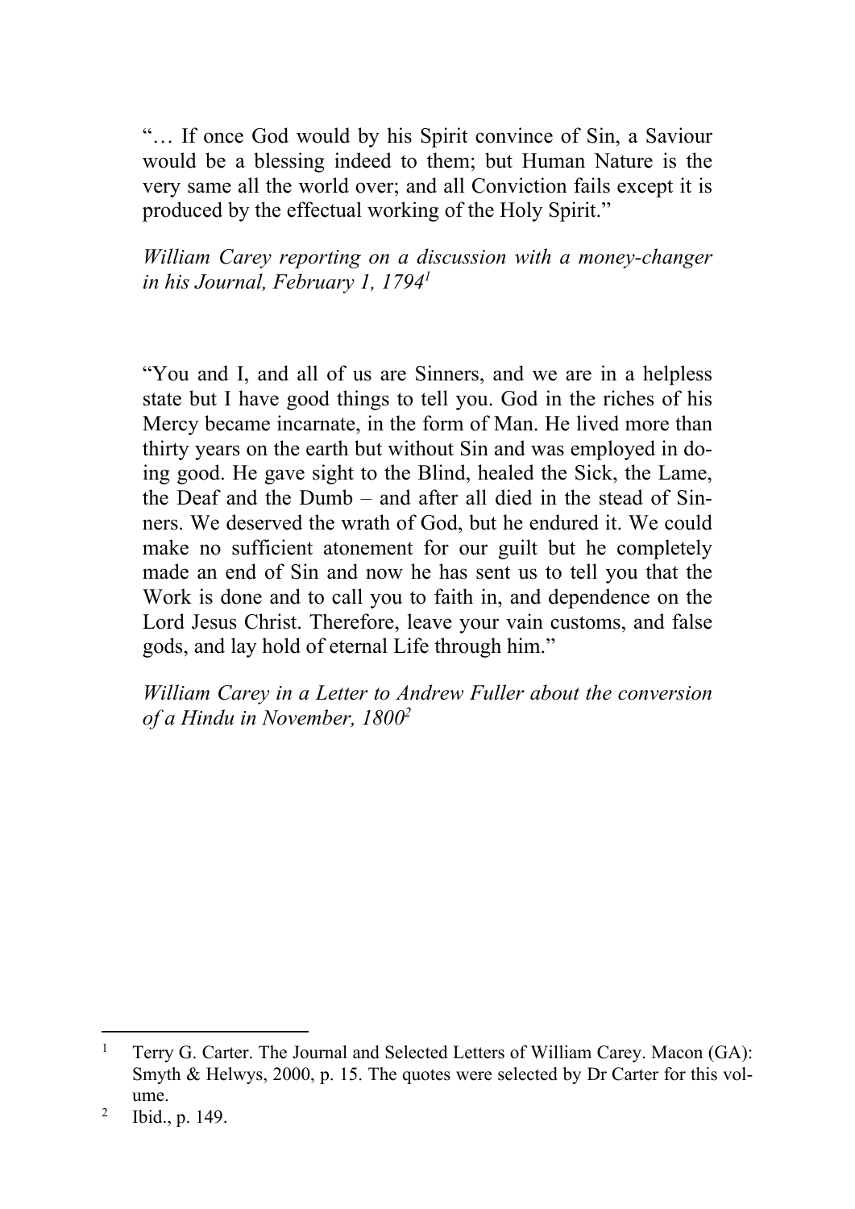"… If once God would by his Spirit convince of Sin, a Saviour would be a blessing indeed to them; but Human Nature is the very same all the world over; and all Conviction fails except it is produced by the effectual working of the Holy Spirit."

*William Carey reporting on a discussion with a money-changer in his Journal, February 1, 1794*[1]

"You and I, and all of us are Sinners, and we are in a helpless state but I have good things to tell you. God in the riches of his Mercy became incarnate, in the form of Man. He lived more than thirty years on the earth but without Sin and was employed in doing good. He gave sight to the Blind, healed the Sick, the Lame, the Deaf and the Dumb – and after all died in the stead of Sinners. We deserved the wrath of God, but he endured it. We could make no sufficient atonement for our guilt but he completely made an end of Sin and now he has sent us to tell you that the Work is done and to call you to faith in, and dependence on the Lord Jesus Christ. Therefore, leave your vain customs, and false gods, and lay hold of eternal Life through him."

*William Carey in a Letter to Andrew Fuller about the conversion of a Hindu in November, 1800*[2]

---

[1] Terry G. Carter. The Journal and Selected Letters of William Carey. Macon (GA): Smyth & Helwys, 2000, p. 15. The quotes were selected by Dr Carter for this volume.

[2] Ibid., p. 149.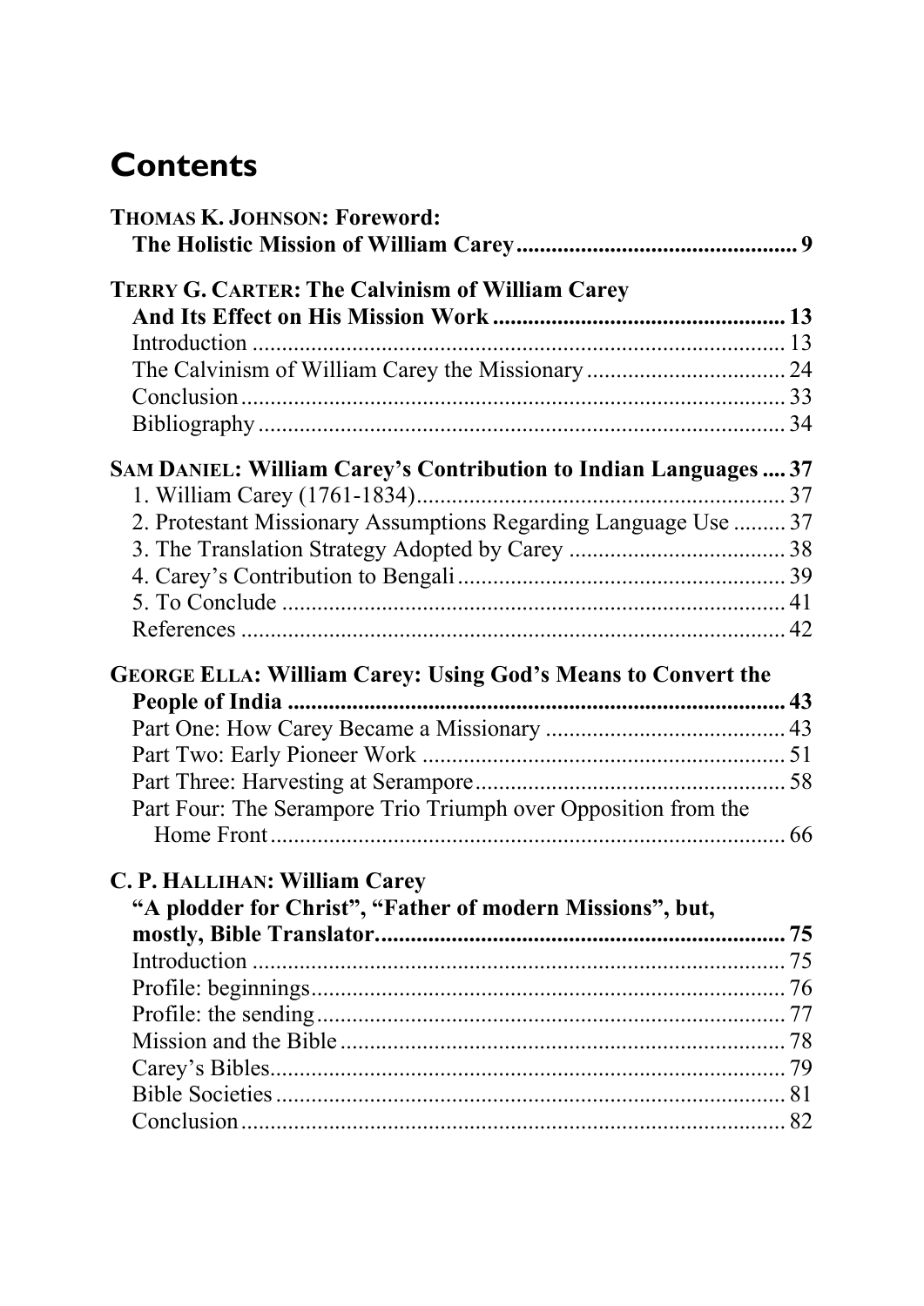# Contents

**THOMAS K. JOHNSON: Foreword: The Holistic Mission of William Carey** ... 9

**TERRY G. CARTER: The Calvinism of William Carey And Its Effect on His Mission Work** ... 13

- Introduction ... 13
- The Calvinism of William Carey the Missionary ... 24
- Conclusion ... 33
- Bibliography ... 34

**SAM DANIEL: William Carey's Contribution to Indian Languages** ... 37

- 1. William Carey (1761-1834) ... 37
- 2. Protestant Missionary Assumptions Regarding Language Use ... 37
- 3. The Translation Strategy Adopted by Carey ... 38
- 4. Carey's Contribution to Bengali ... 39
- 5. To Conclude ... 41
- References ... 42

**GEORGE ELLA: William Carey: Using God's Means to Convert the People of India** ... 43

- Part One: How Carey Became a Missionary ... 43
- Part Two: Early Pioneer Work ... 51
- Part Three: Harvesting at Serampore ... 58
- Part Four: The Serampore Trio Triumph over Opposition from the Home Front ... 66

**C. P. HALLIHAN: William Carey "A plodder for Christ", "Father of modern Missions", but, mostly, Bible Translator** ... 75

- Introduction ... 75
- Profile: beginnings ... 76
- Profile: the sending ... 77
- Mission and the Bible ... 78
- Carey's Bibles ... 79
- Bible Societies ... 81
- Conclusion ... 82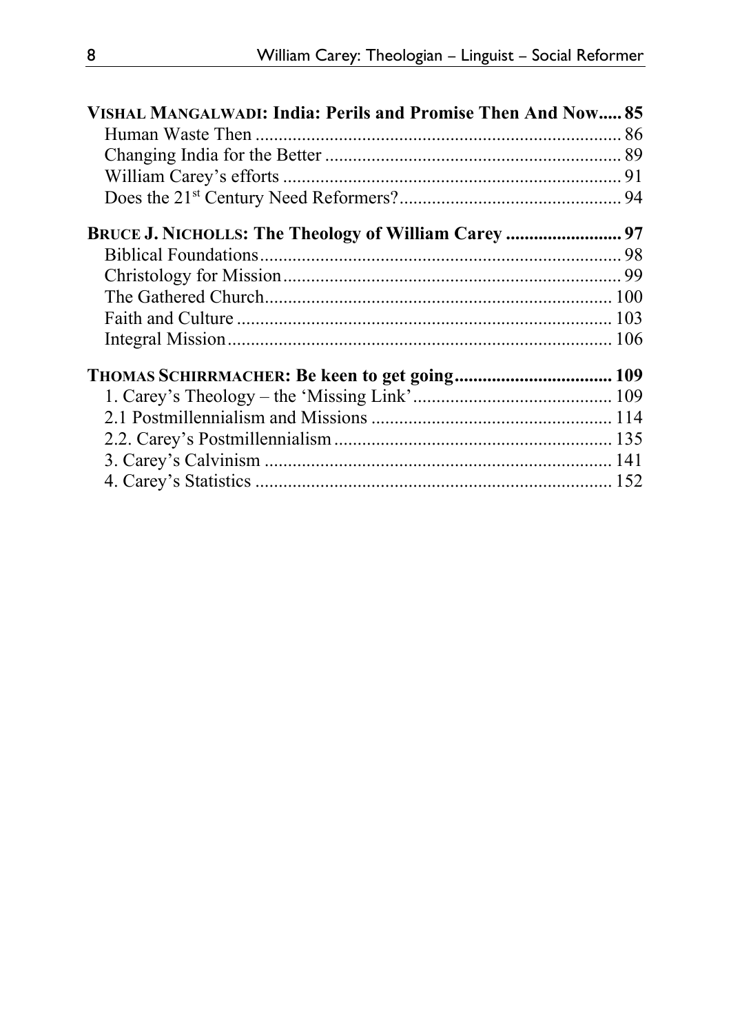**VISHAL MANGALWADI: India: Perils and Promise Then And Now..... 85**

Human Waste Then ............................................................................ 86

Changing India for the Better ............................................................. 89

William Carey's efforts ...................................................................... 91

Does the 21st Century Need Reformers?................................................ 94

**BRUCE J. NICHOLLS: The Theology of William Carey ........................ 97**

Biblical Foundations............................................................................ 98

Christology for Mission....................................................................... 99

The Gathered Church.......................................................................... 100

Faith and Culture ................................................................................ 103

Integral Mission.................................................................................. 106

**THOMAS SCHIRRMACHER: Be keen to get going................................ 109**

1. Carey's Theology – the 'Missing Link'........................................... 109

2.1 Postmillennialism and Missions .................................................... 114

2.2. Carey's Postmillennialism............................................................ 135

3. Carey's Calvinism ........................................................................... 141

4. Carey's Statistics ............................................................................. 152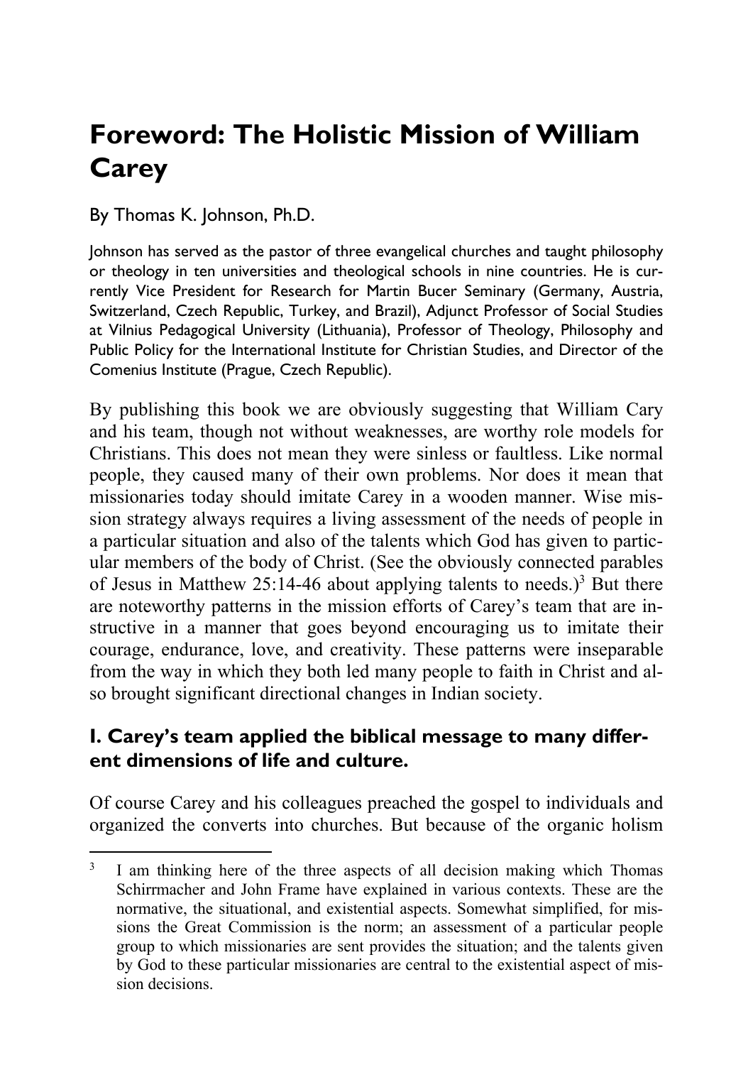# Foreword: The Holistic Mission of William Carey

By Thomas K. Johnson, Ph.D.

Johnson has served as the pastor of three evangelical churches and taught philosophy or theology in ten universities and theological schools in nine countries. He is currently Vice President for Research for Martin Bucer Seminary (Germany, Austria, Switzerland, Czech Republic, Turkey, and Brazil), Adjunct Professor of Social Studies at Vilnius Pedagogical University (Lithuania), Professor of Theology, Philosophy and Public Policy for the International Institute for Christian Studies, and Director of the Comenius Institute (Prague, Czech Republic).

By publishing this book we are obviously suggesting that William Cary and his team, though not without weaknesses, are worthy role models for Christians. This does not mean they were sinless or faultless. Like normal people, they caused many of their own problems. Nor does it mean that missionaries today should imitate Carey in a wooden manner. Wise mission strategy always requires a living assessment of the needs of people in a particular situation and also of the talents which God has given to particular members of the body of Christ. (See the obviously connected parables of Jesus in Matthew 25:14-46 about applying talents to needs.)[3] But there are noteworthy patterns in the mission efforts of Carey's team that are instructive in a manner that goes beyond encouraging us to imitate their courage, endurance, love, and creativity. These patterns were inseparable from the way in which they both led many people to faith in Christ and also brought significant directional changes in Indian society.

## I. Carey's team applied the biblical message to many different dimensions of life and culture.

Of course Carey and his colleagues preached the gospel to individuals and organized the converts into churches. But because of the organic holism

[3] I am thinking here of the three aspects of all decision making which Thomas Schirrmacher and John Frame have explained in various contexts. These are the normative, the situational, and existential aspects. Somewhat simplified, for missions the Great Commission is the norm; an assessment of a particular people group to which missionaries are sent provides the situation; and the talents given by God to these particular missionaries are central to the existential aspect of mission decisions.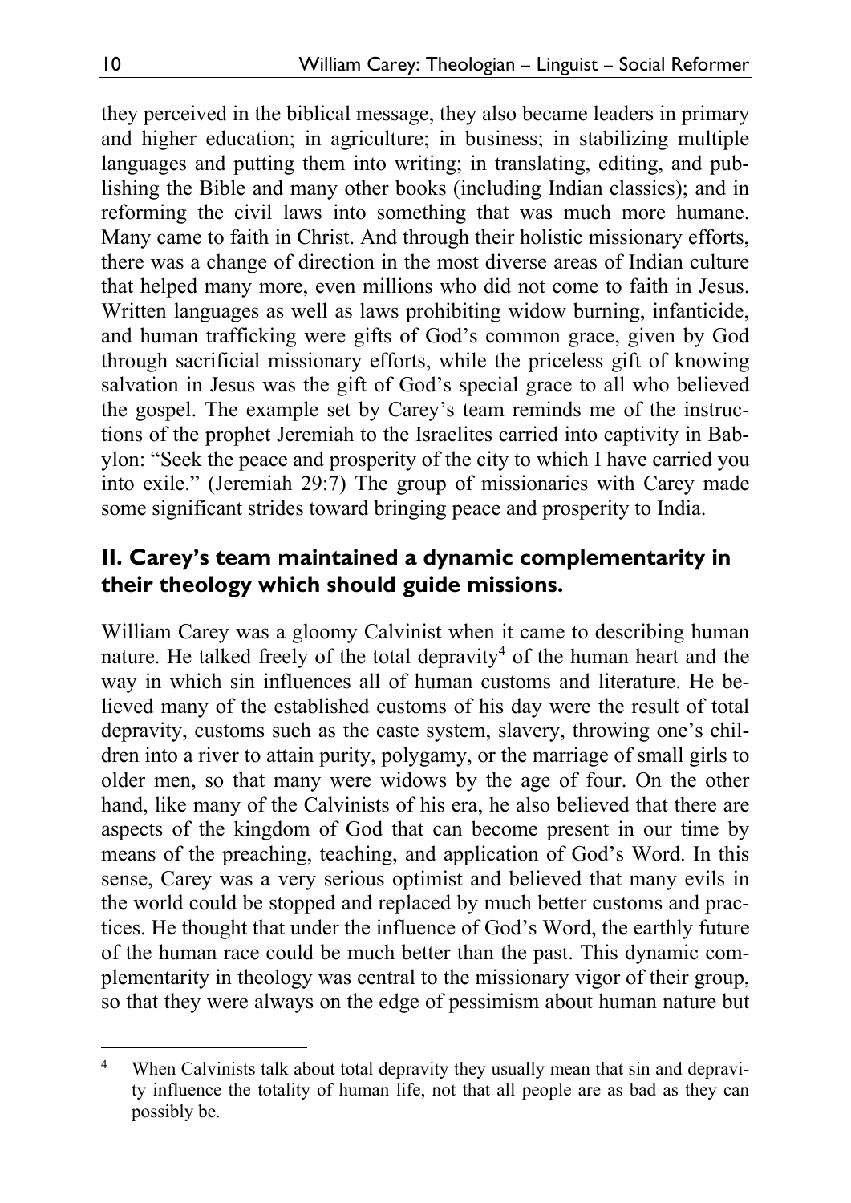they perceived in the biblical message, they also became leaders in primary and higher education; in agriculture; in business; in stabilizing multiple languages and putting them into writing; in translating, editing, and publishing the Bible and many other books (including Indian classics); and in reforming the civil laws into something that was much more humane. Many came to faith in Christ. And through their holistic missionary efforts, there was a change of direction in the most diverse areas of Indian culture that helped many more, even millions who did not come to faith in Jesus. Written languages as well as laws prohibiting widow burning, infanticide, and human trafficking were gifts of God's common grace, given by God through sacrificial missionary efforts, while the priceless gift of knowing salvation in Jesus was the gift of God's special grace to all who believed the gospel. The example set by Carey's team reminds me of the instructions of the prophet Jeremiah to the Israelites carried into captivity in Babylon: "Seek the peace and prosperity of the city to which I have carried you into exile." (Jeremiah 29:7) The group of missionaries with Carey made some significant strides toward bringing peace and prosperity to India.

## II. Carey's team maintained a dynamic complementarity in their theology which should guide missions.

William Carey was a gloomy Calvinist when it came to describing human nature. He talked freely of the total depravity[4] of the human heart and the way in which sin influences all of human customs and literature. He believed many of the established customs of his day were the result of total depravity, customs such as the caste system, slavery, throwing one's children into a river to attain purity, polygamy, or the marriage of small girls to older men, so that many were widows by the age of four. On the other hand, like many of the Calvinists of his era, he also believed that there are aspects of the kingdom of God that can become present in our time by means of the preaching, teaching, and application of God's Word. In this sense, Carey was a very serious optimist and believed that many evils in the world could be stopped and replaced by much better customs and practices. He thought that under the influence of God's Word, the earthly future of the human race could be much better than the past. This dynamic complementarity in theology was central to the missionary vigor of their group, so that they were always on the edge of pessimism about human nature but

---

[4] When Calvinists talk about total depravity they usually mean that sin and depravity influence the totality of human life, not that all people are as bad as they can possibly be.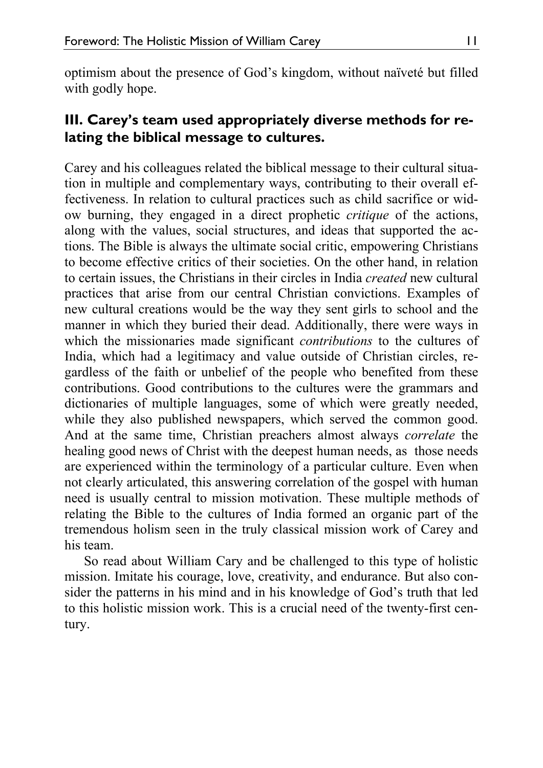optimism about the presence of God's kingdom, without naïveté but filled with godly hope.

### III. Carey's team used appropriately diverse methods for relating the biblical message to cultures.

Carey and his colleagues related the biblical message to their cultural situation in multiple and complementary ways, contributing to their overall effectiveness. In relation to cultural practices such as child sacrifice or widow burning, they engaged in a direct prophetic *critique* of the actions, along with the values, social structures, and ideas that supported the actions. The Bible is always the ultimate social critic, empowering Christians to become effective critics of their societies. On the other hand, in relation to certain issues, the Christians in their circles in India *created* new cultural practices that arise from our central Christian convictions. Examples of new cultural creations would be the way they sent girls to school and the manner in which they buried their dead. Additionally, there were ways in which the missionaries made significant *contributions* to the cultures of India, which had a legitimacy and value outside of Christian circles, regardless of the faith or unbelief of the people who benefited from these contributions. Good contributions to the cultures were the grammars and dictionaries of multiple languages, some of which were greatly needed, while they also published newspapers, which served the common good. And at the same time, Christian preachers almost always *correlate* the healing good news of Christ with the deepest human needs, as those needs are experienced within the terminology of a particular culture. Even when not clearly articulated, this answering correlation of the gospel with human need is usually central to mission motivation. These multiple methods of relating the Bible to the cultures of India formed an organic part of the tremendous holism seen in the truly classical mission work of Carey and his team.

So read about William Cary and be challenged to this type of holistic mission. Imitate his courage, love, creativity, and endurance. But also consider the patterns in his mind and in his knowledge of God's truth that led to this holistic mission work. This is a crucial need of the twenty-first century.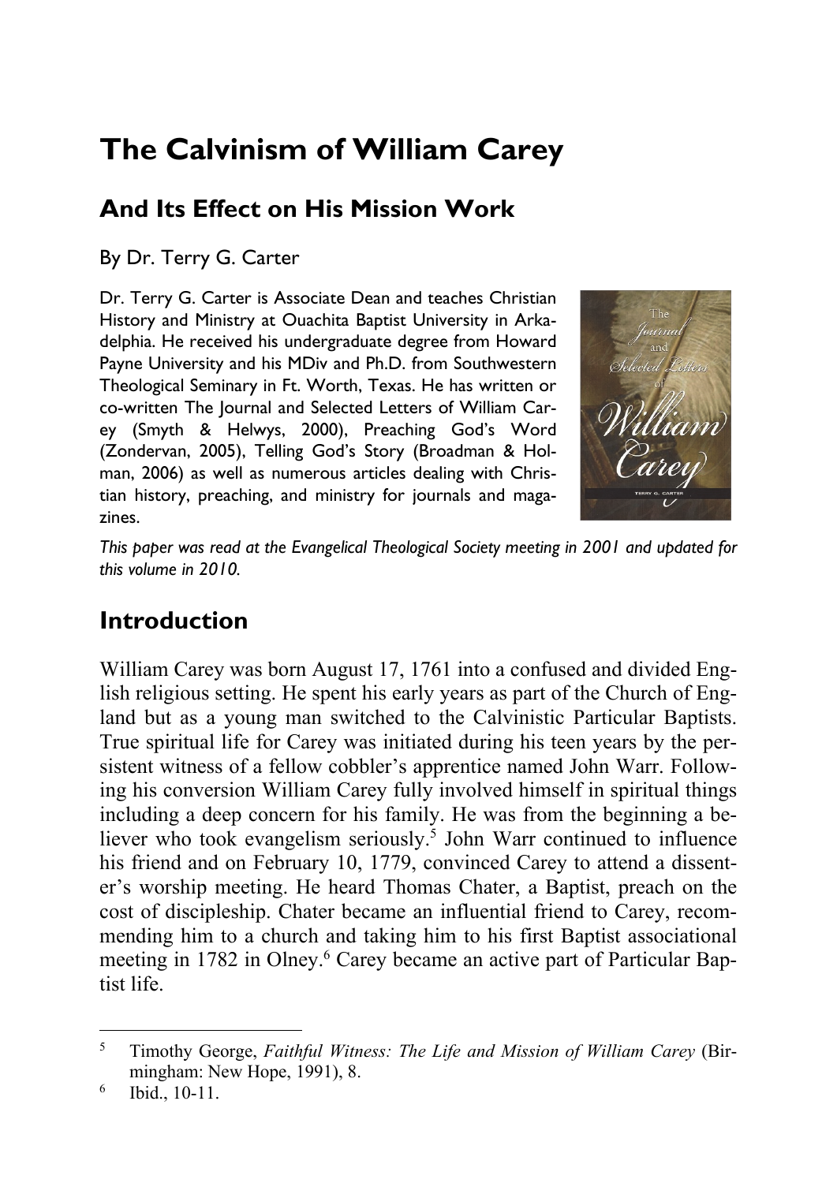# The Calvinism of William Carey

## And Its Effect on His Mission Work

By Dr. Terry G. Carter

Dr. Terry G. Carter is Associate Dean and teaches Christian History and Ministry at Ouachita Baptist University in Arkadelphia. He received his undergraduate degree from Howard Payne University and his MDiv and Ph.D. from Southwestern Theological Seminary in Ft. Worth, Texas. He has written or co-written The Journal and Selected Letters of William Carey (Smyth & Helwys, 2000), Preaching God's Word (Zondervan, 2005), Telling God's Story (Broadman & Holman, 2006) as well as numerous articles dealing with Christian history, preaching, and ministry for journals and magazines.

*This paper was read at the Evangelical Theological Society meeting in 2001 and updated for this volume in 2010.*

## Introduction

William Carey was born August 17, 1761 into a confused and divided English religious setting. He spent his early years as part of the Church of England but as a young man switched to the Calvinistic Particular Baptists. True spiritual life for Carey was initiated during his teen years by the persistent witness of a fellow cobbler's apprentice named John Warr. Following his conversion William Carey fully involved himself in spiritual things including a deep concern for his family. He was from the beginning a believer who took evangelism seriously.[5] John Warr continued to influence his friend and on February 10, 1779, convinced Carey to attend a dissenter's worship meeting. He heard Thomas Chater, a Baptist, preach on the cost of discipleship. Chater became an influential friend to Carey, recommending him to a church and taking him to his first Baptist associational meeting in 1782 in Olney.[6] Carey became an active part of Particular Baptist life.

---

[5] Timothy George, *Faithful Witness: The Life and Mission of William Carey* (Birmingham: New Hope, 1991), 8.

[6] Ibid., 10-11.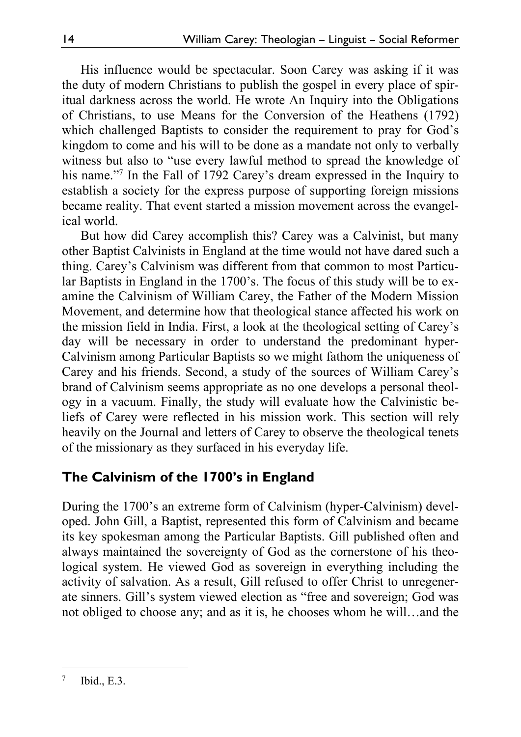His influence would be spectacular. Soon Carey was asking if it was the duty of modern Christians to publish the gospel in every place of spiritual darkness across the world. He wrote An Inquiry into the Obligations of Christians, to use Means for the Conversion of the Heathens (1792) which challenged Baptists to consider the requirement to pray for God's kingdom to come and his will to be done as a mandate not only to verbally witness but also to "use every lawful method to spread the knowledge of his name."[7] In the Fall of 1792 Carey's dream expressed in the Inquiry to establish a society for the express purpose of supporting foreign missions became reality. That event started a mission movement across the evangelical world.

But how did Carey accomplish this? Carey was a Calvinist, but many other Baptist Calvinists in England at the time would not have dared such a thing. Carey's Calvinism was different from that common to most Particular Baptists in England in the 1700's. The focus of this study will be to examine the Calvinism of William Carey, the Father of the Modern Mission Movement, and determine how that theological stance affected his work on the mission field in India. First, a look at the theological setting of Carey's day will be necessary in order to understand the predominant hyper-Calvinism among Particular Baptists so we might fathom the uniqueness of Carey and his friends. Second, a study of the sources of William Carey's brand of Calvinism seems appropriate as no one develops a personal theology in a vacuum. Finally, the study will evaluate how the Calvinistic beliefs of Carey were reflected in his mission work. This section will rely heavily on the Journal and letters of Carey to observe the theological tenets of the missionary as they surfaced in his everyday life.

## The Calvinism of the 1700's in England

During the 1700's an extreme form of Calvinism (hyper-Calvinism) developed. John Gill, a Baptist, represented this form of Calvinism and became its key spokesman among the Particular Baptists. Gill published often and always maintained the sovereignty of God as the cornerstone of his theological system. He viewed God as sovereign in everything including the activity of salvation. As a result, Gill refused to offer Christ to unregenerate sinners. Gill's system viewed election as "free and sovereign; God was not obliged to choose any; and as it is, he chooses whom he will…and the

---

[7] Ibid., E.3.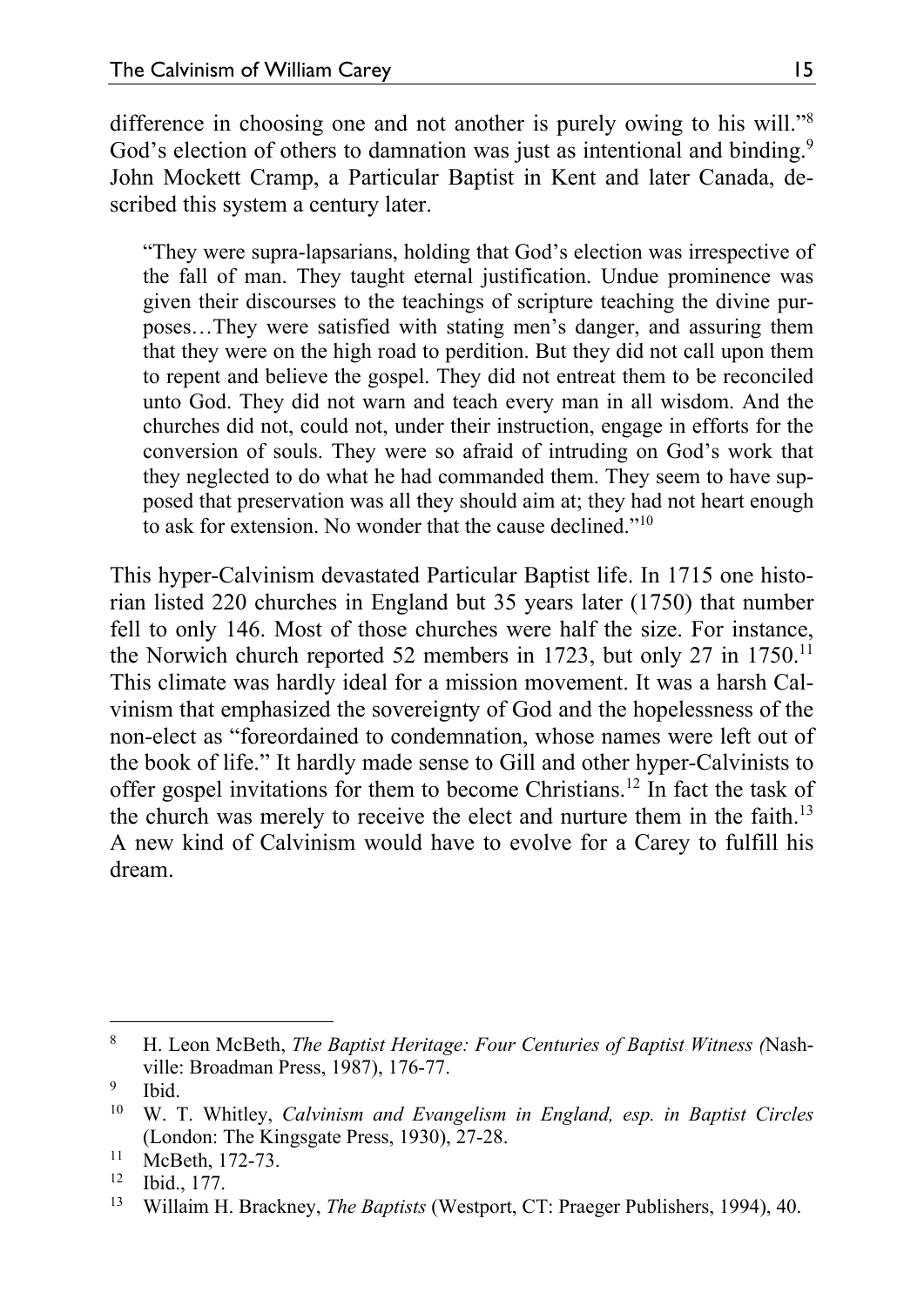difference in choosing one and not another is purely owing to his will."[8] God's election of others to damnation was just as intentional and binding.[9] John Mockett Cramp, a Particular Baptist in Kent and later Canada, described this system a century later.

> "They were supra-lapsarians, holding that God's election was irrespective of the fall of man. They taught eternal justification. Undue prominence was given their discourses to the teachings of scripture teaching the divine purposes…They were satisfied with stating men's danger, and assuring them that they were on the high road to perdition. But they did not call upon them to repent and believe the gospel. They did not entreat them to be reconciled unto God. They did not warn and teach every man in all wisdom. And the churches did not, could not, under their instruction, engage in efforts for the conversion of souls. They were so afraid of intruding on God's work that they neglected to do what he had commanded them. They seem to have supposed that preservation was all they should aim at; they had not heart enough to ask for extension. No wonder that the cause declined."[10]

This hyper-Calvinism devastated Particular Baptist life. In 1715 one historian listed 220 churches in England but 35 years later (1750) that number fell to only 146. Most of those churches were half the size. For instance, the Norwich church reported 52 members in 1723, but only 27 in 1750.[11] This climate was hardly ideal for a mission movement. It was a harsh Calvinism that emphasized the sovereignty of God and the hopelessness of the non-elect as "foreordained to condemnation, whose names were left out of the book of life." It hardly made sense to Gill and other hyper-Calvinists to offer gospel invitations for them to become Christians.[12] In fact the task of the church was merely to receive the elect and nurture them in the faith.[13] A new kind of Calvinism would have to evolve for a Carey to fulfill his dream.

---

[8] H. Leon McBeth, *The Baptist Heritage: Four Centuries of Baptist Witness (*Nashville: Broadman Press, 1987), 176-77.

[9] Ibid.

[10] W. T. Whitley, *Calvinism and Evangelism in England, esp. in Baptist Circles* (London: The Kingsgate Press, 1930), 27-28.

[11] McBeth, 172-73.

[12] Ibid., 177.

[13] Willaim H. Brackney, *The Baptists* (Westport, CT: Praeger Publishers, 1994), 40.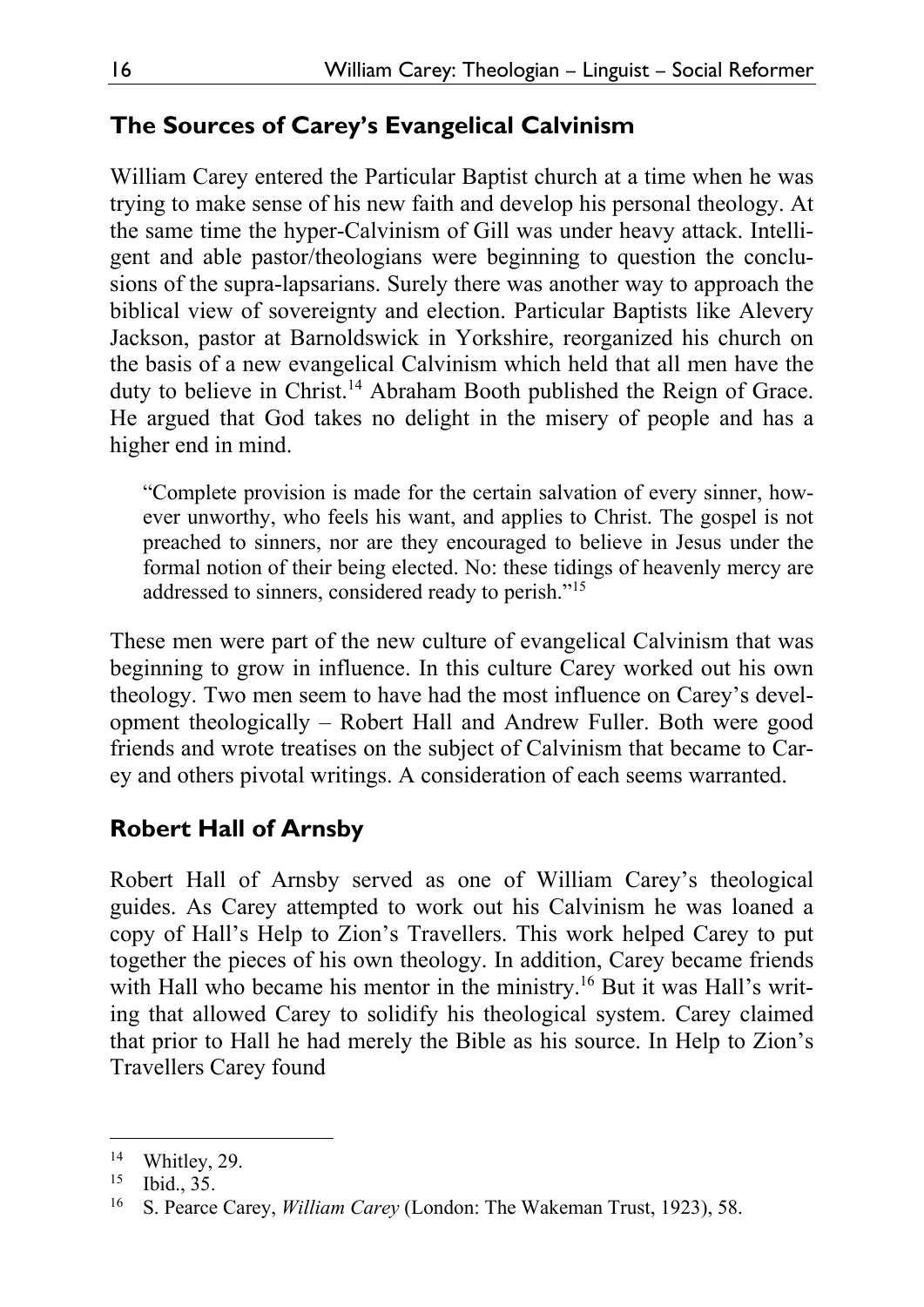## The Sources of Carey's Evangelical Calvinism

William Carey entered the Particular Baptist church at a time when he was trying to make sense of his new faith and develop his personal theology. At the same time the hyper-Calvinism of Gill was under heavy attack. Intelligent and able pastor/theologians were beginning to question the conclusions of the supra-lapsarians. Surely there was another way to approach the biblical view of sovereignty and election. Particular Baptists like Alevery Jackson, pastor at Barnoldswick in Yorkshire, reorganized his church on the basis of a new evangelical Calvinism which held that all men have the duty to believe in Christ.[14] Abraham Booth published the Reign of Grace. He argued that God takes no delight in the misery of people and has a higher end in mind.

> "Complete provision is made for the certain salvation of every sinner, however unworthy, who feels his want, and applies to Christ. The gospel is not preached to sinners, nor are they encouraged to believe in Jesus under the formal notion of their being elected. No: these tidings of heavenly mercy are addressed to sinners, considered ready to perish."[15]

These men were part of the new culture of evangelical Calvinism that was beginning to grow in influence. In this culture Carey worked out his own theology. Two men seem to have had the most influence on Carey's development theologically – Robert Hall and Andrew Fuller. Both were good friends and wrote treatises on the subject of Calvinism that became to Carey and others pivotal writings. A consideration of each seems warranted.

## Robert Hall of Arnsby

Robert Hall of Arnsby served as one of William Carey's theological guides. As Carey attempted to work out his Calvinism he was loaned a copy of Hall's Help to Zion's Travellers. This work helped Carey to put together the pieces of his own theology. In addition, Carey became friends with Hall who became his mentor in the ministry.[16] But it was Hall's writing that allowed Carey to solidify his theological system. Carey claimed that prior to Hall he had merely the Bible as his source. In Help to Zion's Travellers Carey found

---

[14] Whitley, 29.

[15] Ibid., 35.

[16] S. Pearce Carey, *William Carey* (London: The Wakeman Trust, 1923), 58.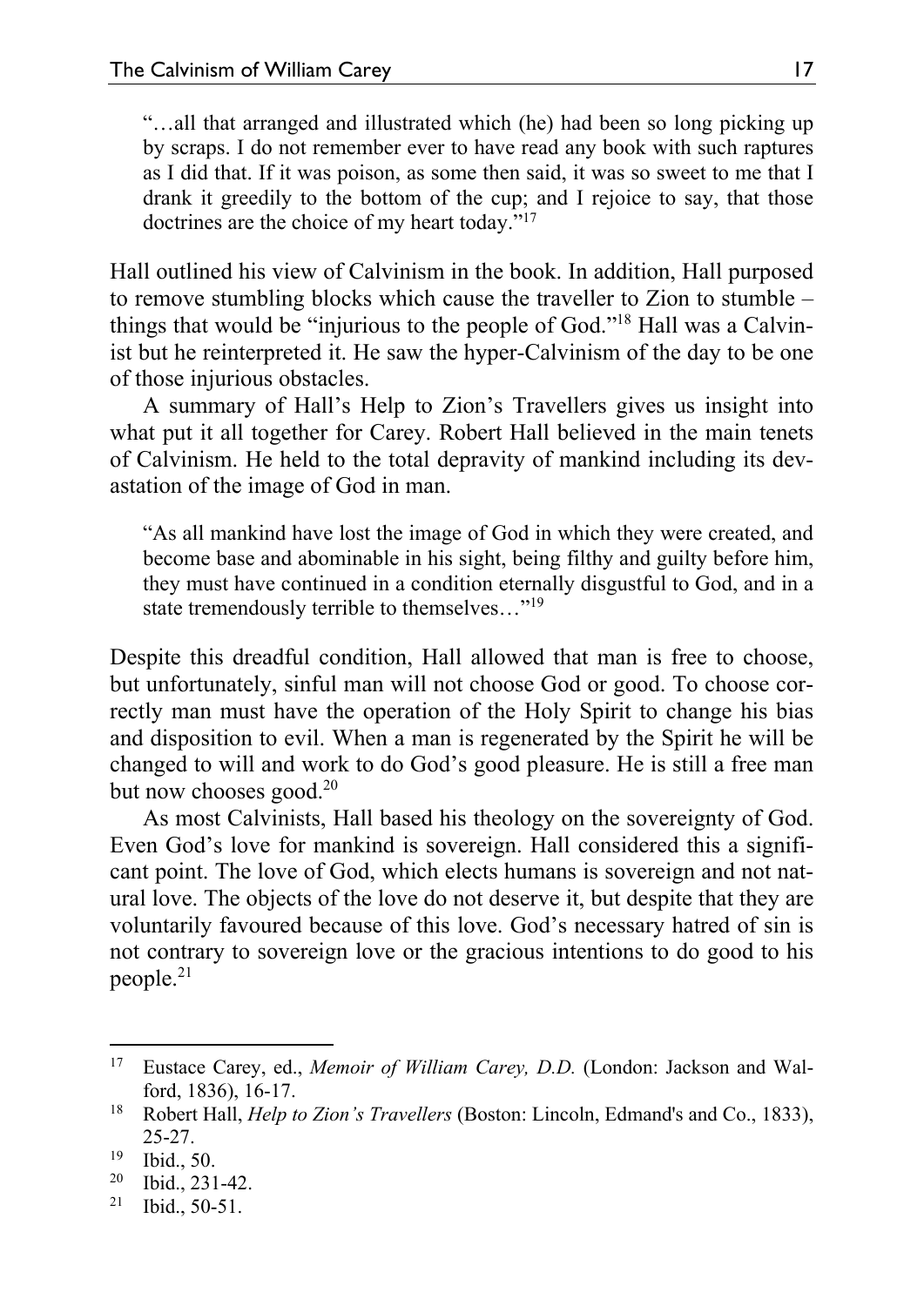> "…all that arranged and illustrated which (he) had been so long picking up by scraps. I do not remember ever to have read any book with such raptures as I did that. If it was poison, as some then said, it was so sweet to me that I drank it greedily to the bottom of the cup; and I rejoice to say, that those doctrines are the choice of my heart today."[17]

Hall outlined his view of Calvinism in the book. In addition, Hall purposed to remove stumbling blocks which cause the traveller to Zion to stumble – things that would be "injurious to the people of God."[18] Hall was a Calvinist but he reinterpreted it. He saw the hyper-Calvinism of the day to be one of those injurious obstacles.

A summary of Hall's Help to Zion's Travellers gives us insight into what put it all together for Carey. Robert Hall believed in the main tenets of Calvinism. He held to the total depravity of mankind including its devastation of the image of God in man.

> "As all mankind have lost the image of God in which they were created, and become base and abominable in his sight, being filthy and guilty before him, they must have continued in a condition eternally disgustful to God, and in a state tremendously terrible to themselves…"[19]

Despite this dreadful condition, Hall allowed that man is free to choose, but unfortunately, sinful man will not choose God or good. To choose correctly man must have the operation of the Holy Spirit to change his bias and disposition to evil. When a man is regenerated by the Spirit he will be changed to will and work to do God's good pleasure. He is still a free man but now chooses good.[20]

As most Calvinists, Hall based his theology on the sovereignty of God. Even God's love for mankind is sovereign. Hall considered this a significant point. The love of God, which elects humans is sovereign and not natural love. The objects of the love do not deserve it, but despite that they are voluntarily favoured because of this love. God's necessary hatred of sin is not contrary to sovereign love or the gracious intentions to do good to his people.[21]

---

[17] Eustace Carey, ed., *Memoir of William Carey, D.D.* (London: Jackson and Walford, 1836), 16-17.

[18] Robert Hall, *Help to Zion's Travellers* (Boston: Lincoln, Edmand's and Co., 1833), 25-27.

[19] Ibid., 50.

[20] Ibid., 231-42.

[21] Ibid., 50-51.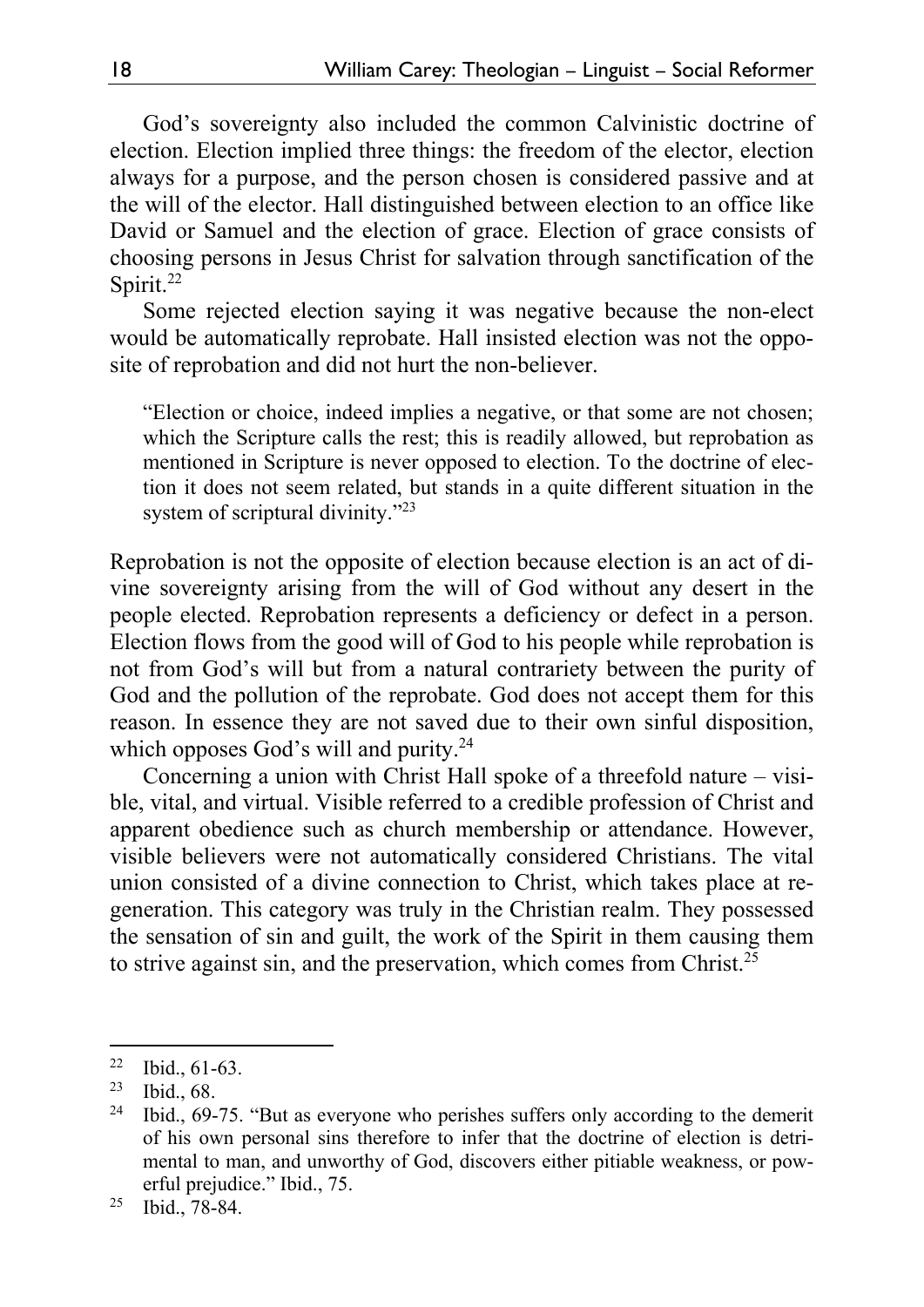God's sovereignty also included the common Calvinistic doctrine of election. Election implied three things: the freedom of the elector, election always for a purpose, and the person chosen is considered passive and at the will of the elector. Hall distinguished between election to an office like David or Samuel and the election of grace. Election of grace consists of choosing persons in Jesus Christ for salvation through sanctification of the Spirit.[22]

Some rejected election saying it was negative because the non-elect would be automatically reprobate. Hall insisted election was not the opposite of reprobation and did not hurt the non-believer.

> "Election or choice, indeed implies a negative, or that some are not chosen; which the Scripture calls the rest; this is readily allowed, but reprobation as mentioned in Scripture is never opposed to election. To the doctrine of election it does not seem related, but stands in a quite different situation in the system of scriptural divinity."[23]

Reprobation is not the opposite of election because election is an act of divine sovereignty arising from the will of God without any desert in the people elected. Reprobation represents a deficiency or defect in a person. Election flows from the good will of God to his people while reprobation is not from God's will but from a natural contrariety between the purity of God and the pollution of the reprobate. God does not accept them for this reason. In essence they are not saved due to their own sinful disposition, which opposes God's will and purity.[24]

Concerning a union with Christ Hall spoke of a threefold nature – visible, vital, and virtual. Visible referred to a credible profession of Christ and apparent obedience such as church membership or attendance. However, visible believers were not automatically considered Christians. The vital union consisted of a divine connection to Christ, which takes place at regeneration. This category was truly in the Christian realm. They possessed the sensation of sin and guilt, the work of the Spirit in them causing them to strive against sin, and the preservation, which comes from Christ.[25]

---

[22] Ibid., 61-63.

[23] Ibid., 68.

[24] Ibid., 69-75. "But as everyone who perishes suffers only according to the demerit of his own personal sins therefore to infer that the doctrine of election is detrimental to man, and unworthy of God, discovers either pitiable weakness, or powerful prejudice." Ibid., 75.

[25] Ibid., 78-84.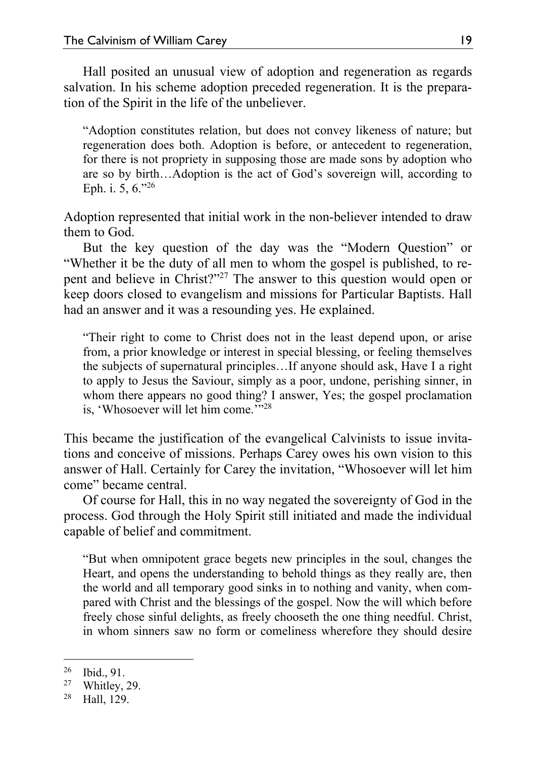Hall posited an unusual view of adoption and regeneration as regards salvation. In his scheme adoption preceded regeneration. It is the preparation of the Spirit in the life of the unbeliever.

> "Adoption constitutes relation, but does not convey likeness of nature; but regeneration does both. Adoption is before, or antecedent to regeneration, for there is not propriety in supposing those are made sons by adoption who are so by birth…Adoption is the act of God's sovereign will, according to Eph. i. 5, 6."[26]

Adoption represented that initial work in the non-believer intended to draw them to God.

But the key question of the day was the "Modern Question" or "Whether it be the duty of all men to whom the gospel is published, to repent and believe in Christ?"[27] The answer to this question would open or keep doors closed to evangelism and missions for Particular Baptists. Hall had an answer and it was a resounding yes. He explained.

> "Their right to come to Christ does not in the least depend upon, or arise from, a prior knowledge or interest in special blessing, or feeling themselves the subjects of supernatural principles…If anyone should ask, Have I a right to apply to Jesus the Saviour, simply as a poor, undone, perishing sinner, in whom there appears no good thing? I answer, Yes; the gospel proclamation is, 'Whosoever will let him come.'"[28]

This became the justification of the evangelical Calvinists to issue invitations and conceive of missions. Perhaps Carey owes his own vision to this answer of Hall. Certainly for Carey the invitation, "Whosoever will let him come" became central.

Of course for Hall, this in no way negated the sovereignty of God in the process. God through the Holy Spirit still initiated and made the individual capable of belief and commitment.

> "But when omnipotent grace begets new principles in the soul, changes the Heart, and opens the understanding to behold things as they really are, then the world and all temporary good sinks in to nothing and vanity, when compared with Christ and the blessings of the gospel. Now the will which before freely chose sinful delights, as freely chooseth the one thing needful. Christ, in whom sinners saw no form or comeliness wherefore they should desire

---

[26] Ibid., 91.

[27] Whitley, 29.

[28] Hall, 129.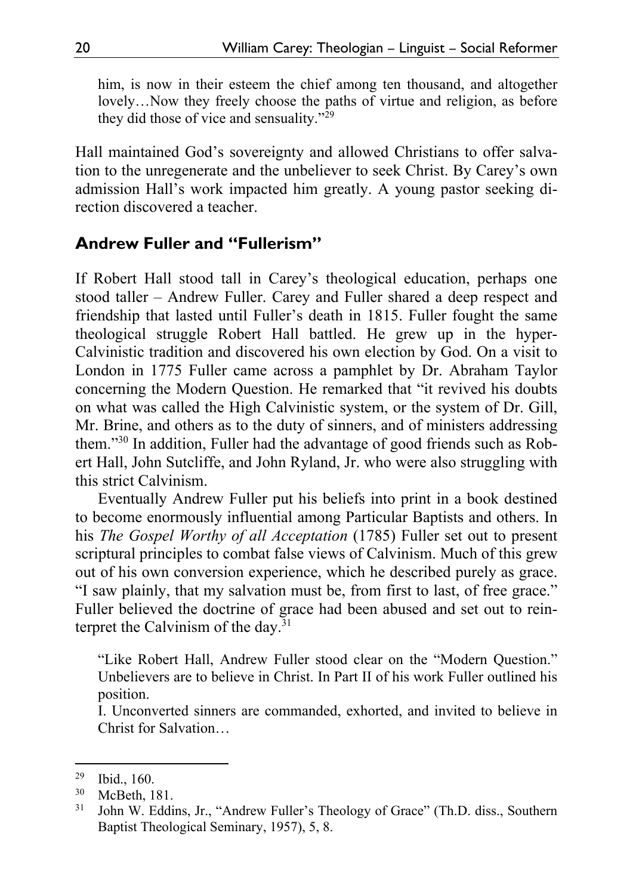> him, is now in their esteem the chief among ten thousand, and altogether lovely…Now they freely choose the paths of virtue and religion, as before they did those of vice and sensuality."[29]

Hall maintained God's sovereignty and allowed Christians to offer salvation to the unregenerate and the unbeliever to seek Christ. By Carey's own admission Hall's work impacted him greatly. A young pastor seeking direction discovered a teacher.

## Andrew Fuller and "Fullerism"

If Robert Hall stood tall in Carey's theological education, perhaps one stood taller – Andrew Fuller. Carey and Fuller shared a deep respect and friendship that lasted until Fuller's death in 1815. Fuller fought the same theological struggle Robert Hall battled. He grew up in the hyper-Calvinistic tradition and discovered his own election by God. On a visit to London in 1775 Fuller came across a pamphlet by Dr. Abraham Taylor concerning the Modern Question. He remarked that "it revived his doubts on what was called the High Calvinistic system, or the system of Dr. Gill, Mr. Brine, and others as to the duty of sinners, and of ministers addressing them."[30] In addition, Fuller had the advantage of good friends such as Robert Hall, John Sutcliffe, and John Ryland, Jr. who were also struggling with this strict Calvinism.

Eventually Andrew Fuller put his beliefs into print in a book destined to become enormously influential among Particular Baptists and others. In his *The Gospel Worthy of all Acceptation* (1785) Fuller set out to present scriptural principles to combat false views of Calvinism. Much of this grew out of his own conversion experience, which he described purely as grace. "I saw plainly, that my salvation must be, from first to last, of free grace." Fuller believed the doctrine of grace had been abused and set out to reinterpret the Calvinism of the day.[31]

> "Like Robert Hall, Andrew Fuller stood clear on the "Modern Question." Unbelievers are to believe in Christ. In Part II of his work Fuller outlined his position.
>
> I. Unconverted sinners are commanded, exhorted, and invited to believe in Christ for Salvation…

---

[29] Ibid., 160.

[30] McBeth, 181.

[31] John W. Eddins, Jr., "Andrew Fuller's Theology of Grace" (Th.D. diss., Southern Baptist Theological Seminary, 1957), 5, 8.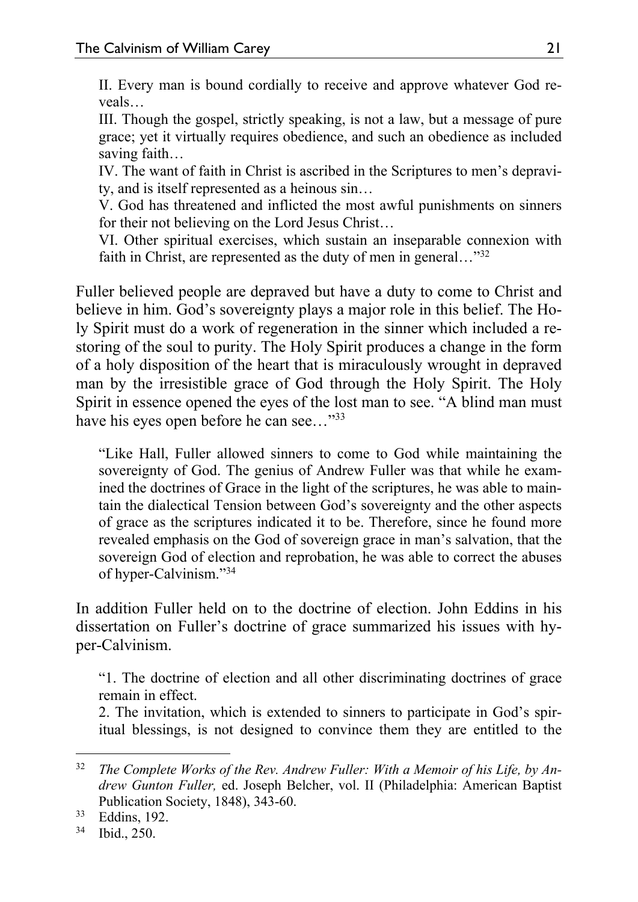> II. Every man is bound cordially to receive and approve whatever God reveals…
> III. Though the gospel, strictly speaking, is not a law, but a message of pure grace; yet it virtually requires obedience, and such an obedience as included saving faith…
> IV. The want of faith in Christ is ascribed in the Scriptures to men's depravity, and is itself represented as a heinous sin…
> V. God has threatened and inflicted the most awful punishments on sinners for their not believing on the Lord Jesus Christ…
> VI. Other spiritual exercises, which sustain an inseparable connexion with faith in Christ, are represented as the duty of men in general…"[32]

Fuller believed people are depraved but have a duty to come to Christ and believe in him. God's sovereignty plays a major role in this belief. The Holy Spirit must do a work of regeneration in the sinner which included a restoring of the soul to purity. The Holy Spirit produces a change in the form of a holy disposition of the heart that is miraculously wrought in depraved man by the irresistible grace of God through the Holy Spirit. The Holy Spirit in essence opened the eyes of the lost man to see. "A blind man must have his eyes open before he can see…"[33]

> "Like Hall, Fuller allowed sinners to come to God while maintaining the sovereignty of God. The genius of Andrew Fuller was that while he examined the doctrines of Grace in the light of the scriptures, he was able to maintain the dialectical Tension between God's sovereignty and the other aspects of grace as the scriptures indicated it to be. Therefore, since he found more revealed emphasis on the God of sovereign grace in man's salvation, that the sovereign God of election and reprobation, he was able to correct the abuses of hyper-Calvinism."[34]

In addition Fuller held on to the doctrine of election. John Eddins in his dissertation on Fuller's doctrine of grace summarized his issues with hyper-Calvinism.

> "1. The doctrine of election and all other discriminating doctrines of grace remain in effect.
> 2. The invitation, which is extended to sinners to participate in God's spiritual blessings, is not designed to convince them they are entitled to the

---

[32] *The Complete Works of the Rev. Andrew Fuller: With a Memoir of his Life, by Andrew Gunton Fuller,* ed. Joseph Belcher, vol. II (Philadelphia: American Baptist Publication Society, 1848), 343-60.

[33] Eddins, 192.

[34] Ibid., 250.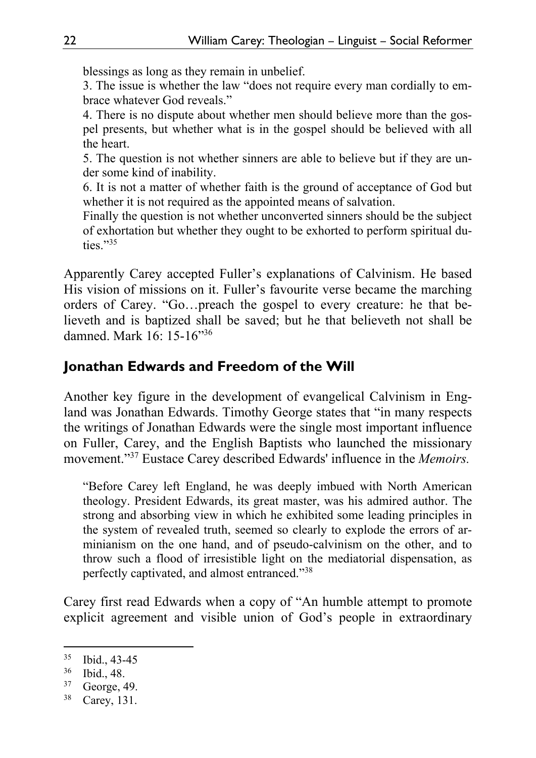blessings as long as they remain in unbelief.

3. The issue is whether the law "does not require every man cordially to embrace whatever God reveals."

4. There is no dispute about whether men should believe more than the gospel presents, but whether what is in the gospel should be believed with all the heart.

5. The question is not whether sinners are able to believe but if they are under some kind of inability.

6. It is not a matter of whether faith is the ground of acceptance of God but whether it is not required as the appointed means of salvation.

Finally the question is not whether unconverted sinners should be the subject of exhortation but whether they ought to be exhorted to perform spiritual duties."[35]

Apparently Carey accepted Fuller's explanations of Calvinism. He based His vision of missions on it. Fuller's favourite verse became the marching orders of Carey. "Go…preach the gospel to every creature: he that believeth and is baptized shall be saved; but he that believeth not shall be damned. Mark 16: 15-16"[36]

## Jonathan Edwards and Freedom of the Will

Another key figure in the development of evangelical Calvinism in England was Jonathan Edwards. Timothy George states that "in many respects the writings of Jonathan Edwards were the single most important influence on Fuller, Carey, and the English Baptists who launched the missionary movement."[37] Eustace Carey described Edwards' influence in the *Memoirs.*

> "Before Carey left England, he was deeply imbued with North American theology. President Edwards, its great master, was his admired author. The strong and absorbing view in which he exhibited some leading principles in the system of revealed truth, seemed so clearly to explode the errors of arminianism on the one hand, and of pseudo-calvinism on the other, and to throw such a flood of irresistible light on the mediatorial dispensation, as perfectly captivated, and almost entranced."[38]

Carey first read Edwards when a copy of "An humble attempt to promote explicit agreement and visible union of God's people in extraordinary

---

[35] Ibid., 43-45

[36] Ibid., 48.

[37] George, 49.

[38] Carey, 131.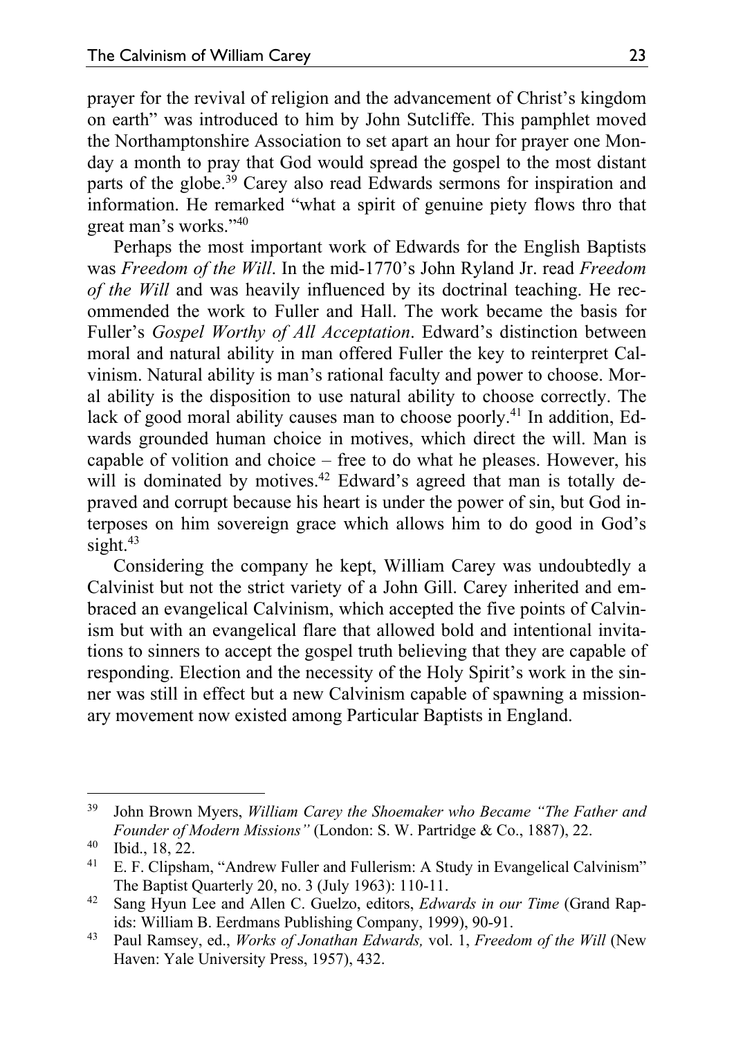prayer for the revival of religion and the advancement of Christ's kingdom on earth" was introduced to him by John Sutcliffe. This pamphlet moved the Northamptonshire Association to set apart an hour for prayer one Monday a month to pray that God would spread the gospel to the most distant parts of the globe.[39] Carey also read Edwards sermons for inspiration and information. He remarked "what a spirit of genuine piety flows thro that great man's works."[40]

Perhaps the most important work of Edwards for the English Baptists was *Freedom of the Will*. In the mid-1770's John Ryland Jr. read *Freedom of the Will* and was heavily influenced by its doctrinal teaching. He recommended the work to Fuller and Hall. The work became the basis for Fuller's *Gospel Worthy of All Acceptation*. Edward's distinction between moral and natural ability in man offered Fuller the key to reinterpret Calvinism. Natural ability is man's rational faculty and power to choose. Moral ability is the disposition to use natural ability to choose correctly. The lack of good moral ability causes man to choose poorly.[41] In addition, Edwards grounded human choice in motives, which direct the will. Man is capable of volition and choice – free to do what he pleases. However, his will is dominated by motives.[42] Edward's agreed that man is totally depraved and corrupt because his heart is under the power of sin, but God interposes on him sovereign grace which allows him to do good in God's sight.[43]

Considering the company he kept, William Carey was undoubtedly a Calvinist but not the strict variety of a John Gill. Carey inherited and embraced an evangelical Calvinism, which accepted the five points of Calvinism but with an evangelical flare that allowed bold and intentional invitations to sinners to accept the gospel truth believing that they are capable of responding. Election and the necessity of the Holy Spirit's work in the sinner was still in effect but a new Calvinism capable of spawning a missionary movement now existed among Particular Baptists in England.

---

[39] John Brown Myers, *William Carey the Shoemaker who Became "The Father and Founder of Modern Missions"* (London: S. W. Partridge & Co., 1887), 22.

[40] Ibid., 18, 22.

[41] E. F. Clipsham, "Andrew Fuller and Fullerism: A Study in Evangelical Calvinism" The Baptist Quarterly 20, no. 3 (July 1963): 110-11.

[42] Sang Hyun Lee and Allen C. Guelzo, editors, *Edwards in our Time* (Grand Rapids: William B. Eerdmans Publishing Company, 1999), 90-91.

[43] Paul Ramsey, ed., *Works of Jonathan Edwards,* vol. 1, *Freedom of the Will* (New Haven: Yale University Press, 1957), 432.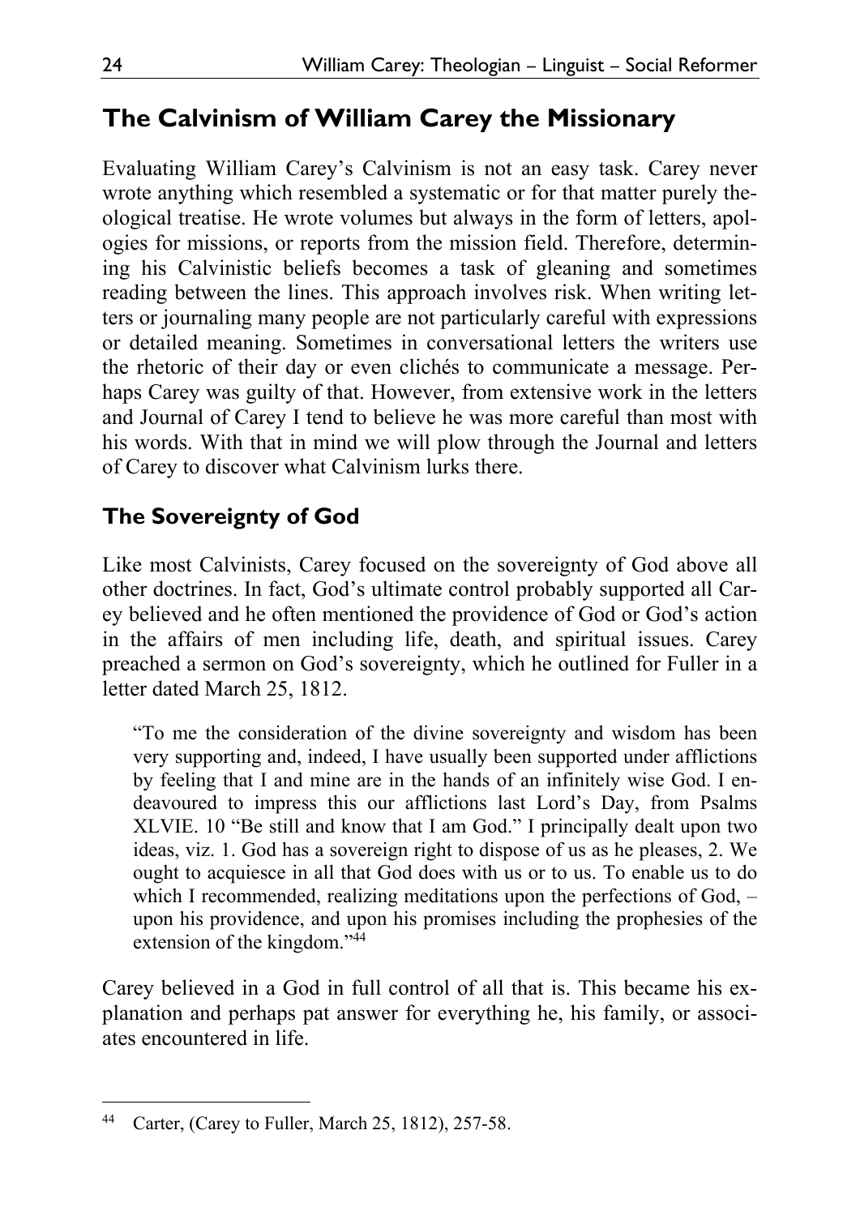## The Calvinism of William Carey the Missionary

Evaluating William Carey's Calvinism is not an easy task. Carey never wrote anything which resembled a systematic or for that matter purely theological treatise. He wrote volumes but always in the form of letters, apologies for missions, or reports from the mission field. Therefore, determining his Calvinistic beliefs becomes a task of gleaning and sometimes reading between the lines. This approach involves risk. When writing letters or journaling many people are not particularly careful with expressions or detailed meaning. Sometimes in conversational letters the writers use the rhetoric of their day or even clichés to communicate a message. Perhaps Carey was guilty of that. However, from extensive work in the letters and Journal of Carey I tend to believe he was more careful than most with his words. With that in mind we will plow through the Journal and letters of Carey to discover what Calvinism lurks there.

### The Sovereignty of God

Like most Calvinists, Carey focused on the sovereignty of God above all other doctrines. In fact, God's ultimate control probably supported all Carey believed and he often mentioned the providence of God or God's action in the affairs of men including life, death, and spiritual issues. Carey preached a sermon on God's sovereignty, which he outlined for Fuller in a letter dated March 25, 1812.

> "To me the consideration of the divine sovereignty and wisdom has been very supporting and, indeed, I have usually been supported under afflictions by feeling that I and mine are in the hands of an infinitely wise God. I endeavoured to impress this our afflictions last Lord's Day, from Psalms XLVIE. 10 "Be still and know that I am God." I principally dealt upon two ideas, viz. 1. God has a sovereign right to dispose of us as he pleases, 2. We ought to acquiesce in all that God does with us or to us. To enable us to do which I recommended, realizing meditations upon the perfections of God, – upon his providence, and upon his promises including the prophesies of the extension of the kingdom."[44]

Carey believed in a God in full control of all that is. This became his explanation and perhaps pat answer for everything he, his family, or associates encountered in life.

---

[44] Carter, (Carey to Fuller, March 25, 1812), 257-58.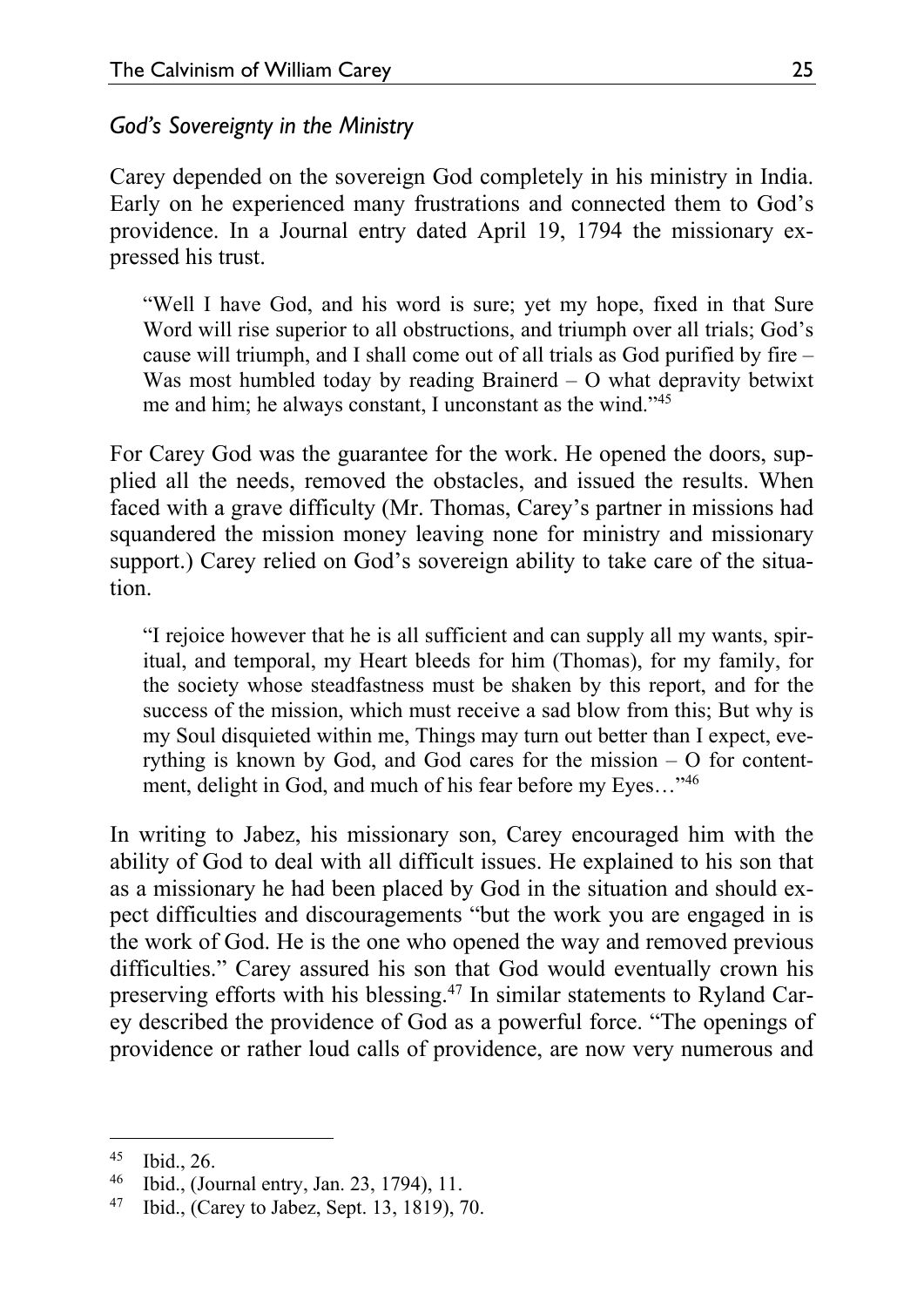### *God's Sovereignty in the Ministry*

Carey depended on the sovereign God completely in his ministry in India. Early on he experienced many frustrations and connected them to God's providence. In a Journal entry dated April 19, 1794 the missionary expressed his trust.

> "Well I have God, and his word is sure; yet my hope, fixed in that Sure Word will rise superior to all obstructions, and triumph over all trials; God's cause will triumph, and I shall come out of all trials as God purified by fire – Was most humbled today by reading Brainerd – O what depravity betwixt me and him; he always constant, I unconstant as the wind."[45]

For Carey God was the guarantee for the work. He opened the doors, supplied all the needs, removed the obstacles, and issued the results. When faced with a grave difficulty (Mr. Thomas, Carey's partner in missions had squandered the mission money leaving none for ministry and missionary support.) Carey relied on God's sovereign ability to take care of the situation.

> "I rejoice however that he is all sufficient and can supply all my wants, spiritual, and temporal, my Heart bleeds for him (Thomas), for my family, for the society whose steadfastness must be shaken by this report, and for the success of the mission, which must receive a sad blow from this; But why is my Soul disquieted within me, Things may turn out better than I expect, everything is known by God, and God cares for the mission – O for contentment, delight in God, and much of his fear before my Eyes…"[46]

In writing to Jabez, his missionary son, Carey encouraged him with the ability of God to deal with all difficult issues. He explained to his son that as a missionary he had been placed by God in the situation and should expect difficulties and discouragements "but the work you are engaged in is the work of God. He is the one who opened the way and removed previous difficulties." Carey assured his son that God would eventually crown his preserving efforts with his blessing.[47] In similar statements to Ryland Carey described the providence of God as a powerful force. "The openings of providence or rather loud calls of providence, are now very numerous and

---

[45] Ibid., 26.

[46] Ibid., (Journal entry, Jan. 23, 1794), 11.

[47] Ibid., (Carey to Jabez, Sept. 13, 1819), 70.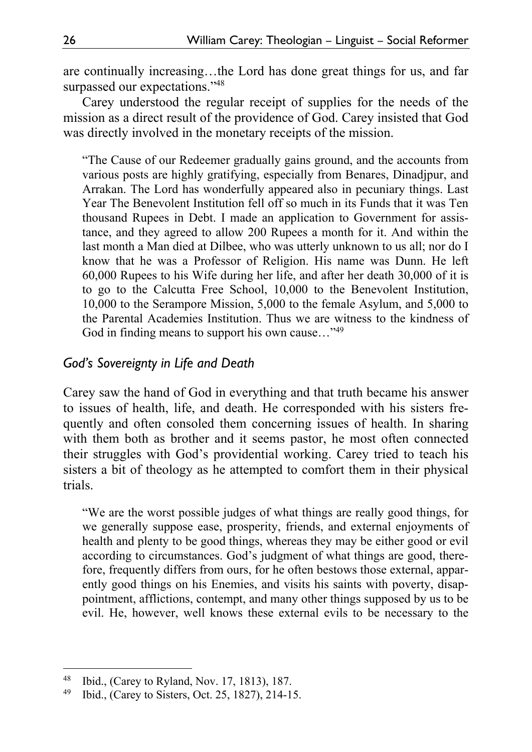are continually increasing…the Lord has done great things for us, and far surpassed our expectations."[48]

Carey understood the regular receipt of supplies for the needs of the mission as a direct result of the providence of God. Carey insisted that God was directly involved in the monetary receipts of the mission.

> "The Cause of our Redeemer gradually gains ground, and the accounts from various posts are highly gratifying, especially from Benares, Dinadjpur, and Arrakan. The Lord has wonderfully appeared also in pecuniary things. Last Year The Benevolent Institution fell off so much in its Funds that it was Ten thousand Rupees in Debt. I made an application to Government for assistance, and they agreed to allow 200 Rupees a month for it. And within the last month a Man died at Dilbee, who was utterly unknown to us all; nor do I know that he was a Professor of Religion. His name was Dunn. He left 60,000 Rupees to his Wife during her life, and after her death 30,000 of it is to go to the Calcutta Free School, 10,000 to the Benevolent Institution, 10,000 to the Serampore Mission, 5,000 to the female Asylum, and 5,000 to the Parental Academies Institution. Thus we are witness to the kindness of God in finding means to support his own cause…"[49]

### *God's Sovereignty in Life and Death*

Carey saw the hand of God in everything and that truth became his answer to issues of health, life, and death. He corresponded with his sisters frequently and often consoled them concerning issues of health. In sharing with them both as brother and it seems pastor, he most often connected their struggles with God's providential working. Carey tried to teach his sisters a bit of theology as he attempted to comfort them in their physical trials.

> "We are the worst possible judges of what things are really good things, for we generally suppose ease, prosperity, friends, and external enjoyments of health and plenty to be good things, whereas they may be either good or evil according to circumstances. God's judgment of what things are good, therefore, frequently differs from ours, for he often bestows those external, apparently good things on his Enemies, and visits his saints with poverty, disappointment, afflictions, contempt, and many other things supposed by us to be evil. He, however, well knows these external evils to be necessary to the

---

[48] Ibid., (Carey to Ryland, Nov. 17, 1813), 187.

[49] Ibid., (Carey to Sisters, Oct. 25, 1827), 214-15.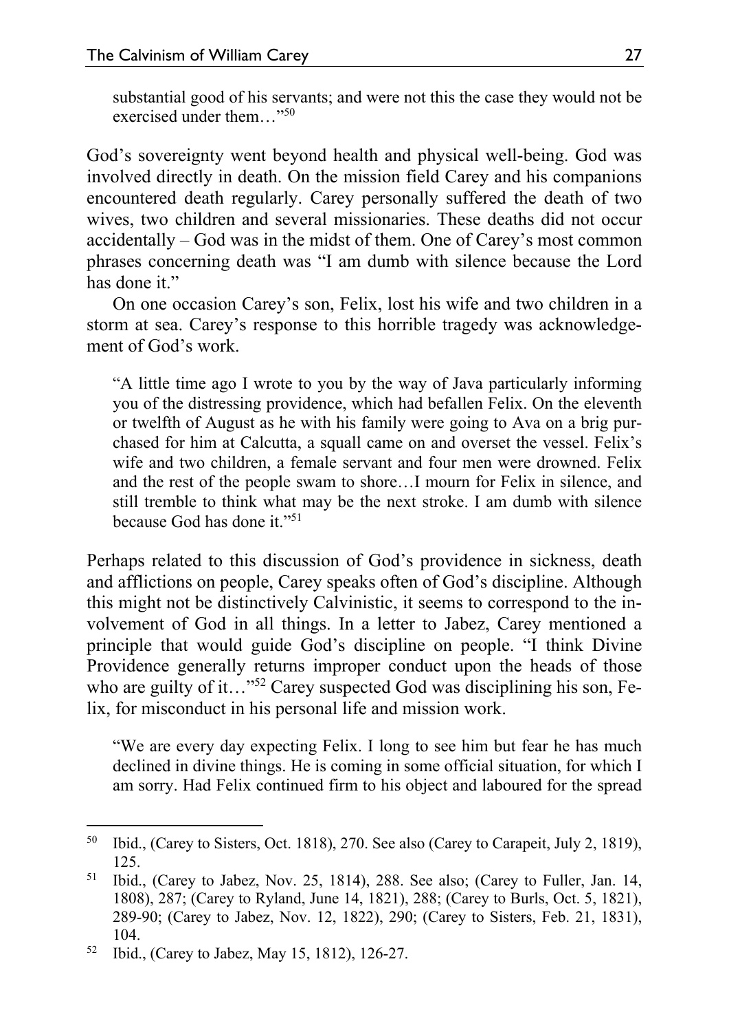substantial good of his servants; and were not this the case they would not be exercised under them…"[50]

God's sovereignty went beyond health and physical well-being. God was involved directly in death. On the mission field Carey and his companions encountered death regularly. Carey personally suffered the death of two wives, two children and several missionaries. These deaths did not occur accidentally – God was in the midst of them. One of Carey's most common phrases concerning death was "I am dumb with silence because the Lord has done it."

On one occasion Carey's son, Felix, lost his wife and two children in a storm at sea. Carey's response to this horrible tragedy was acknowledgement of God's work.

> "A little time ago I wrote to you by the way of Java particularly informing you of the distressing providence, which had befallen Felix. On the eleventh or twelfth of August as he with his family were going to Ava on a brig purchased for him at Calcutta, a squall came on and overset the vessel. Felix's wife and two children, a female servant and four men were drowned. Felix and the rest of the people swam to shore…I mourn for Felix in silence, and still tremble to think what may be the next stroke. I am dumb with silence because God has done it."[51]

Perhaps related to this discussion of God's providence in sickness, death and afflictions on people, Carey speaks often of God's discipline. Although this might not be distinctively Calvinistic, it seems to correspond to the involvement of God in all things. In a letter to Jabez, Carey mentioned a principle that would guide God's discipline on people. "I think Divine Providence generally returns improper conduct upon the heads of those who are guilty of it…"[52] Carey suspected God was disciplining his son, Felix, for misconduct in his personal life and mission work.

> "We are every day expecting Felix. I long to see him but fear he has much declined in divine things. He is coming in some official situation, for which I am sorry. Had Felix continued firm to his object and laboured for the spread

---

[50] Ibid., (Carey to Sisters, Oct. 1818), 270. See also (Carey to Carapeit, July 2, 1819), 125.

[51] Ibid., (Carey to Jabez, Nov. 25, 1814), 288. See also; (Carey to Fuller, Jan. 14, 1808), 287; (Carey to Ryland, June 14, 1821), 288; (Carey to Burls, Oct. 5, 1821), 289-90; (Carey to Jabez, Nov. 12, 1822), 290; (Carey to Sisters, Feb. 21, 1831), 104.

[52] Ibid., (Carey to Jabez, May 15, 1812), 126-27.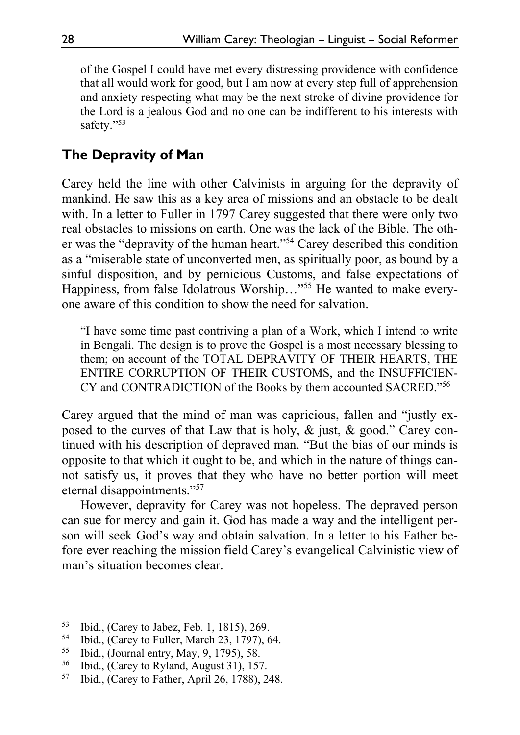of the Gospel I could have met every distressing providence with confidence that all would work for good, but I am now at every step full of apprehension and anxiety respecting what may be the next stroke of divine providence for the Lord is a jealous God and no one can be indifferent to his interests with safety."[53]

## The Depravity of Man

Carey held the line with other Calvinists in arguing for the depravity of mankind. He saw this as a key area of missions and an obstacle to be dealt with. In a letter to Fuller in 1797 Carey suggested that there were only two real obstacles to missions on earth. One was the lack of the Bible. The other was the "depravity of the human heart."[54] Carey described this condition as a "miserable state of unconverted men, as spiritually poor, as bound by a sinful disposition, and by pernicious Customs, and false expectations of Happiness, from false Idolatrous Worship…"[55] He wanted to make everyone aware of this condition to show the need for salvation.

> "I have some time past contriving a plan of a Work, which I intend to write in Bengali. The design is to prove the Gospel is a most necessary blessing to them; on account of the TOTAL DEPRAVITY OF THEIR HEARTS, THE ENTIRE CORRUPTION OF THEIR CUSTOMS, and the INSUFFICIENCY and CONTRADICTION of the Books by them accounted SACRED."[56]

Carey argued that the mind of man was capricious, fallen and "justly exposed to the curves of that Law that is holy, & just, & good." Carey continued with his description of depraved man. "But the bias of our minds is opposite to that which it ought to be, and which in the nature of things cannot satisfy us, it proves that they who have no better portion will meet eternal disappointments."[57]

However, depravity for Carey was not hopeless. The depraved person can sue for mercy and gain it. God has made a way and the intelligent person will seek God's way and obtain salvation. In a letter to his Father before ever reaching the mission field Carey's evangelical Calvinistic view of man's situation becomes clear.

---

[53] Ibid., (Carey to Jabez, Feb. 1, 1815), 269.
[54] Ibid., (Carey to Fuller, March 23, 1797), 64.
[55] Ibid., (Journal entry, May, 9, 1795), 58.
[56] Ibid., (Carey to Ryland, August 31), 157.
[57] Ibid., (Carey to Father, April 26, 1788), 248.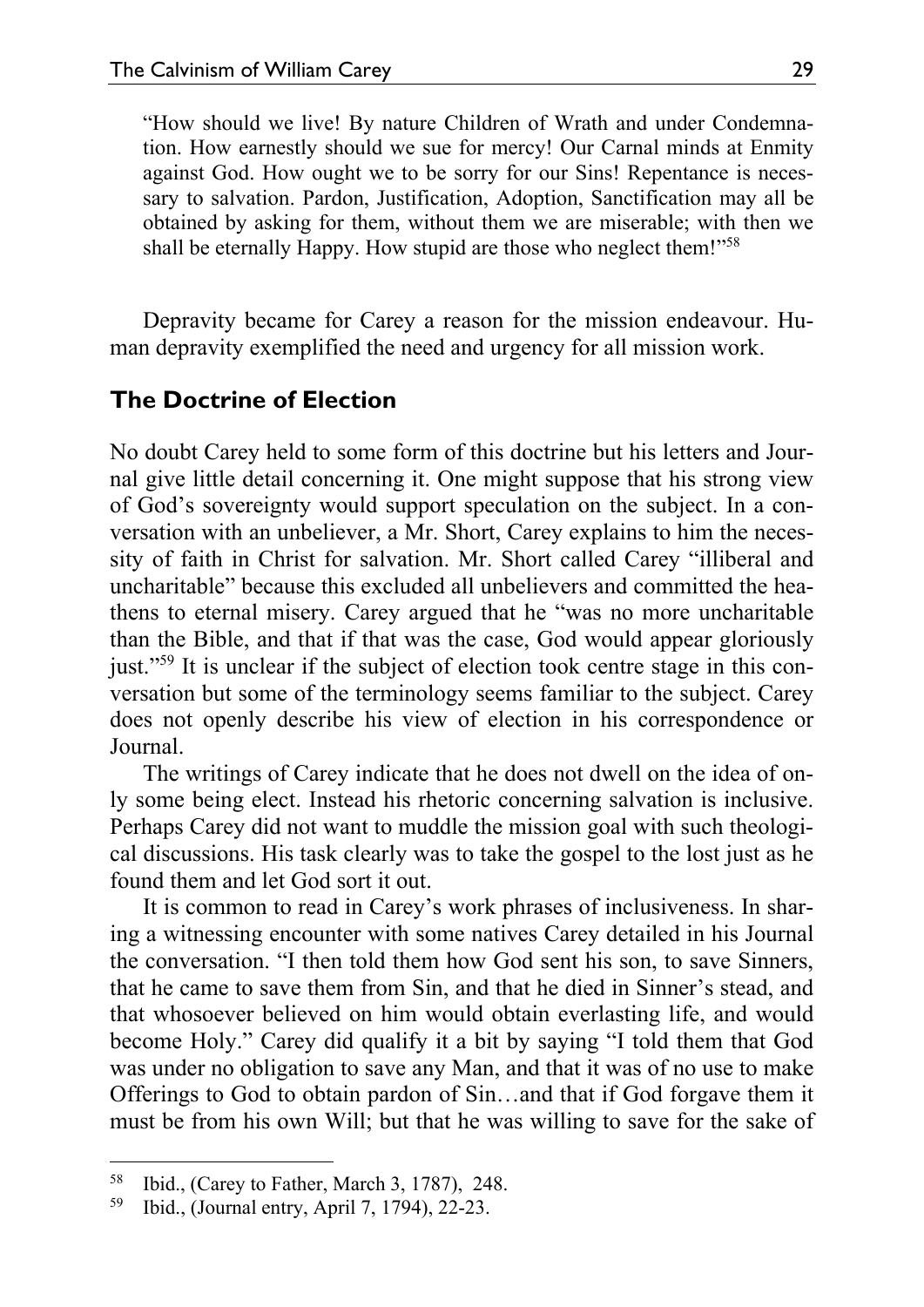"How should we live! By nature Children of Wrath and under Condemnation. How earnestly should we sue for mercy! Our Carnal minds at Enmity against God. How ought we to be sorry for our Sins! Repentance is necessary to salvation. Pardon, Justification, Adoption, Sanctification may all be obtained by asking for them, without them we are miserable; with then we shall be eternally Happy. How stupid are those who neglect them!"[58]

Depravity became for Carey a reason for the mission endeavour. Human depravity exemplified the need and urgency for all mission work.

## The Doctrine of Election

No doubt Carey held to some form of this doctrine but his letters and Journal give little detail concerning it. One might suppose that his strong view of God's sovereignty would support speculation on the subject. In a conversation with an unbeliever, a Mr. Short, Carey explains to him the necessity of faith in Christ for salvation. Mr. Short called Carey "illiberal and uncharitable" because this excluded all unbelievers and committed the heathens to eternal misery. Carey argued that he "was no more uncharitable than the Bible, and that if that was the case, God would appear gloriously just."[59] It is unclear if the subject of election took centre stage in this conversation but some of the terminology seems familiar to the subject. Carey does not openly describe his view of election in his correspondence or Journal.

The writings of Carey indicate that he does not dwell on the idea of only some being elect. Instead his rhetoric concerning salvation is inclusive. Perhaps Carey did not want to muddle the mission goal with such theological discussions. His task clearly was to take the gospel to the lost just as he found them and let God sort it out.

It is common to read in Carey's work phrases of inclusiveness. In sharing a witnessing encounter with some natives Carey detailed in his Journal the conversation. "I then told them how God sent his son, to save Sinners, that he came to save them from Sin, and that he died in Sinner's stead, and that whosoever believed on him would obtain everlasting life, and would become Holy." Carey did qualify it a bit by saying "I told them that God was under no obligation to save any Man, and that it was of no use to make Offerings to God to obtain pardon of Sin…and that if God forgave them it must be from his own Will; but that he was willing to save for the sake of

---

[58] Ibid., (Carey to Father, March 3, 1787), 248.

[59] Ibid., (Journal entry, April 7, 1794), 22-23.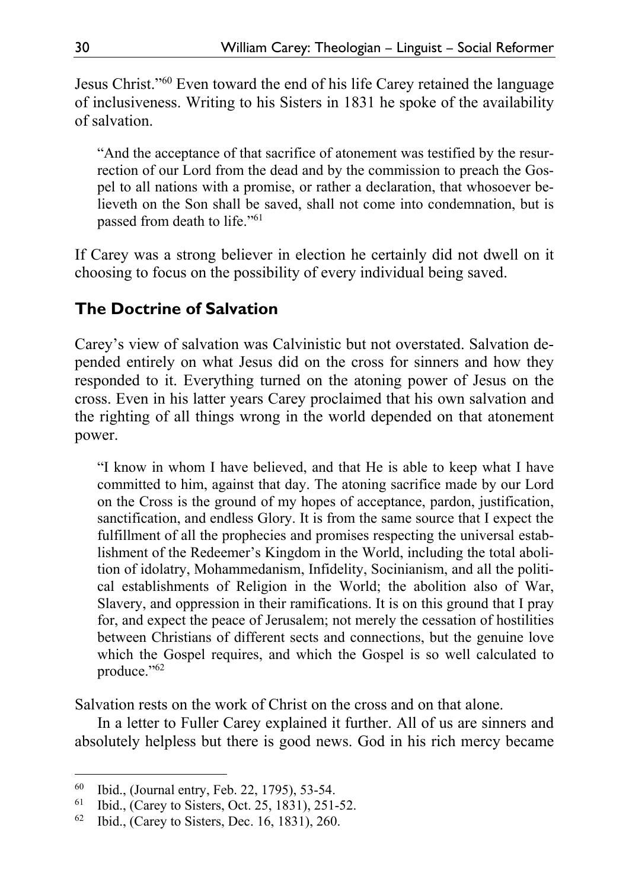Jesus Christ."[60] Even toward the end of his life Carey retained the language of inclusiveness. Writing to his Sisters in 1831 he spoke of the availability of salvation.

> "And the acceptance of that sacrifice of atonement was testified by the resurrection of our Lord from the dead and by the commission to preach the Gospel to all nations with a promise, or rather a declaration, that whosoever believeth on the Son shall be saved, shall not come into condemnation, but is passed from death to life."[61]

If Carey was a strong believer in election he certainly did not dwell on it choosing to focus on the possibility of every individual being saved.

## The Doctrine of Salvation

Carey's view of salvation was Calvinistic but not overstated. Salvation depended entirely on what Jesus did on the cross for sinners and how they responded to it. Everything turned on the atoning power of Jesus on the cross. Even in his latter years Carey proclaimed that his own salvation and the righting of all things wrong in the world depended on that atonement power.

> "I know in whom I have believed, and that He is able to keep what I have committed to him, against that day. The atoning sacrifice made by our Lord on the Cross is the ground of my hopes of acceptance, pardon, justification, sanctification, and endless Glory. It is from the same source that I expect the fulfillment of all the prophecies and promises respecting the universal establishment of the Redeemer's Kingdom in the World, including the total abolition of idolatry, Mohammedanism, Infidelity, Socinianism, and all the political establishments of Religion in the World; the abolition also of War, Slavery, and oppression in their ramifications. It is on this ground that I pray for, and expect the peace of Jerusalem; not merely the cessation of hostilities between Christians of different sects and connections, but the genuine love which the Gospel requires, and which the Gospel is so well calculated to produce."[62]

Salvation rests on the work of Christ on the cross and on that alone.

In a letter to Fuller Carey explained it further. All of us are sinners and absolutely helpless but there is good news. God in his rich mercy became

---

[60] Ibid., (Journal entry, Feb. 22, 1795), 53-54.

[61] Ibid., (Carey to Sisters, Oct. 25, 1831), 251-52.

[62] Ibid., (Carey to Sisters, Dec. 16, 1831), 260.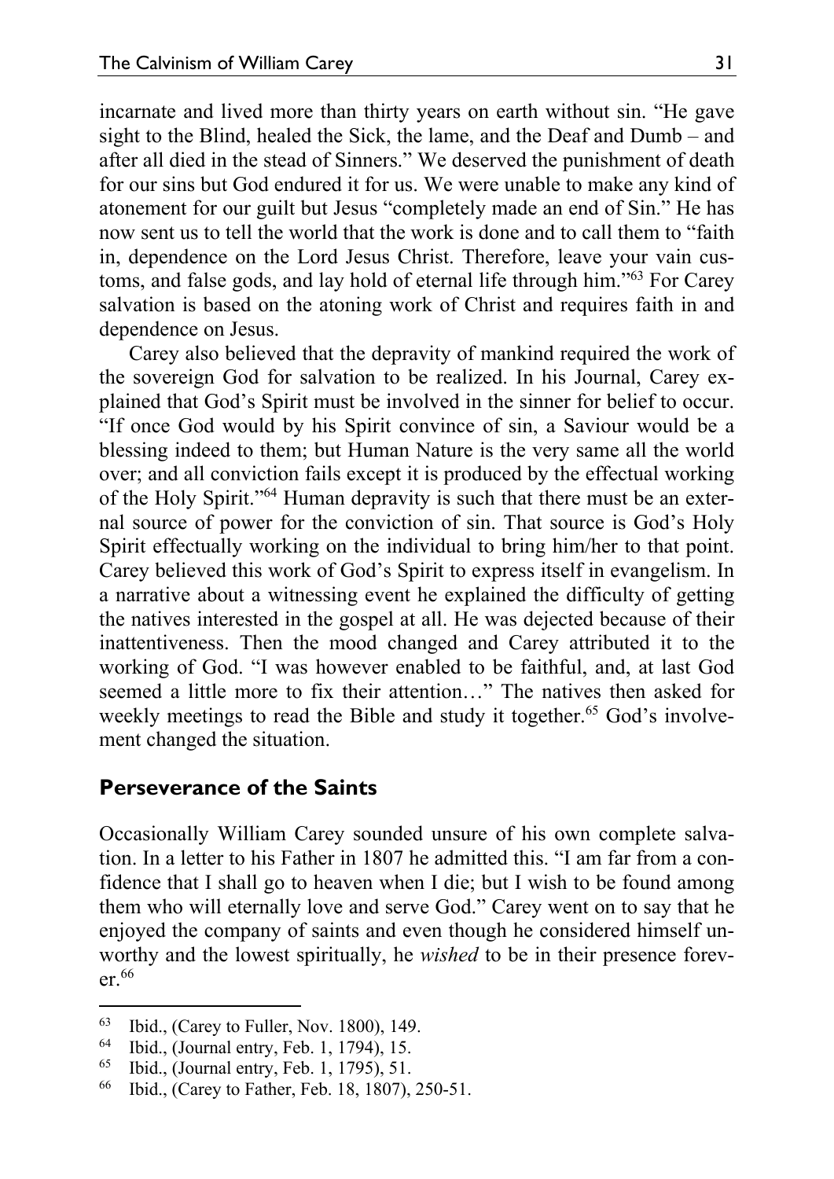incarnate and lived more than thirty years on earth without sin. "He gave sight to the Blind, healed the Sick, the lame, and the Deaf and Dumb – and after all died in the stead of Sinners." We deserved the punishment of death for our sins but God endured it for us. We were unable to make any kind of atonement for our guilt but Jesus "completely made an end of Sin." He has now sent us to tell the world that the work is done and to call them to "faith in, dependence on the Lord Jesus Christ. Therefore, leave your vain customs, and false gods, and lay hold of eternal life through him."[63] For Carey salvation is based on the atoning work of Christ and requires faith in and dependence on Jesus.

Carey also believed that the depravity of mankind required the work of the sovereign God for salvation to be realized. In his Journal, Carey explained that God's Spirit must be involved in the sinner for belief to occur. "If once God would by his Spirit convince of sin, a Saviour would be a blessing indeed to them; but Human Nature is the very same all the world over; and all conviction fails except it is produced by the effectual working of the Holy Spirit."[64] Human depravity is such that there must be an external source of power for the conviction of sin. That source is God's Holy Spirit effectually working on the individual to bring him/her to that point. Carey believed this work of God's Spirit to express itself in evangelism. In a narrative about a witnessing event he explained the difficulty of getting the natives interested in the gospel at all. He was dejected because of their inattentiveness. Then the mood changed and Carey attributed it to the working of God. "I was however enabled to be faithful, and, at last God seemed a little more to fix their attention…" The natives then asked for weekly meetings to read the Bible and study it together.[65] God's involvement changed the situation.

## Perseverance of the Saints

Occasionally William Carey sounded unsure of his own complete salvation. In a letter to his Father in 1807 he admitted this. "I am far from a confidence that I shall go to heaven when I die; but I wish to be found among them who will eternally love and serve God." Carey went on to say that he enjoyed the company of saints and even though he considered himself unworthy and the lowest spiritually, he *wished* to be in their presence forever.[66]

---

[63] Ibid., (Carey to Fuller, Nov. 1800), 149.

[64] Ibid., (Journal entry, Feb. 1, 1794), 15.

[65] Ibid., (Journal entry, Feb. 1, 1795), 51.

[66] Ibid., (Carey to Father, Feb. 18, 1807), 250-51.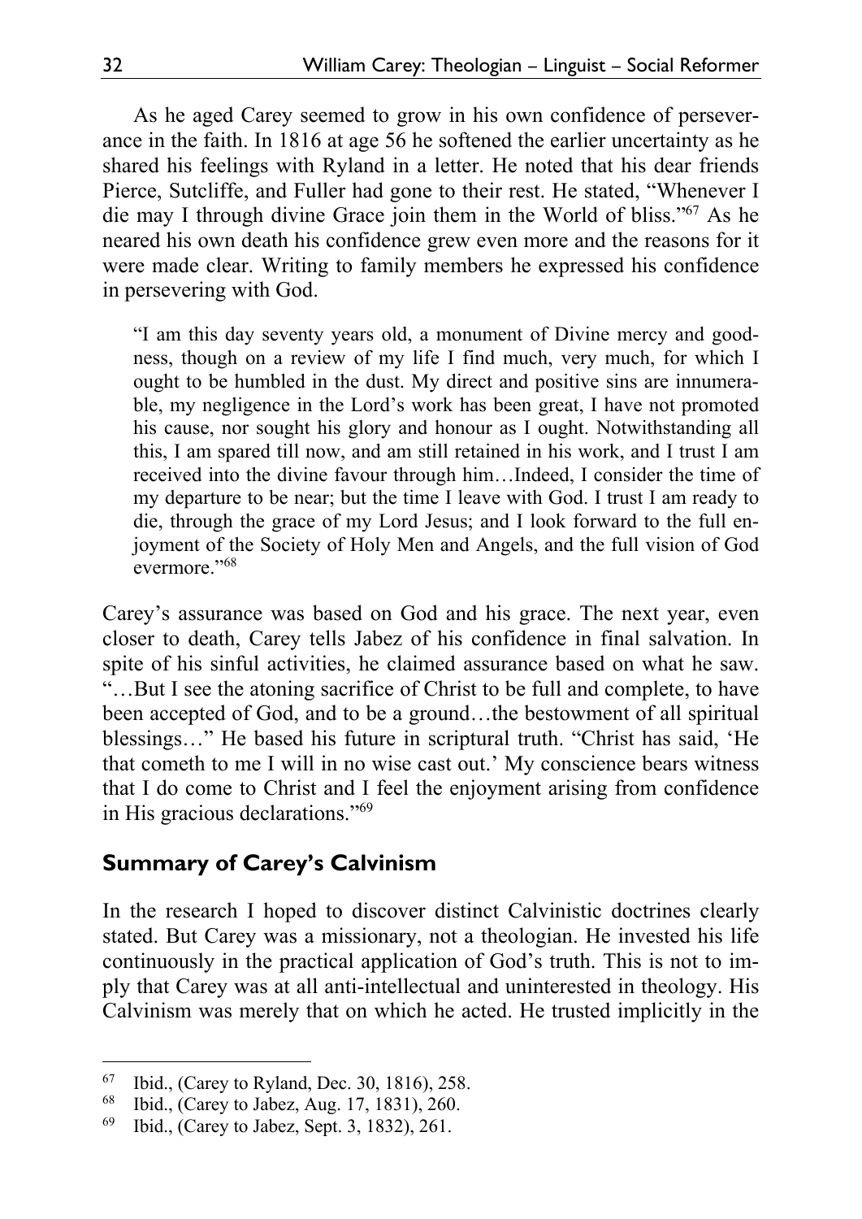As he aged Carey seemed to grow in his own confidence of perseverance in the faith. In 1816 at age 56 he softened the earlier uncertainty as he shared his feelings with Ryland in a letter. He noted that his dear friends Pierce, Sutcliffe, and Fuller had gone to their rest. He stated, "Whenever I die may I through divine Grace join them in the World of bliss."[67] As he neared his own death his confidence grew even more and the reasons for it were made clear. Writing to family members he expressed his confidence in persevering with God.

> "I am this day seventy years old, a monument of Divine mercy and goodness, though on a review of my life I find much, very much, for which I ought to be humbled in the dust. My direct and positive sins are innumerable, my negligence in the Lord's work has been great, I have not promoted his cause, nor sought his glory and honour as I ought. Notwithstanding all this, I am spared till now, and am still retained in his work, and I trust I am received into the divine favour through him…Indeed, I consider the time of my departure to be near; but the time I leave with God. I trust I am ready to die, through the grace of my Lord Jesus; and I look forward to the full enjoyment of the Society of Holy Men and Angels, and the full vision of God evermore."[68]

Carey's assurance was based on God and his grace. The next year, even closer to death, Carey tells Jabez of his confidence in final salvation. In spite of his sinful activities, he claimed assurance based on what he saw. "…But I see the atoning sacrifice of Christ to be full and complete, to have been accepted of God, and to be a ground…the bestowment of all spiritual blessings…" He based his future in scriptural truth. "Christ has said, 'He that cometh to me I will in no wise cast out.' My conscience bears witness that I do come to Christ and I feel the enjoyment arising from confidence in His gracious declarations."[69]

## Summary of Carey's Calvinism

In the research I hoped to discover distinct Calvinistic doctrines clearly stated. But Carey was a missionary, not a theologian. He invested his life continuously in the practical application of God's truth. This is not to imply that Carey was at all anti-intellectual and uninterested in theology. His Calvinism was merely that on which he acted. He trusted implicitly in the

---

[67] Ibid., (Carey to Ryland, Dec. 30, 1816), 258.

[68] Ibid., (Carey to Jabez, Aug. 17, 1831), 260.

[69] Ibid., (Carey to Jabez, Sept. 3, 1832), 261.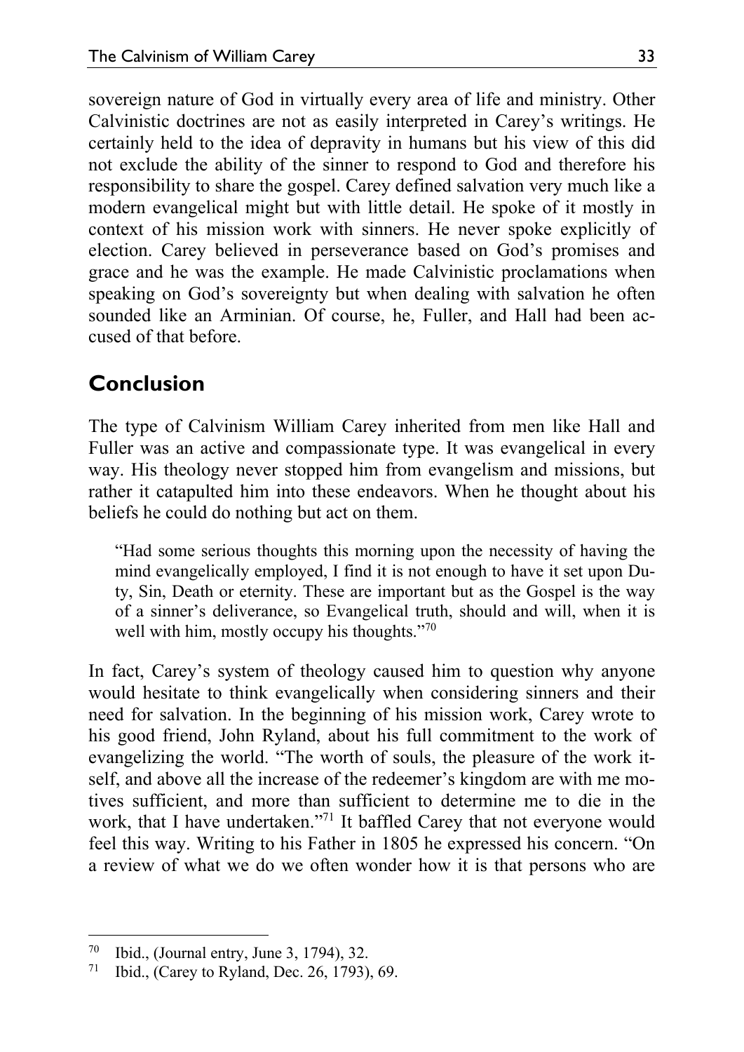sovereign nature of God in virtually every area of life and ministry. Other Calvinistic doctrines are not as easily interpreted in Carey's writings. He certainly held to the idea of depravity in humans but his view of this did not exclude the ability of the sinner to respond to God and therefore his responsibility to share the gospel. Carey defined salvation very much like a modern evangelical might but with little detail. He spoke of it mostly in context of his mission work with sinners. He never spoke explicitly of election. Carey believed in perseverance based on God's promises and grace and he was the example. He made Calvinistic proclamations when speaking on God's sovereignty but when dealing with salvation he often sounded like an Arminian. Of course, he, Fuller, and Hall had been accused of that before.

## Conclusion

The type of Calvinism William Carey inherited from men like Hall and Fuller was an active and compassionate type. It was evangelical in every way. His theology never stopped him from evangelism and missions, but rather it catapulted him into these endeavors. When he thought about his beliefs he could do nothing but act on them.

> "Had some serious thoughts this morning upon the necessity of having the mind evangelically employed, I find it is not enough to have it set upon Duty, Sin, Death or eternity. These are important but as the Gospel is the way of a sinner's deliverance, so Evangelical truth, should and will, when it is well with him, mostly occupy his thoughts."[70]

In fact, Carey's system of theology caused him to question why anyone would hesitate to think evangelically when considering sinners and their need for salvation. In the beginning of his mission work, Carey wrote to his good friend, John Ryland, about his full commitment to the work of evangelizing the world. "The worth of souls, the pleasure of the work itself, and above all the increase of the redeemer's kingdom are with me motives sufficient, and more than sufficient to determine me to die in the work, that I have undertaken."[71] It baffled Carey that not everyone would feel this way. Writing to his Father in 1805 he expressed his concern. "On a review of what we do we often wonder how it is that persons who are

---

[70] Ibid., (Journal entry, June 3, 1794), 32.

[71] Ibid., (Carey to Ryland, Dec. 26, 1793), 69.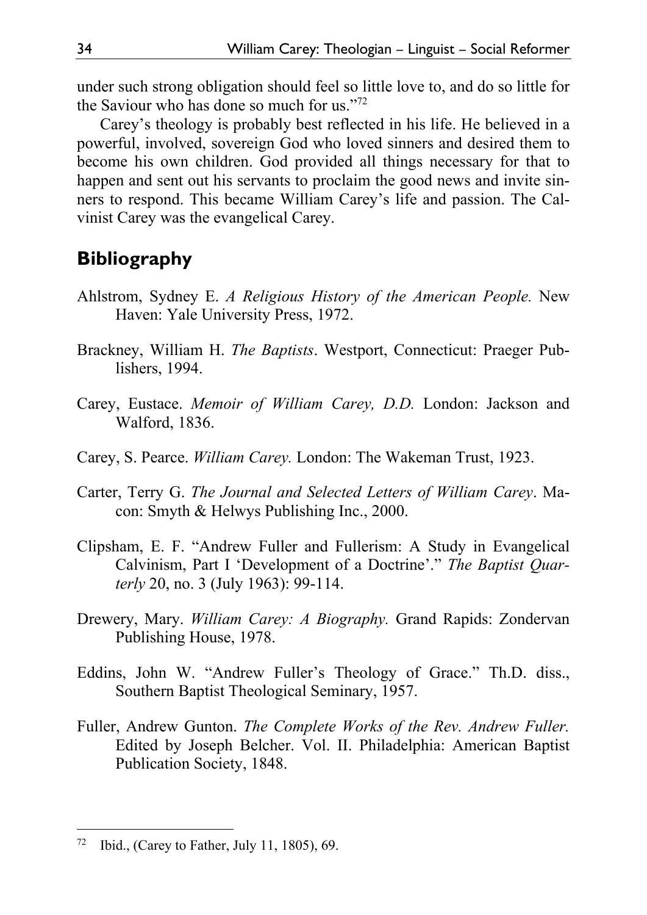under such strong obligation should feel so little love to, and do so little for the Saviour who has done so much for us."[72]

Carey's theology is probably best reflected in his life. He believed in a powerful, involved, sovereign God who loved sinners and desired them to become his own children. God provided all things necessary for that to happen and sent out his servants to proclaim the good news and invite sinners to respond. This became William Carey's life and passion. The Calvinist Carey was the evangelical Carey.

## Bibliography

Ahlstrom, Sydney E. *A Religious History of the American People.* New Haven: Yale University Press, 1972.

Brackney, William H. *The Baptists*. Westport, Connecticut: Praeger Publishers, 1994.

Carey, Eustace. *Memoir of William Carey, D.D.* London: Jackson and Walford, 1836.

Carey, S. Pearce. *William Carey.* London: The Wakeman Trust, 1923.

Carter, Terry G. *The Journal and Selected Letters of William Carey*. Macon: Smyth & Helwys Publishing Inc., 2000.

Clipsham, E. F. "Andrew Fuller and Fullerism: A Study in Evangelical Calvinism, Part I 'Development of a Doctrine'." *The Baptist Quarterly* 20, no. 3 (July 1963): 99-114.

Drewery, Mary. *William Carey: A Biography.* Grand Rapids: Zondervan Publishing House, 1978.

Eddins, John W. "Andrew Fuller's Theology of Grace." Th.D. diss., Southern Baptist Theological Seminary, 1957.

Fuller, Andrew Gunton. *The Complete Works of the Rev. Andrew Fuller.* Edited by Joseph Belcher. Vol. II. Philadelphia: American Baptist Publication Society, 1848.

---

[72] Ibid., (Carey to Father, July 11, 1805), 69.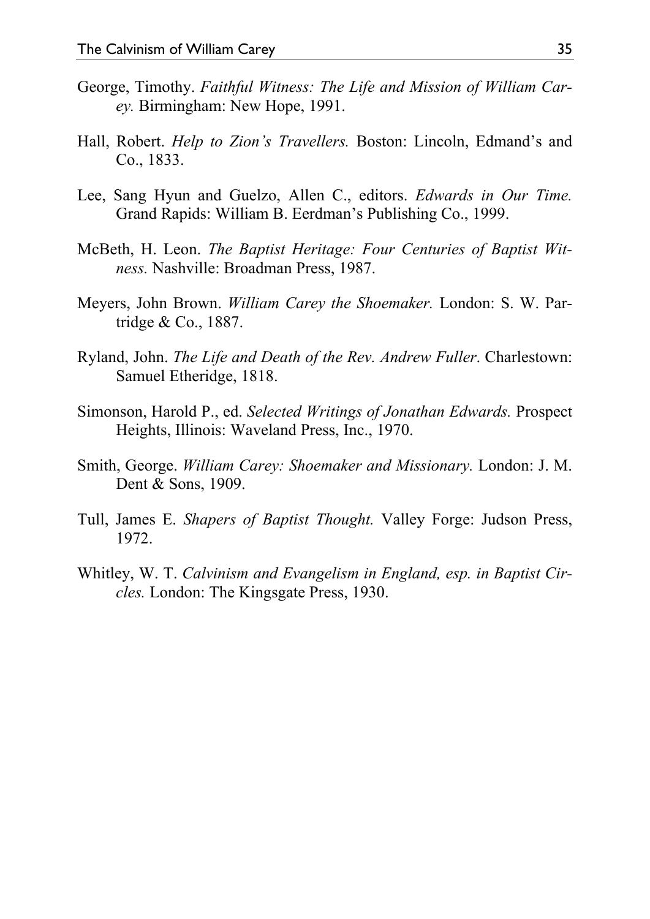George, Timothy. *Faithful Witness: The Life and Mission of William Carey.* Birmingham: New Hope, 1991.

Hall, Robert. *Help to Zion's Travellers.* Boston: Lincoln, Edmand's and Co., 1833.

Lee, Sang Hyun and Guelzo, Allen C., editors. *Edwards in Our Time.* Grand Rapids: William B. Eerdman's Publishing Co., 1999.

McBeth, H. Leon. *The Baptist Heritage: Four Centuries of Baptist Witness.* Nashville: Broadman Press, 1987.

Meyers, John Brown. *William Carey the Shoemaker.* London: S. W. Partridge & Co., 1887.

Ryland, John. *The Life and Death of the Rev. Andrew Fuller*. Charlestown: Samuel Etheridge, 1818.

Simonson, Harold P., ed. *Selected Writings of Jonathan Edwards.* Prospect Heights, Illinois: Waveland Press, Inc., 1970.

Smith, George. *William Carey: Shoemaker and Missionary.* London: J. M. Dent & Sons, 1909.

Tull, James E. *Shapers of Baptist Thought.* Valley Forge: Judson Press, 1972.

Whitley, W. T. *Calvinism and Evangelism in England, esp. in Baptist Circles.* London: The Kingsgate Press, 1930.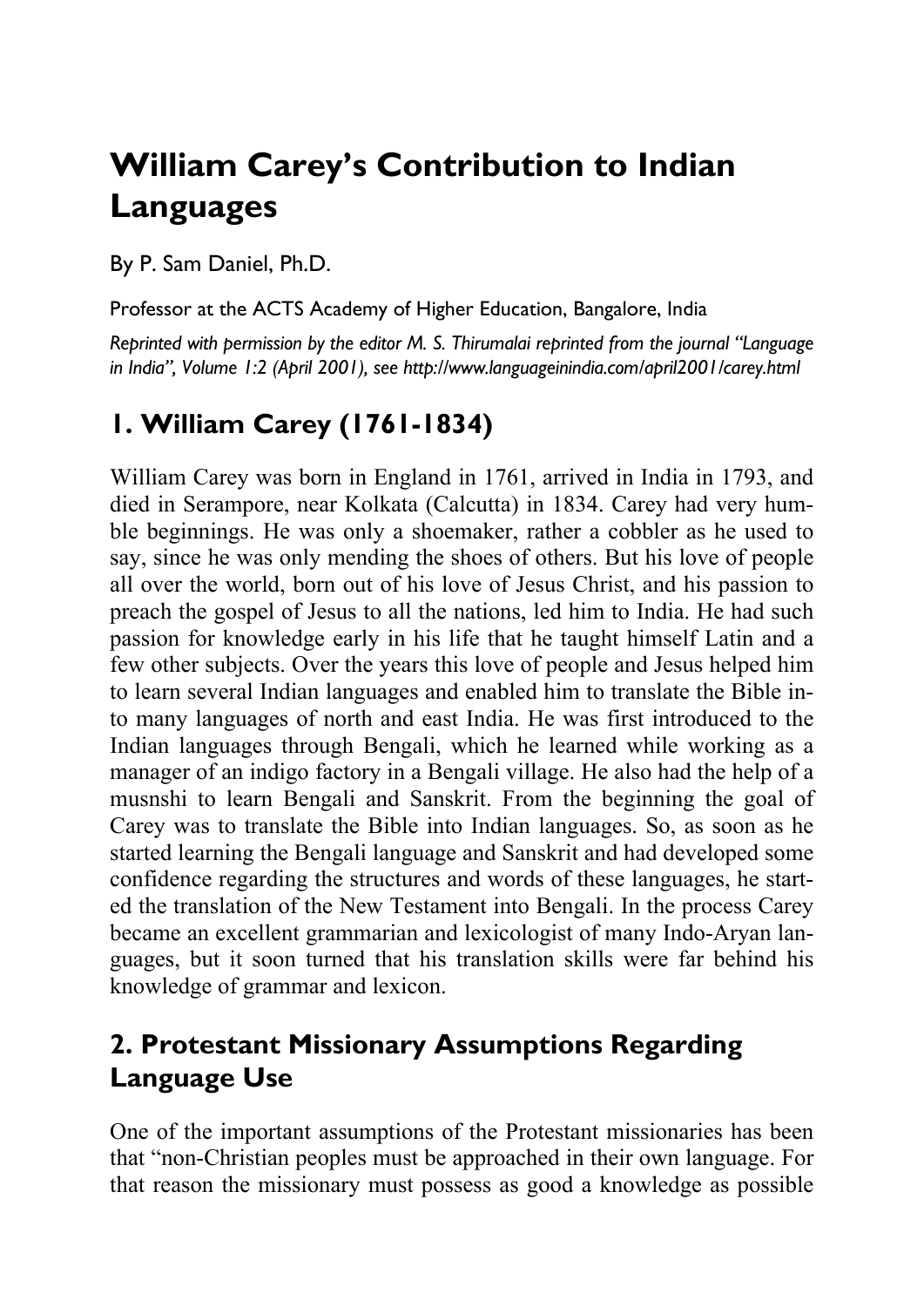# William Carey's Contribution to Indian Languages

By P. Sam Daniel, Ph.D.

Professor at the ACTS Academy of Higher Education, Bangalore, India

*Reprinted with permission by the editor M. S. Thirumalai reprinted from the journal "Language in India", Volume 1:2 (April 2001), see http://www.languageinindia.com/april2001/carey.html*

## 1. William Carey (1761-1834)

William Carey was born in England in 1761, arrived in India in 1793, and died in Serampore, near Kolkata (Calcutta) in 1834. Carey had very humble beginnings. He was only a shoemaker, rather a cobbler as he used to say, since he was only mending the shoes of others. But his love of people all over the world, born out of his love of Jesus Christ, and his passion to preach the gospel of Jesus to all the nations, led him to India. He had such passion for knowledge early in his life that he taught himself Latin and a few other subjects. Over the years this love of people and Jesus helped him to learn several Indian languages and enabled him to translate the Bible into many languages of north and east India. He was first introduced to the Indian languages through Bengali, which he learned while working as a manager of an indigo factory in a Bengali village. He also had the help of a musnshi to learn Bengali and Sanskrit. From the beginning the goal of Carey was to translate the Bible into Indian languages. So, as soon as he started learning the Bengali language and Sanskrit and had developed some confidence regarding the structures and words of these languages, he started the translation of the New Testament into Bengali. In the process Carey became an excellent grammarian and lexicologist of many Indo-Aryan languages, but it soon turned that his translation skills were far behind his knowledge of grammar and lexicon.

## 2. Protestant Missionary Assumptions Regarding Language Use

One of the important assumptions of the Protestant missionaries has been that "non-Christian peoples must be approached in their own language. For that reason the missionary must possess as good a knowledge as possible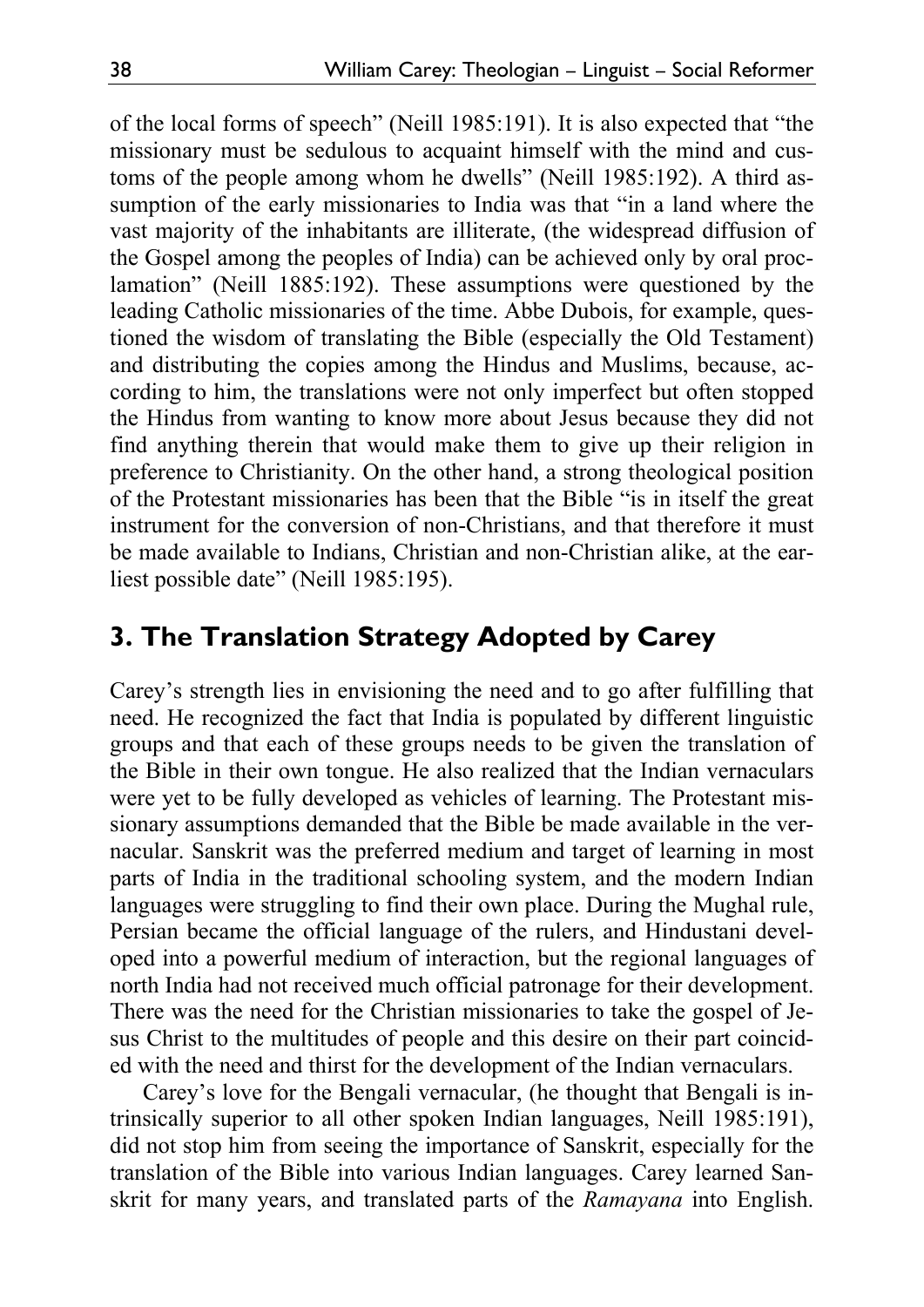of the local forms of speech" (Neill 1985:191). It is also expected that "the missionary must be sedulous to acquaint himself with the mind and customs of the people among whom he dwells" (Neill 1985:192). A third assumption of the early missionaries to India was that "in a land where the vast majority of the inhabitants are illiterate, (the widespread diffusion of the Gospel among the peoples of India) can be achieved only by oral proclamation" (Neill 1885:192). These assumptions were questioned by the leading Catholic missionaries of the time. Abbe Dubois, for example, questioned the wisdom of translating the Bible (especially the Old Testament) and distributing the copies among the Hindus and Muslims, because, according to him, the translations were not only imperfect but often stopped the Hindus from wanting to know more about Jesus because they did not find anything therein that would make them to give up their religion in preference to Christianity. On the other hand, a strong theological position of the Protestant missionaries has been that the Bible "is in itself the great instrument for the conversion of non-Christians, and that therefore it must be made available to Indians, Christian and non-Christian alike, at the earliest possible date" (Neill 1985:195).

## 3. The Translation Strategy Adopted by Carey

Carey's strength lies in envisioning the need and to go after fulfilling that need. He recognized the fact that India is populated by different linguistic groups and that each of these groups needs to be given the translation of the Bible in their own tongue. He also realized that the Indian vernaculars were yet to be fully developed as vehicles of learning. The Protestant missionary assumptions demanded that the Bible be made available in the vernacular. Sanskrit was the preferred medium and target of learning in most parts of India in the traditional schooling system, and the modern Indian languages were struggling to find their own place. During the Mughal rule, Persian became the official language of the rulers, and Hindustani developed into a powerful medium of interaction, but the regional languages of north India had not received much official patronage for their development. There was the need for the Christian missionaries to take the gospel of Jesus Christ to the multitudes of people and this desire on their part coincided with the need and thirst for the development of the Indian vernaculars.

Carey's love for the Bengali vernacular, (he thought that Bengali is intrinsically superior to all other spoken Indian languages, Neill 1985:191), did not stop him from seeing the importance of Sanskrit, especially for the translation of the Bible into various Indian languages. Carey learned Sanskrit for many years, and translated parts of the *Ramayana* into English.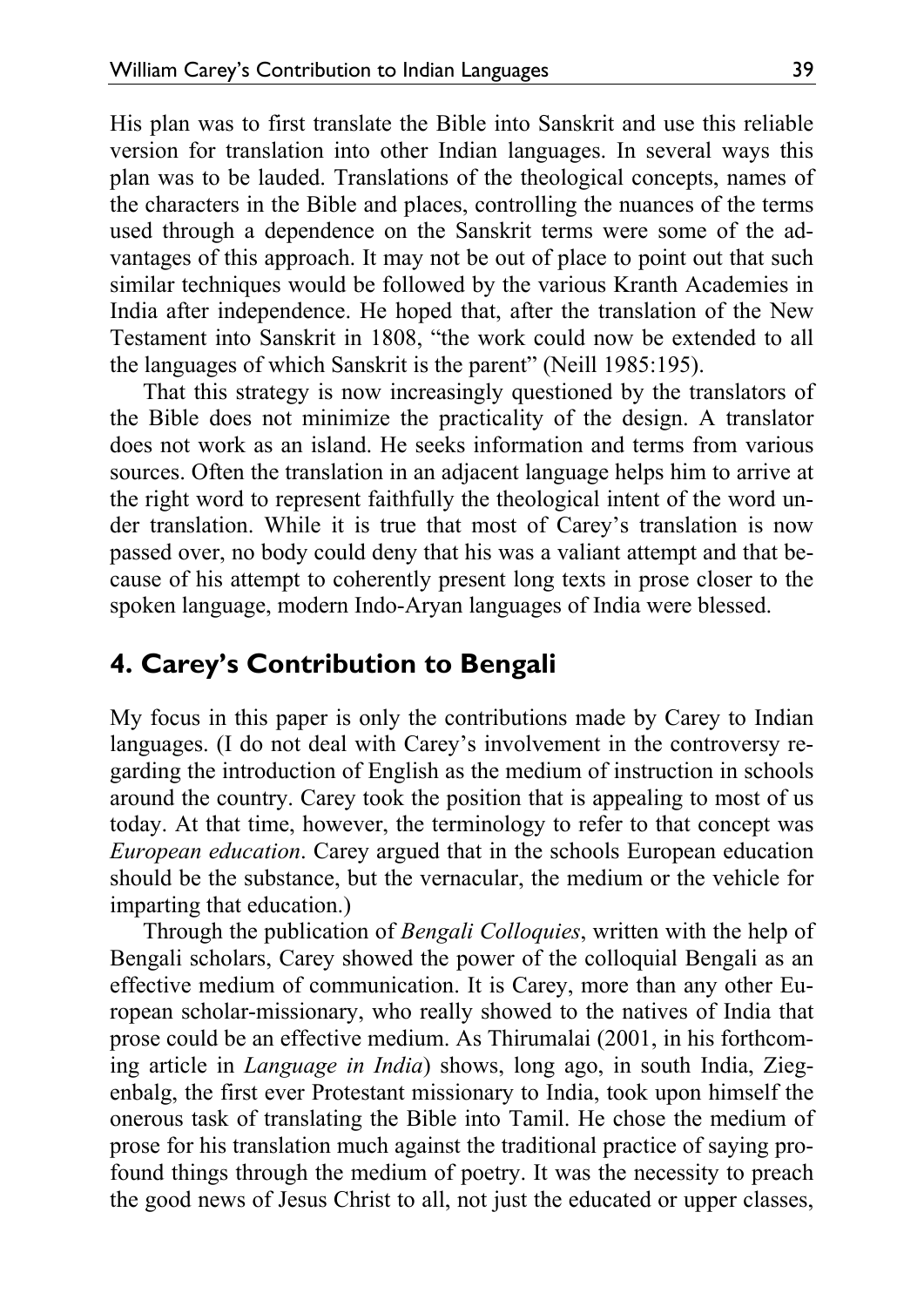His plan was to first translate the Bible into Sanskrit and use this reliable version for translation into other Indian languages. In several ways this plan was to be lauded. Translations of the theological concepts, names of the characters in the Bible and places, controlling the nuances of the terms used through a dependence on the Sanskrit terms were some of the advantages of this approach. It may not be out of place to point out that such similar techniques would be followed by the various Kranth Academies in India after independence. He hoped that, after the translation of the New Testament into Sanskrit in 1808, "the work could now be extended to all the languages of which Sanskrit is the parent" (Neill 1985:195).

That this strategy is now increasingly questioned by the translators of the Bible does not minimize the practicality of the design. A translator does not work as an island. He seeks information and terms from various sources. Often the translation in an adjacent language helps him to arrive at the right word to represent faithfully the theological intent of the word under translation. While it is true that most of Carey's translation is now passed over, no body could deny that his was a valiant attempt and that because of his attempt to coherently present long texts in prose closer to the spoken language, modern Indo-Aryan languages of India were blessed.

## 4. Carey's Contribution to Bengali

My focus in this paper is only the contributions made by Carey to Indian languages. (I do not deal with Carey's involvement in the controversy regarding the introduction of English as the medium of instruction in schools around the country. Carey took the position that is appealing to most of us today. At that time, however, the terminology to refer to that concept was *European education*. Carey argued that in the schools European education should be the substance, but the vernacular, the medium or the vehicle for imparting that education.)

Through the publication of *Bengali Colloquies*, written with the help of Bengali scholars, Carey showed the power of the colloquial Bengali as an effective medium of communication. It is Carey, more than any other European scholar-missionary, who really showed to the natives of India that prose could be an effective medium. As Thirumalai (2001, in his forthcoming article in *Language in India*) shows, long ago, in south India, Ziegenbalg, the first ever Protestant missionary to India, took upon himself the onerous task of translating the Bible into Tamil. He chose the medium of prose for his translation much against the traditional practice of saying profound things through the medium of poetry. It was the necessity to preach the good news of Jesus Christ to all, not just the educated or upper classes,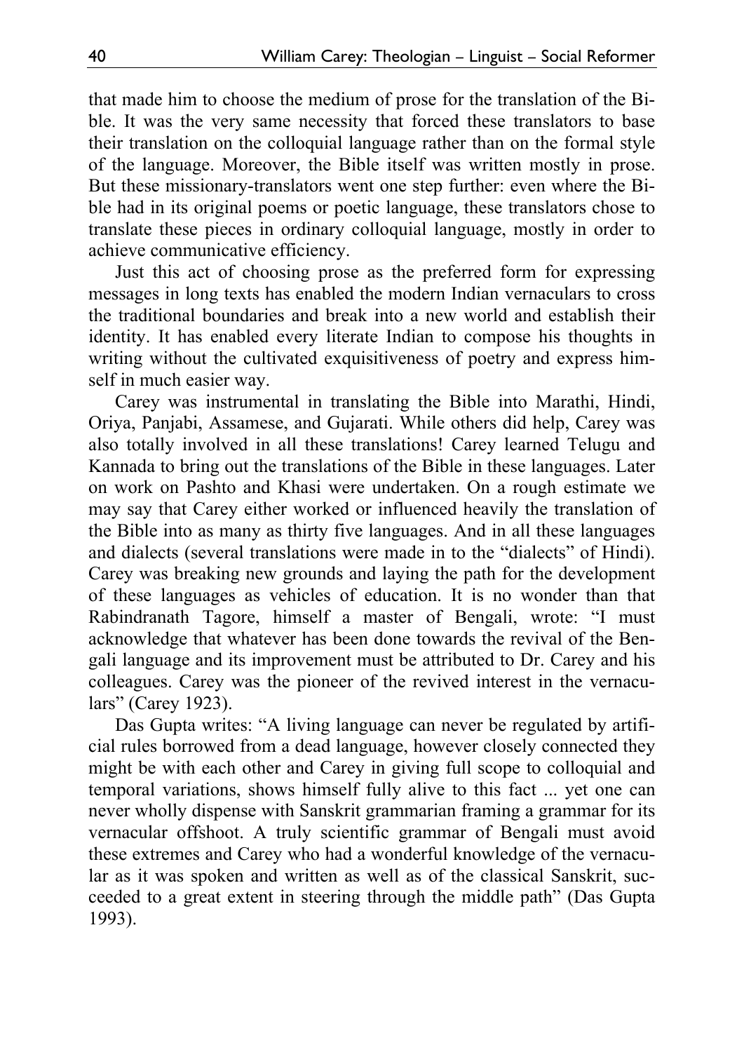that made him to choose the medium of prose for the translation of the Bible. It was the very same necessity that forced these translators to base their translation on the colloquial language rather than on the formal style of the language. Moreover, the Bible itself was written mostly in prose. But these missionary-translators went one step further: even where the Bible had in its original poems or poetic language, these translators chose to translate these pieces in ordinary colloquial language, mostly in order to achieve communicative efficiency.

Just this act of choosing prose as the preferred form for expressing messages in long texts has enabled the modern Indian vernaculars to cross the traditional boundaries and break into a new world and establish their identity. It has enabled every literate Indian to compose his thoughts in writing without the cultivated exquisitiveness of poetry and express himself in much easier way.

Carey was instrumental in translating the Bible into Marathi, Hindi, Oriya, Panjabi, Assamese, and Gujarati. While others did help, Carey was also totally involved in all these translations! Carey learned Telugu and Kannada to bring out the translations of the Bible in these languages. Later on work on Pashto and Khasi were undertaken. On a rough estimate we may say that Carey either worked or influenced heavily the translation of the Bible into as many as thirty five languages. And in all these languages and dialects (several translations were made in to the "dialects" of Hindi). Carey was breaking new grounds and laying the path for the development of these languages as vehicles of education. It is no wonder than that Rabindranath Tagore, himself a master of Bengali, wrote: "I must acknowledge that whatever has been done towards the revival of the Bengali language and its improvement must be attributed to Dr. Carey and his colleagues. Carey was the pioneer of the revived interest in the vernaculars" (Carey 1923).

Das Gupta writes: "A living language can never be regulated by artificial rules borrowed from a dead language, however closely connected they might be with each other and Carey in giving full scope to colloquial and temporal variations, shows himself fully alive to this fact ... yet one can never wholly dispense with Sanskrit grammarian framing a grammar for its vernacular offshoot. A truly scientific grammar of Bengali must avoid these extremes and Carey who had a wonderful knowledge of the vernacular as it was spoken and written as well as of the classical Sanskrit, succeeded to a great extent in steering through the middle path" (Das Gupta 1993).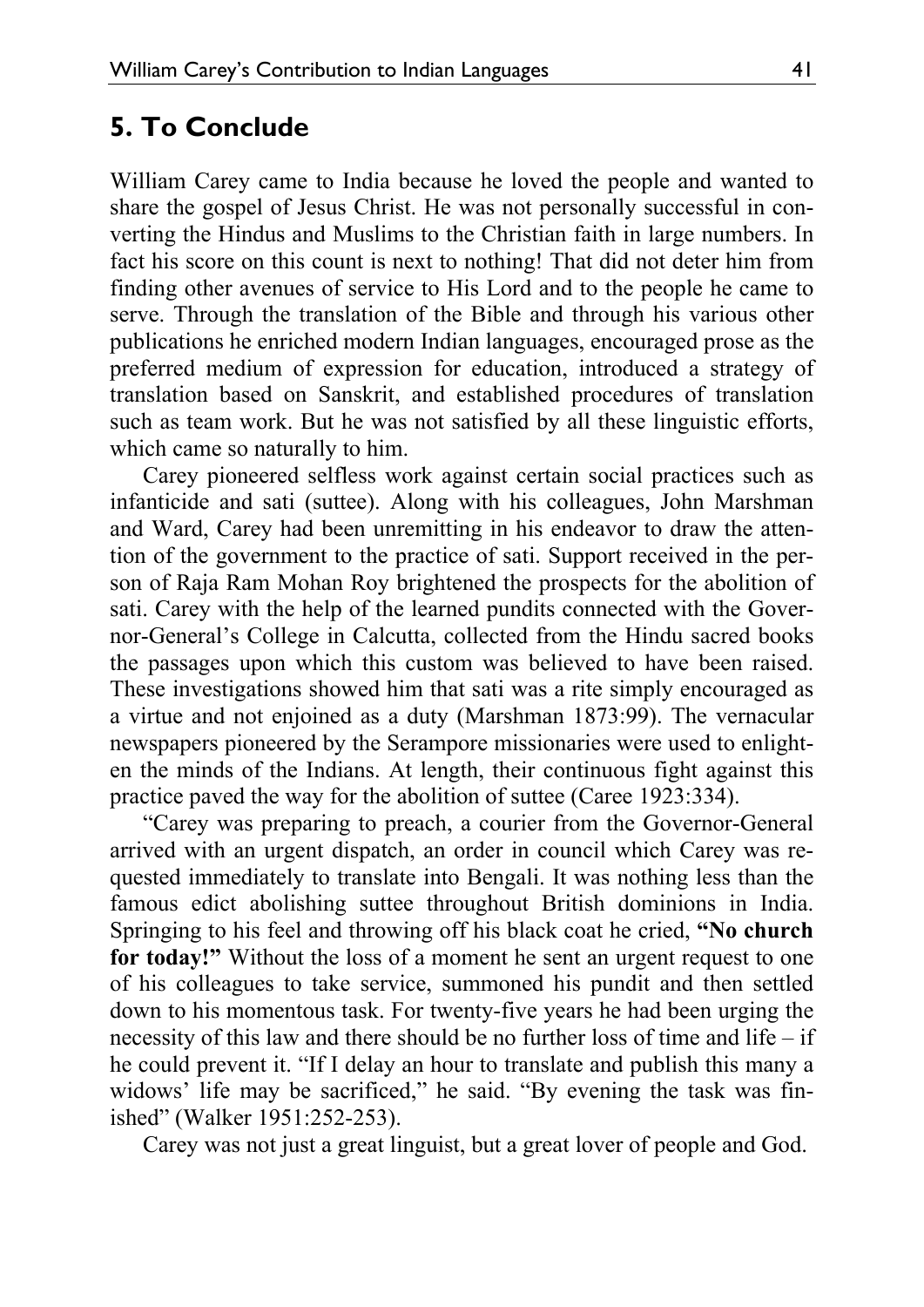## 5. To Conclude

William Carey came to India because he loved the people and wanted to share the gospel of Jesus Christ. He was not personally successful in converting the Hindus and Muslims to the Christian faith in large numbers. In fact his score on this count is next to nothing! That did not deter him from finding other avenues of service to His Lord and to the people he came to serve. Through the translation of the Bible and through his various other publications he enriched modern Indian languages, encouraged prose as the preferred medium of expression for education, introduced a strategy of translation based on Sanskrit, and established procedures of translation such as team work. But he was not satisfied by all these linguistic efforts, which came so naturally to him.

Carey pioneered selfless work against certain social practices such as infanticide and sati (suttee). Along with his colleagues, John Marshman and Ward, Carey had been unremitting in his endeavor to draw the attention of the government to the practice of sati. Support received in the person of Raja Ram Mohan Roy brightened the prospects for the abolition of sati. Carey with the help of the learned pundits connected with the Governor-General's College in Calcutta, collected from the Hindu sacred books the passages upon which this custom was believed to have been raised. These investigations showed him that sati was a rite simply encouraged as a virtue and not enjoined as a duty (Marshman 1873:99). The vernacular newspapers pioneered by the Serampore missionaries were used to enlighten the minds of the Indians. At length, their continuous fight against this practice paved the way for the abolition of suttee (Caree 1923:334).

"Carey was preparing to preach, a courier from the Governor-General arrived with an urgent dispatch, an order in council which Carey was requested immediately to translate into Bengali. It was nothing less than the famous edict abolishing suttee throughout British dominions in India. Springing to his feel and throwing off his black coat he cried, **"No church for today!"** Without the loss of a moment he sent an urgent request to one of his colleagues to take service, summoned his pundit and then settled down to his momentous task. For twenty-five years he had been urging the necessity of this law and there should be no further loss of time and life – if he could prevent it. "If I delay an hour to translate and publish this many a widows' life may be sacrificed," he said. "By evening the task was finished" (Walker 1951:252-253).

Carey was not just a great linguist, but a great lover of people and God.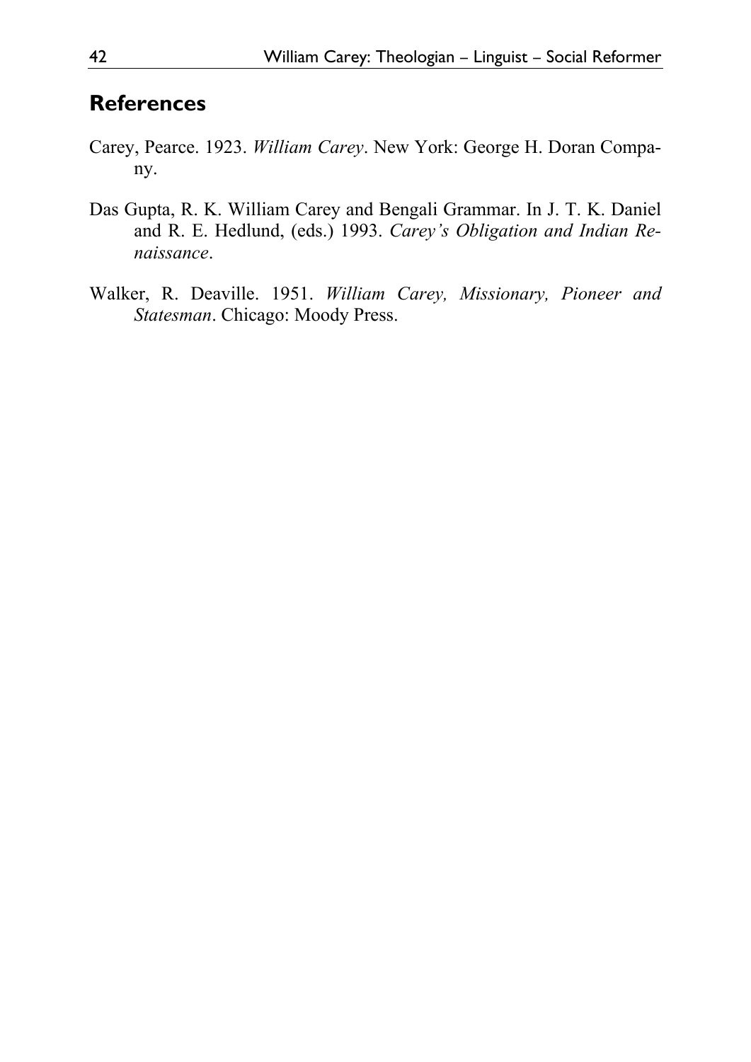## References

Carey, Pearce. 1923. *William Carey*. New York: George H. Doran Company.

Das Gupta, R. K. William Carey and Bengali Grammar. In J. T. K. Daniel and R. E. Hedlund, (eds.) 1993. *Carey's Obligation and Indian Renaissance*.

Walker, R. Deaville. 1951. *William Carey, Missionary, Pioneer and Statesman*. Chicago: Moody Press.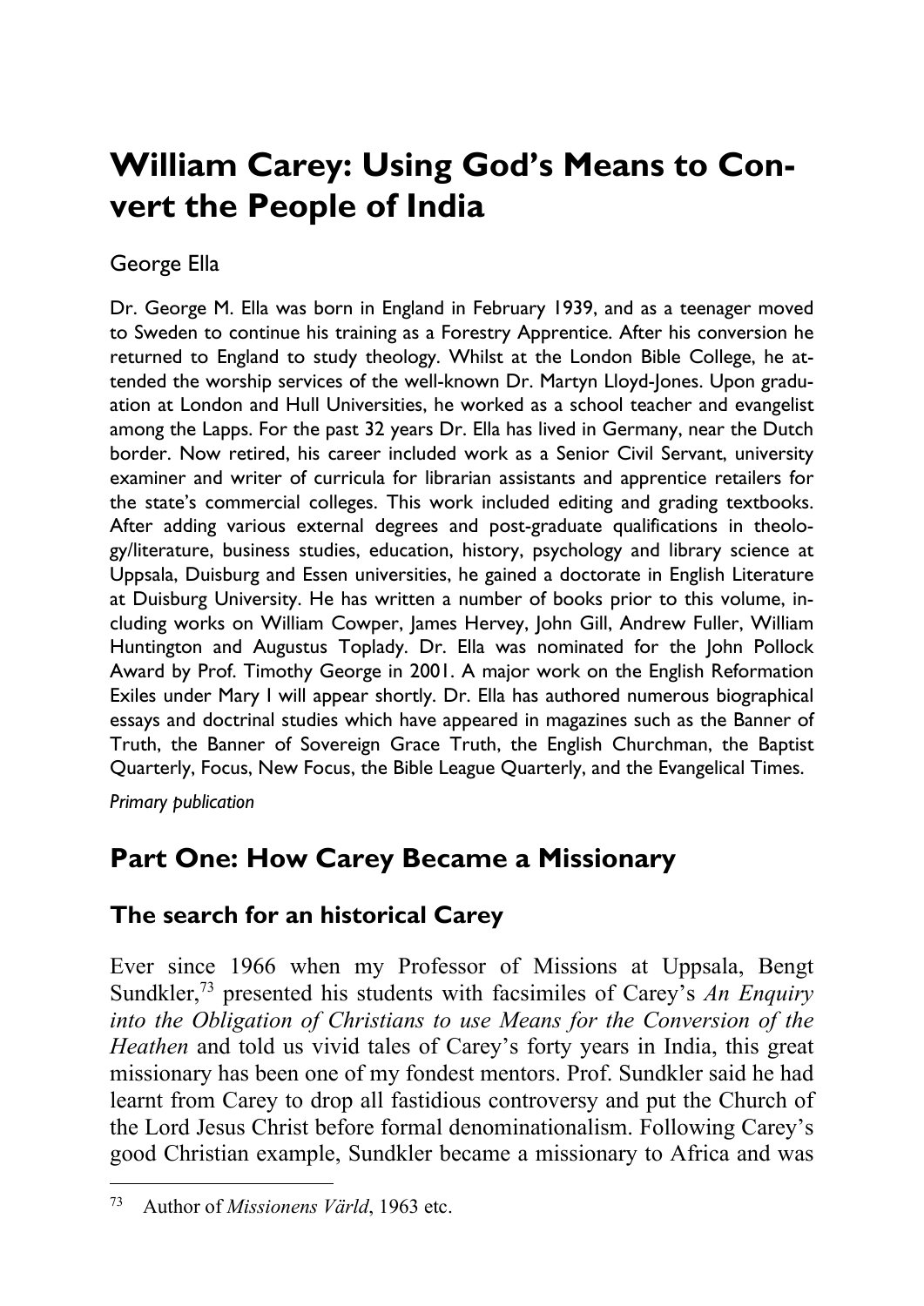# William Carey: Using God's Means to Convert the People of India

George Ella

Dr. George M. Ella was born in England in February 1939, and as a teenager moved to Sweden to continue his training as a Forestry Apprentice. After his conversion he returned to England to study theology. Whilst at the London Bible College, he attended the worship services of the well-known Dr. Martyn Lloyd-Jones. Upon graduation at London and Hull Universities, he worked as a school teacher and evangelist among the Lapps. For the past 32 years Dr. Ella has lived in Germany, near the Dutch border. Now retired, his career included work as a Senior Civil Servant, university examiner and writer of curricula for librarian assistants and apprentice retailers for the state's commercial colleges. This work included editing and grading textbooks. After adding various external degrees and post-graduate qualifications in theology/literature, business studies, education, history, psychology and library science at Uppsala, Duisburg and Essen universities, he gained a doctorate in English Literature at Duisburg University. He has written a number of books prior to this volume, including works on William Cowper, James Hervey, John Gill, Andrew Fuller, William Huntington and Augustus Toplady. Dr. Ella was nominated for the John Pollock Award by Prof. Timothy George in 2001. A major work on the English Reformation Exiles under Mary I will appear shortly. Dr. Ella has authored numerous biographical essays and doctrinal studies which have appeared in magazines such as the Banner of Truth, the Banner of Sovereign Grace Truth, the English Churchman, the Baptist Quarterly, Focus, New Focus, the Bible League Quarterly, and the Evangelical Times.

*Primary publication*

## Part One: How Carey Became a Missionary

### The search for an historical Carey

Ever since 1966 when my Professor of Missions at Uppsala, Bengt Sundkler,[73] presented his students with facsimiles of Carey's *An Enquiry into the Obligation of Christians to use Means for the Conversion of the Heathen* and told us vivid tales of Carey's forty years in India, this great missionary has been one of my fondest mentors. Prof. Sundkler said he had learnt from Carey to drop all fastidious controversy and put the Church of the Lord Jesus Christ before formal denominationalism. Following Carey's good Christian example, Sundkler became a missionary to Africa and was

[73] Author of *Missionens Värld*, 1963 etc.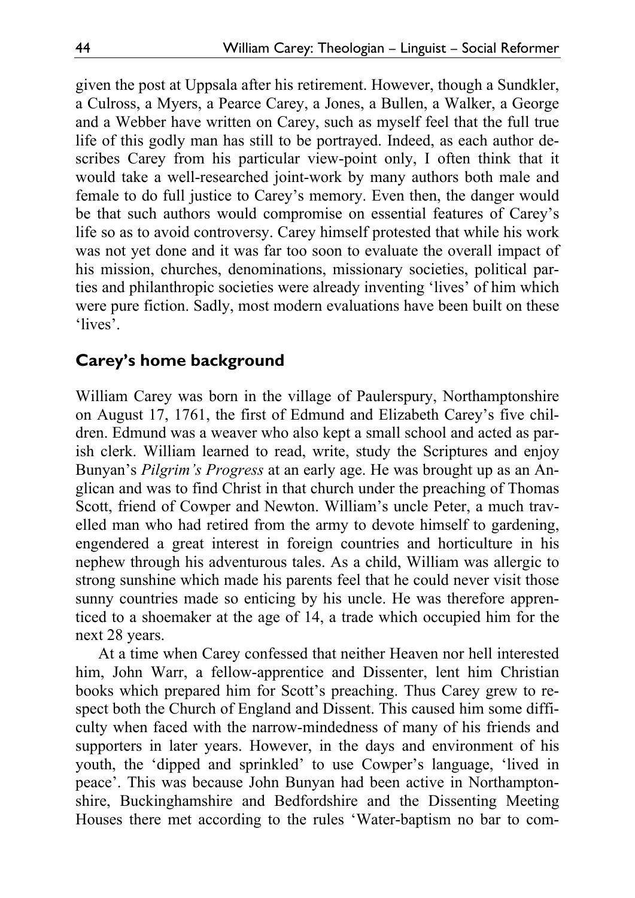given the post at Uppsala after his retirement. However, though a Sundkler, a Culross, a Myers, a Pearce Carey, a Jones, a Bullen, a Walker, a George and a Webber have written on Carey, such as myself feel that the full true life of this godly man has still to be portrayed. Indeed, as each author describes Carey from his particular view-point only, I often think that it would take a well-researched joint-work by many authors both male and female to do full justice to Carey's memory. Even then, the danger would be that such authors would compromise on essential features of Carey's life so as to avoid controversy. Carey himself protested that while his work was not yet done and it was far too soon to evaluate the overall impact of his mission, churches, denominations, missionary societies, political parties and philanthropic societies were already inventing 'lives' of him which were pure fiction. Sadly, most modern evaluations have been built on these 'lives'.

## Carey's home background

William Carey was born in the village of Paulerspury, Northamptonshire on August 17, 1761, the first of Edmund and Elizabeth Carey's five children. Edmund was a weaver who also kept a small school and acted as parish clerk. William learned to read, write, study the Scriptures and enjoy Bunyan's *Pilgrim's Progress* at an early age. He was brought up as an Anglican and was to find Christ in that church under the preaching of Thomas Scott, friend of Cowper and Newton. William's uncle Peter, a much travelled man who had retired from the army to devote himself to gardening, engendered a great interest in foreign countries and horticulture in his nephew through his adventurous tales. As a child, William was allergic to strong sunshine which made his parents feel that he could never visit those sunny countries made so enticing by his uncle. He was therefore apprenticed to a shoemaker at the age of 14, a trade which occupied him for the next 28 years.

At a time when Carey confessed that neither Heaven nor hell interested him, John Warr, a fellow-apprentice and Dissenter, lent him Christian books which prepared him for Scott's preaching. Thus Carey grew to respect both the Church of England and Dissent. This caused him some difficulty when faced with the narrow-mindedness of many of his friends and supporters in later years. However, in the days and environment of his youth, the 'dipped and sprinkled' to use Cowper's language, 'lived in peace'. This was because John Bunyan had been active in Northamptonshire, Buckinghamshire and Bedfordshire and the Dissenting Meeting Houses there met according to the rules 'Water-baptism no bar to com-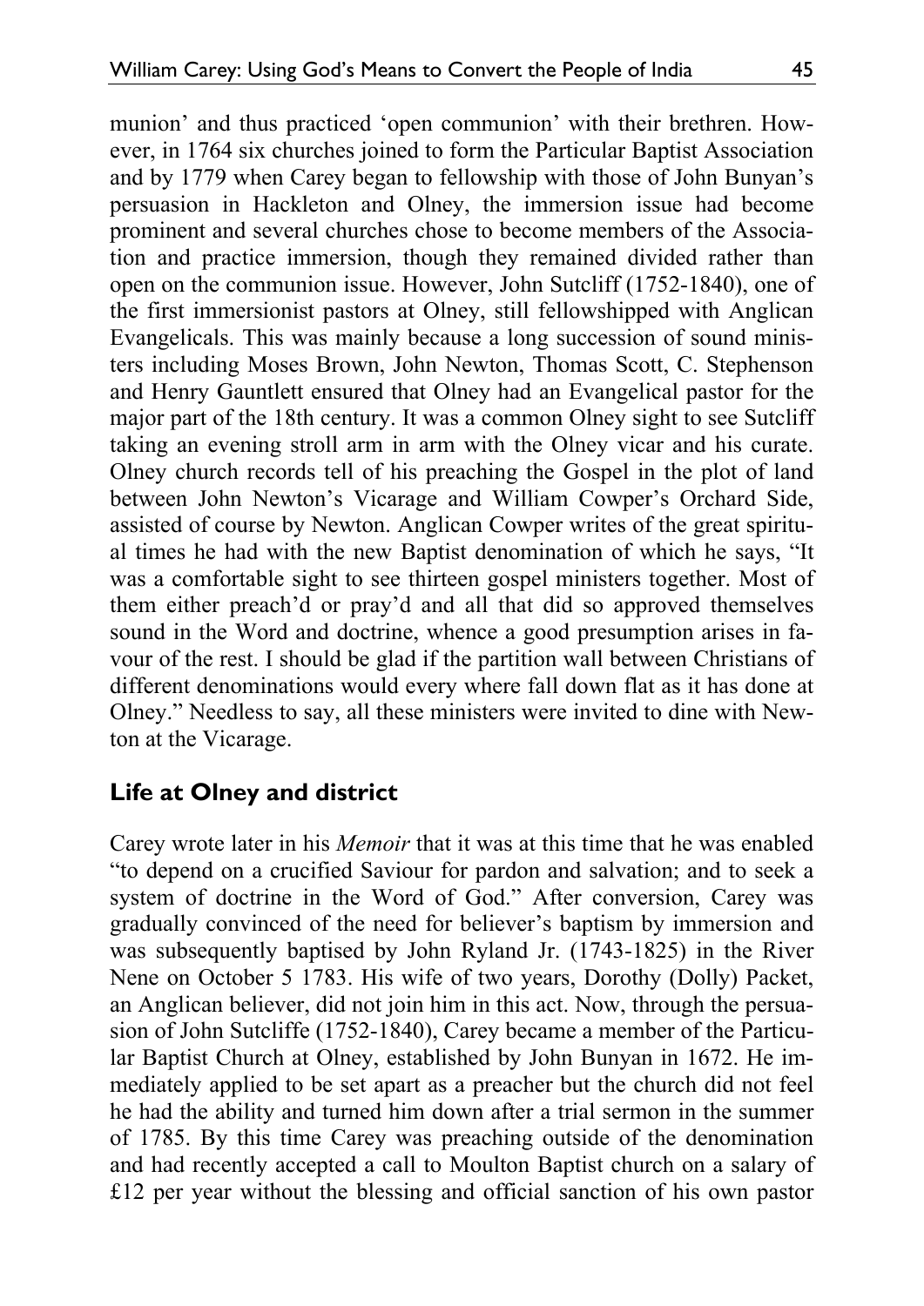munion' and thus practiced 'open communion' with their brethren. However, in 1764 six churches joined to form the Particular Baptist Association and by 1779 when Carey began to fellowship with those of John Bunyan's persuasion in Hackleton and Olney, the immersion issue had become prominent and several churches chose to become members of the Association and practice immersion, though they remained divided rather than open on the communion issue. However, John Sutcliff (1752-1840), one of the first immersionist pastors at Olney, still fellowshipped with Anglican Evangelicals. This was mainly because a long succession of sound ministers including Moses Brown, John Newton, Thomas Scott, C. Stephenson and Henry Gauntlett ensured that Olney had an Evangelical pastor for the major part of the 18th century. It was a common Olney sight to see Sutcliff taking an evening stroll arm in arm with the Olney vicar and his curate. Olney church records tell of his preaching the Gospel in the plot of land between John Newton's Vicarage and William Cowper's Orchard Side, assisted of course by Newton. Anglican Cowper writes of the great spiritual times he had with the new Baptist denomination of which he says, "It was a comfortable sight to see thirteen gospel ministers together. Most of them either preach'd or pray'd and all that did so approved themselves sound in the Word and doctrine, whence a good presumption arises in favour of the rest. I should be glad if the partition wall between Christians of different denominations would every where fall down flat as it has done at Olney." Needless to say, all these ministers were invited to dine with Newton at the Vicarage.

## Life at Olney and district

Carey wrote later in his *Memoir* that it was at this time that he was enabled "to depend on a crucified Saviour for pardon and salvation; and to seek a system of doctrine in the Word of God." After conversion, Carey was gradually convinced of the need for believer's baptism by immersion and was subsequently baptised by John Ryland Jr. (1743-1825) in the River Nene on October 5 1783. His wife of two years, Dorothy (Dolly) Packet, an Anglican believer, did not join him in this act. Now, through the persuasion of John Sutcliffe (1752-1840), Carey became a member of the Particular Baptist Church at Olney, established by John Bunyan in 1672. He immediately applied to be set apart as a preacher but the church did not feel he had the ability and turned him down after a trial sermon in the summer of 1785. By this time Carey was preaching outside of the denomination and had recently accepted a call to Moulton Baptist church on a salary of £12 per year without the blessing and official sanction of his own pastor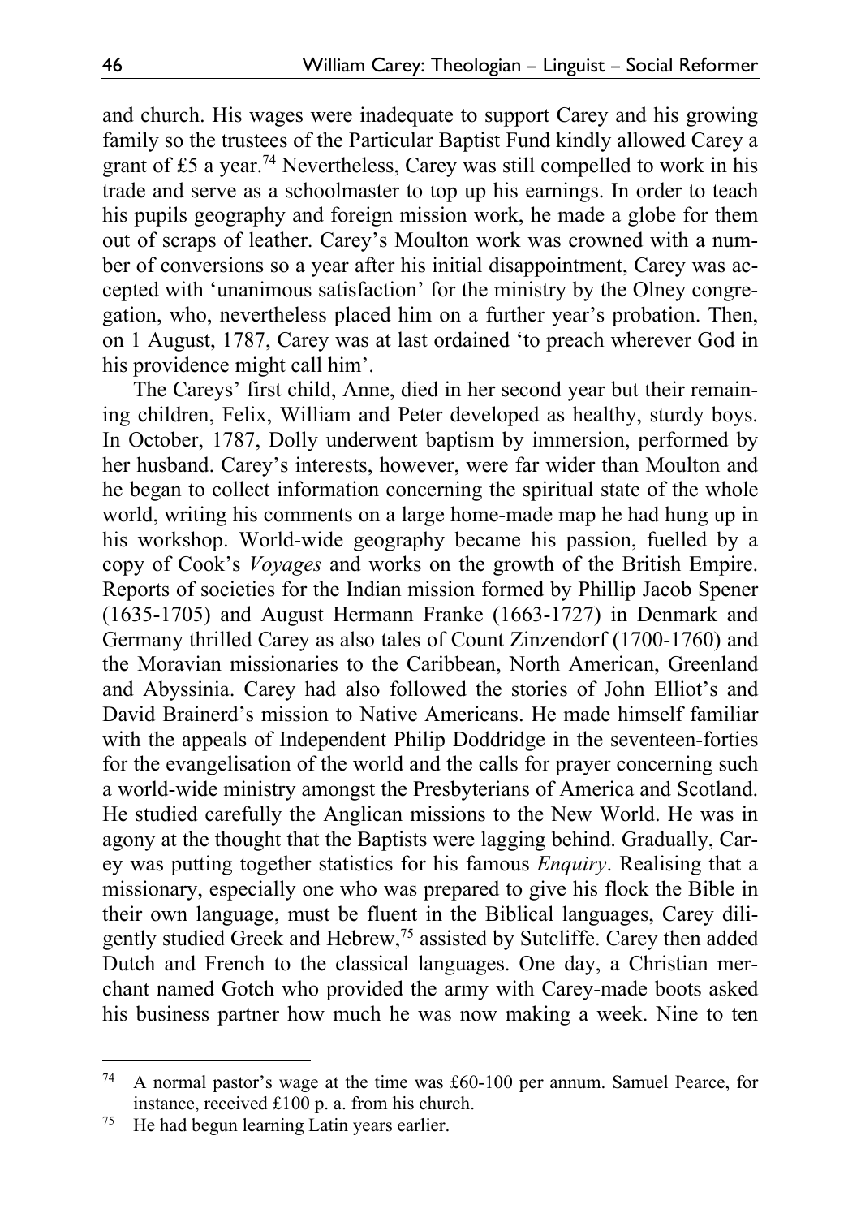and church. His wages were inadequate to support Carey and his growing family so the trustees of the Particular Baptist Fund kindly allowed Carey a grant of £5 a year.[74] Nevertheless, Carey was still compelled to work in his trade and serve as a schoolmaster to top up his earnings. In order to teach his pupils geography and foreign mission work, he made a globe for them out of scraps of leather. Carey's Moulton work was crowned with a number of conversions so a year after his initial disappointment, Carey was accepted with 'unanimous satisfaction' for the ministry by the Olney congregation, who, nevertheless placed him on a further year's probation. Then, on 1 August, 1787, Carey was at last ordained 'to preach wherever God in his providence might call him'.

The Careys' first child, Anne, died in her second year but their remaining children, Felix, William and Peter developed as healthy, sturdy boys. In October, 1787, Dolly underwent baptism by immersion, performed by her husband. Carey's interests, however, were far wider than Moulton and he began to collect information concerning the spiritual state of the whole world, writing his comments on a large home-made map he had hung up in his workshop. World-wide geography became his passion, fuelled by a copy of Cook's *Voyages* and works on the growth of the British Empire. Reports of societies for the Indian mission formed by Phillip Jacob Spener (1635-1705) and August Hermann Franke (1663-1727) in Denmark and Germany thrilled Carey as also tales of Count Zinzendorf (1700-1760) and the Moravian missionaries to the Caribbean, North American, Greenland and Abyssinia. Carey had also followed the stories of John Elliot's and David Brainerd's mission to Native Americans. He made himself familiar with the appeals of Independent Philip Doddridge in the seventeen-forties for the evangelisation of the world and the calls for prayer concerning such a world-wide ministry amongst the Presbyterians of America and Scotland. He studied carefully the Anglican missions to the New World. He was in agony at the thought that the Baptists were lagging behind. Gradually, Carey was putting together statistics for his famous *Enquiry*. Realising that a missionary, especially one who was prepared to give his flock the Bible in their own language, must be fluent in the Biblical languages, Carey diligently studied Greek and Hebrew,[75] assisted by Sutcliffe. Carey then added Dutch and French to the classical languages. One day, a Christian merchant named Gotch who provided the army with Carey-made boots asked his business partner how much he was now making a week. Nine to ten

---

[74] A normal pastor's wage at the time was £60-100 per annum. Samuel Pearce, for instance, received £100 p. a. from his church.

[75] He had begun learning Latin years earlier.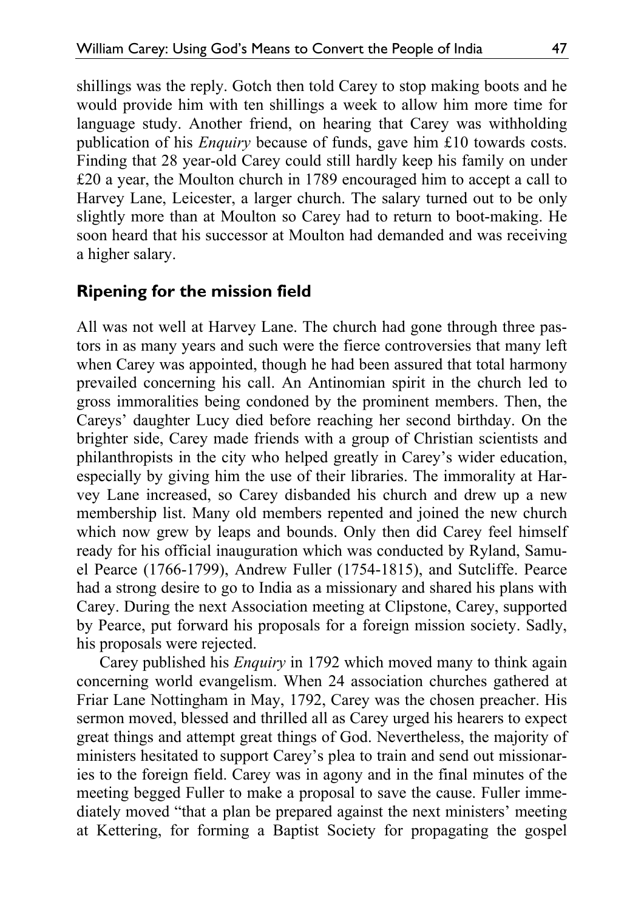shillings was the reply. Gotch then told Carey to stop making boots and he would provide him with ten shillings a week to allow him more time for language study. Another friend, on hearing that Carey was withholding publication of his *Enquiry* because of funds, gave him £10 towards costs. Finding that 28 year-old Carey could still hardly keep his family on under £20 a year, the Moulton church in 1789 encouraged him to accept a call to Harvey Lane, Leicester, a larger church. The salary turned out to be only slightly more than at Moulton so Carey had to return to boot-making. He soon heard that his successor at Moulton had demanded and was receiving a higher salary.

## Ripening for the mission field

All was not well at Harvey Lane. The church had gone through three pastors in as many years and such were the fierce controversies that many left when Carey was appointed, though he had been assured that total harmony prevailed concerning his call. An Antinomian spirit in the church led to gross immoralities being condoned by the prominent members. Then, the Careys' daughter Lucy died before reaching her second birthday. On the brighter side, Carey made friends with a group of Christian scientists and philanthropists in the city who helped greatly in Carey's wider education, especially by giving him the use of their libraries. The immorality at Harvey Lane increased, so Carey disbanded his church and drew up a new membership list. Many old members repented and joined the new church which now grew by leaps and bounds. Only then did Carey feel himself ready for his official inauguration which was conducted by Ryland, Samuel Pearce (1766-1799), Andrew Fuller (1754-1815), and Sutcliffe. Pearce had a strong desire to go to India as a missionary and shared his plans with Carey. During the next Association meeting at Clipstone, Carey, supported by Pearce, put forward his proposals for a foreign mission society. Sadly, his proposals were rejected.

Carey published his *Enquiry* in 1792 which moved many to think again concerning world evangelism. When 24 association churches gathered at Friar Lane Nottingham in May, 1792, Carey was the chosen preacher. His sermon moved, blessed and thrilled all as Carey urged his hearers to expect great things and attempt great things of God. Nevertheless, the majority of ministers hesitated to support Carey's plea to train and send out missionaries to the foreign field. Carey was in agony and in the final minutes of the meeting begged Fuller to make a proposal to save the cause. Fuller immediately moved "that a plan be prepared against the next ministers' meeting at Kettering, for forming a Baptist Society for propagating the gospel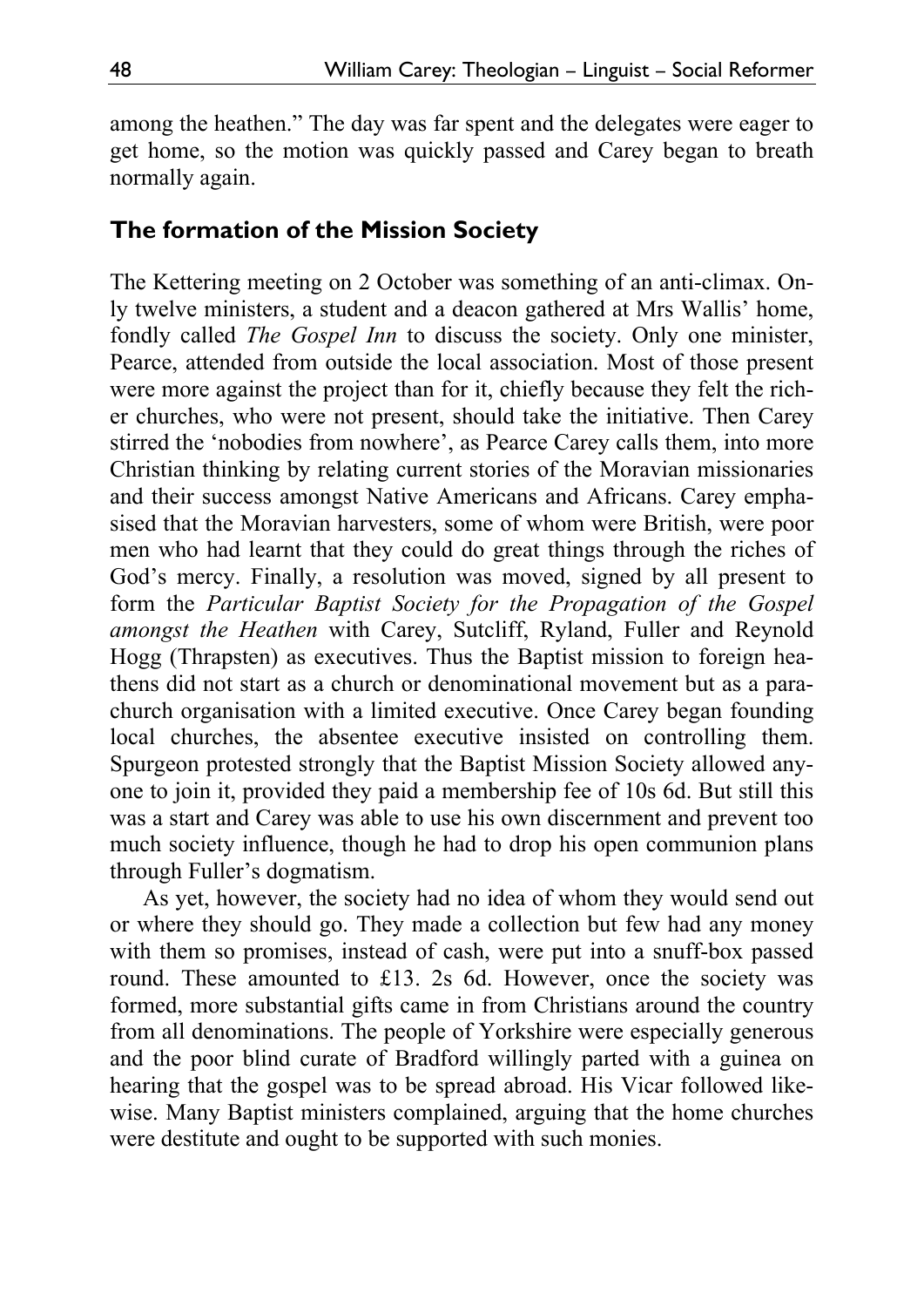among the heathen." The day was far spent and the delegates were eager to get home, so the motion was quickly passed and Carey began to breath normally again.

## The formation of the Mission Society

The Kettering meeting on 2 October was something of an anti-climax. Only twelve ministers, a student and a deacon gathered at Mrs Wallis' home, fondly called *The Gospel Inn* to discuss the society. Only one minister, Pearce, attended from outside the local association. Most of those present were more against the project than for it, chiefly because they felt the richer churches, who were not present, should take the initiative. Then Carey stirred the 'nobodies from nowhere', as Pearce Carey calls them, into more Christian thinking by relating current stories of the Moravian missionaries and their success amongst Native Americans and Africans. Carey emphasised that the Moravian harvesters, some of whom were British, were poor men who had learnt that they could do great things through the riches of God's mercy. Finally, a resolution was moved, signed by all present to form the *Particular Baptist Society for the Propagation of the Gospel amongst the Heathen* with Carey, Sutcliff, Ryland, Fuller and Reynold Hogg (Thrapsten) as executives. Thus the Baptist mission to foreign heathens did not start as a church or denominational movement but as a parachurch organisation with a limited executive. Once Carey began founding local churches, the absentee executive insisted on controlling them. Spurgeon protested strongly that the Baptist Mission Society allowed anyone to join it, provided they paid a membership fee of 10s 6d. But still this was a start and Carey was able to use his own discernment and prevent too much society influence, though he had to drop his open communion plans through Fuller's dogmatism.

As yet, however, the society had no idea of whom they would send out or where they should go. They made a collection but few had any money with them so promises, instead of cash, were put into a snuff-box passed round. These amounted to £13. 2s 6d. However, once the society was formed, more substantial gifts came in from Christians around the country from all denominations. The people of Yorkshire were especially generous and the poor blind curate of Bradford willingly parted with a guinea on hearing that the gospel was to be spread abroad. His Vicar followed likewise. Many Baptist ministers complained, arguing that the home churches were destitute and ought to be supported with such monies.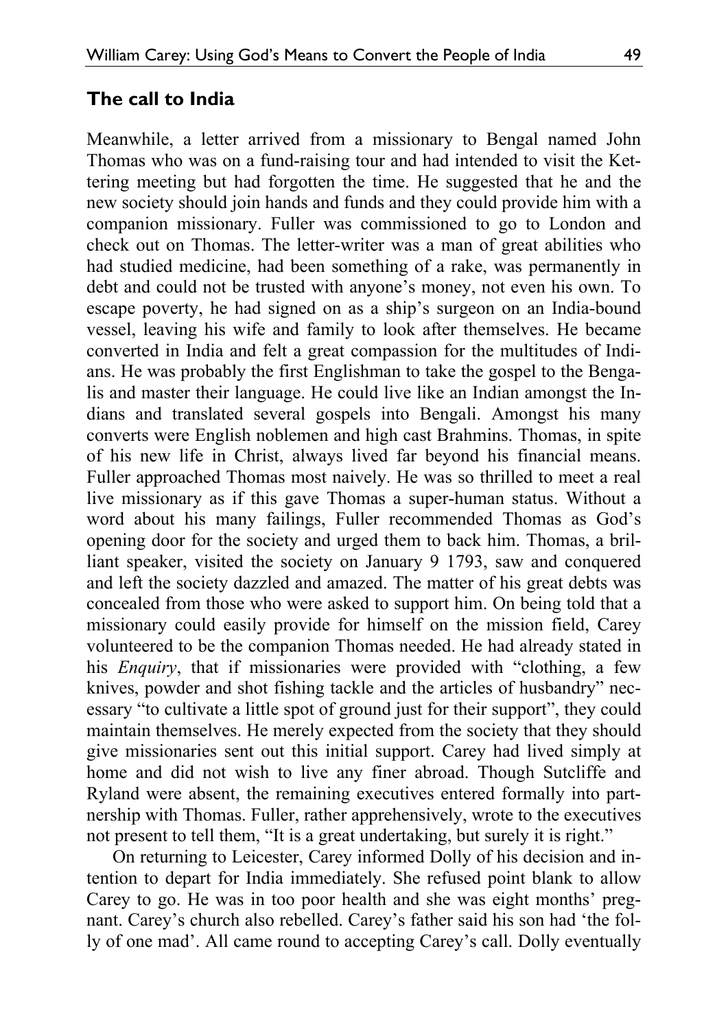## The call to India

Meanwhile, a letter arrived from a missionary to Bengal named John Thomas who was on a fund-raising tour and had intended to visit the Kettering meeting but had forgotten the time. He suggested that he and the new society should join hands and funds and they could provide him with a companion missionary. Fuller was commissioned to go to London and check out on Thomas. The letter-writer was a man of great abilities who had studied medicine, had been something of a rake, was permanently in debt and could not be trusted with anyone's money, not even his own. To escape poverty, he had signed on as a ship's surgeon on an India-bound vessel, leaving his wife and family to look after themselves. He became converted in India and felt a great compassion for the multitudes of Indians. He was probably the first Englishman to take the gospel to the Bengalis and master their language. He could live like an Indian amongst the Indians and translated several gospels into Bengali. Amongst his many converts were English noblemen and high cast Brahmins. Thomas, in spite of his new life in Christ, always lived far beyond his financial means. Fuller approached Thomas most naively. He was so thrilled to meet a real live missionary as if this gave Thomas a super-human status. Without a word about his many failings, Fuller recommended Thomas as God's opening door for the society and urged them to back him. Thomas, a brilliant speaker, visited the society on January 9 1793, saw and conquered and left the society dazzled and amazed. The matter of his great debts was concealed from those who were asked to support him. On being told that a missionary could easily provide for himself on the mission field, Carey volunteered to be the companion Thomas needed. He had already stated in his *Enquiry*, that if missionaries were provided with "clothing, a few knives, powder and shot fishing tackle and the articles of husbandry" necessary "to cultivate a little spot of ground just for their support", they could maintain themselves. He merely expected from the society that they should give missionaries sent out this initial support. Carey had lived simply at home and did not wish to live any finer abroad. Though Sutcliffe and Ryland were absent, the remaining executives entered formally into partnership with Thomas. Fuller, rather apprehensively, wrote to the executives not present to tell them, "It is a great undertaking, but surely it is right."

On returning to Leicester, Carey informed Dolly of his decision and intention to depart for India immediately. She refused point blank to allow Carey to go. He was in too poor health and she was eight months' pregnant. Carey's church also rebelled. Carey's father said his son had 'the folly of one mad'. All came round to accepting Carey's call. Dolly eventually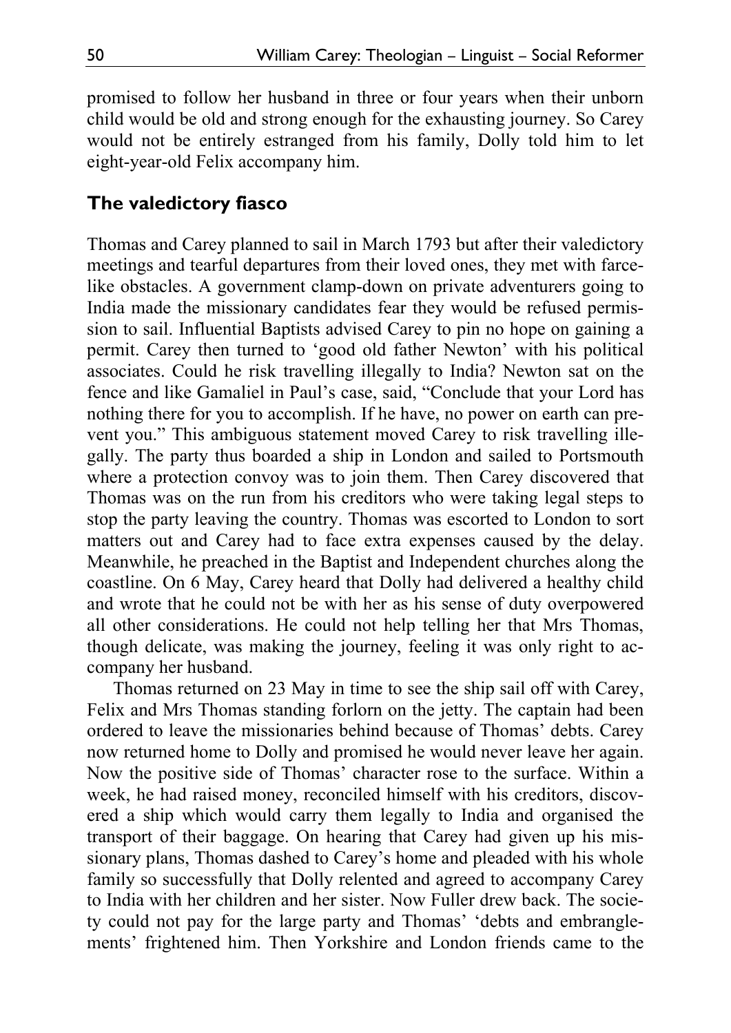promised to follow her husband in three or four years when their unborn child would be old and strong enough for the exhausting journey. So Carey would not be entirely estranged from his family, Dolly told him to let eight-year-old Felix accompany him.

## The valedictory fiasco

Thomas and Carey planned to sail in March 1793 but after their valedictory meetings and tearful departures from their loved ones, they met with farce-like obstacles. A government clamp-down on private adventurers going to India made the missionary candidates fear they would be refused permission to sail. Influential Baptists advised Carey to pin no hope on gaining a permit. Carey then turned to 'good old father Newton' with his political associates. Could he risk travelling illegally to India? Newton sat on the fence and like Gamaliel in Paul's case, said, "Conclude that your Lord has nothing there for you to accomplish. If he have, no power on earth can prevent you." This ambiguous statement moved Carey to risk travelling illegally. The party thus boarded a ship in London and sailed to Portsmouth where a protection convoy was to join them. Then Carey discovered that Thomas was on the run from his creditors who were taking legal steps to stop the party leaving the country. Thomas was escorted to London to sort matters out and Carey had to face extra expenses caused by the delay. Meanwhile, he preached in the Baptist and Independent churches along the coastline. On 6 May, Carey heard that Dolly had delivered a healthy child and wrote that he could not be with her as his sense of duty overpowered all other considerations. He could not help telling her that Mrs Thomas, though delicate, was making the journey, feeling it was only right to accompany her husband.

Thomas returned on 23 May in time to see the ship sail off with Carey, Felix and Mrs Thomas standing forlorn on the jetty. The captain had been ordered to leave the missionaries behind because of Thomas' debts. Carey now returned home to Dolly and promised he would never leave her again. Now the positive side of Thomas' character rose to the surface. Within a week, he had raised money, reconciled himself with his creditors, discovered a ship which would carry them legally to India and organised the transport of their baggage. On hearing that Carey had given up his missionary plans, Thomas dashed to Carey's home and pleaded with his whole family so successfully that Dolly relented and agreed to accompany Carey to India with her children and her sister. Now Fuller drew back. The society could not pay for the large party and Thomas' 'debts and embranglements' frightened him. Then Yorkshire and London friends came to the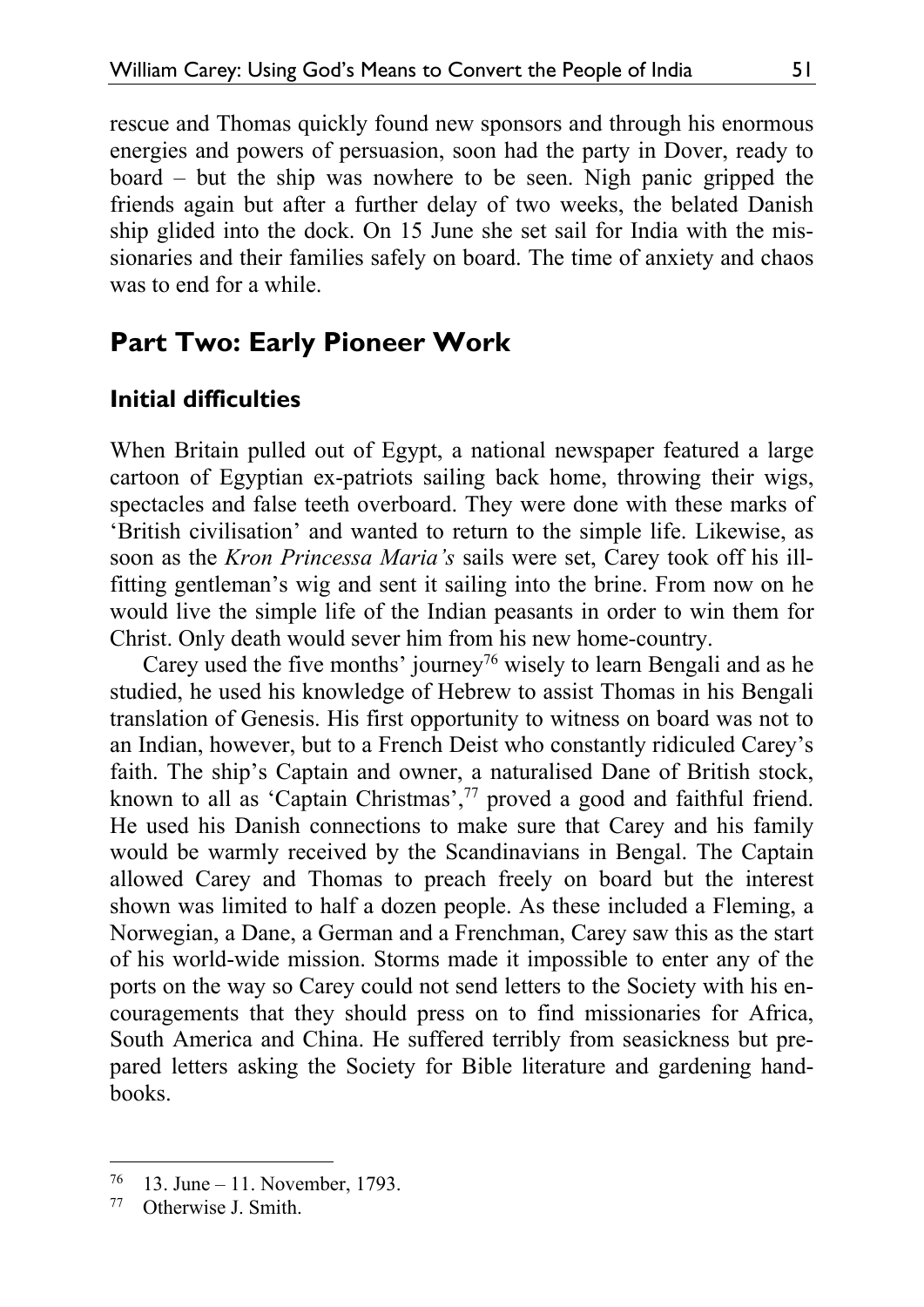rescue and Thomas quickly found new sponsors and through his enormous energies and powers of persuasion, soon had the party in Dover, ready to board – but the ship was nowhere to be seen. Nigh panic gripped the friends again but after a further delay of two weeks, the belated Danish ship glided into the dock. On 15 June she set sail for India with the missionaries and their families safely on board. The time of anxiety and chaos was to end for a while.

## Part Two: Early Pioneer Work

### Initial difficulties

When Britain pulled out of Egypt, a national newspaper featured a large cartoon of Egyptian ex-patriots sailing back home, throwing their wigs, spectacles and false teeth overboard. They were done with these marks of 'British civilisation' and wanted to return to the simple life. Likewise, as soon as the *Kron Princessa Maria's* sails were set, Carey took off his ill-fitting gentleman's wig and sent it sailing into the brine. From now on he would live the simple life of the Indian peasants in order to win them for Christ. Only death would sever him from his new home-country.

Carey used the five months' journey[76] wisely to learn Bengali and as he studied, he used his knowledge of Hebrew to assist Thomas in his Bengali translation of Genesis. His first opportunity to witness on board was not to an Indian, however, but to a French Deist who constantly ridiculed Carey's faith. The ship's Captain and owner, a naturalised Dane of British stock, known to all as 'Captain Christmas',[77] proved a good and faithful friend. He used his Danish connections to make sure that Carey and his family would be warmly received by the Scandinavians in Bengal. The Captain allowed Carey and Thomas to preach freely on board but the interest shown was limited to half a dozen people. As these included a Fleming, a Norwegian, a Dane, a German and a Frenchman, Carey saw this as the start of his world-wide mission. Storms made it impossible to enter any of the ports on the way so Carey could not send letters to the Society with his encouragements that they should press on to find missionaries for Africa, South America and China. He suffered terribly from seasickness but prepared letters asking the Society for Bible literature and gardening handbooks.

---

[76] 13. June – 11. November, 1793.

[77] Otherwise J. Smith.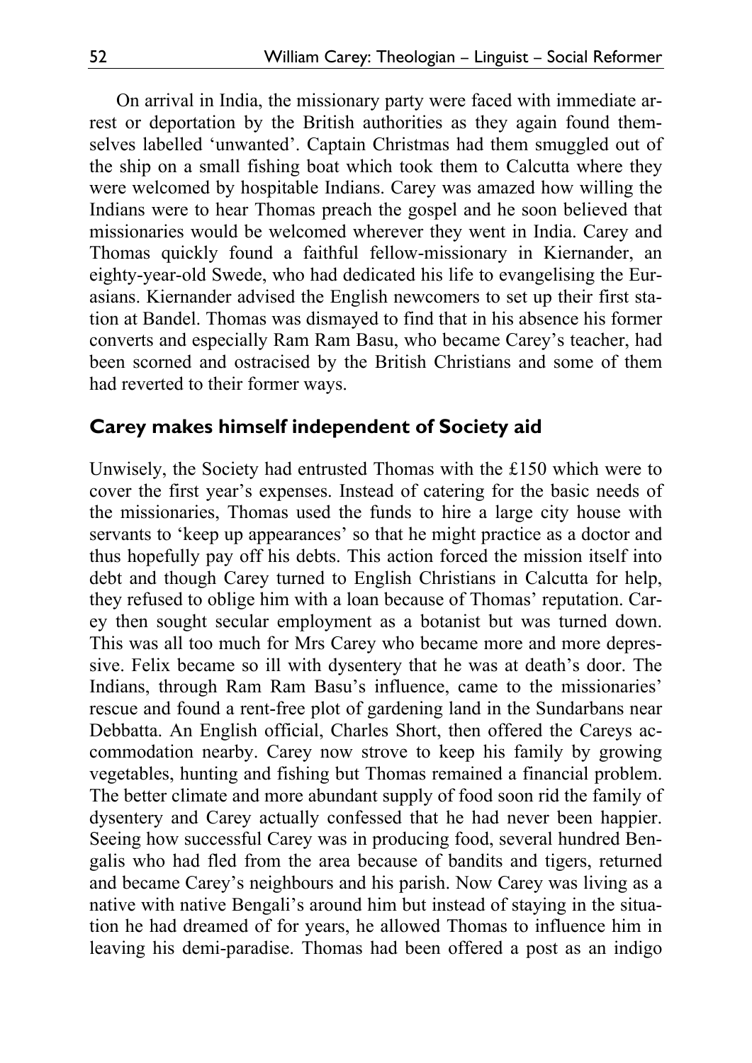On arrival in India, the missionary party were faced with immediate arrest or deportation by the British authorities as they again found themselves labelled 'unwanted'. Captain Christmas had them smuggled out of the ship on a small fishing boat which took them to Calcutta where they were welcomed by hospitable Indians. Carey was amazed how willing the Indians were to hear Thomas preach the gospel and he soon believed that missionaries would be welcomed wherever they went in India. Carey and Thomas quickly found a faithful fellow-missionary in Kiernander, an eighty-year-old Swede, who had dedicated his life to evangelising the Eurasians. Kiernander advised the English newcomers to set up their first station at Bandel. Thomas was dismayed to find that in his absence his former converts and especially Ram Ram Basu, who became Carey's teacher, had been scorned and ostracised by the British Christians and some of them had reverted to their former ways.

## Carey makes himself independent of Society aid

Unwisely, the Society had entrusted Thomas with the £150 which were to cover the first year's expenses. Instead of catering for the basic needs of the missionaries, Thomas used the funds to hire a large city house with servants to 'keep up appearances' so that he might practice as a doctor and thus hopefully pay off his debts. This action forced the mission itself into debt and though Carey turned to English Christians in Calcutta for help, they refused to oblige him with a loan because of Thomas' reputation. Carey then sought secular employment as a botanist but was turned down. This was all too much for Mrs Carey who became more and more depressive. Felix became so ill with dysentery that he was at death's door. The Indians, through Ram Ram Basu's influence, came to the missionaries' rescue and found a rent-free plot of gardening land in the Sundarbans near Debbatta. An English official, Charles Short, then offered the Careys accommodation nearby. Carey now strove to keep his family by growing vegetables, hunting and fishing but Thomas remained a financial problem. The better climate and more abundant supply of food soon rid the family of dysentery and Carey actually confessed that he had never been happier. Seeing how successful Carey was in producing food, several hundred Bengalis who had fled from the area because of bandits and tigers, returned and became Carey's neighbours and his parish. Now Carey was living as a native with native Bengali's around him but instead of staying in the situation he had dreamed of for years, he allowed Thomas to influence him in leaving his demi-paradise. Thomas had been offered a post as an indigo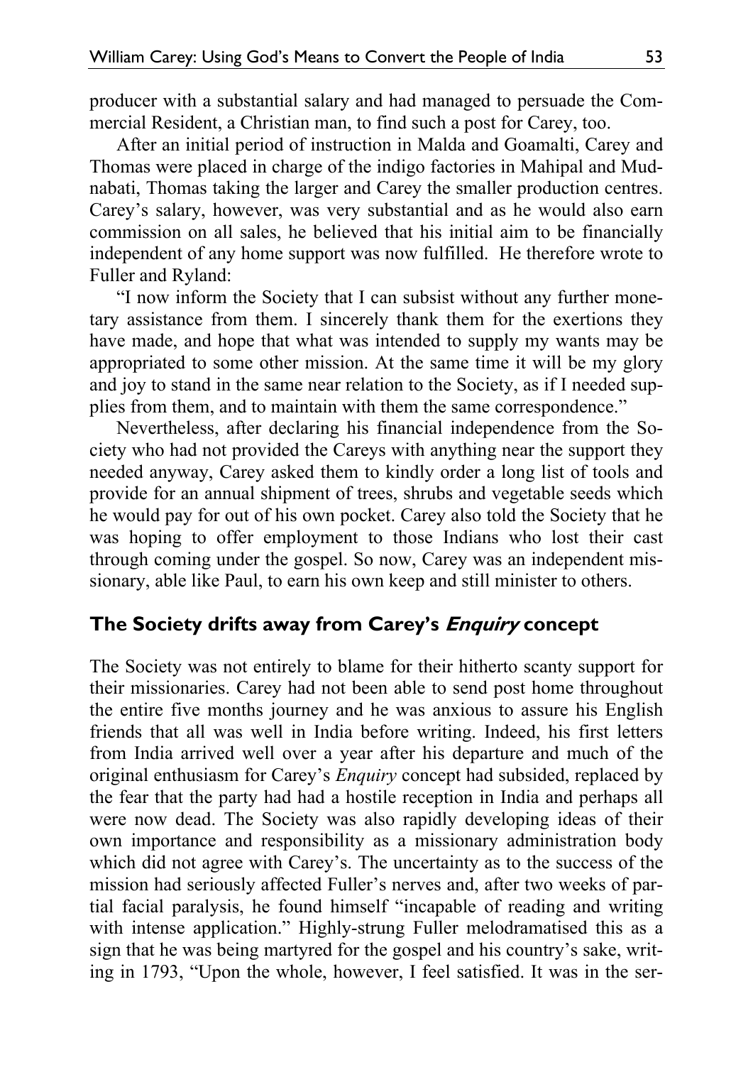producer with a substantial salary and had managed to persuade the Commercial Resident, a Christian man, to find such a post for Carey, too.

After an initial period of instruction in Malda and Goamalti, Carey and Thomas were placed in charge of the indigo factories in Mahipal and Mudnabati, Thomas taking the larger and Carey the smaller production centres. Carey's salary, however, was very substantial and as he would also earn commission on all sales, he believed that his initial aim to be financially independent of any home support was now fulfilled. He therefore wrote to Fuller and Ryland:

"I now inform the Society that I can subsist without any further monetary assistance from them. I sincerely thank them for the exertions they have made, and hope that what was intended to supply my wants may be appropriated to some other mission. At the same time it will be my glory and joy to stand in the same near relation to the Society, as if I needed supplies from them, and to maintain with them the same correspondence."

Nevertheless, after declaring his financial independence from the Society who had not provided the Careys with anything near the support they needed anyway, Carey asked them to kindly order a long list of tools and provide for an annual shipment of trees, shrubs and vegetable seeds which he would pay for out of his own pocket. Carey also told the Society that he was hoping to offer employment to those Indians who lost their cast through coming under the gospel. So now, Carey was an independent missionary, able like Paul, to earn his own keep and still minister to others.

## The Society drifts away from Carey's *Enquiry* concept

The Society was not entirely to blame for their hitherto scanty support for their missionaries. Carey had not been able to send post home throughout the entire five months journey and he was anxious to assure his English friends that all was well in India before writing. Indeed, his first letters from India arrived well over a year after his departure and much of the original enthusiasm for Carey's *Enquiry* concept had subsided, replaced by the fear that the party had had a hostile reception in India and perhaps all were now dead. The Society was also rapidly developing ideas of their own importance and responsibility as a missionary administration body which did not agree with Carey's. The uncertainty as to the success of the mission had seriously affected Fuller's nerves and, after two weeks of partial facial paralysis, he found himself "incapable of reading and writing with intense application." Highly-strung Fuller melodramatised this as a sign that he was being martyred for the gospel and his country's sake, writing in 1793, "Upon the whole, however, I feel satisfied. It was in the ser-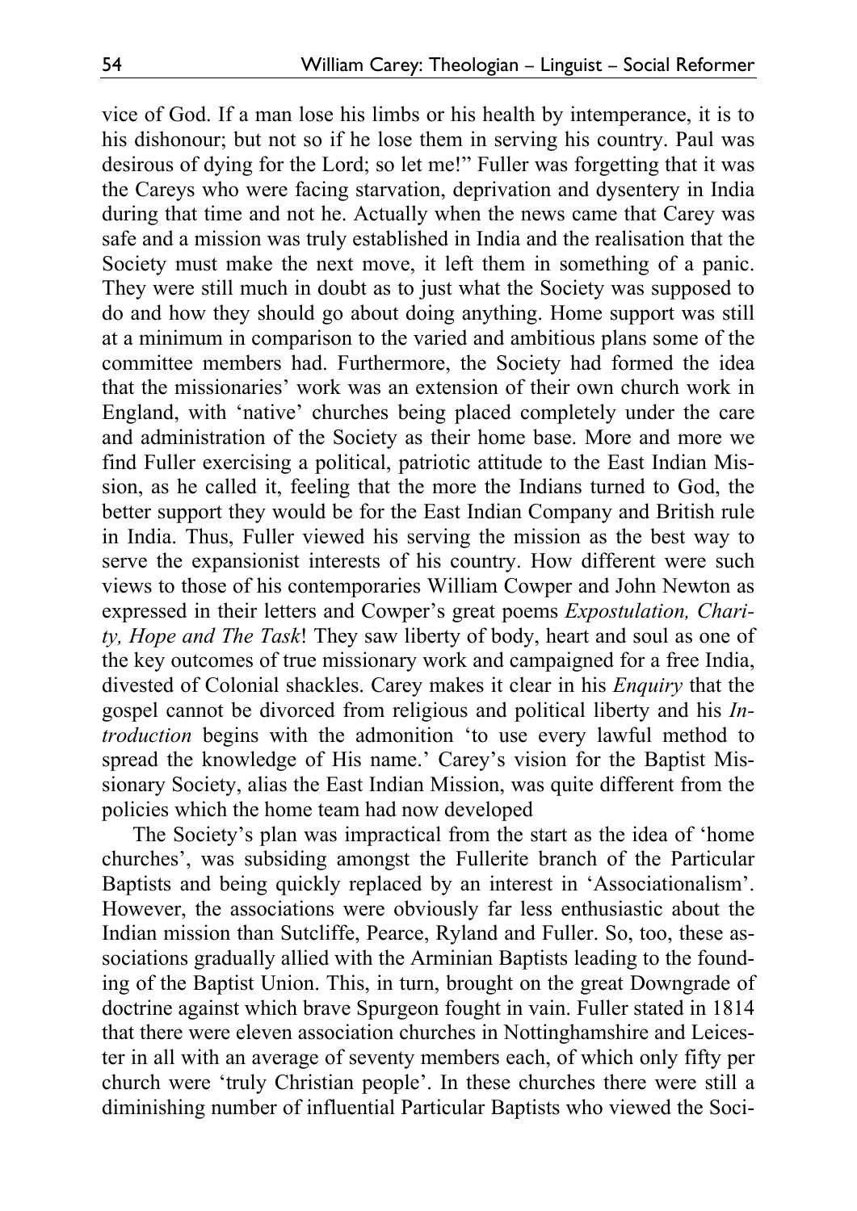vice of God. If a man lose his limbs or his health by intemperance, it is to his dishonour; but not so if he lose them in serving his country. Paul was desirous of dying for the Lord; so let me!" Fuller was forgetting that it was the Careys who were facing starvation, deprivation and dysentery in India during that time and not he. Actually when the news came that Carey was safe and a mission was truly established in India and the realisation that the Society must make the next move, it left them in something of a panic. They were still much in doubt as to just what the Society was supposed to do and how they should go about doing anything. Home support was still at a minimum in comparison to the varied and ambitious plans some of the committee members had. Furthermore, the Society had formed the idea that the missionaries' work was an extension of their own church work in England, with 'native' churches being placed completely under the care and administration of the Society as their home base. More and more we find Fuller exercising a political, patriotic attitude to the East Indian Mission, as he called it, feeling that the more the Indians turned to God, the better support they would be for the East Indian Company and British rule in India. Thus, Fuller viewed his serving the mission as the best way to serve the expansionist interests of his country. How different were such views to those of his contemporaries William Cowper and John Newton as expressed in their letters and Cowper's great poems *Expostulation, Charity, Hope and The Task*! They saw liberty of body, heart and soul as one of the key outcomes of true missionary work and campaigned for a free India, divested of Colonial shackles. Carey makes it clear in his *Enquiry* that the gospel cannot be divorced from religious and political liberty and his *Introduction* begins with the admonition 'to use every lawful method to spread the knowledge of His name.' Carey's vision for the Baptist Missionary Society, alias the East Indian Mission, was quite different from the policies which the home team had now developed

The Society's plan was impractical from the start as the idea of 'home churches', was subsiding amongst the Fullerite branch of the Particular Baptists and being quickly replaced by an interest in 'Associationalism'. However, the associations were obviously far less enthusiastic about the Indian mission than Sutcliffe, Pearce, Ryland and Fuller. So, too, these associations gradually allied with the Arminian Baptists leading to the founding of the Baptist Union. This, in turn, brought on the great Downgrade of doctrine against which brave Spurgeon fought in vain. Fuller stated in 1814 that there were eleven association churches in Nottinghamshire and Leicester in all with an average of seventy members each, of which only fifty per church were 'truly Christian people'. In these churches there were still a diminishing number of influential Particular Baptists who viewed the Soci-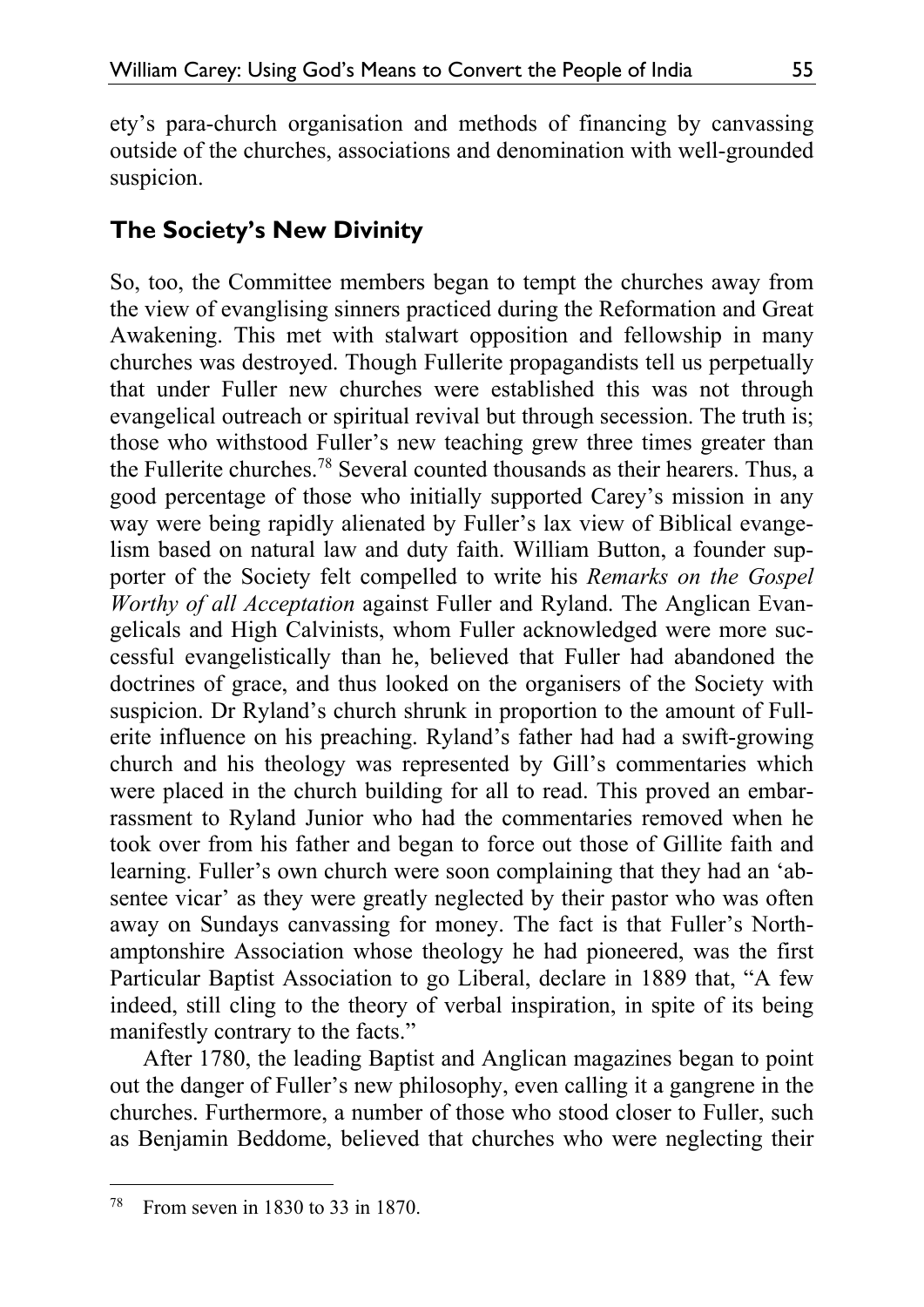ety's para-church organisation and methods of financing by canvassing outside of the churches, associations and denomination with well-grounded suspicion.

## The Society's New Divinity

So, too, the Committee members began to tempt the churches away from the view of evanglising sinners practiced during the Reformation and Great Awakening. This met with stalwart opposition and fellowship in many churches was destroyed. Though Fullerite propagandists tell us perpetually that under Fuller new churches were established this was not through evangelical outreach or spiritual revival but through secession. The truth is; those who withstood Fuller's new teaching grew three times greater than the Fullerite churches.[78] Several counted thousands as their hearers. Thus, a good percentage of those who initially supported Carey's mission in any way were being rapidly alienated by Fuller's lax view of Biblical evangelism based on natural law and duty faith. William Button, a founder supporter of the Society felt compelled to write his *Remarks on the Gospel Worthy of all Acceptation* against Fuller and Ryland. The Anglican Evangelicals and High Calvinists, whom Fuller acknowledged were more successful evangelistically than he, believed that Fuller had abandoned the doctrines of grace, and thus looked on the organisers of the Society with suspicion. Dr Ryland's church shrunk in proportion to the amount of Fullerite influence on his preaching. Ryland's father had had a swift-growing church and his theology was represented by Gill's commentaries which were placed in the church building for all to read. This proved an embarrassment to Ryland Junior who had the commentaries removed when he took over from his father and began to force out those of Gillite faith and learning. Fuller's own church were soon complaining that they had an 'absentee vicar' as they were greatly neglected by their pastor who was often away on Sundays canvassing for money. The fact is that Fuller's Northamptonshire Association whose theology he had pioneered, was the first Particular Baptist Association to go Liberal, declare in 1889 that, "A few indeed, still cling to the theory of verbal inspiration, in spite of its being manifestly contrary to the facts."

After 1780, the leading Baptist and Anglican magazines began to point out the danger of Fuller's new philosophy, even calling it a gangrene in the churches. Furthermore, a number of those who stood closer to Fuller, such as Benjamin Beddome, believed that churches who were neglecting their

---

[78] From seven in 1830 to 33 in 1870.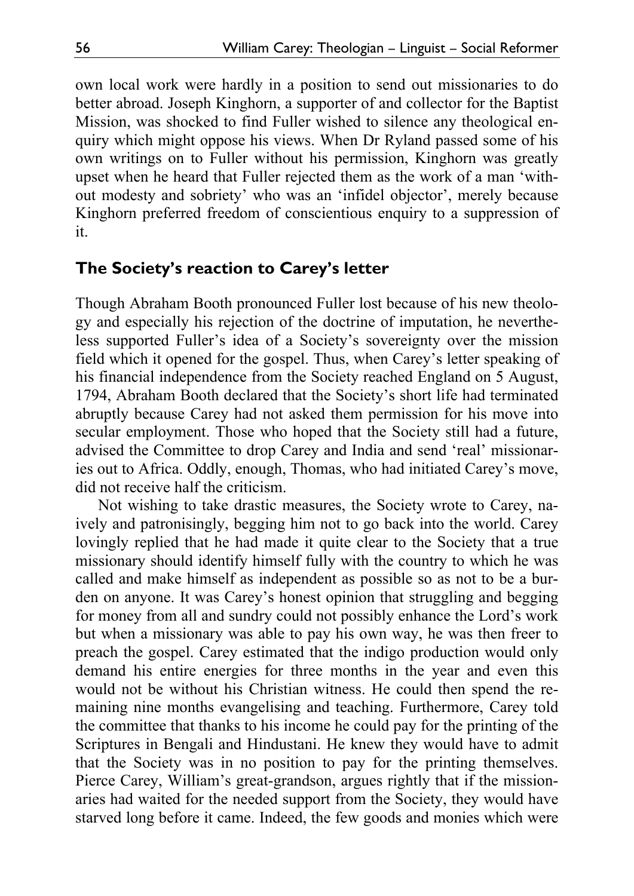own local work were hardly in a position to send out missionaries to do better abroad. Joseph Kinghorn, a supporter of and collector for the Baptist Mission, was shocked to find Fuller wished to silence any theological enquiry which might oppose his views. When Dr Ryland passed some of his own writings on to Fuller without his permission, Kinghorn was greatly upset when he heard that Fuller rejected them as the work of a man 'without modesty and sobriety' who was an 'infidel objector', merely because Kinghorn preferred freedom of conscientious enquiry to a suppression of it.

## The Society's reaction to Carey's letter

Though Abraham Booth pronounced Fuller lost because of his new theology and especially his rejection of the doctrine of imputation, he nevertheless supported Fuller's idea of a Society's sovereignty over the mission field which it opened for the gospel. Thus, when Carey's letter speaking of his financial independence from the Society reached England on 5 August, 1794, Abraham Booth declared that the Society's short life had terminated abruptly because Carey had not asked them permission for his move into secular employment. Those who hoped that the Society still had a future, advised the Committee to drop Carey and India and send 'real' missionaries out to Africa. Oddly, enough, Thomas, who had initiated Carey's move, did not receive half the criticism.

Not wishing to take drastic measures, the Society wrote to Carey, naively and patronisingly, begging him not to go back into the world. Carey lovingly replied that he had made it quite clear to the Society that a true missionary should identify himself fully with the country to which he was called and make himself as independent as possible so as not to be a burden on anyone. It was Carey's honest opinion that struggling and begging for money from all and sundry could not possibly enhance the Lord's work but when a missionary was able to pay his own way, he was then freer to preach the gospel. Carey estimated that the indigo production would only demand his entire energies for three months in the year and even this would not be without his Christian witness. He could then spend the remaining nine months evangelising and teaching. Furthermore, Carey told the committee that thanks to his income he could pay for the printing of the Scriptures in Bengali and Hindustani. He knew they would have to admit that the Society was in no position to pay for the printing themselves. Pierce Carey, William's great-grandson, argues rightly that if the missionaries had waited for the needed support from the Society, they would have starved long before it came. Indeed, the few goods and monies which were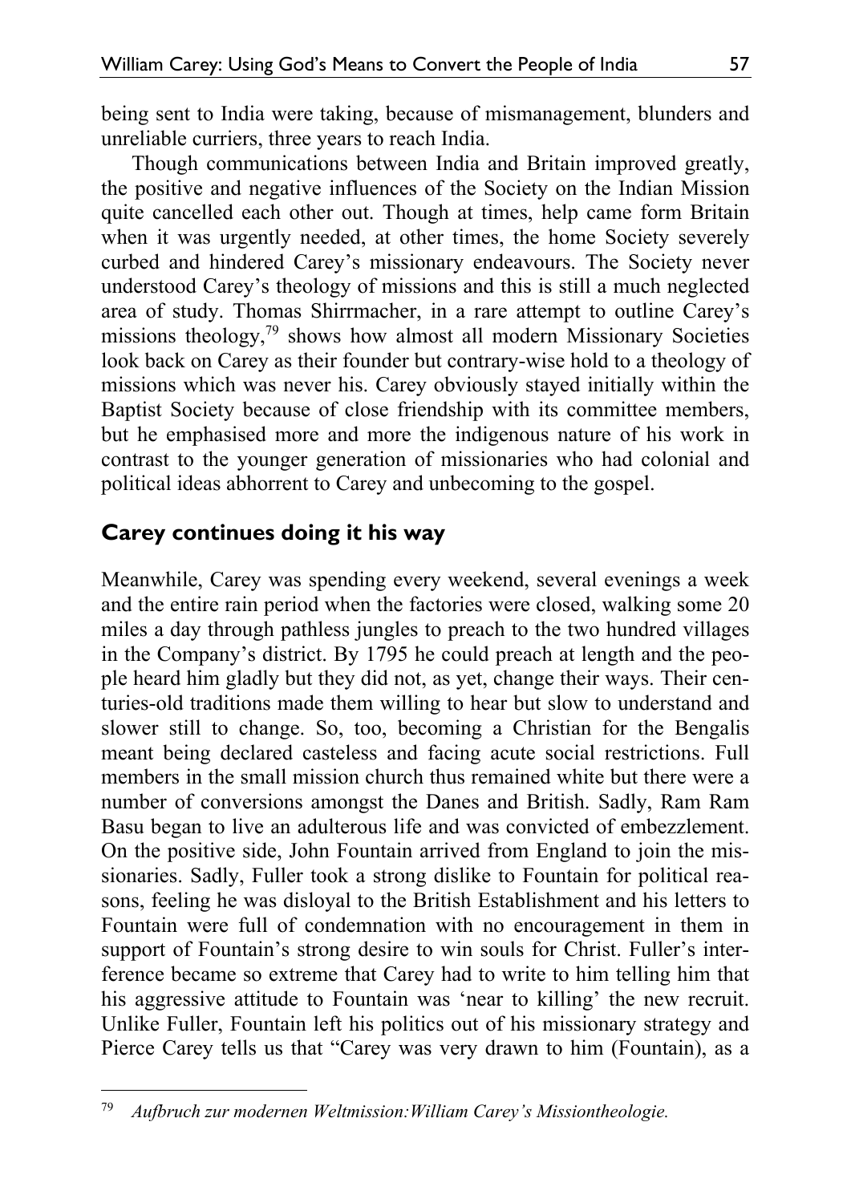being sent to India were taking, because of mismanagement, blunders and unreliable curriers, three years to reach India.

Though communications between India and Britain improved greatly, the positive and negative influences of the Society on the Indian Mission quite cancelled each other out. Though at times, help came form Britain when it was urgently needed, at other times, the home Society severely curbed and hindered Carey's missionary endeavours. The Society never understood Carey's theology of missions and this is still a much neglected area of study. Thomas Shirrmacher, in a rare attempt to outline Carey's missions theology,[79] shows how almost all modern Missionary Societies look back on Carey as their founder but contrary-wise hold to a theology of missions which was never his. Carey obviously stayed initially within the Baptist Society because of close friendship with its committee members, but he emphasised more and more the indigenous nature of his work in contrast to the younger generation of missionaries who had colonial and political ideas abhorrent to Carey and unbecoming to the gospel.

## Carey continues doing it his way

Meanwhile, Carey was spending every weekend, several evenings a week and the entire rain period when the factories were closed, walking some 20 miles a day through pathless jungles to preach to the two hundred villages in the Company's district. By 1795 he could preach at length and the people heard him gladly but they did not, as yet, change their ways. Their centuries-old traditions made them willing to hear but slow to understand and slower still to change. So, too, becoming a Christian for the Bengalis meant being declared casteless and facing acute social restrictions. Full members in the small mission church thus remained white but there were a number of conversions amongst the Danes and British. Sadly, Ram Ram Basu began to live an adulterous life and was convicted of embezzlement. On the positive side, John Fountain arrived from England to join the missionaries. Sadly, Fuller took a strong dislike to Fountain for political reasons, feeling he was disloyal to the British Establishment and his letters to Fountain were full of condemnation with no encouragement in them in support of Fountain's strong desire to win souls for Christ. Fuller's interference became so extreme that Carey had to write to him telling him that his aggressive attitude to Fountain was 'near to killing' the new recruit. Unlike Fuller, Fountain left his politics out of his missionary strategy and Pierce Carey tells us that "Carey was very drawn to him (Fountain), as a

---

[79] *Aufbruch zur modernen Weltmission:William Carey's Missiontheologie.*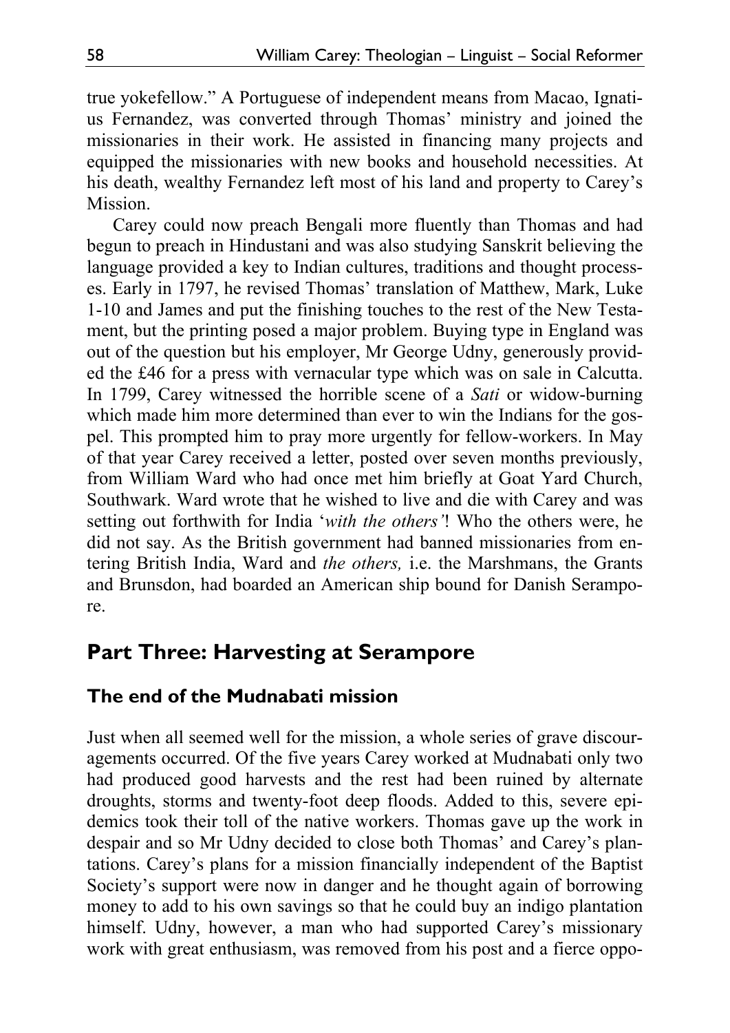true yokefellow." A Portuguese of independent means from Macao, Ignatius Fernandez, was converted through Thomas' ministry and joined the missionaries in their work. He assisted in financing many projects and equipped the missionaries with new books and household necessities. At his death, wealthy Fernandez left most of his land and property to Carey's Mission.

Carey could now preach Bengali more fluently than Thomas and had begun to preach in Hindustani and was also studying Sanskrit believing the language provided a key to Indian cultures, traditions and thought processes. Early in 1797, he revised Thomas' translation of Matthew, Mark, Luke 1-10 and James and put the finishing touches to the rest of the New Testament, but the printing posed a major problem. Buying type in England was out of the question but his employer, Mr George Udny, generously provided the £46 for a press with vernacular type which was on sale in Calcutta. In 1799, Carey witnessed the horrible scene of a *Sati* or widow-burning which made him more determined than ever to win the Indians for the gospel. This prompted him to pray more urgently for fellow-workers. In May of that year Carey received a letter, posted over seven months previously, from William Ward who had once met him briefly at Goat Yard Church, Southwark. Ward wrote that he wished to live and die with Carey and was setting out forthwith for India '*with the others'*! Who the others were, he did not say. As the British government had banned missionaries from entering British India, Ward and *the others,* i.e. the Marshmans, the Grants and Brunsdon, had boarded an American ship bound for Danish Serampore.

## Part Three: Harvesting at Serampore

### The end of the Mudnabati mission

Just when all seemed well for the mission, a whole series of grave discouragements occurred. Of the five years Carey worked at Mudnabati only two had produced good harvests and the rest had been ruined by alternate droughts, storms and twenty-foot deep floods. Added to this, severe epidemics took their toll of the native workers. Thomas gave up the work in despair and so Mr Udny decided to close both Thomas' and Carey's plantations. Carey's plans for a mission financially independent of the Baptist Society's support were now in danger and he thought again of borrowing money to add to his own savings so that he could buy an indigo plantation himself. Udny, however, a man who had supported Carey's missionary work with great enthusiasm, was removed from his post and a fierce oppo-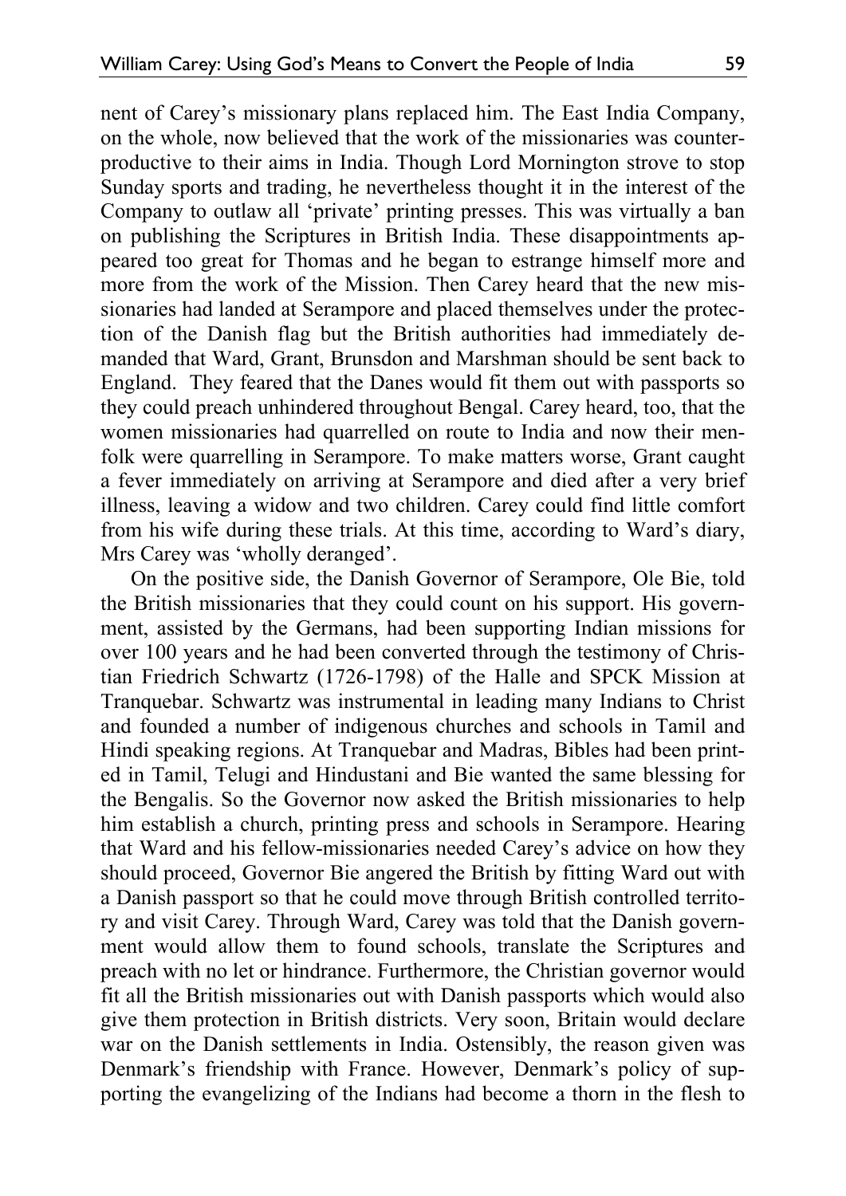nent of Carey's missionary plans replaced him. The East India Company, on the whole, now believed that the work of the missionaries was counter-productive to their aims in India. Though Lord Mornington strove to stop Sunday sports and trading, he nevertheless thought it in the interest of the Company to outlaw all 'private' printing presses. This was virtually a ban on publishing the Scriptures in British India. These disappointments appeared too great for Thomas and he began to estrange himself more and more from the work of the Mission. Then Carey heard that the new missionaries had landed at Serampore and placed themselves under the protection of the Danish flag but the British authorities had immediately demanded that Ward, Grant, Brunsdon and Marshman should be sent back to England. They feared that the Danes would fit them out with passports so they could preach unhindered throughout Bengal. Carey heard, too, that the women missionaries had quarrelled on route to India and now their menfolk were quarrelling in Serampore. To make matters worse, Grant caught a fever immediately on arriving at Serampore and died after a very brief illness, leaving a widow and two children. Carey could find little comfort from his wife during these trials. At this time, according to Ward's diary, Mrs Carey was 'wholly deranged'.

On the positive side, the Danish Governor of Serampore, Ole Bie, told the British missionaries that they could count on his support. His government, assisted by the Germans, had been supporting Indian missions for over 100 years and he had been converted through the testimony of Christian Friedrich Schwartz (1726-1798) of the Halle and SPCK Mission at Tranquebar. Schwartz was instrumental in leading many Indians to Christ and founded a number of indigenous churches and schools in Tamil and Hindi speaking regions. At Tranquebar and Madras, Bibles had been printed in Tamil, Telugi and Hindustani and Bie wanted the same blessing for the Bengalis. So the Governor now asked the British missionaries to help him establish a church, printing press and schools in Serampore. Hearing that Ward and his fellow-missionaries needed Carey's advice on how they should proceed, Governor Bie angered the British by fitting Ward out with a Danish passport so that he could move through British controlled territory and visit Carey. Through Ward, Carey was told that the Danish government would allow them to found schools, translate the Scriptures and preach with no let or hindrance. Furthermore, the Christian governor would fit all the British missionaries out with Danish passports which would also give them protection in British districts. Very soon, Britain would declare war on the Danish settlements in India. Ostensibly, the reason given was Denmark's friendship with France. However, Denmark's policy of supporting the evangelizing of the Indians had become a thorn in the flesh to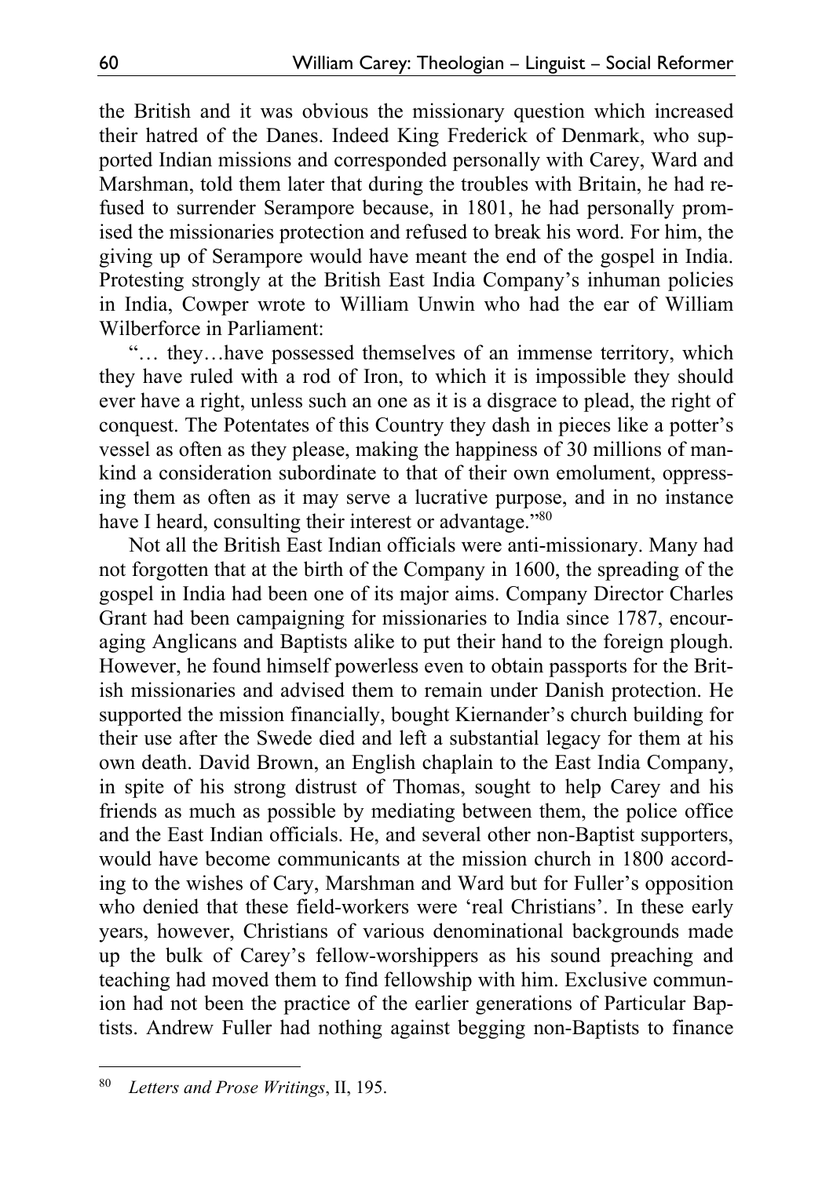the British and it was obvious the missionary question which increased their hatred of the Danes. Indeed King Frederick of Denmark, who supported Indian missions and corresponded personally with Carey, Ward and Marshman, told them later that during the troubles with Britain, he had refused to surrender Serampore because, in 1801, he had personally promised the missionaries protection and refused to break his word. For him, the giving up of Serampore would have meant the end of the gospel in India. Protesting strongly at the British East India Company's inhuman policies in India, Cowper wrote to William Unwin who had the ear of William Wilberforce in Parliament:

"… they…have possessed themselves of an immense territory, which they have ruled with a rod of Iron, to which it is impossible they should ever have a right, unless such an one as it is a disgrace to plead, the right of conquest. The Potentates of this Country they dash in pieces like a potter's vessel as often as they please, making the happiness of 30 millions of mankind a consideration subordinate to that of their own emolument, oppressing them as often as it may serve a lucrative purpose, and in no instance have I heard, consulting their interest or advantage."[80]

Not all the British East Indian officials were anti-missionary. Many had not forgotten that at the birth of the Company in 1600, the spreading of the gospel in India had been one of its major aims. Company Director Charles Grant had been campaigning for missionaries to India since 1787, encouraging Anglicans and Baptists alike to put their hand to the foreign plough. However, he found himself powerless even to obtain passports for the British missionaries and advised them to remain under Danish protection. He supported the mission financially, bought Kiernander's church building for their use after the Swede died and left a substantial legacy for them at his own death. David Brown, an English chaplain to the East India Company, in spite of his strong distrust of Thomas, sought to help Carey and his friends as much as possible by mediating between them, the police office and the East Indian officials. He, and several other non-Baptist supporters, would have become communicants at the mission church in 1800 according to the wishes of Cary, Marshman and Ward but for Fuller's opposition who denied that these field-workers were 'real Christians'. In these early years, however, Christians of various denominational backgrounds made up the bulk of Carey's fellow-worshippers as his sound preaching and teaching had moved them to find fellowship with him. Exclusive communion had not been the practice of the earlier generations of Particular Baptists. Andrew Fuller had nothing against begging non-Baptists to finance

[80] *Letters and Prose Writings*, II, 195.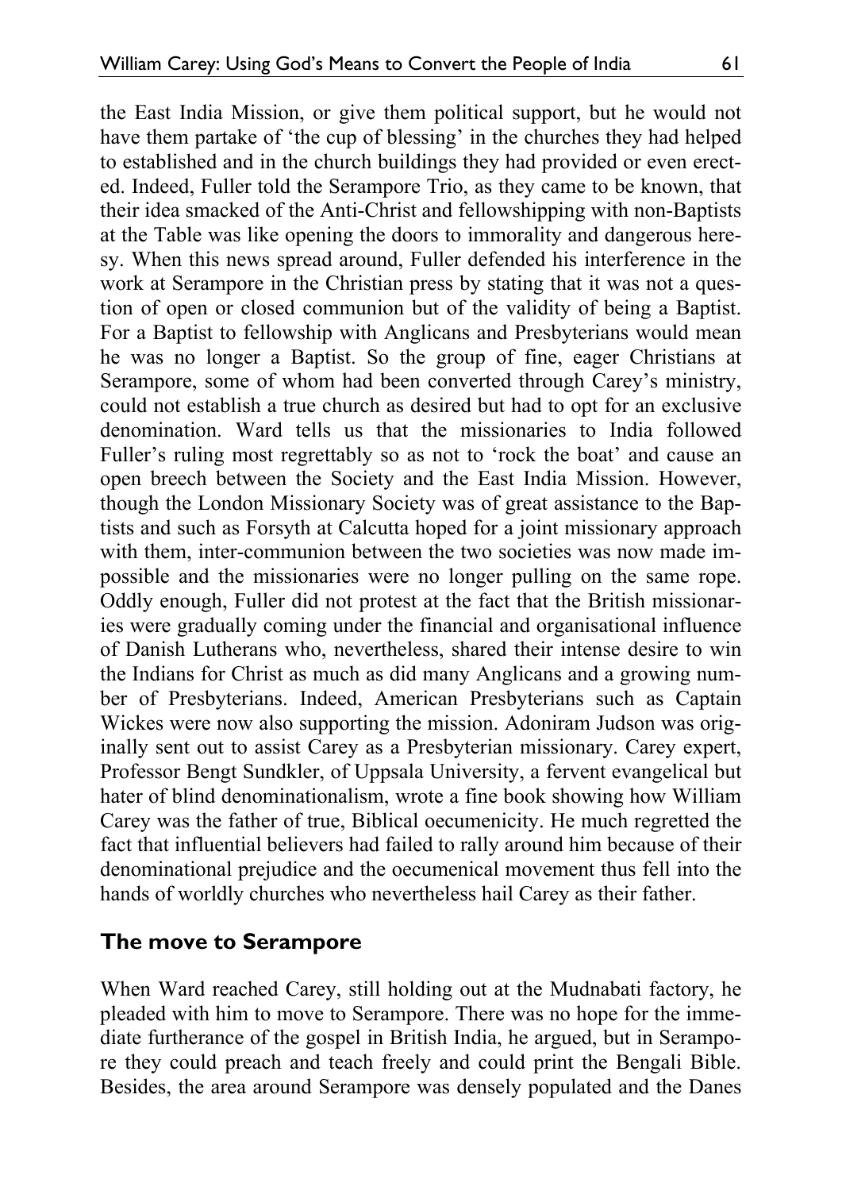the East India Mission, or give them political support, but he would not have them partake of 'the cup of blessing' in the churches they had helped to established and in the church buildings they had provided or even erected. Indeed, Fuller told the Serampore Trio, as they came to be known, that their idea smacked of the Anti-Christ and fellowshipping with non-Baptists at the Table was like opening the doors to immorality and dangerous heresy. When this news spread around, Fuller defended his interference in the work at Serampore in the Christian press by stating that it was not a question of open or closed communion but of the validity of being a Baptist. For a Baptist to fellowship with Anglicans and Presbyterians would mean he was no longer a Baptist. So the group of fine, eager Christians at Serampore, some of whom had been converted through Carey's ministry, could not establish a true church as desired but had to opt for an exclusive denomination. Ward tells us that the missionaries to India followed Fuller's ruling most regrettably so as not to 'rock the boat' and cause an open breech between the Society and the East India Mission. However, though the London Missionary Society was of great assistance to the Baptists and such as Forsyth at Calcutta hoped for a joint missionary approach with them, inter-communion between the two societies was now made impossible and the missionaries were no longer pulling on the same rope. Oddly enough, Fuller did not protest at the fact that the British missionaries were gradually coming under the financial and organisational influence of Danish Lutherans who, nevertheless, shared their intense desire to win the Indians for Christ as much as did many Anglicans and a growing number of Presbyterians. Indeed, American Presbyterians such as Captain Wickes were now also supporting the mission. Adoniram Judson was originally sent out to assist Carey as a Presbyterian missionary. Carey expert, Professor Bengt Sundkler, of Uppsala University, a fervent evangelical but hater of blind denominationalism, wrote a fine book showing how William Carey was the father of true, Biblical oecumenicity. He much regretted the fact that influential believers had failed to rally around him because of their denominational prejudice and the oecumenical movement thus fell into the hands of worldly churches who nevertheless hail Carey as their father.

## The move to Serampore

When Ward reached Carey, still holding out at the Mudnabati factory, he pleaded with him to move to Serampore. There was no hope for the immediate furtherance of the gospel in British India, he argued, but in Serampore they could preach and teach freely and could print the Bengali Bible. Besides, the area around Serampore was densely populated and the Danes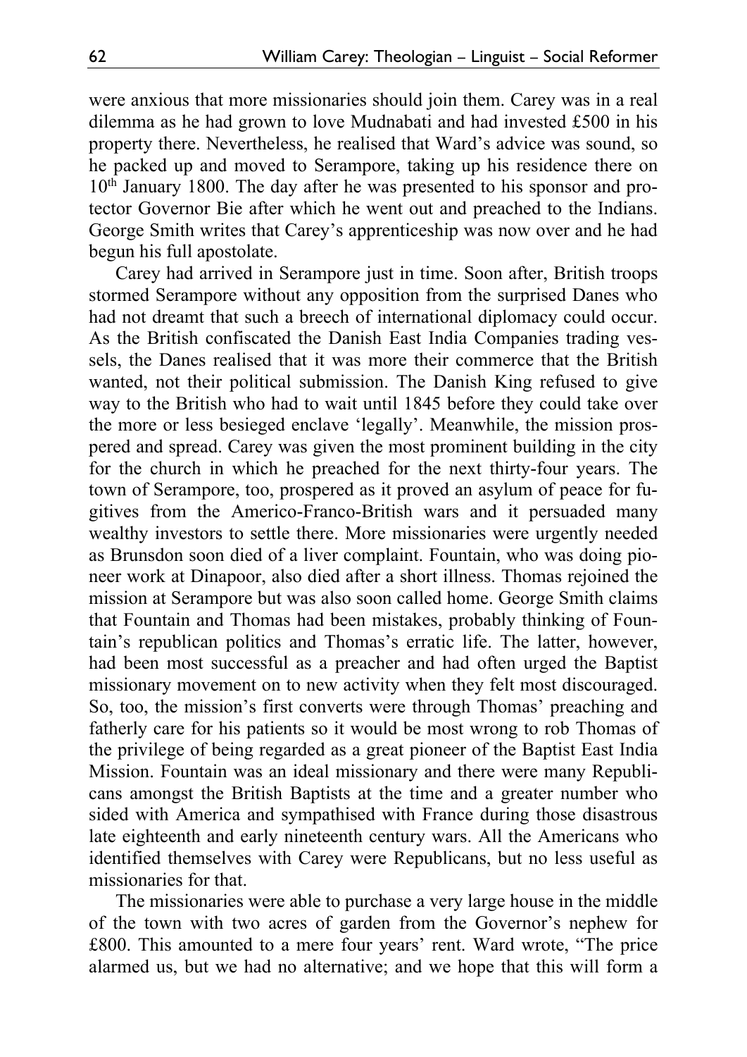were anxious that more missionaries should join them. Carey was in a real dilemma as he had grown to love Mudnabati and had invested £500 in his property there. Nevertheless, he realised that Ward's advice was sound, so he packed up and moved to Serampore, taking up his residence there on 10th January 1800. The day after he was presented to his sponsor and protector Governor Bie after which he went out and preached to the Indians. George Smith writes that Carey's apprenticeship was now over and he had begun his full apostolate.

Carey had arrived in Serampore just in time. Soon after, British troops stormed Serampore without any opposition from the surprised Danes who had not dreamt that such a breech of international diplomacy could occur. As the British confiscated the Danish East India Companies trading vessels, the Danes realised that it was more their commerce that the British wanted, not their political submission. The Danish King refused to give way to the British who had to wait until 1845 before they could take over the more or less besieged enclave 'legally'. Meanwhile, the mission prospered and spread. Carey was given the most prominent building in the city for the church in which he preached for the next thirty-four years. The town of Serampore, too, prospered as it proved an asylum of peace for fugitives from the Americo-Franco-British wars and it persuaded many wealthy investors to settle there. More missionaries were urgently needed as Brunsdon soon died of a liver complaint. Fountain, who was doing pioneer work at Dinapoor, also died after a short illness. Thomas rejoined the mission at Serampore but was also soon called home. George Smith claims that Fountain and Thomas had been mistakes, probably thinking of Fountain's republican politics and Thomas's erratic life. The latter, however, had been most successful as a preacher and had often urged the Baptist missionary movement on to new activity when they felt most discouraged. So, too, the mission's first converts were through Thomas' preaching and fatherly care for his patients so it would be most wrong to rob Thomas of the privilege of being regarded as a great pioneer of the Baptist East India Mission. Fountain was an ideal missionary and there were many Republicans amongst the British Baptists at the time and a greater number who sided with America and sympathised with France during those disastrous late eighteenth and early nineteenth century wars. All the Americans who identified themselves with Carey were Republicans, but no less useful as missionaries for that.

The missionaries were able to purchase a very large house in the middle of the town with two acres of garden from the Governor's nephew for £800. This amounted to a mere four years' rent. Ward wrote, "The price alarmed us, but we had no alternative; and we hope that this will form a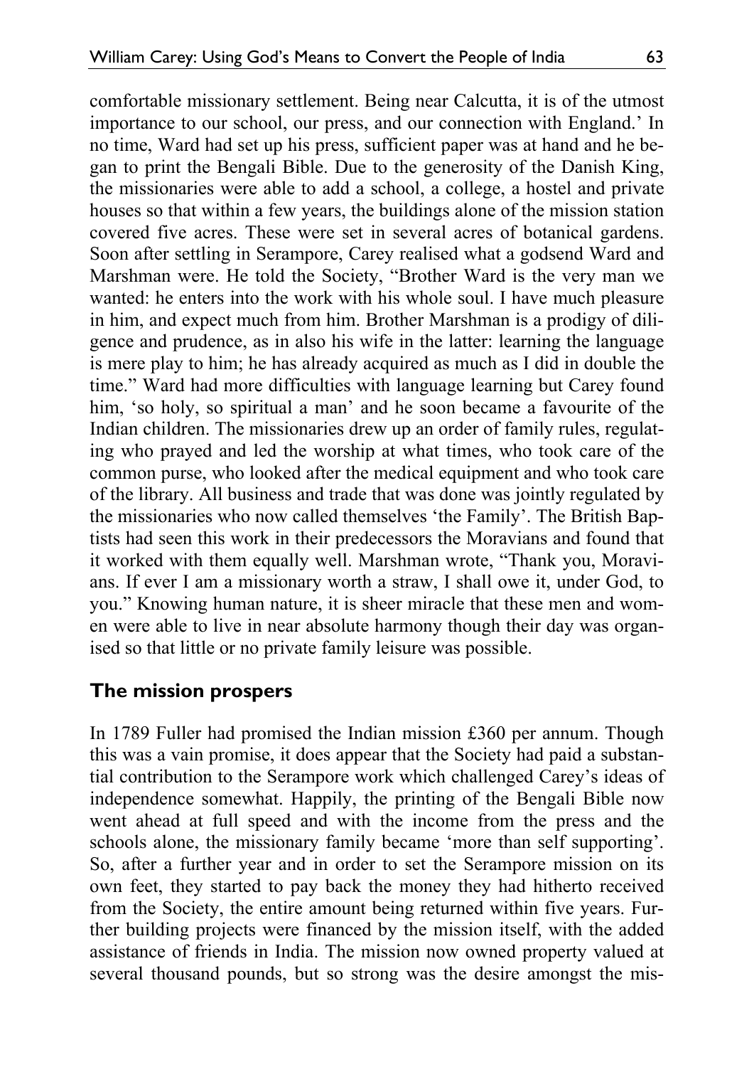comfortable missionary settlement. Being near Calcutta, it is of the utmost importance to our school, our press, and our connection with England.' In no time, Ward had set up his press, sufficient paper was at hand and he began to print the Bengali Bible. Due to the generosity of the Danish King, the missionaries were able to add a school, a college, a hostel and private houses so that within a few years, the buildings alone of the mission station covered five acres. These were set in several acres of botanical gardens. Soon after settling in Serampore, Carey realised what a godsend Ward and Marshman were. He told the Society, "Brother Ward is the very man we wanted: he enters into the work with his whole soul. I have much pleasure in him, and expect much from him. Brother Marshman is a prodigy of diligence and prudence, as in also his wife in the latter: learning the language is mere play to him; he has already acquired as much as I did in double the time." Ward had more difficulties with language learning but Carey found him, 'so holy, so spiritual a man' and he soon became a favourite of the Indian children. The missionaries drew up an order of family rules, regulating who prayed and led the worship at what times, who took care of the common purse, who looked after the medical equipment and who took care of the library. All business and trade that was done was jointly regulated by the missionaries who now called themselves 'the Family'. The British Baptists had seen this work in their predecessors the Moravians and found that it worked with them equally well. Marshman wrote, "Thank you, Moravians. If ever I am a missionary worth a straw, I shall owe it, under God, to you." Knowing human nature, it is sheer miracle that these men and women were able to live in near absolute harmony though their day was organised so that little or no private family leisure was possible.

## The mission prospers

In 1789 Fuller had promised the Indian mission £360 per annum. Though this was a vain promise, it does appear that the Society had paid a substantial contribution to the Serampore work which challenged Carey's ideas of independence somewhat. Happily, the printing of the Bengali Bible now went ahead at full speed and with the income from the press and the schools alone, the missionary family became 'more than self supporting'. So, after a further year and in order to set the Serampore mission on its own feet, they started to pay back the money they had hitherto received from the Society, the entire amount being returned within five years. Further building projects were financed by the mission itself, with the added assistance of friends in India. The mission now owned property valued at several thousand pounds, but so strong was the desire amongst the mis-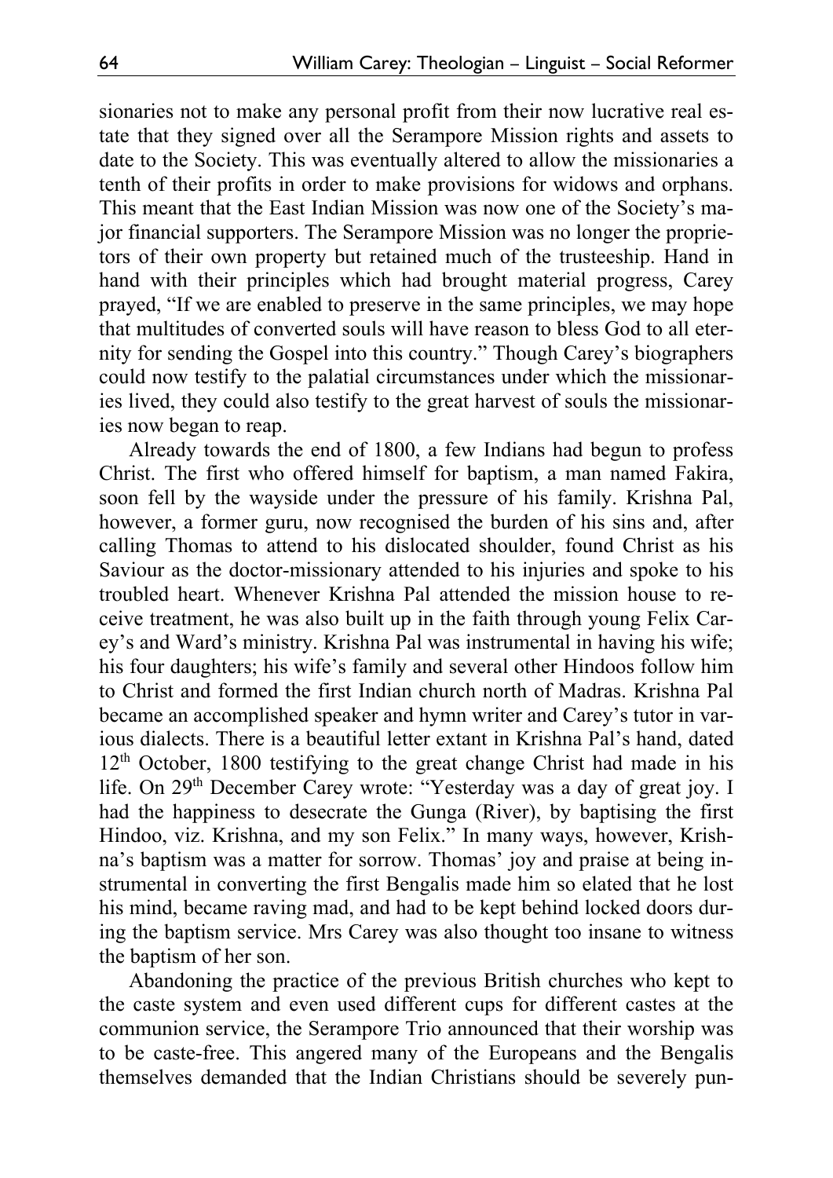sionaries not to make any personal profit from their now lucrative real estate that they signed over all the Serampore Mission rights and assets to date to the Society. This was eventually altered to allow the missionaries a tenth of their profits in order to make provisions for widows and orphans. This meant that the East Indian Mission was now one of the Society's major financial supporters. The Serampore Mission was no longer the proprietors of their own property but retained much of the trusteeship. Hand in hand with their principles which had brought material progress, Carey prayed, "If we are enabled to preserve in the same principles, we may hope that multitudes of converted souls will have reason to bless God to all eternity for sending the Gospel into this country." Though Carey's biographers could now testify to the palatial circumstances under which the missionaries lived, they could also testify to the great harvest of souls the missionaries now began to reap.

Already towards the end of 1800, a few Indians had begun to profess Christ. The first who offered himself for baptism, a man named Fakira, soon fell by the wayside under the pressure of his family. Krishna Pal, however, a former guru, now recognised the burden of his sins and, after calling Thomas to attend to his dislocated shoulder, found Christ as his Saviour as the doctor-missionary attended to his injuries and spoke to his troubled heart. Whenever Krishna Pal attended the mission house to receive treatment, he was also built up in the faith through young Felix Carey's and Ward's ministry. Krishna Pal was instrumental in having his wife; his four daughters; his wife's family and several other Hindoos follow him to Christ and formed the first Indian church north of Madras. Krishna Pal became an accomplished speaker and hymn writer and Carey's tutor in various dialects. There is a beautiful letter extant in Krishna Pal's hand, dated 12th October, 1800 testifying to the great change Christ had made in his life. On 29th December Carey wrote: "Yesterday was a day of great joy. I had the happiness to desecrate the Gunga (River), by baptising the first Hindoo, viz. Krishna, and my son Felix." In many ways, however, Krishna's baptism was a matter for sorrow. Thomas' joy and praise at being instrumental in converting the first Bengalis made him so elated that he lost his mind, became raving mad, and had to be kept behind locked doors during the baptism service. Mrs Carey was also thought too insane to witness the baptism of her son.

Abandoning the practice of the previous British churches who kept to the caste system and even used different cups for different castes at the communion service, the Serampore Trio announced that their worship was to be caste-free. This angered many of the Europeans and the Bengalis themselves demanded that the Indian Christians should be severely pun-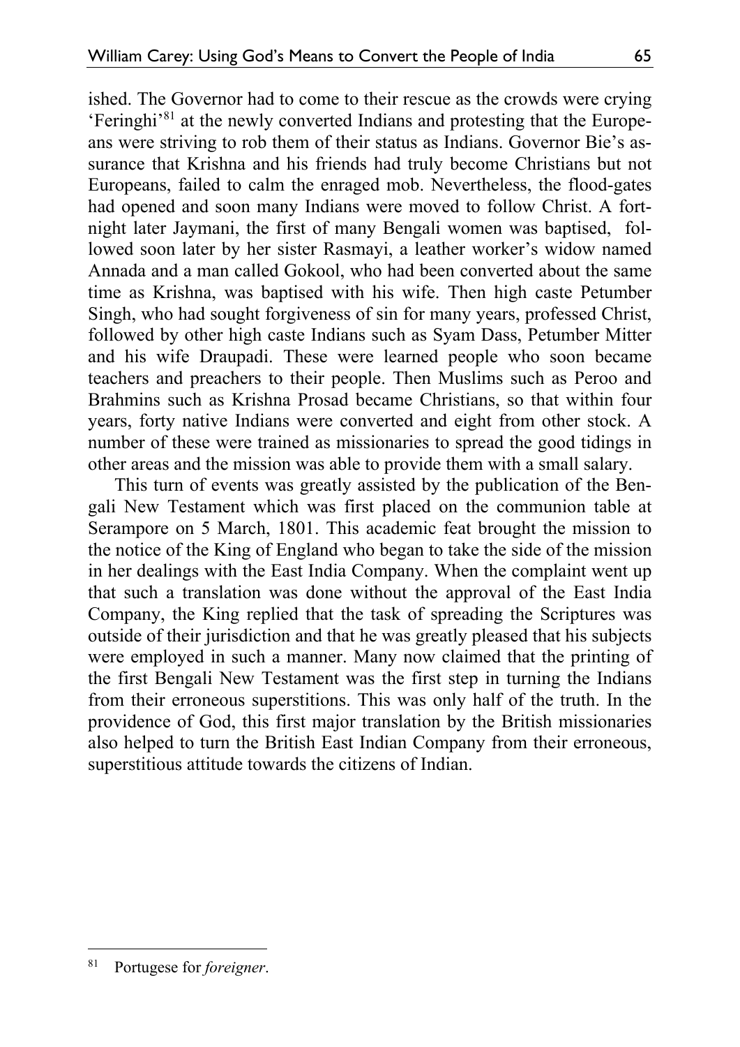ished. The Governor had to come to their rescue as the crowds were crying 'Feringhi'[81] at the newly converted Indians and protesting that the Europeans were striving to rob them of their status as Indians. Governor Bie's assurance that Krishna and his friends had truly become Christians but not Europeans, failed to calm the enraged mob. Nevertheless, the flood-gates had opened and soon many Indians were moved to follow Christ. A fortnight later Jaymani, the first of many Bengali women was baptised, followed soon later by her sister Rasmayi, a leather worker's widow named Annada and a man called Gokool, who had been converted about the same time as Krishna, was baptised with his wife. Then high caste Petumber Singh, who had sought forgiveness of sin for many years, professed Christ, followed by other high caste Indians such as Syam Dass, Petumber Mitter and his wife Draupadi. These were learned people who soon became teachers and preachers to their people. Then Muslims such as Peroo and Brahmins such as Krishna Prosad became Christians, so that within four years, forty native Indians were converted and eight from other stock. A number of these were trained as missionaries to spread the good tidings in other areas and the mission was able to provide them with a small salary.

This turn of events was greatly assisted by the publication of the Bengali New Testament which was first placed on the communion table at Serampore on 5 March, 1801. This academic feat brought the mission to the notice of the King of England who began to take the side of the mission in her dealings with the East India Company. When the complaint went up that such a translation was done without the approval of the East India Company, the King replied that the task of spreading the Scriptures was outside of their jurisdiction and that he was greatly pleased that his subjects were employed in such a manner. Many now claimed that the printing of the first Bengali New Testament was the first step in turning the Indians from their erroneous superstitions. This was only half of the truth. In the providence of God, this first major translation by the British missionaries also helped to turn the British East Indian Company from their erroneous, superstitious attitude towards the citizens of Indian.

---

[81] Portugese for *foreigner*.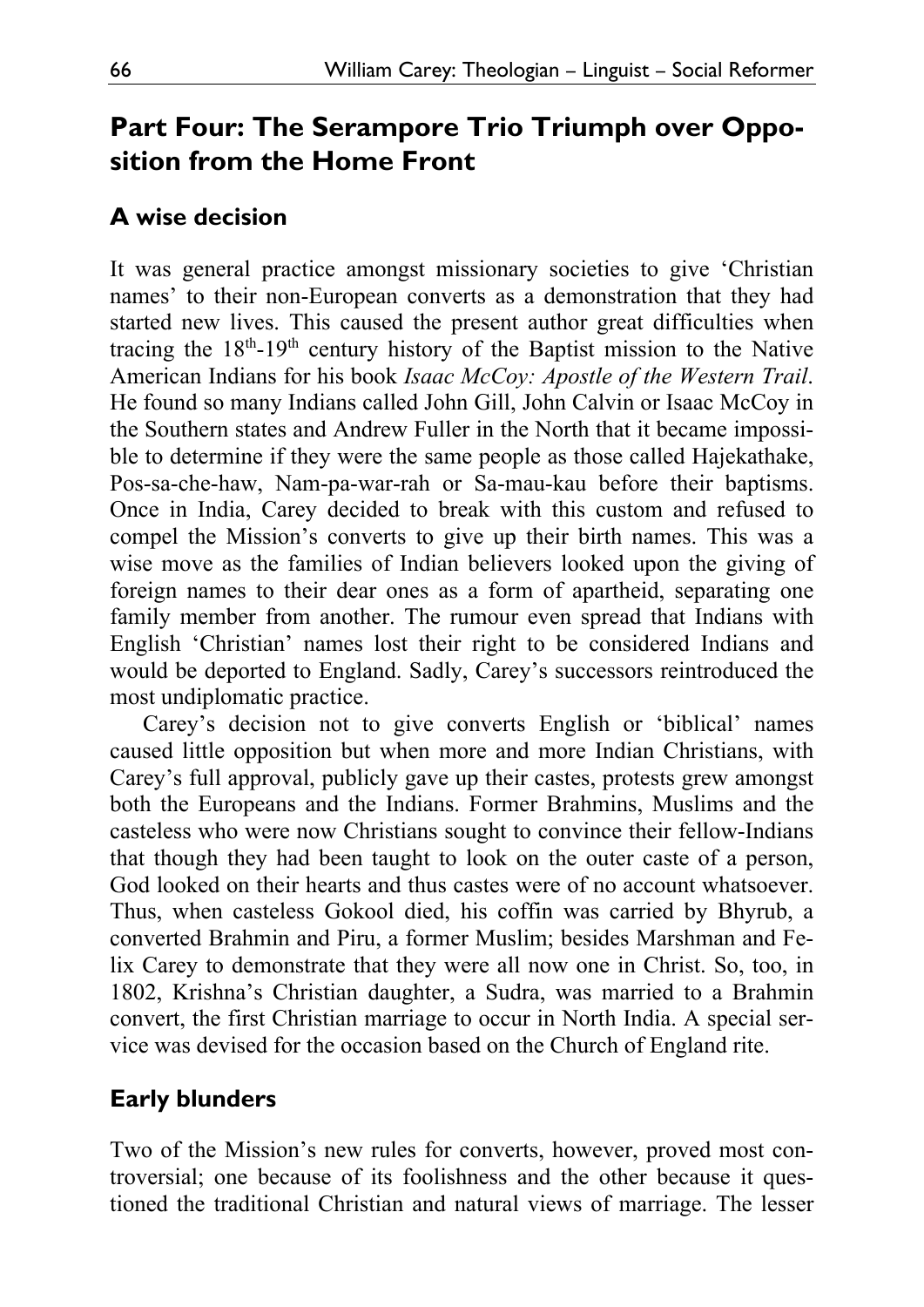## Part Four: The Serampore Trio Triumph over Opposition from the Home Front

### A wise decision

It was general practice amongst missionary societies to give 'Christian names' to their non-European converts as a demonstration that they had started new lives. This caused the present author great difficulties when tracing the 18th-19th century history of the Baptist mission to the Native American Indians for his book *Isaac McCoy: Apostle of the Western Trail*. He found so many Indians called John Gill, John Calvin or Isaac McCoy in the Southern states and Andrew Fuller in the North that it became impossible to determine if they were the same people as those called Hajekathake, Pos-sa-che-haw, Nam-pa-war-rah or Sa-mau-kau before their baptisms. Once in India, Carey decided to break with this custom and refused to compel the Mission's converts to give up their birth names. This was a wise move as the families of Indian believers looked upon the giving of foreign names to their dear ones as a form of apartheid, separating one family member from another. The rumour even spread that Indians with English 'Christian' names lost their right to be considered Indians and would be deported to England. Sadly, Carey's successors reintroduced the most undiplomatic practice.

Carey's decision not to give converts English or 'biblical' names caused little opposition but when more and more Indian Christians, with Carey's full approval, publicly gave up their castes, protests grew amongst both the Europeans and the Indians. Former Brahmins, Muslims and the casteless who were now Christians sought to convince their fellow-Indians that though they had been taught to look on the outer caste of a person, God looked on their hearts and thus castes were of no account whatsoever. Thus, when casteless Gokool died, his coffin was carried by Bhyrub, a converted Brahmin and Piru, a former Muslim; besides Marshman and Felix Carey to demonstrate that they were all now one in Christ. So, too, in 1802, Krishna's Christian daughter, a Sudra, was married to a Brahmin convert, the first Christian marriage to occur in North India. A special service was devised for the occasion based on the Church of England rite.

### Early blunders

Two of the Mission's new rules for converts, however, proved most controversial; one because of its foolishness and the other because it questioned the traditional Christian and natural views of marriage. The lesser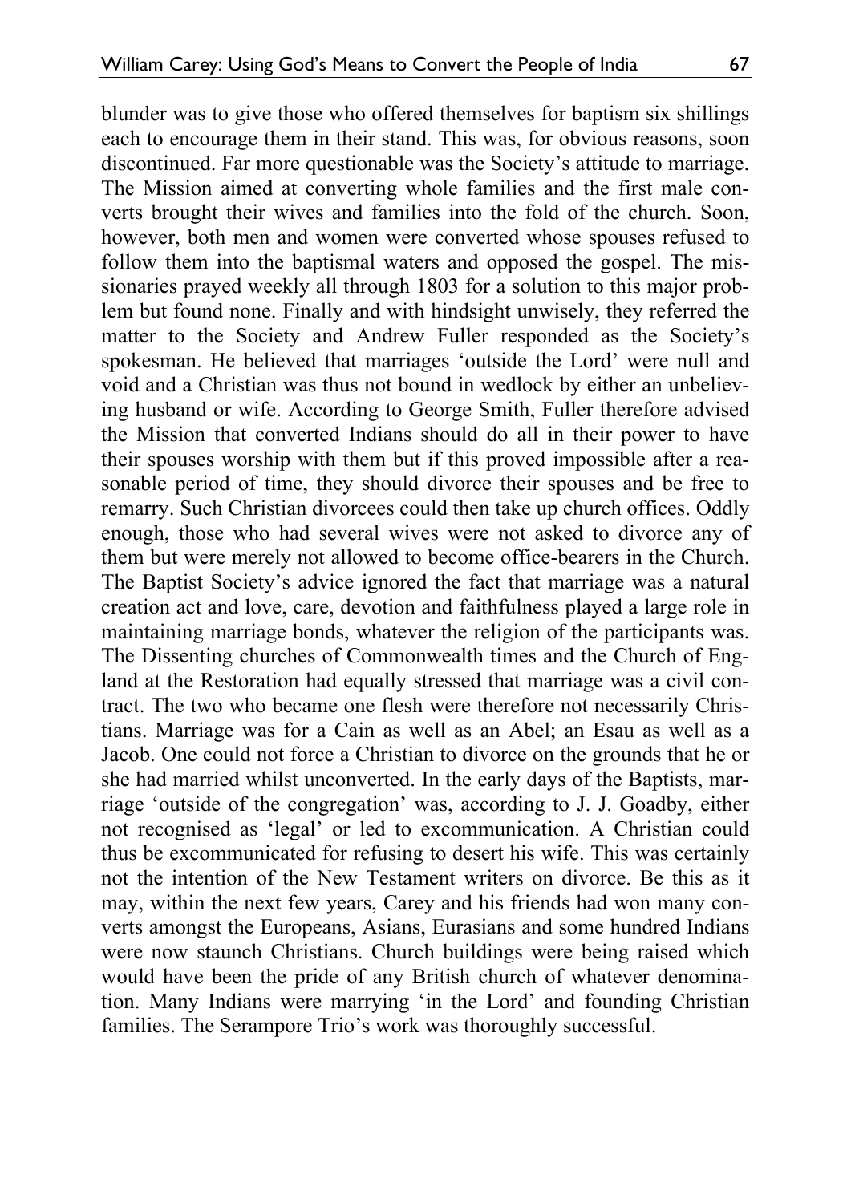blunder was to give those who offered themselves for baptism six shillings each to encourage them in their stand. This was, for obvious reasons, soon discontinued. Far more questionable was the Society's attitude to marriage. The Mission aimed at converting whole families and the first male converts brought their wives and families into the fold of the church. Soon, however, both men and women were converted whose spouses refused to follow them into the baptismal waters and opposed the gospel. The missionaries prayed weekly all through 1803 for a solution to this major problem but found none. Finally and with hindsight unwisely, they referred the matter to the Society and Andrew Fuller responded as the Society's spokesman. He believed that marriages 'outside the Lord' were null and void and a Christian was thus not bound in wedlock by either an unbelieving husband or wife. According to George Smith, Fuller therefore advised the Mission that converted Indians should do all in their power to have their spouses worship with them but if this proved impossible after a reasonable period of time, they should divorce their spouses and be free to remarry. Such Christian divorcees could then take up church offices. Oddly enough, those who had several wives were not asked to divorce any of them but were merely not allowed to become office-bearers in the Church. The Baptist Society's advice ignored the fact that marriage was a natural creation act and love, care, devotion and faithfulness played a large role in maintaining marriage bonds, whatever the religion of the participants was. The Dissenting churches of Commonwealth times and the Church of England at the Restoration had equally stressed that marriage was a civil contract. The two who became one flesh were therefore not necessarily Christians. Marriage was for a Cain as well as an Abel; an Esau as well as a Jacob. One could not force a Christian to divorce on the grounds that he or she had married whilst unconverted. In the early days of the Baptists, marriage 'outside of the congregation' was, according to J. J. Goadby, either not recognised as 'legal' or led to excommunication. A Christian could thus be excommunicated for refusing to desert his wife. This was certainly not the intention of the New Testament writers on divorce. Be this as it may, within the next few years, Carey and his friends had won many converts amongst the Europeans, Asians, Eurasians and some hundred Indians were now staunch Christians. Church buildings were being raised which would have been the pride of any British church of whatever denomination. Many Indians were marrying 'in the Lord' and founding Christian families. The Serampore Trio's work was thoroughly successful.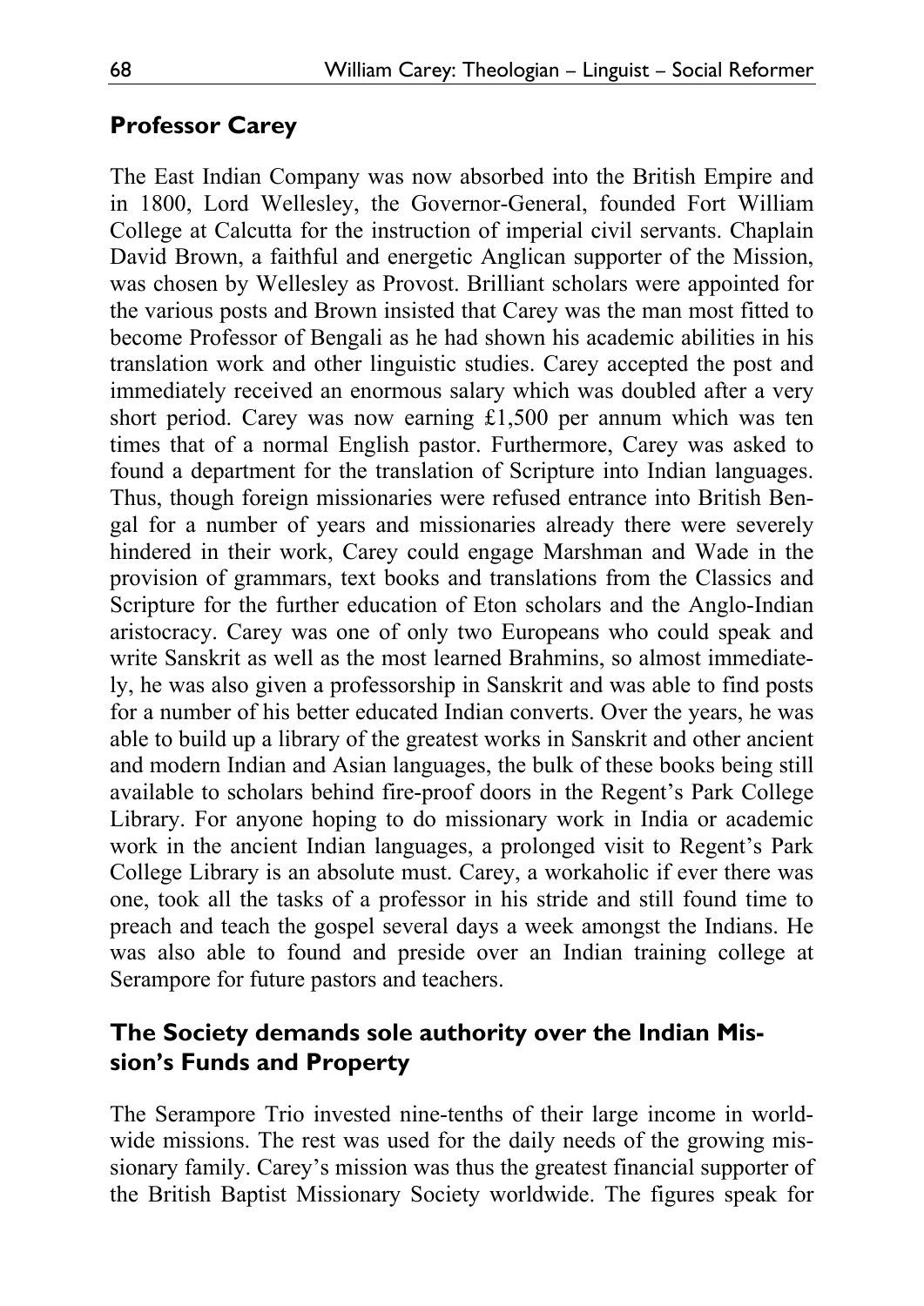## Professor Carey

The East Indian Company was now absorbed into the British Empire and in 1800, Lord Wellesley, the Governor-General, founded Fort William College at Calcutta for the instruction of imperial civil servants. Chaplain David Brown, a faithful and energetic Anglican supporter of the Mission, was chosen by Wellesley as Provost. Brilliant scholars were appointed for the various posts and Brown insisted that Carey was the man most fitted to become Professor of Bengali as he had shown his academic abilities in his translation work and other linguistic studies. Carey accepted the post and immediately received an enormous salary which was doubled after a very short period. Carey was now earning £1,500 per annum which was ten times that of a normal English pastor. Furthermore, Carey was asked to found a department for the translation of Scripture into Indian languages. Thus, though foreign missionaries were refused entrance into British Bengal for a number of years and missionaries already there were severely hindered in their work, Carey could engage Marshman and Wade in the provision of grammars, text books and translations from the Classics and Scripture for the further education of Eton scholars and the Anglo-Indian aristocracy. Carey was one of only two Europeans who could speak and write Sanskrit as well as the most learned Brahmins, so almost immediately, he was also given a professorship in Sanskrit and was able to find posts for a number of his better educated Indian converts. Over the years, he was able to build up a library of the greatest works in Sanskrit and other ancient and modern Indian and Asian languages, the bulk of these books being still available to scholars behind fire-proof doors in the Regent's Park College Library. For anyone hoping to do missionary work in India or academic work in the ancient Indian languages, a prolonged visit to Regent's Park College Library is an absolute must. Carey, a workaholic if ever there was one, took all the tasks of a professor in his stride and still found time to preach and teach the gospel several days a week amongst the Indians. He was also able to found and preside over an Indian training college at Serampore for future pastors and teachers.

## The Society demands sole authority over the Indian Mission's Funds and Property

The Serampore Trio invested nine-tenths of their large income in worldwide missions. The rest was used for the daily needs of the growing missionary family. Carey's mission was thus the greatest financial supporter of the British Baptist Missionary Society worldwide. The figures speak for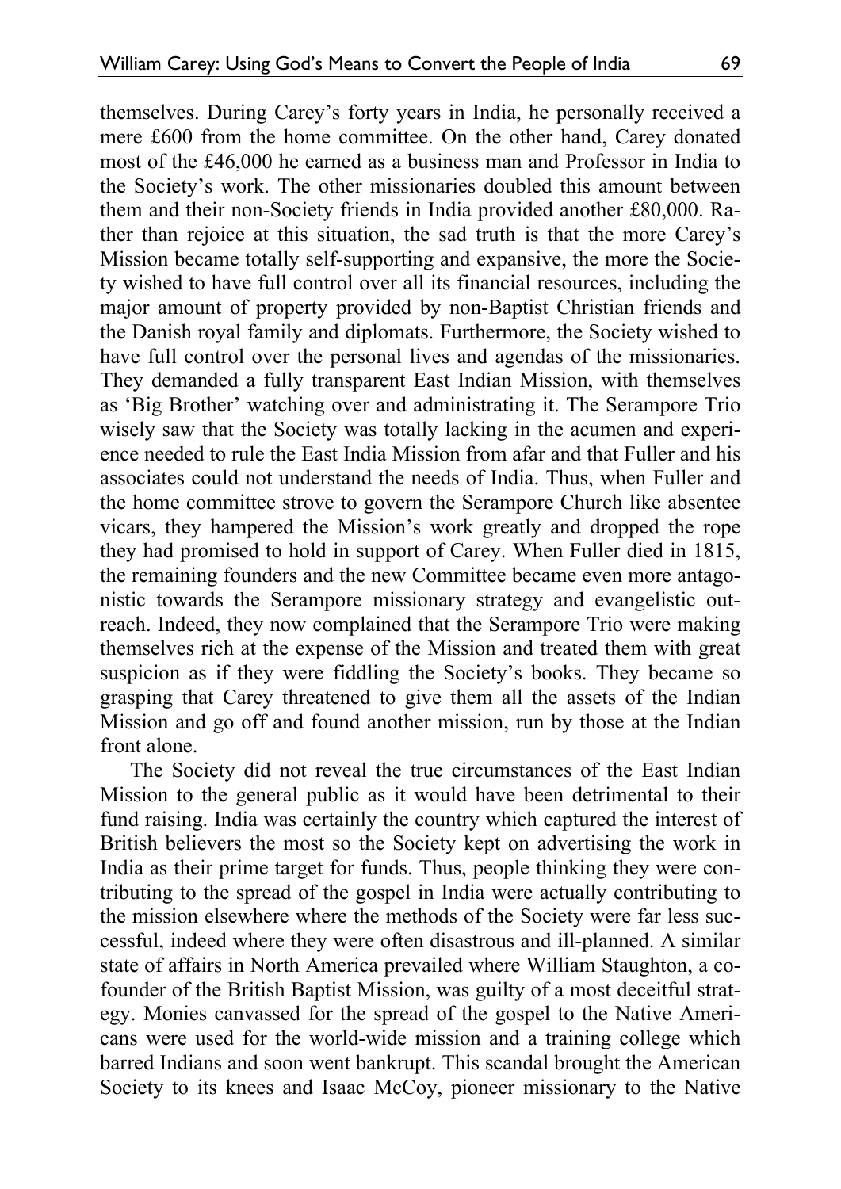themselves. During Carey's forty years in India, he personally received a mere £600 from the home committee. On the other hand, Carey donated most of the £46,000 he earned as a business man and Professor in India to the Society's work. The other missionaries doubled this amount between them and their non-Society friends in India provided another £80,000. Rather than rejoice at this situation, the sad truth is that the more Carey's Mission became totally self-supporting and expansive, the more the Society wished to have full control over all its financial resources, including the major amount of property provided by non-Baptist Christian friends and the Danish royal family and diplomats. Furthermore, the Society wished to have full control over the personal lives and agendas of the missionaries. They demanded a fully transparent East Indian Mission, with themselves as 'Big Brother' watching over and administrating it. The Serampore Trio wisely saw that the Society was totally lacking in the acumen and experience needed to rule the East India Mission from afar and that Fuller and his associates could not understand the needs of India. Thus, when Fuller and the home committee strove to govern the Serampore Church like absentee vicars, they hampered the Mission's work greatly and dropped the rope they had promised to hold in support of Carey. When Fuller died in 1815, the remaining founders and the new Committee became even more antagonistic towards the Serampore missionary strategy and evangelistic outreach. Indeed, they now complained that the Serampore Trio were making themselves rich at the expense of the Mission and treated them with great suspicion as if they were fiddling the Society's books. They became so grasping that Carey threatened to give them all the assets of the Indian Mission and go off and found another mission, run by those at the Indian front alone.

The Society did not reveal the true circumstances of the East Indian Mission to the general public as it would have been detrimental to their fund raising. India was certainly the country which captured the interest of British believers the most so the Society kept on advertising the work in India as their prime target for funds. Thus, people thinking they were contributing to the spread of the gospel in India were actually contributing to the mission elsewhere where the methods of the Society were far less successful, indeed where they were often disastrous and ill-planned. A similar state of affairs in North America prevailed where William Staughton, a co-founder of the British Baptist Mission, was guilty of a most deceitful strategy. Monies canvassed for the spread of the gospel to the Native Americans were used for the world-wide mission and a training college which barred Indians and soon went bankrupt. This scandal brought the American Society to its knees and Isaac McCoy, pioneer missionary to the Native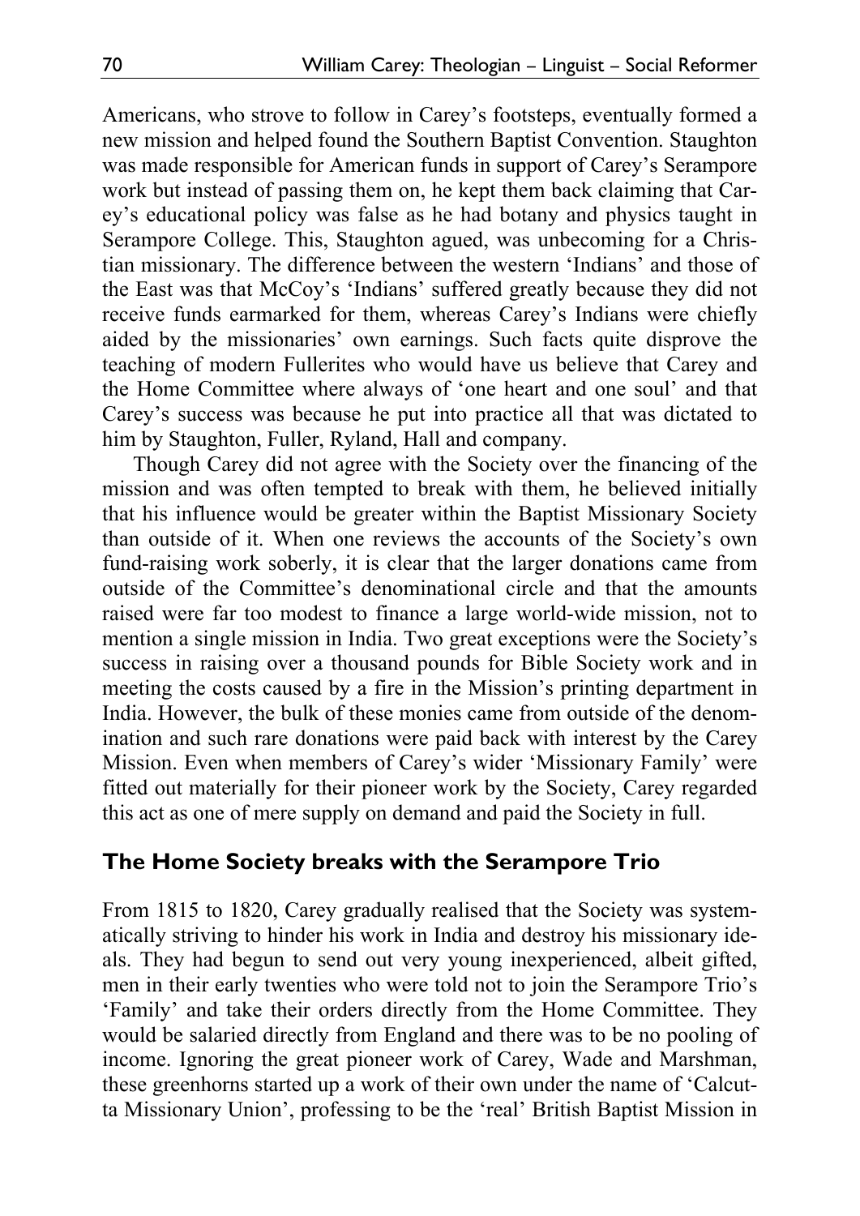Americans, who strove to follow in Carey's footsteps, eventually formed a new mission and helped found the Southern Baptist Convention. Staughton was made responsible for American funds in support of Carey's Serampore work but instead of passing them on, he kept them back claiming that Carey's educational policy was false as he had botany and physics taught in Serampore College. This, Staughton agued, was unbecoming for a Christian missionary. The difference between the western 'Indians' and those of the East was that McCoy's 'Indians' suffered greatly because they did not receive funds earmarked for them, whereas Carey's Indians were chiefly aided by the missionaries' own earnings. Such facts quite disprove the teaching of modern Fullerites who would have us believe that Carey and the Home Committee where always of 'one heart and one soul' and that Carey's success was because he put into practice all that was dictated to him by Staughton, Fuller, Ryland, Hall and company.

Though Carey did not agree with the Society over the financing of the mission and was often tempted to break with them, he believed initially that his influence would be greater within the Baptist Missionary Society than outside of it. When one reviews the accounts of the Society's own fund-raising work soberly, it is clear that the larger donations came from outside of the Committee's denominational circle and that the amounts raised were far too modest to finance a large world-wide mission, not to mention a single mission in India. Two great exceptions were the Society's success in raising over a thousand pounds for Bible Society work and in meeting the costs caused by a fire in the Mission's printing department in India. However, the bulk of these monies came from outside of the denomination and such rare donations were paid back with interest by the Carey Mission. Even when members of Carey's wider 'Missionary Family' were fitted out materially for their pioneer work by the Society, Carey regarded this act as one of mere supply on demand and paid the Society in full.

## The Home Society breaks with the Serampore Trio

From 1815 to 1820, Carey gradually realised that the Society was systematically striving to hinder his work in India and destroy his missionary ideals. They had begun to send out very young inexperienced, albeit gifted, men in their early twenties who were told not to join the Serampore Trio's 'Family' and take their orders directly from the Home Committee. They would be salaried directly from England and there was to be no pooling of income. Ignoring the great pioneer work of Carey, Wade and Marshman, these greenhorns started up a work of their own under the name of 'Calcutta Missionary Union', professing to be the 'real' British Baptist Mission in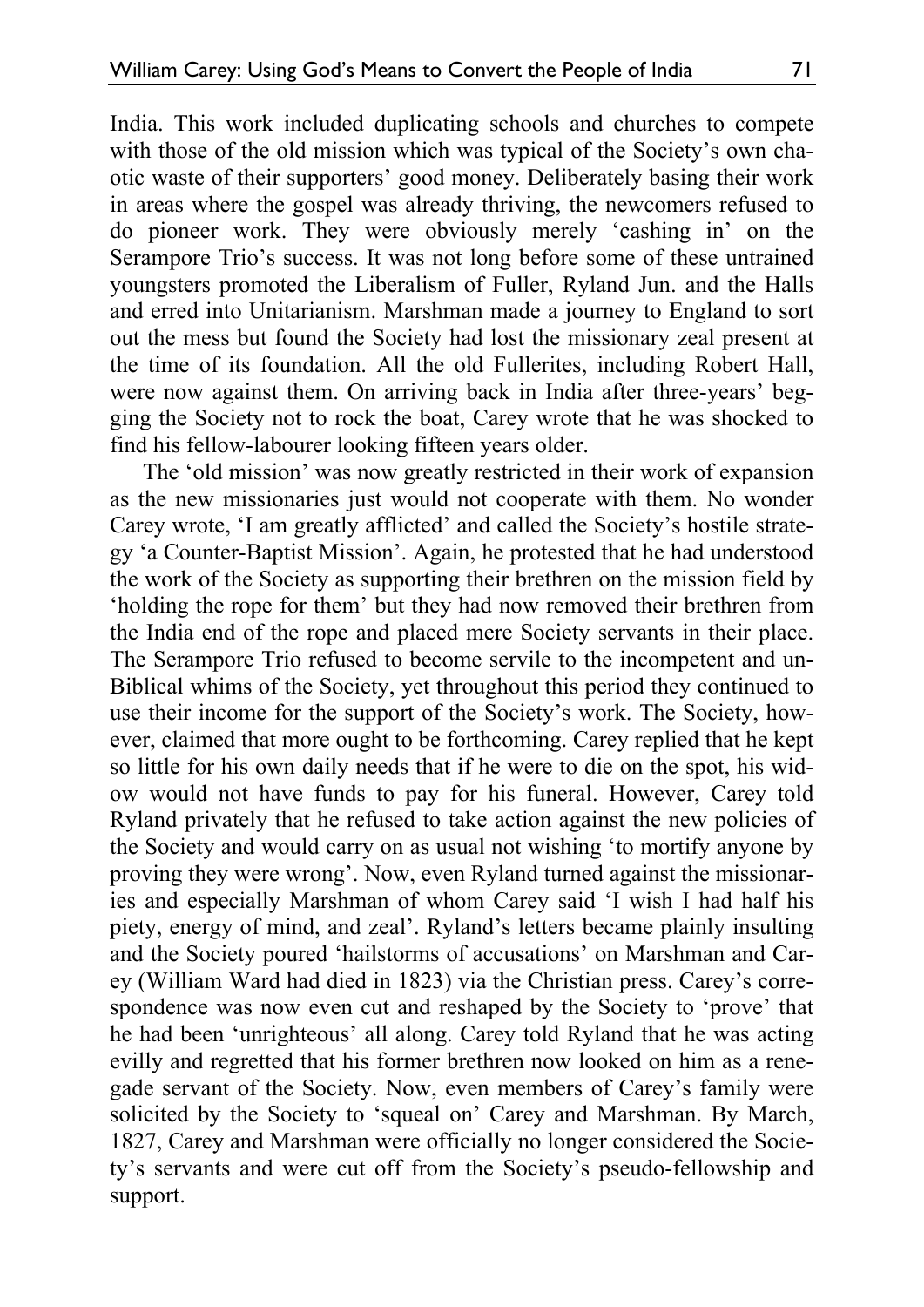India. This work included duplicating schools and churches to compete with those of the old mission which was typical of the Society's own chaotic waste of their supporters' good money. Deliberately basing their work in areas where the gospel was already thriving, the newcomers refused to do pioneer work. They were obviously merely 'cashing in' on the Serampore Trio's success. It was not long before some of these untrained youngsters promoted the Liberalism of Fuller, Ryland Jun. and the Halls and erred into Unitarianism. Marshman made a journey to England to sort out the mess but found the Society had lost the missionary zeal present at the time of its foundation. All the old Fullerites, including Robert Hall, were now against them. On arriving back in India after three-years' begging the Society not to rock the boat, Carey wrote that he was shocked to find his fellow-labourer looking fifteen years older.

The 'old mission' was now greatly restricted in their work of expansion as the new missionaries just would not cooperate with them. No wonder Carey wrote, 'I am greatly afflicted' and called the Society's hostile strategy 'a Counter-Baptist Mission'. Again, he protested that he had understood the work of the Society as supporting their brethren on the mission field by 'holding the rope for them' but they had now removed their brethren from the India end of the rope and placed mere Society servants in their place. The Serampore Trio refused to become servile to the incompetent and un-Biblical whims of the Society, yet throughout this period they continued to use their income for the support of the Society's work. The Society, however, claimed that more ought to be forthcoming. Carey replied that he kept so little for his own daily needs that if he were to die on the spot, his widow would not have funds to pay for his funeral. However, Carey told Ryland privately that he refused to take action against the new policies of the Society and would carry on as usual not wishing 'to mortify anyone by proving they were wrong'. Now, even Ryland turned against the missionaries and especially Marshman of whom Carey said 'I wish I had half his piety, energy of mind, and zeal'. Ryland's letters became plainly insulting and the Society poured 'hailstorms of accusations' on Marshman and Carey (William Ward had died in 1823) via the Christian press. Carey's correspondence was now even cut and reshaped by the Society to 'prove' that he had been 'unrighteous' all along. Carey told Ryland that he was acting evilly and regretted that his former brethren now looked on him as a renegade servant of the Society. Now, even members of Carey's family were solicited by the Society to 'squeal on' Carey and Marshman. By March, 1827, Carey and Marshman were officially no longer considered the Society's servants and were cut off from the Society's pseudo-fellowship and support.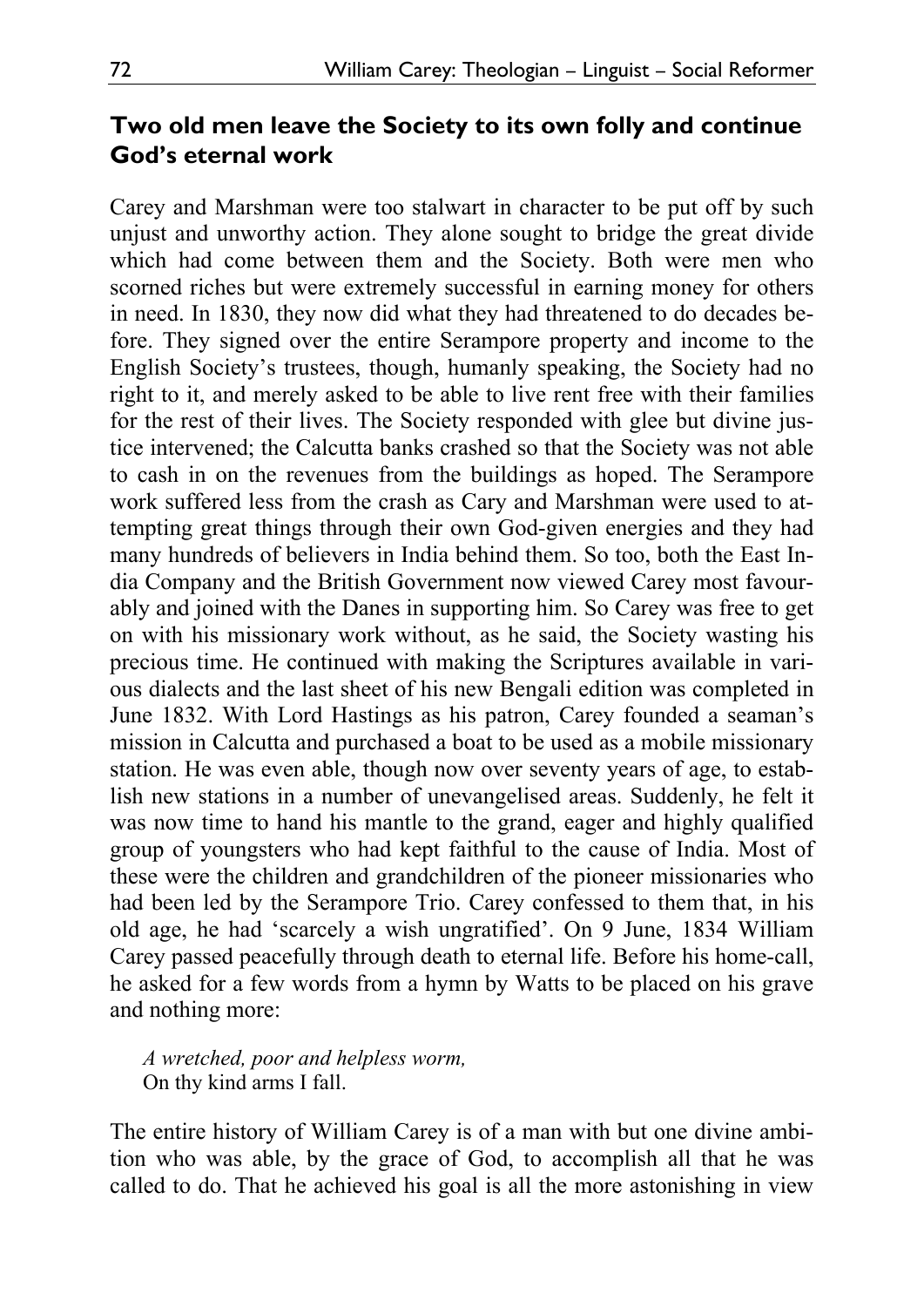## Two old men leave the Society to its own folly and continue God's eternal work

Carey and Marshman were too stalwart in character to be put off by such unjust and unworthy action. They alone sought to bridge the great divide which had come between them and the Society. Both were men who scorned riches but were extremely successful in earning money for others in need. In 1830, they now did what they had threatened to do decades before. They signed over the entire Serampore property and income to the English Society's trustees, though, humanly speaking, the Society had no right to it, and merely asked to be able to live rent free with their families for the rest of their lives. The Society responded with glee but divine justice intervened; the Calcutta banks crashed so that the Society was not able to cash in on the revenues from the buildings as hoped. The Serampore work suffered less from the crash as Cary and Marshman were used to attempting great things through their own God-given energies and they had many hundreds of believers in India behind them. So too, both the East India Company and the British Government now viewed Carey most favourably and joined with the Danes in supporting him. So Carey was free to get on with his missionary work without, as he said, the Society wasting his precious time. He continued with making the Scriptures available in various dialects and the last sheet of his new Bengali edition was completed in June 1832. With Lord Hastings as his patron, Carey founded a seaman's mission in Calcutta and purchased a boat to be used as a mobile missionary station. He was even able, though now over seventy years of age, to establish new stations in a number of unevangelised areas. Suddenly, he felt it was now time to hand his mantle to the grand, eager and highly qualified group of youngsters who had kept faithful to the cause of India. Most of these were the children and grandchildren of the pioneer missionaries who had been led by the Serampore Trio. Carey confessed to them that, in his old age, he had 'scarcely a wish ungratified'. On 9 June, 1834 William Carey passed peacefully through death to eternal life. Before his home-call, he asked for a few words from a hymn by Watts to be placed on his grave and nothing more:

> *A wretched, poor and helpless worm,*
> On thy kind arms I fall.

The entire history of William Carey is of a man with but one divine ambition who was able, by the grace of God, to accomplish all that he was called to do. That he achieved his goal is all the more astonishing in view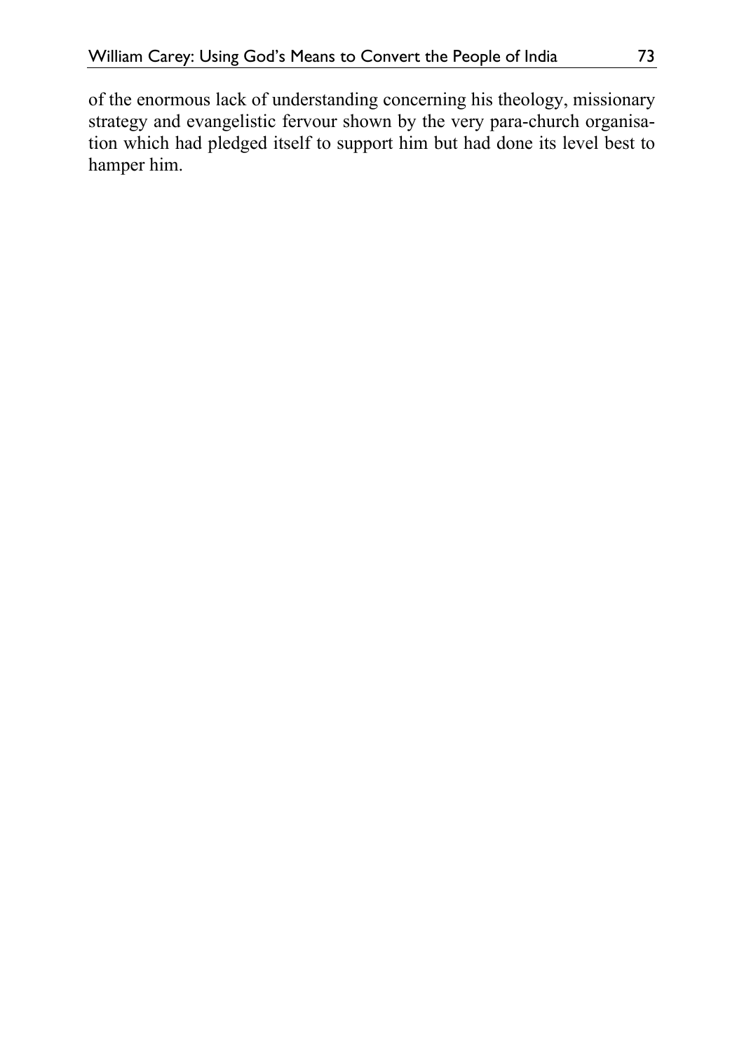of the enormous lack of understanding concerning his theology, missionary strategy and evangelistic fervour shown by the very para-church organisation which had pledged itself to support him but had done its level best to hamper him.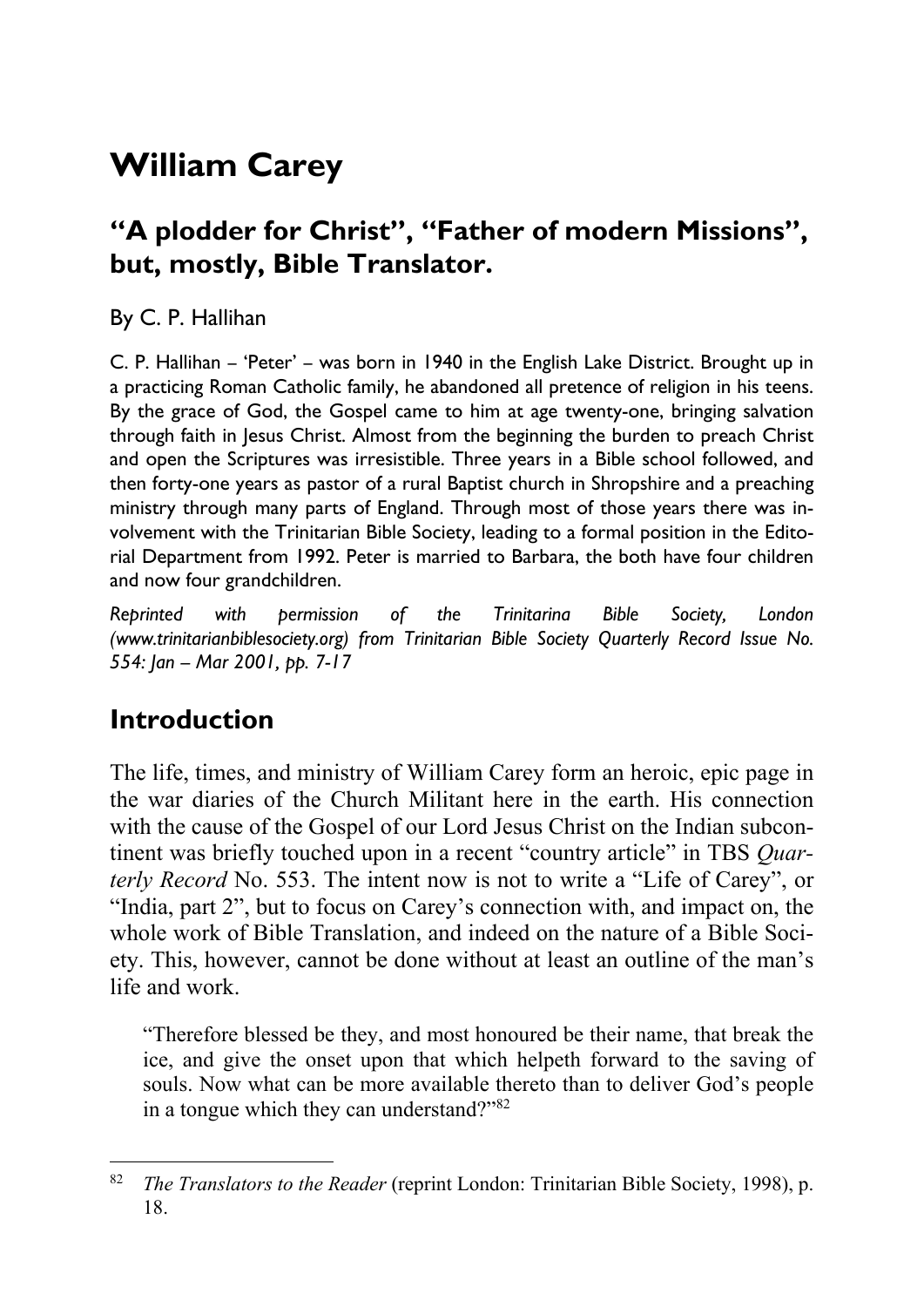# William Carey

## "A plodder for Christ", "Father of modern Missions", but, mostly, Bible Translator.

By C. P. Hallihan

C. P. Hallihan – 'Peter' – was born in 1940 in the English Lake District. Brought up in a practicing Roman Catholic family, he abandoned all pretence of religion in his teens. By the grace of God, the Gospel came to him at age twenty-one, bringing salvation through faith in Jesus Christ. Almost from the beginning the burden to preach Christ and open the Scriptures was irresistible. Three years in a Bible school followed, and then forty-one years as pastor of a rural Baptist church in Shropshire and a preaching ministry through many parts of England. Through most of those years there was involvement with the Trinitarian Bible Society, leading to a formal position in the Editorial Department from 1992. Peter is married to Barbara, the both have four children and now four grandchildren.

*Reprinted with permission of the Trinitarina Bible Society, London (www.trinitarianbiblesociety.org) from Trinitarian Bible Society Quarterly Record Issue No. 554: Jan – Mar 2001, pp. 7-17*

## Introduction

The life, times, and ministry of William Carey form an heroic, epic page in the war diaries of the Church Militant here in the earth. His connection with the cause of the Gospel of our Lord Jesus Christ on the Indian subcontinent was briefly touched upon in a recent "country article" in TBS *Quarterly Record* No. 553. The intent now is not to write a "Life of Carey", or "India, part 2", but to focus on Carey's connection with, and impact on, the whole work of Bible Translation, and indeed on the nature of a Bible Society. This, however, cannot be done without at least an outline of the man's life and work.

> "Therefore blessed be they, and most honoured be their name, that break the ice, and give the onset upon that which helpeth forward to the saving of souls. Now what can be more available thereto than to deliver God's people in a tongue which they can understand?"[82]

[82] *The Translators to the Reader* (reprint London: Trinitarian Bible Society, 1998), p. 18.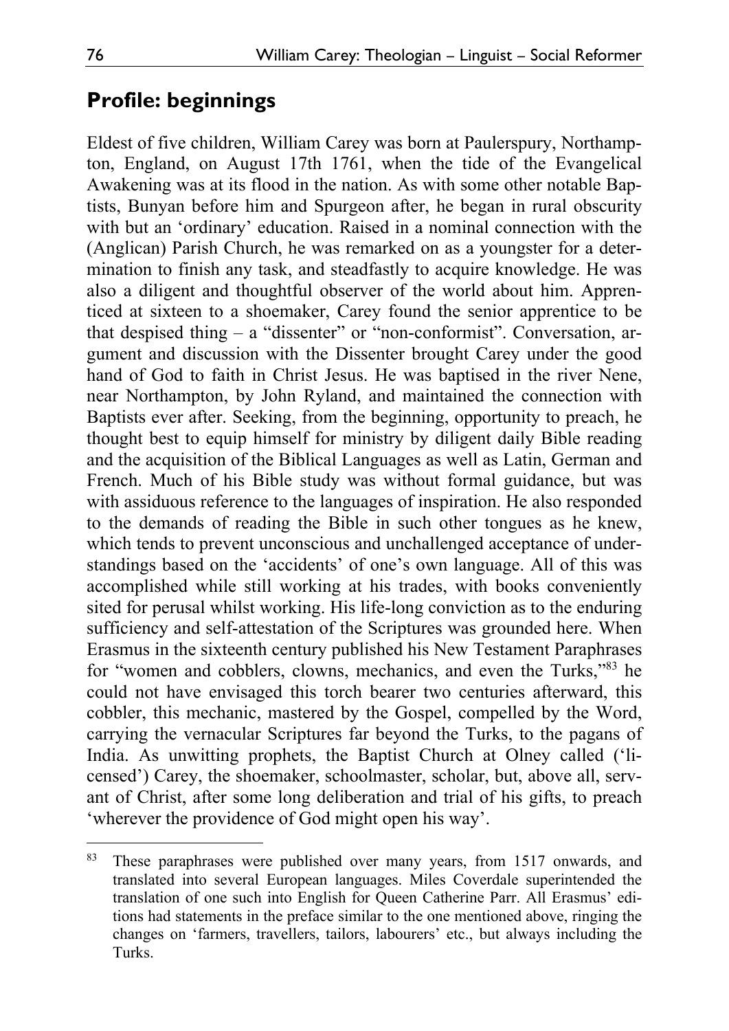## Profile: beginnings

Eldest of five children, William Carey was born at Paulerspury, Northampton, England, on August 17th 1761, when the tide of the Evangelical Awakening was at its flood in the nation. As with some other notable Baptists, Bunyan before him and Spurgeon after, he began in rural obscurity with but an 'ordinary' education. Raised in a nominal connection with the (Anglican) Parish Church, he was remarked on as a youngster for a determination to finish any task, and steadfastly to acquire knowledge. He was also a diligent and thoughtful observer of the world about him. Apprenticed at sixteen to a shoemaker, Carey found the senior apprentice to be that despised thing – a "dissenter" or "non-conformist". Conversation, argument and discussion with the Dissenter brought Carey under the good hand of God to faith in Christ Jesus. He was baptised in the river Nene, near Northampton, by John Ryland, and maintained the connection with Baptists ever after. Seeking, from the beginning, opportunity to preach, he thought best to equip himself for ministry by diligent daily Bible reading and the acquisition of the Biblical Languages as well as Latin, German and French. Much of his Bible study was without formal guidance, but was with assiduous reference to the languages of inspiration. He also responded to the demands of reading the Bible in such other tongues as he knew, which tends to prevent unconscious and unchallenged acceptance of understandings based on the 'accidents' of one's own language. All of this was accomplished while still working at his trades, with books conveniently sited for perusal whilst working. His life-long conviction as to the enduring sufficiency and self-attestation of the Scriptures was grounded here. When Erasmus in the sixteenth century published his New Testament Paraphrases for "women and cobblers, clowns, mechanics, and even the Turks,"[83] he could not have envisaged this torch bearer two centuries afterward, this cobbler, this mechanic, mastered by the Gospel, compelled by the Word, carrying the vernacular Scriptures far beyond the Turks, to the pagans of India. As unwitting prophets, the Baptist Church at Olney called ('licensed') Carey, the shoemaker, schoolmaster, scholar, but, above all, servant of Christ, after some long deliberation and trial of his gifts, to preach 'wherever the providence of God might open his way'.

---

[83] These paraphrases were published over many years, from 1517 onwards, and translated into several European languages. Miles Coverdale superintended the translation of one such into English for Queen Catherine Parr. All Erasmus' editions had statements in the preface similar to the one mentioned above, ringing the changes on 'farmers, travellers, tailors, labourers' etc., but always including the Turks.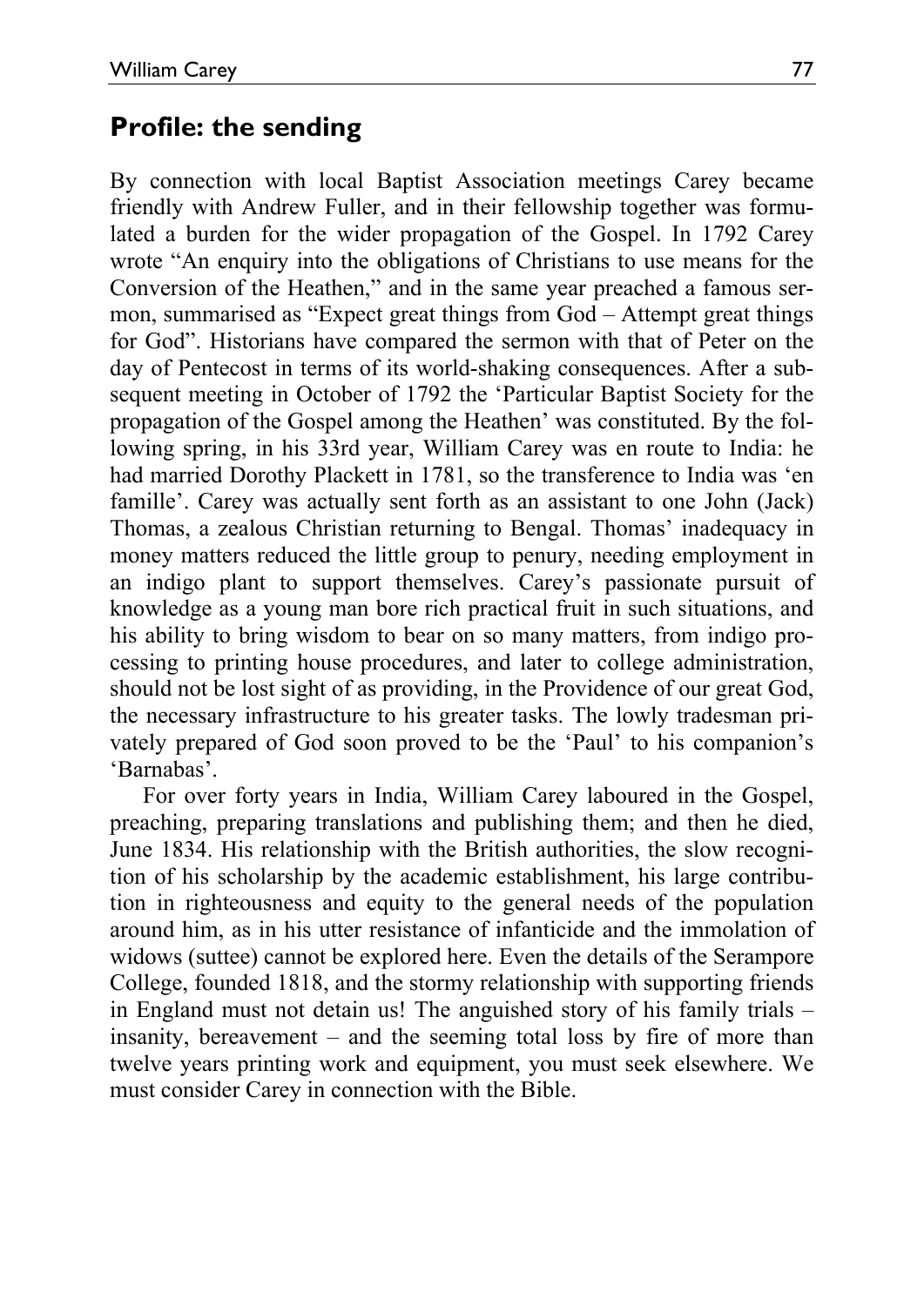## Profile: the sending

By connection with local Baptist Association meetings Carey became friendly with Andrew Fuller, and in their fellowship together was formulated a burden for the wider propagation of the Gospel. In 1792 Carey wrote "An enquiry into the obligations of Christians to use means for the Conversion of the Heathen," and in the same year preached a famous sermon, summarised as "Expect great things from God – Attempt great things for God". Historians have compared the sermon with that of Peter on the day of Pentecost in terms of its world-shaking consequences. After a subsequent meeting in October of 1792 the 'Particular Baptist Society for the propagation of the Gospel among the Heathen' was constituted. By the following spring, in his 33rd year, William Carey was en route to India: he had married Dorothy Plackett in 1781, so the transference to India was 'en famille'. Carey was actually sent forth as an assistant to one John (Jack) Thomas, a zealous Christian returning to Bengal. Thomas' inadequacy in money matters reduced the little group to penury, needing employment in an indigo plant to support themselves. Carey's passionate pursuit of knowledge as a young man bore rich practical fruit in such situations, and his ability to bring wisdom to bear on so many matters, from indigo processing to printing house procedures, and later to college administration, should not be lost sight of as providing, in the Providence of our great God, the necessary infrastructure to his greater tasks. The lowly tradesman privately prepared of God soon proved to be the 'Paul' to his companion's 'Barnabas'.

For over forty years in India, William Carey laboured in the Gospel, preaching, preparing translations and publishing them; and then he died, June 1834. His relationship with the British authorities, the slow recognition of his scholarship by the academic establishment, his large contribution in righteousness and equity to the general needs of the population around him, as in his utter resistance of infanticide and the immolation of widows (suttee) cannot be explored here. Even the details of the Serampore College, founded 1818, and the stormy relationship with supporting friends in England must not detain us! The anguished story of his family trials – insanity, bereavement – and the seeming total loss by fire of more than twelve years printing work and equipment, you must seek elsewhere. We must consider Carey in connection with the Bible.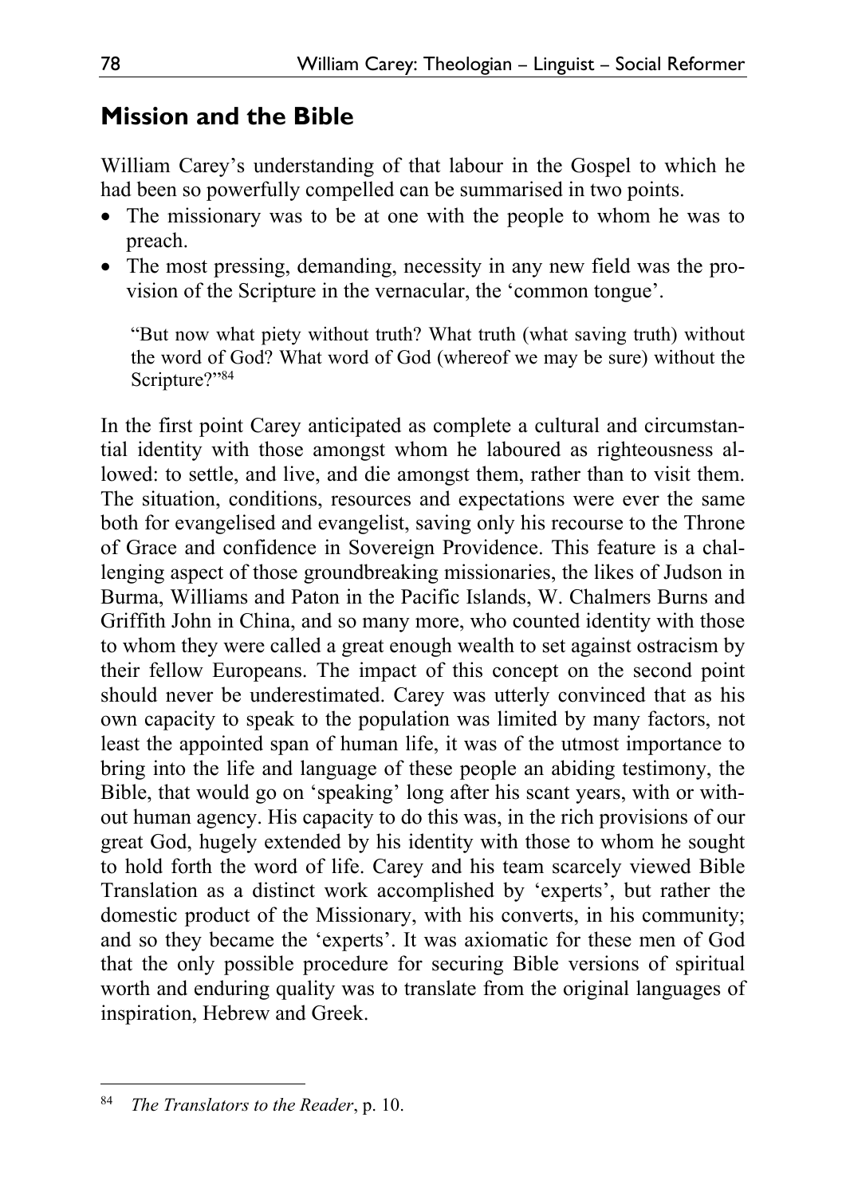## Mission and the Bible

William Carey's understanding of that labour in the Gospel to which he had been so powerfully compelled can be summarised in two points.

- The missionary was to be at one with the people to whom he was to preach.
- The most pressing, demanding, necessity in any new field was the provision of the Scripture in the vernacular, the 'common tongue'.

> "But now what piety without truth? What truth (what saving truth) without the word of God? What word of God (whereof we may be sure) without the Scripture?"[84]

In the first point Carey anticipated as complete a cultural and circumstantial identity with those amongst whom he laboured as righteousness allowed: to settle, and live, and die amongst them, rather than to visit them. The situation, conditions, resources and expectations were ever the same both for evangelised and evangelist, saving only his recourse to the Throne of Grace and confidence in Sovereign Providence. This feature is a challenging aspect of those groundbreaking missionaries, the likes of Judson in Burma, Williams and Paton in the Pacific Islands, W. Chalmers Burns and Griffith John in China, and so many more, who counted identity with those to whom they were called a great enough wealth to set against ostracism by their fellow Europeans. The impact of this concept on the second point should never be underestimated. Carey was utterly convinced that as his own capacity to speak to the population was limited by many factors, not least the appointed span of human life, it was of the utmost importance to bring into the life and language of these people an abiding testimony, the Bible, that would go on 'speaking' long after his scant years, with or without human agency. His capacity to do this was, in the rich provisions of our great God, hugely extended by his identity with those to whom he sought to hold forth the word of life. Carey and his team scarcely viewed Bible Translation as a distinct work accomplished by 'experts', but rather the domestic product of the Missionary, with his converts, in his community; and so they became the 'experts'. It was axiomatic for these men of God that the only possible procedure for securing Bible versions of spiritual worth and enduring quality was to translate from the original languages of inspiration, Hebrew and Greek.

---

[84] *The Translators to the Reader*, p. 10.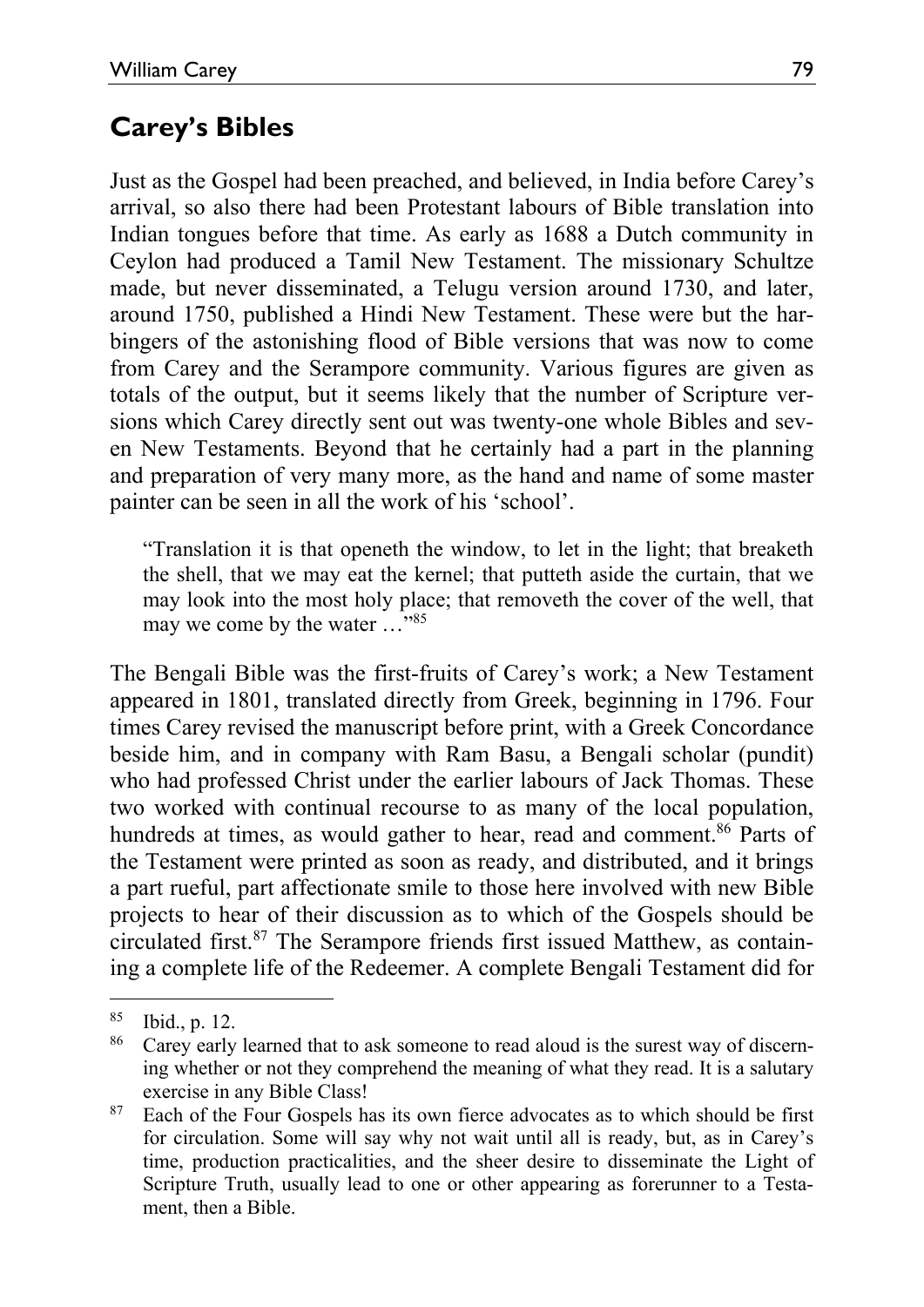## Carey's Bibles

Just as the Gospel had been preached, and believed, in India before Carey's arrival, so also there had been Protestant labours of Bible translation into Indian tongues before that time. As early as 1688 a Dutch community in Ceylon had produced a Tamil New Testament. The missionary Schultze made, but never disseminated, a Telugu version around 1730, and later, around 1750, published a Hindi New Testament. These were but the harbingers of the astonishing flood of Bible versions that was now to come from Carey and the Serampore community. Various figures are given as totals of the output, but it seems likely that the number of Scripture versions which Carey directly sent out was twenty-one whole Bibles and seven New Testaments. Beyond that he certainly had a part in the planning and preparation of very many more, as the hand and name of some master painter can be seen in all the work of his 'school'.

> "Translation it is that openeth the window, to let in the light; that breaketh the shell, that we may eat the kernel; that putteth aside the curtain, that we may look into the most holy place; that removeth the cover of the well, that may we come by the water …"[85]

The Bengali Bible was the first-fruits of Carey's work; a New Testament appeared in 1801, translated directly from Greek, beginning in 1796. Four times Carey revised the manuscript before print, with a Greek Concordance beside him, and in company with Ram Basu, a Bengali scholar (pundit) who had professed Christ under the earlier labours of Jack Thomas. These two worked with continual recourse to as many of the local population, hundreds at times, as would gather to hear, read and comment.[86] Parts of the Testament were printed as soon as ready, and distributed, and it brings a part rueful, part affectionate smile to those here involved with new Bible projects to hear of their discussion as to which of the Gospels should be circulated first.[87] The Serampore friends first issued Matthew, as containing a complete life of the Redeemer. A complete Bengali Testament did for

---

[85] Ibid., p. 12.

[86] Carey early learned that to ask someone to read aloud is the surest way of discerning whether or not they comprehend the meaning of what they read. It is a salutary exercise in any Bible Class!

[87] Each of the Four Gospels has its own fierce advocates as to which should be first for circulation. Some will say why not wait until all is ready, but, as in Carey's time, production practicalities, and the sheer desire to disseminate the Light of Scripture Truth, usually lead to one or other appearing as forerunner to a Testament, then a Bible.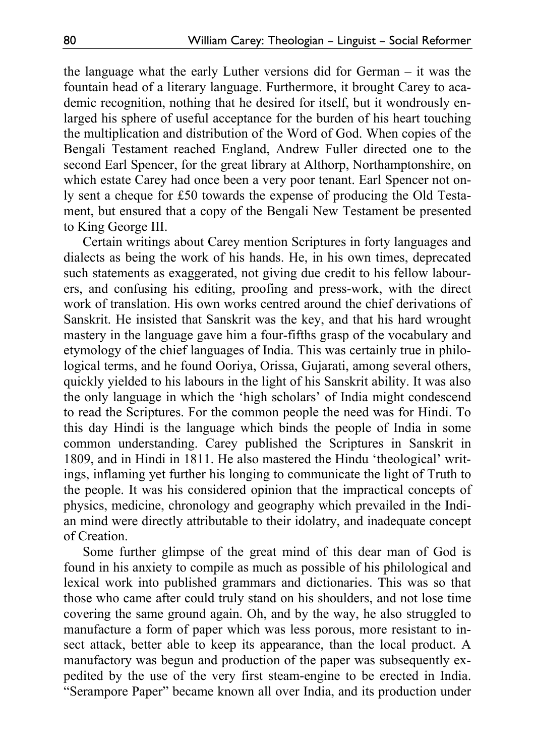the language what the early Luther versions did for German – it was the fountain head of a literary language. Furthermore, it brought Carey to academic recognition, nothing that he desired for itself, but it wondrously enlarged his sphere of useful acceptance for the burden of his heart touching the multiplication and distribution of the Word of God. When copies of the Bengali Testament reached England, Andrew Fuller directed one to the second Earl Spencer, for the great library at Althorp, Northamptonshire, on which estate Carey had once been a very poor tenant. Earl Spencer not only sent a cheque for £50 towards the expense of producing the Old Testament, but ensured that a copy of the Bengali New Testament be presented to King George III.

Certain writings about Carey mention Scriptures in forty languages and dialects as being the work of his hands. He, in his own times, deprecated such statements as exaggerated, not giving due credit to his fellow labourers, and confusing his editing, proofing and press-work, with the direct work of translation. His own works centred around the chief derivations of Sanskrit. He insisted that Sanskrit was the key, and that his hard wrought mastery in the language gave him a four-fifths grasp of the vocabulary and etymology of the chief languages of India. This was certainly true in philological terms, and he found Ooriya, Orissa, Gujarati, among several others, quickly yielded to his labours in the light of his Sanskrit ability. It was also the only language in which the 'high scholars' of India might condescend to read the Scriptures. For the common people the need was for Hindi. To this day Hindi is the language which binds the people of India in some common understanding. Carey published the Scriptures in Sanskrit in 1809, and in Hindi in 1811. He also mastered the Hindu 'theological' writings, inflaming yet further his longing to communicate the light of Truth to the people. It was his considered opinion that the impractical concepts of physics, medicine, chronology and geography which prevailed in the Indian mind were directly attributable to their idolatry, and inadequate concept of Creation.

Some further glimpse of the great mind of this dear man of God is found in his anxiety to compile as much as possible of his philological and lexical work into published grammars and dictionaries. This was so that those who came after could truly stand on his shoulders, and not lose time covering the same ground again. Oh, and by the way, he also struggled to manufacture a form of paper which was less porous, more resistant to insect attack, better able to keep its appearance, than the local product. A manufactory was begun and production of the paper was subsequently expedited by the use of the very first steam-engine to be erected in India. "Serampore Paper" became known all over India, and its production under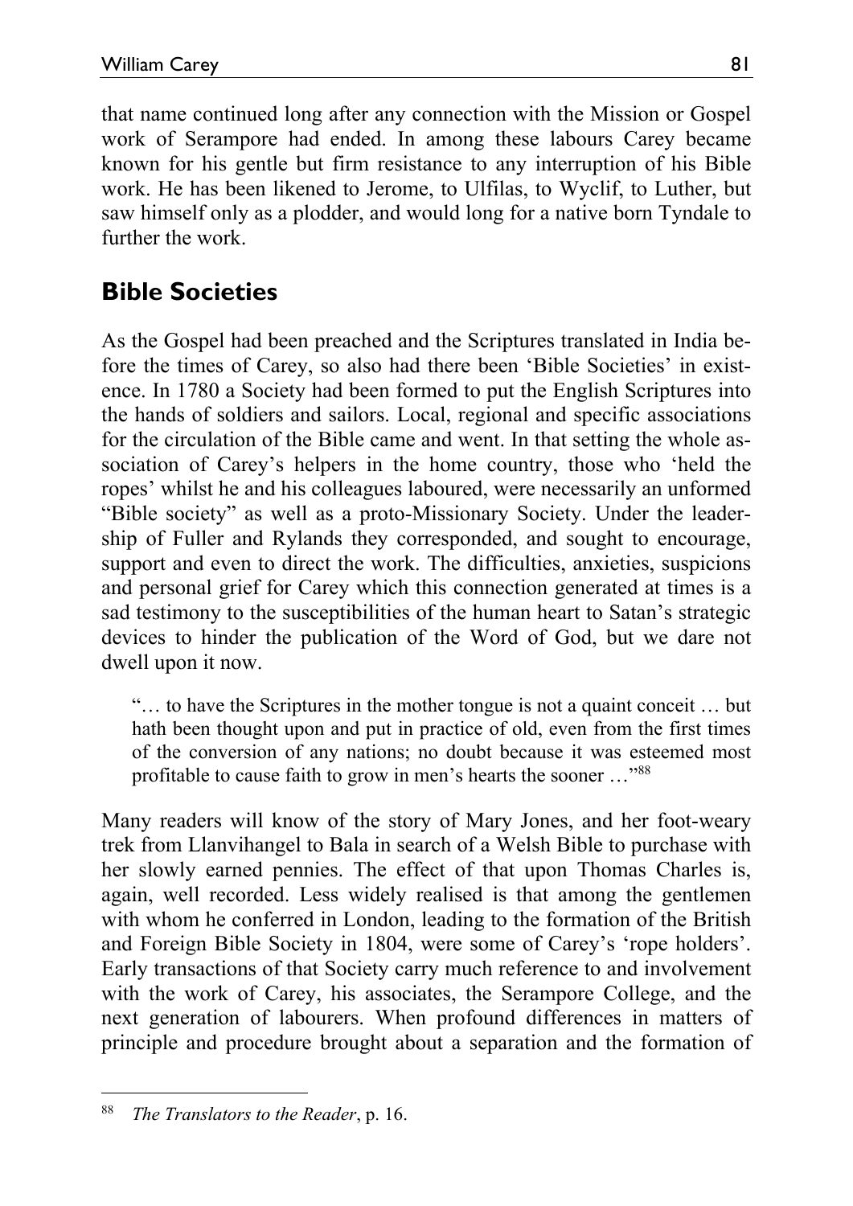that name continued long after any connection with the Mission or Gospel work of Serampore had ended. In among these labours Carey became known for his gentle but firm resistance to any interruption of his Bible work. He has been likened to Jerome, to Ulfilas, to Wyclif, to Luther, but saw himself only as a plodder, and would long for a native born Tyndale to further the work.

## Bible Societies

As the Gospel had been preached and the Scriptures translated in India before the times of Carey, so also had there been 'Bible Societies' in existence. In 1780 a Society had been formed to put the English Scriptures into the hands of soldiers and sailors. Local, regional and specific associations for the circulation of the Bible came and went. In that setting the whole association of Carey's helpers in the home country, those who 'held the ropes' whilst he and his colleagues laboured, were necessarily an unformed "Bible society" as well as a proto-Missionary Society. Under the leadership of Fuller and Rylands they corresponded, and sought to encourage, support and even to direct the work. The difficulties, anxieties, suspicions and personal grief for Carey which this connection generated at times is a sad testimony to the susceptibilities of the human heart to Satan's strategic devices to hinder the publication of the Word of God, but we dare not dwell upon it now.

> "… to have the Scriptures in the mother tongue is not a quaint conceit … but hath been thought upon and put in practice of old, even from the first times of the conversion of any nations; no doubt because it was esteemed most profitable to cause faith to grow in men's hearts the sooner …"[88]

Many readers will know of the story of Mary Jones, and her foot-weary trek from Llanvihangel to Bala in search of a Welsh Bible to purchase with her slowly earned pennies. The effect of that upon Thomas Charles is, again, well recorded. Less widely realised is that among the gentlemen with whom he conferred in London, leading to the formation of the British and Foreign Bible Society in 1804, were some of Carey's 'rope holders'. Early transactions of that Society carry much reference to and involvement with the work of Carey, his associates, the Serampore College, and the next generation of labourers. When profound differences in matters of principle and procedure brought about a separation and the formation of

---

[88] *The Translators to the Reader*, p. 16.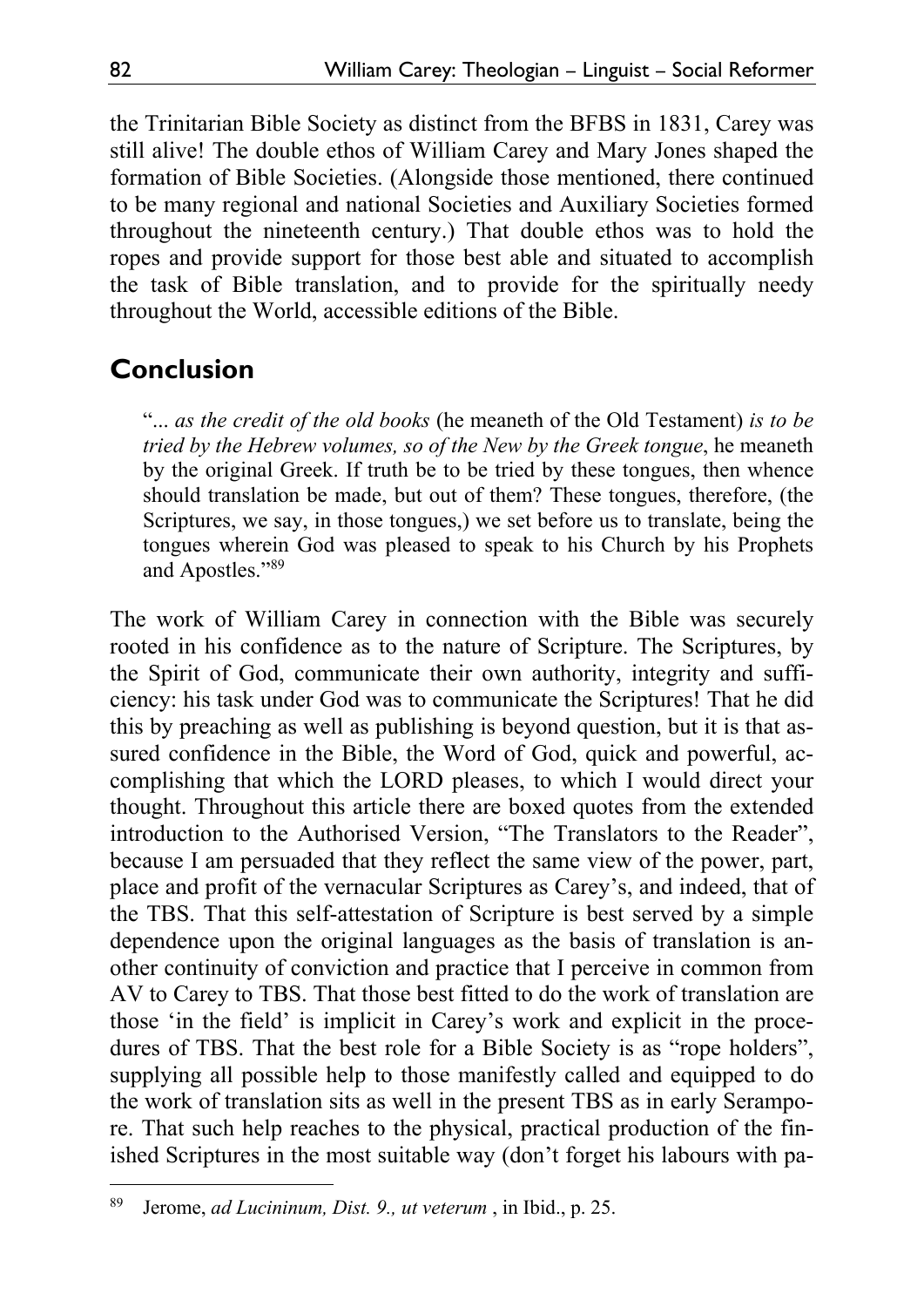the Trinitarian Bible Society as distinct from the BFBS in 1831, Carey was still alive! The double ethos of William Carey and Mary Jones shaped the formation of Bible Societies. (Alongside those mentioned, there continued to be many regional and national Societies and Auxiliary Societies formed throughout the nineteenth century.) That double ethos was to hold the ropes and provide support for those best able and situated to accomplish the task of Bible translation, and to provide for the spiritually needy throughout the World, accessible editions of the Bible.

## Conclusion

> "... *as the credit of the old books* (he meaneth of the Old Testament) *is to be tried by the Hebrew volumes, so of the New by the Greek tongue*, he meaneth by the original Greek. If truth be to be tried by these tongues, then whence should translation be made, but out of them? These tongues, therefore, (the Scriptures, we say, in those tongues,) we set before us to translate, being the tongues wherein God was pleased to speak to his Church by his Prophets and Apostles."[89]

The work of William Carey in connection with the Bible was securely rooted in his confidence as to the nature of Scripture. The Scriptures, by the Spirit of God, communicate their own authority, integrity and sufficiency: his task under God was to communicate the Scriptures! That he did this by preaching as well as publishing is beyond question, but it is that assured confidence in the Bible, the Word of God, quick and powerful, accomplishing that which the LORD pleases, to which I would direct your thought. Throughout this article there are boxed quotes from the extended introduction to the Authorised Version, "The Translators to the Reader", because I am persuaded that they reflect the same view of the power, part, place and profit of the vernacular Scriptures as Carey's, and indeed, that of the TBS. That this self-attestation of Scripture is best served by a simple dependence upon the original languages as the basis of translation is another continuity of conviction and practice that I perceive in common from AV to Carey to TBS. That those best fitted to do the work of translation are those 'in the field' is implicit in Carey's work and explicit in the procedures of TBS. That the best role for a Bible Society is as "rope holders", supplying all possible help to those manifestly called and equipped to do the work of translation sits as well in the present TBS as in early Serampore. That such help reaches to the physical, practical production of the finished Scriptures in the most suitable way (don't forget his labours with pa-

---

[89] Jerome, *ad Lucininum, Dist. 9., ut veterum* , in Ibid., p. 25.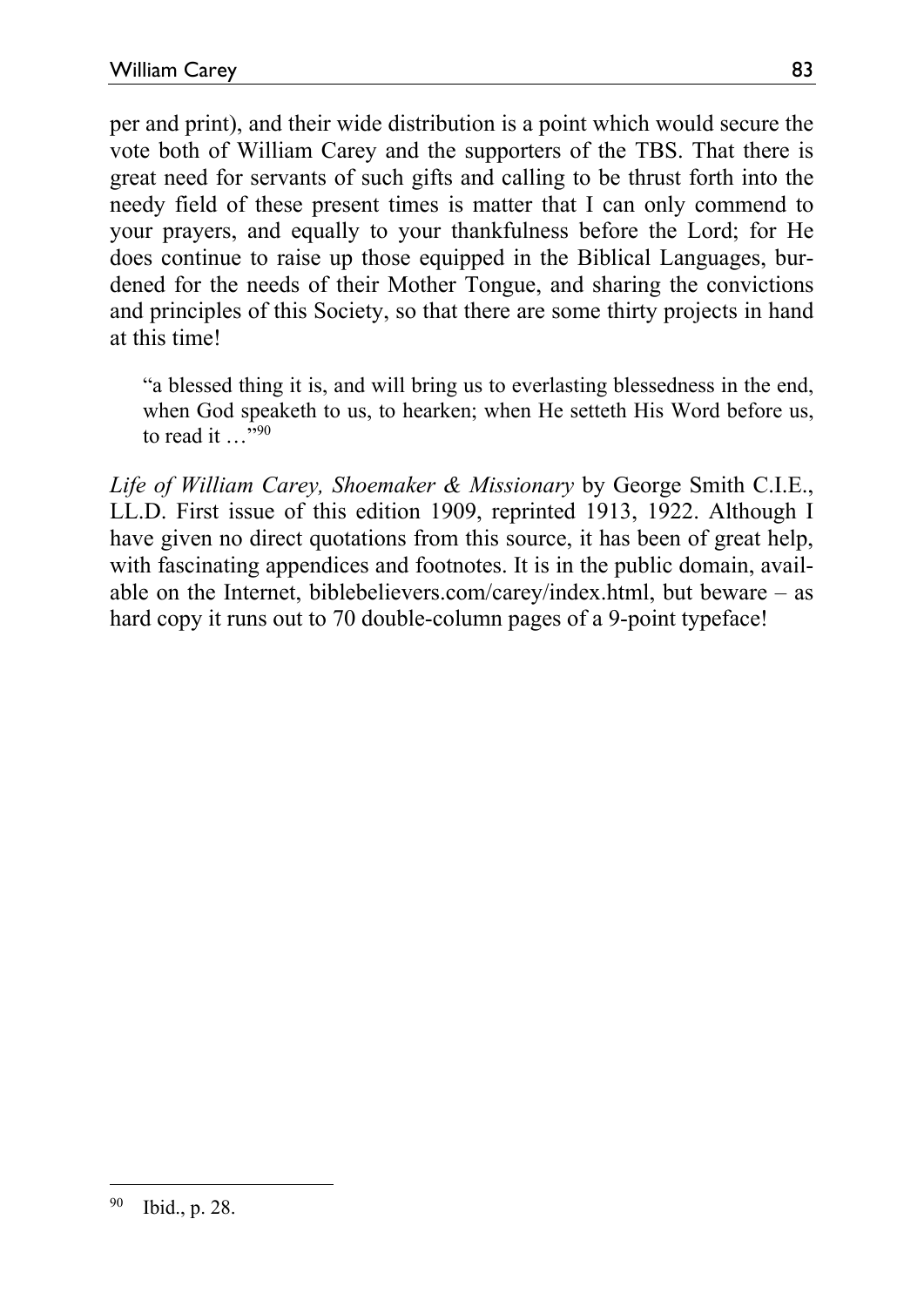per and print), and their wide distribution is a point which would secure the vote both of William Carey and the supporters of the TBS. That there is great need for servants of such gifts and calling to be thrust forth into the needy field of these present times is matter that I can only commend to your prayers, and equally to your thankfulness before the Lord; for He does continue to raise up those equipped in the Biblical Languages, burdened for the needs of their Mother Tongue, and sharing the convictions and principles of this Society, so that there are some thirty projects in hand at this time!

> "a blessed thing it is, and will bring us to everlasting blessedness in the end, when God speaketh to us, to hearken; when He setteth His Word before us, to read it …"[90]

*Life of William Carey, Shoemaker & Missionary* by George Smith C.I.E., LL.D. First issue of this edition 1909, reprinted 1913, 1922. Although I have given no direct quotations from this source, it has been of great help, with fascinating appendices and footnotes. It is in the public domain, available on the Internet, biblebelievers.com/carey/index.html, but beware – as hard copy it runs out to 70 double-column pages of a 9-point typeface!

---

[90] Ibid., p. 28.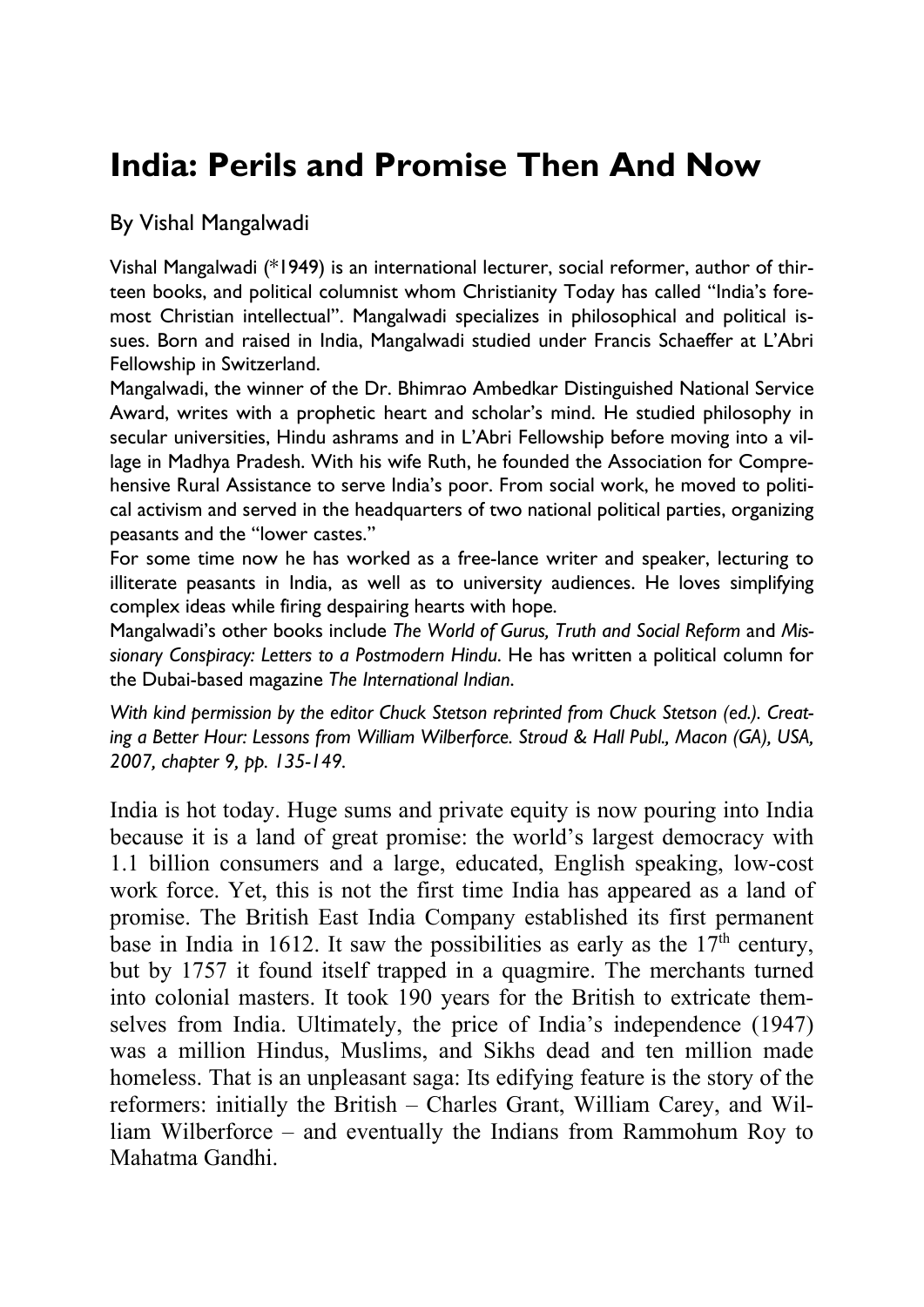# India: Perils and Promise Then And Now

By Vishal Mangalwadi

Vishal Mangalwadi (*1949) is an international lecturer, social reformer, author of thirteen books, and political columnist whom Christianity Today has called "India's foremost Christian intellectual". Mangalwadi specializes in philosophical and political issues. Born and raised in India, Mangalwadi studied under Francis Schaeffer at L'Abri Fellowship in Switzerland.

Mangalwadi, the winner of the Dr. Bhimrao Ambedkar Distinguished National Service Award, writes with a prophetic heart and scholar's mind. He studied philosophy in secular universities, Hindu ashrams and in L'Abri Fellowship before moving into a village in Madhya Pradesh. With his wife Ruth, he founded the Association for Comprehensive Rural Assistance to serve India's poor. From social work, he moved to political activism and served in the headquarters of two national political parties, organizing peasants and the "lower castes."

For some time now he has worked as a free-lance writer and speaker, lecturing to illiterate peasants in India, as well as to university audiences. He loves simplifying complex ideas while firing despairing hearts with hope.

Mangalwadi's other books include *The World of Gurus, Truth and Social Reform* and *Missionary Conspiracy: Letters to a Postmodern Hindu*. He has written a political column for the Dubai-based magazine *The International Indian*.

*With kind permission by the editor Chuck Stetson reprinted from Chuck Stetson (ed.). Creating a Better Hour: Lessons from William Wilberforce. Stroud & Hall Publ., Macon (GA), USA, 2007, chapter 9, pp. 135-149.*

India is hot today. Huge sums and private equity is now pouring into India because it is a land of great promise: the world's largest democracy with 1.1 billion consumers and a large, educated, English speaking, low-cost work force. Yet, this is not the first time India has appeared as a land of promise. The British East India Company established its first permanent base in India in 1612. It saw the possibilities as early as the 17th century, but by 1757 it found itself trapped in a quagmire. The merchants turned into colonial masters. It took 190 years for the British to extricate themselves from India. Ultimately, the price of India's independence (1947) was a million Hindus, Muslims, and Sikhs dead and ten million made homeless. That is an unpleasant saga: Its edifying feature is the story of the reformers: initially the British – Charles Grant, William Carey, and William Wilberforce – and eventually the Indians from Rammohum Roy to Mahatma Gandhi.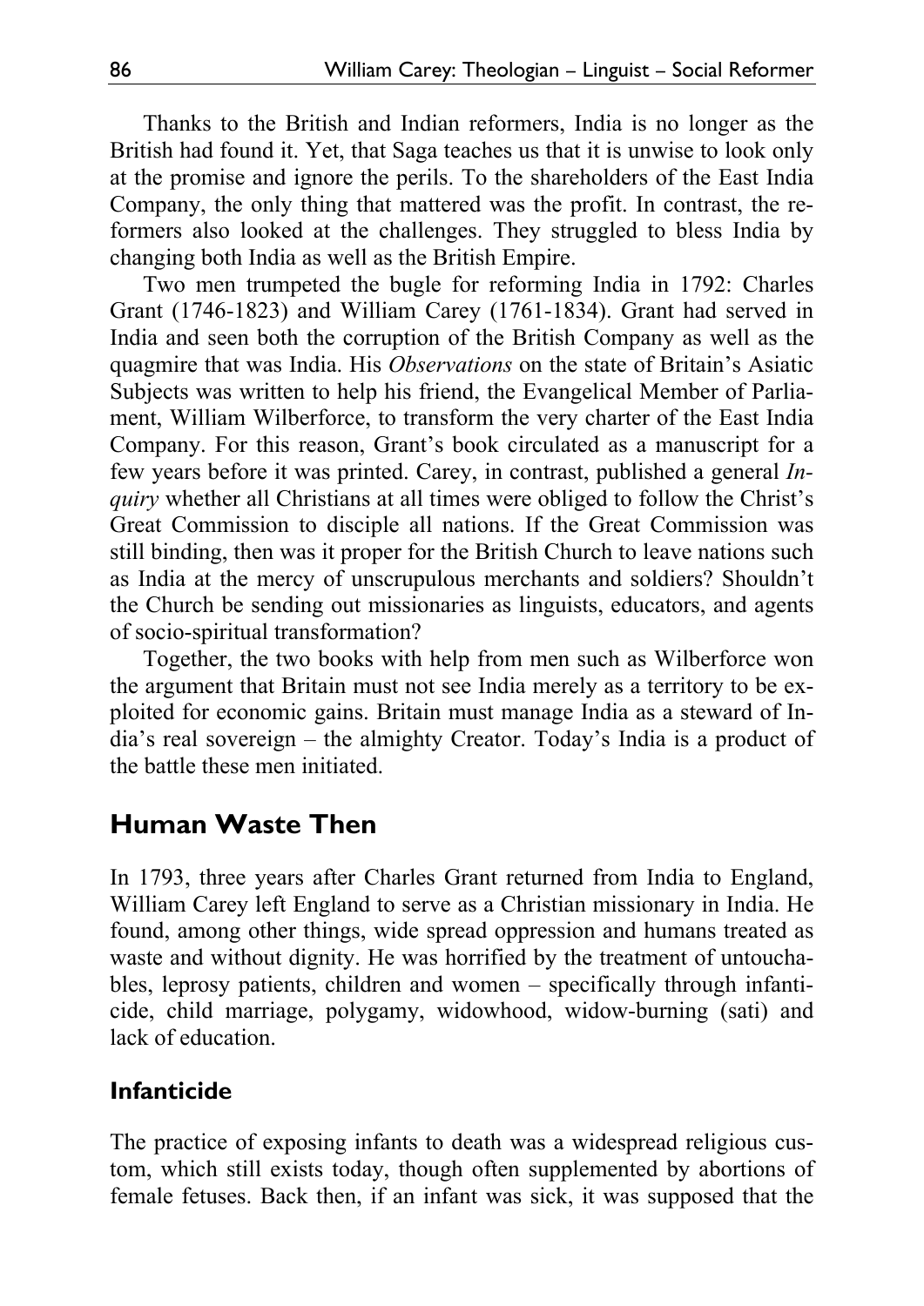Thanks to the British and Indian reformers, India is no longer as the British had found it. Yet, that Saga teaches us that it is unwise to look only at the promise and ignore the perils. To the shareholders of the East India Company, the only thing that mattered was the profit. In contrast, the reformers also looked at the challenges. They struggled to bless India by changing both India as well as the British Empire.

Two men trumpeted the bugle for reforming India in 1792: Charles Grant (1746-1823) and William Carey (1761-1834). Grant had served in India and seen both the corruption of the British Company as well as the quagmire that was India. His *Observations* on the state of Britain's Asiatic Subjects was written to help his friend, the Evangelical Member of Parliament, William Wilberforce, to transform the very charter of the East India Company. For this reason, Grant's book circulated as a manuscript for a few years before it was printed. Carey, in contrast, published a general *Inquiry* whether all Christians at all times were obliged to follow the Christ's Great Commission to disciple all nations. If the Great Commission was still binding, then was it proper for the British Church to leave nations such as India at the mercy of unscrupulous merchants and soldiers? Shouldn't the Church be sending out missionaries as linguists, educators, and agents of socio-spiritual transformation?

Together, the two books with help from men such as Wilberforce won the argument that Britain must not see India merely as a territory to be exploited for economic gains. Britain must manage India as a steward of India's real sovereign – the almighty Creator. Today's India is a product of the battle these men initiated.

## Human Waste Then

In 1793, three years after Charles Grant returned from India to England, William Carey left England to serve as a Christian missionary in India. He found, among other things, wide spread oppression and humans treated as waste and without dignity. He was horrified by the treatment of untouchables, leprosy patients, children and women – specifically through infanticide, child marriage, polygamy, widowhood, widow-burning (sati) and lack of education.

### Infanticide

The practice of exposing infants to death was a widespread religious custom, which still exists today, though often supplemented by abortions of female fetuses. Back then, if an infant was sick, it was supposed that the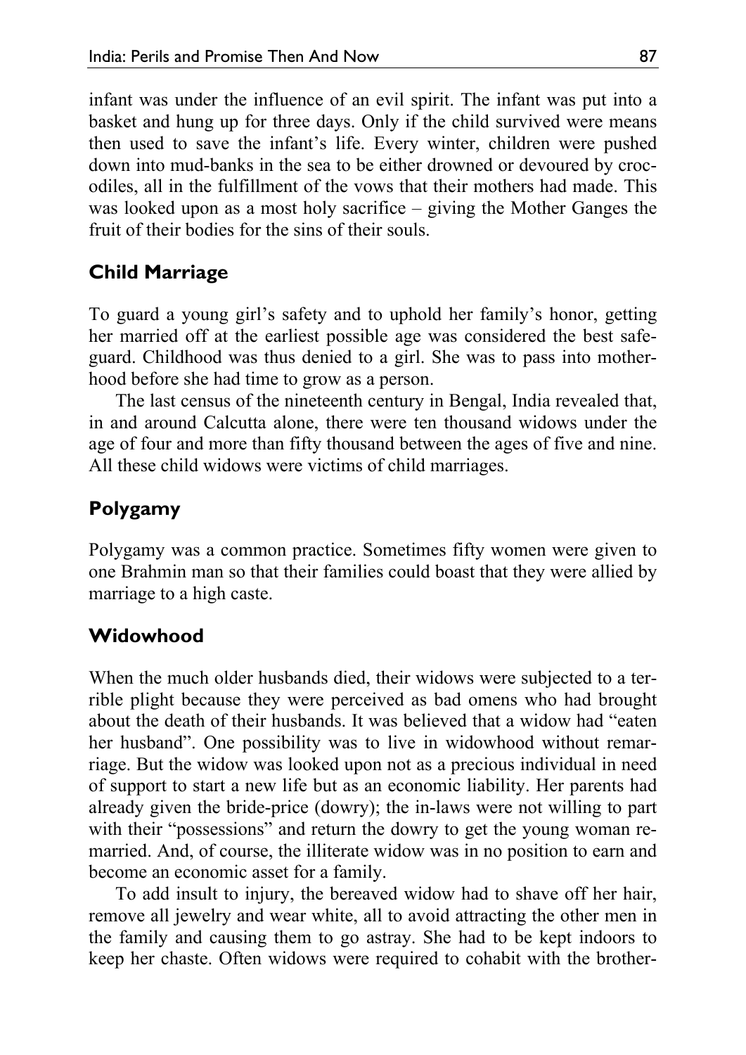infant was under the influence of an evil spirit. The infant was put into a basket and hung up for three days. Only if the child survived were means then used to save the infant's life. Every winter, children were pushed down into mud-banks in the sea to be either drowned or devoured by crocodiles, all in the fulfillment of the vows that their mothers had made. This was looked upon as a most holy sacrifice – giving the Mother Ganges the fruit of their bodies for the sins of their souls.

## Child Marriage

To guard a young girl's safety and to uphold her family's honor, getting her married off at the earliest possible age was considered the best safeguard. Childhood was thus denied to a girl. She was to pass into motherhood before she had time to grow as a person.

The last census of the nineteenth century in Bengal, India revealed that, in and around Calcutta alone, there were ten thousand widows under the age of four and more than fifty thousand between the ages of five and nine. All these child widows were victims of child marriages.

## Polygamy

Polygamy was a common practice. Sometimes fifty women were given to one Brahmin man so that their families could boast that they were allied by marriage to a high caste.

## Widowhood

When the much older husbands died, their widows were subjected to a terrible plight because they were perceived as bad omens who had brought about the death of their husbands. It was believed that a widow had "eaten her husband". One possibility was to live in widowhood without remarriage. But the widow was looked upon not as a precious individual in need of support to start a new life but as an economic liability. Her parents had already given the bride-price (dowry); the in-laws were not willing to part with their "possessions" and return the dowry to get the young woman remarried. And, of course, the illiterate widow was in no position to earn and become an economic asset for a family.

To add insult to injury, the bereaved widow had to shave off her hair, remove all jewelry and wear white, all to avoid attracting the other men in the family and causing them to go astray. She had to be kept indoors to keep her chaste. Often widows were required to cohabit with the brother-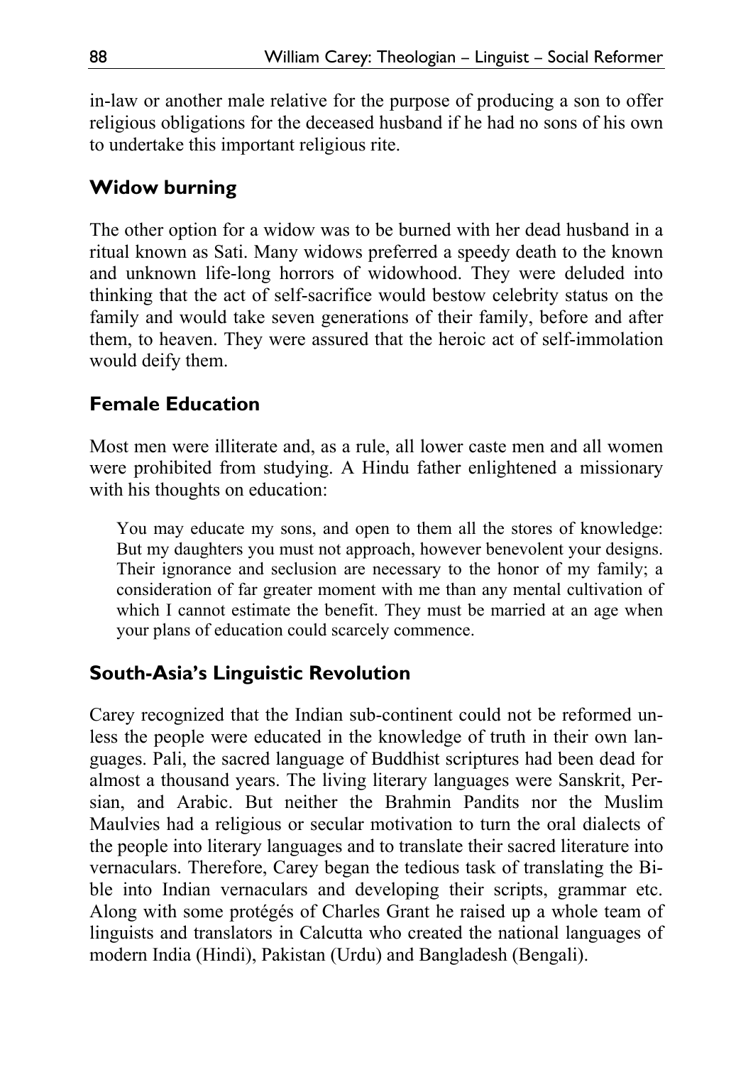in-law or another male relative for the purpose of producing a son to offer religious obligations for the deceased husband if he had no sons of his own to undertake this important religious rite.

## Widow burning

The other option for a widow was to be burned with her dead husband in a ritual known as Sati. Many widows preferred a speedy death to the known and unknown life-long horrors of widowhood. They were deluded into thinking that the act of self-sacrifice would bestow celebrity status on the family and would take seven generations of their family, before and after them, to heaven. They were assured that the heroic act of self-immolation would deify them.

## Female Education

Most men were illiterate and, as a rule, all lower caste men and all women were prohibited from studying. A Hindu father enlightened a missionary with his thoughts on education:

> You may educate my sons, and open to them all the stores of knowledge: But my daughters you must not approach, however benevolent your designs. Their ignorance and seclusion are necessary to the honor of my family; a consideration of far greater moment with me than any mental cultivation of which I cannot estimate the benefit. They must be married at an age when your plans of education could scarcely commence.

## South-Asia's Linguistic Revolution

Carey recognized that the Indian sub-continent could not be reformed unless the people were educated in the knowledge of truth in their own languages. Pali, the sacred language of Buddhist scriptures had been dead for almost a thousand years. The living literary languages were Sanskrit, Persian, and Arabic. But neither the Brahmin Pandits nor the Muslim Maulvies had a religious or secular motivation to turn the oral dialects of the people into literary languages and to translate their sacred literature into vernaculars. Therefore, Carey began the tedious task of translating the Bible into Indian vernaculars and developing their scripts, grammar etc. Along with some protégés of Charles Grant he raised up a whole team of linguists and translators in Calcutta who created the national languages of modern India (Hindi), Pakistan (Urdu) and Bangladesh (Bengali).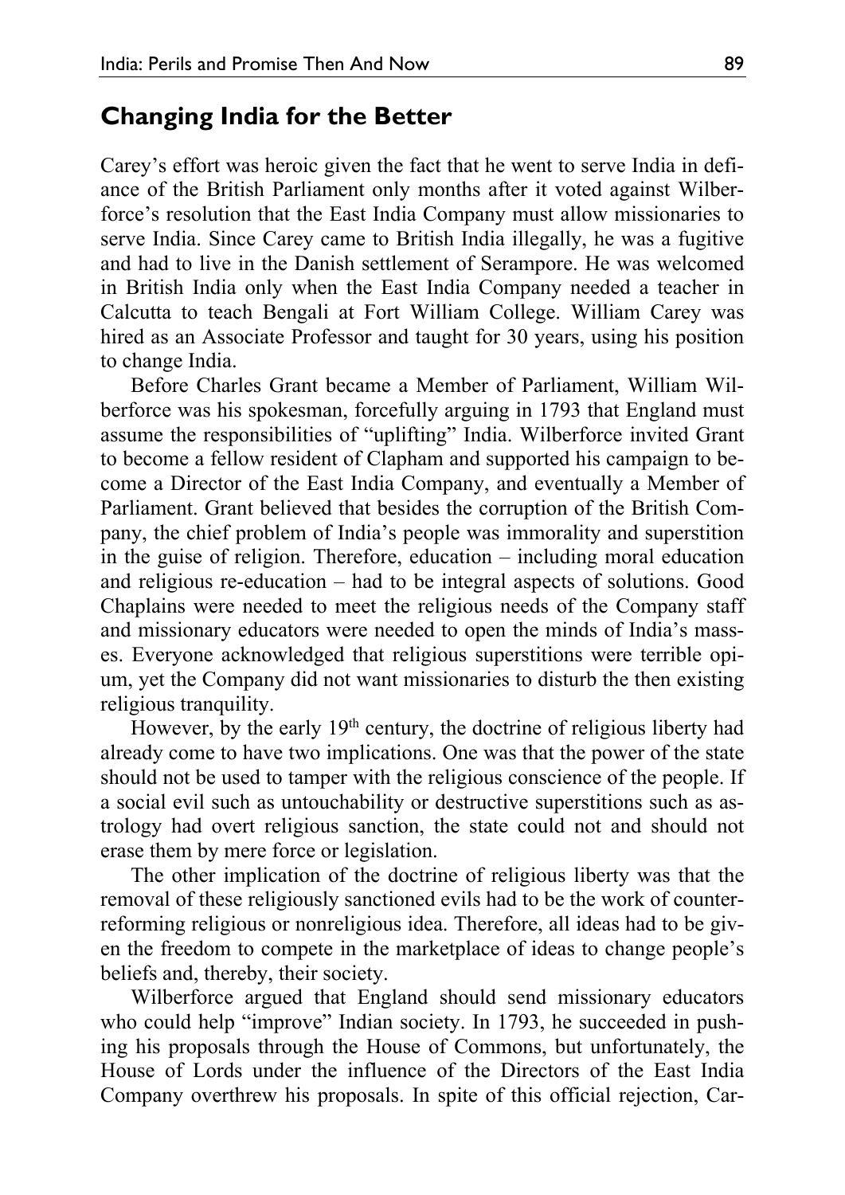## Changing India for the Better

Carey's effort was heroic given the fact that he went to serve India in defiance of the British Parliament only months after it voted against Wilberforce's resolution that the East India Company must allow missionaries to serve India. Since Carey came to British India illegally, he was a fugitive and had to live in the Danish settlement of Serampore. He was welcomed in British India only when the East India Company needed a teacher in Calcutta to teach Bengali at Fort William College. William Carey was hired as an Associate Professor and taught for 30 years, using his position to change India.

Before Charles Grant became a Member of Parliament, William Wilberforce was his spokesman, forcefully arguing in 1793 that England must assume the responsibilities of "uplifting" India. Wilberforce invited Grant to become a fellow resident of Clapham and supported his campaign to become a Director of the East India Company, and eventually a Member of Parliament. Grant believed that besides the corruption of the British Company, the chief problem of India's people was immorality and superstition in the guise of religion. Therefore, education – including moral education and religious re-education – had to be integral aspects of solutions. Good Chaplains were needed to meet the religious needs of the Company staff and missionary educators were needed to open the minds of India's masses. Everyone acknowledged that religious superstitions were terrible opium, yet the Company did not want missionaries to disturb the then existing religious tranquility.

However, by the early 19th century, the doctrine of religious liberty had already come to have two implications. One was that the power of the state should not be used to tamper with the religious conscience of the people. If a social evil such as untouchability or destructive superstitions such as astrology had overt religious sanction, the state could not and should not erase them by mere force or legislation.

The other implication of the doctrine of religious liberty was that the removal of these religiously sanctioned evils had to be the work of counter-reforming religious or nonreligious idea. Therefore, all ideas had to be given the freedom to compete in the marketplace of ideas to change people's beliefs and, thereby, their society.

Wilberforce argued that England should send missionary educators who could help "improve" Indian society. In 1793, he succeeded in pushing his proposals through the House of Commons, but unfortunately, the House of Lords under the influence of the Directors of the East India Company overthrew his proposals. In spite of this official rejection, Car-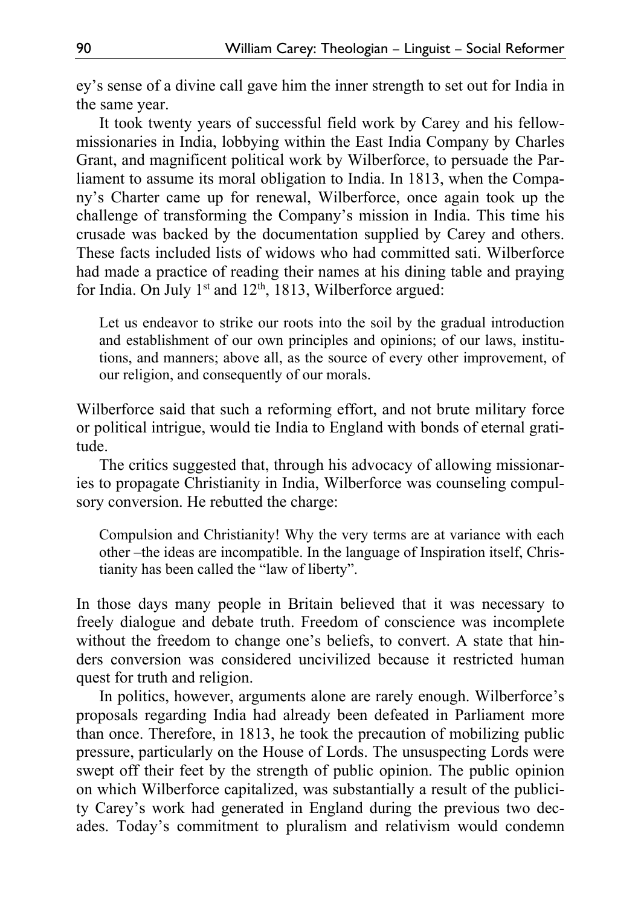ey's sense of a divine call gave him the inner strength to set out for India in the same year.

It took twenty years of successful field work by Carey and his fellow-missionaries in India, lobbying within the East India Company by Charles Grant, and magnificent political work by Wilberforce, to persuade the Parliament to assume its moral obligation to India. In 1813, when the Company's Charter came up for renewal, Wilberforce, once again took up the challenge of transforming the Company's mission in India. This time his crusade was backed by the documentation supplied by Carey and others. These facts included lists of widows who had committed sati. Wilberforce had made a practice of reading their names at his dining table and praying for India. On July 1st and 12th, 1813, Wilberforce argued:

> Let us endeavor to strike our roots into the soil by the gradual introduction and establishment of our own principles and opinions; of our laws, institutions, and manners; above all, as the source of every other improvement, of our religion, and consequently of our morals.

Wilberforce said that such a reforming effort, and not brute military force or political intrigue, would tie India to England with bonds of eternal gratitude.

The critics suggested that, through his advocacy of allowing missionaries to propagate Christianity in India, Wilberforce was counseling compulsory conversion. He rebutted the charge:

> Compulsion and Christianity! Why the very terms are at variance with each other –the ideas are incompatible. In the language of Inspiration itself, Christianity has been called the "law of liberty".

In those days many people in Britain believed that it was necessary to freely dialogue and debate truth. Freedom of conscience was incomplete without the freedom to change one's beliefs, to convert. A state that hinders conversion was considered uncivilized because it restricted human quest for truth and religion.

In politics, however, arguments alone are rarely enough. Wilberforce's proposals regarding India had already been defeated in Parliament more than once. Therefore, in 1813, he took the precaution of mobilizing public pressure, particularly on the House of Lords. The unsuspecting Lords were swept off their feet by the strength of public opinion. The public opinion on which Wilberforce capitalized, was substantially a result of the publicity Carey's work had generated in England during the previous two decades. Today's commitment to pluralism and relativism would condemn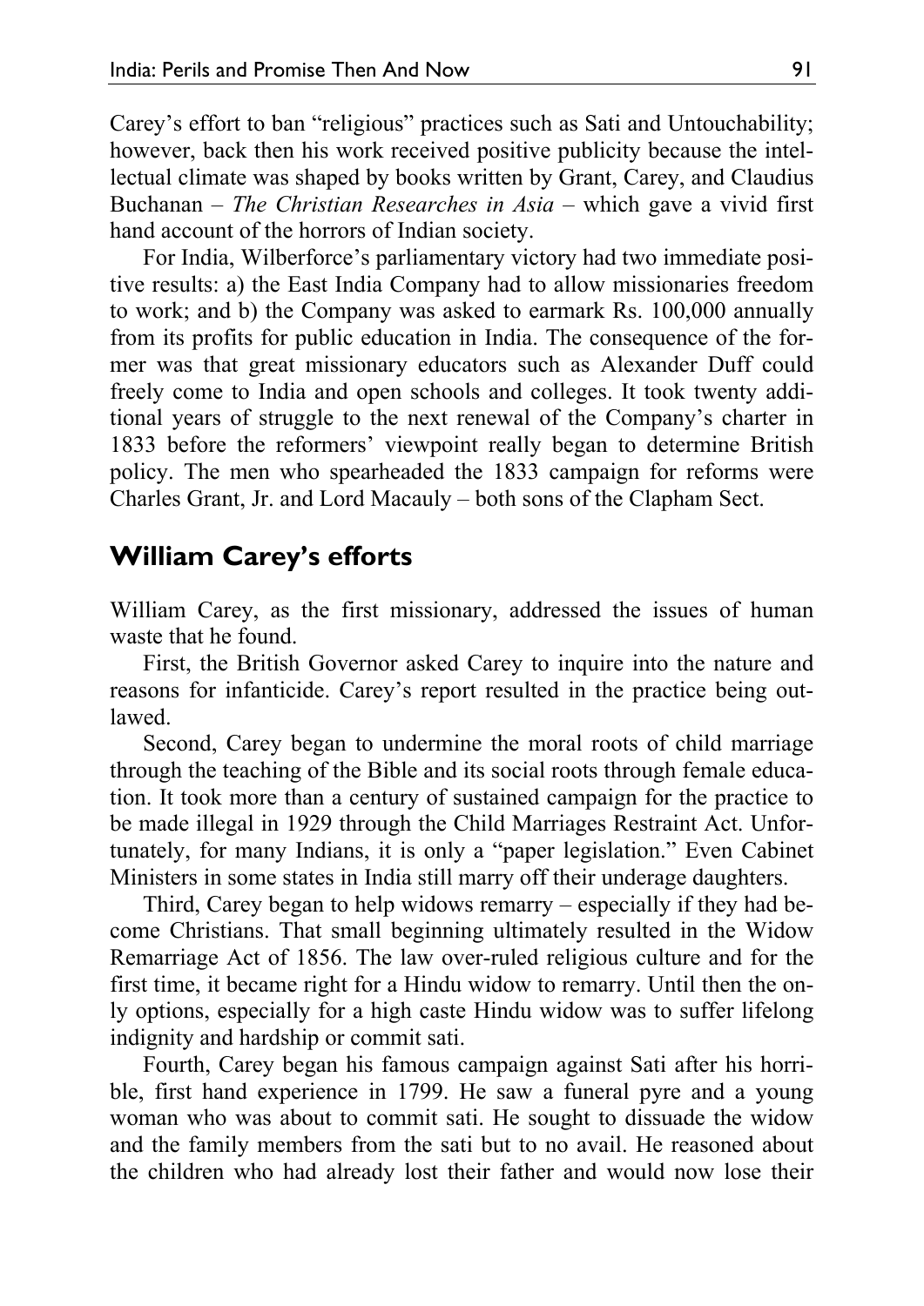Carey's effort to ban "religious" practices such as Sati and Untouchability; however, back then his work received positive publicity because the intellectual climate was shaped by books written by Grant, Carey, and Claudius Buchanan – *The Christian Researches in Asia* – which gave a vivid first hand account of the horrors of Indian society.

For India, Wilberforce's parliamentary victory had two immediate positive results: a) the East India Company had to allow missionaries freedom to work; and b) the Company was asked to earmark Rs. 100,000 annually from its profits for public education in India. The consequence of the former was that great missionary educators such as Alexander Duff could freely come to India and open schools and colleges. It took twenty additional years of struggle to the next renewal of the Company's charter in 1833 before the reformers' viewpoint really began to determine British policy. The men who spearheaded the 1833 campaign for reforms were Charles Grant, Jr. and Lord Macauly – both sons of the Clapham Sect.

## William Carey's efforts

William Carey, as the first missionary, addressed the issues of human waste that he found.

First, the British Governor asked Carey to inquire into the nature and reasons for infanticide. Carey's report resulted in the practice being outlawed.

Second, Carey began to undermine the moral roots of child marriage through the teaching of the Bible and its social roots through female education. It took more than a century of sustained campaign for the practice to be made illegal in 1929 through the Child Marriages Restraint Act. Unfortunately, for many Indians, it is only a "paper legislation." Even Cabinet Ministers in some states in India still marry off their underage daughters.

Third, Carey began to help widows remarry – especially if they had become Christians. That small beginning ultimately resulted in the Widow Remarriage Act of 1856. The law over-ruled religious culture and for the first time, it became right for a Hindu widow to remarry. Until then the only options, especially for a high caste Hindu widow was to suffer lifelong indignity and hardship or commit sati.

Fourth, Carey began his famous campaign against Sati after his horrible, first hand experience in 1799. He saw a funeral pyre and a young woman who was about to commit sati. He sought to dissuade the widow and the family members from the sati but to no avail. He reasoned about the children who had already lost their father and would now lose their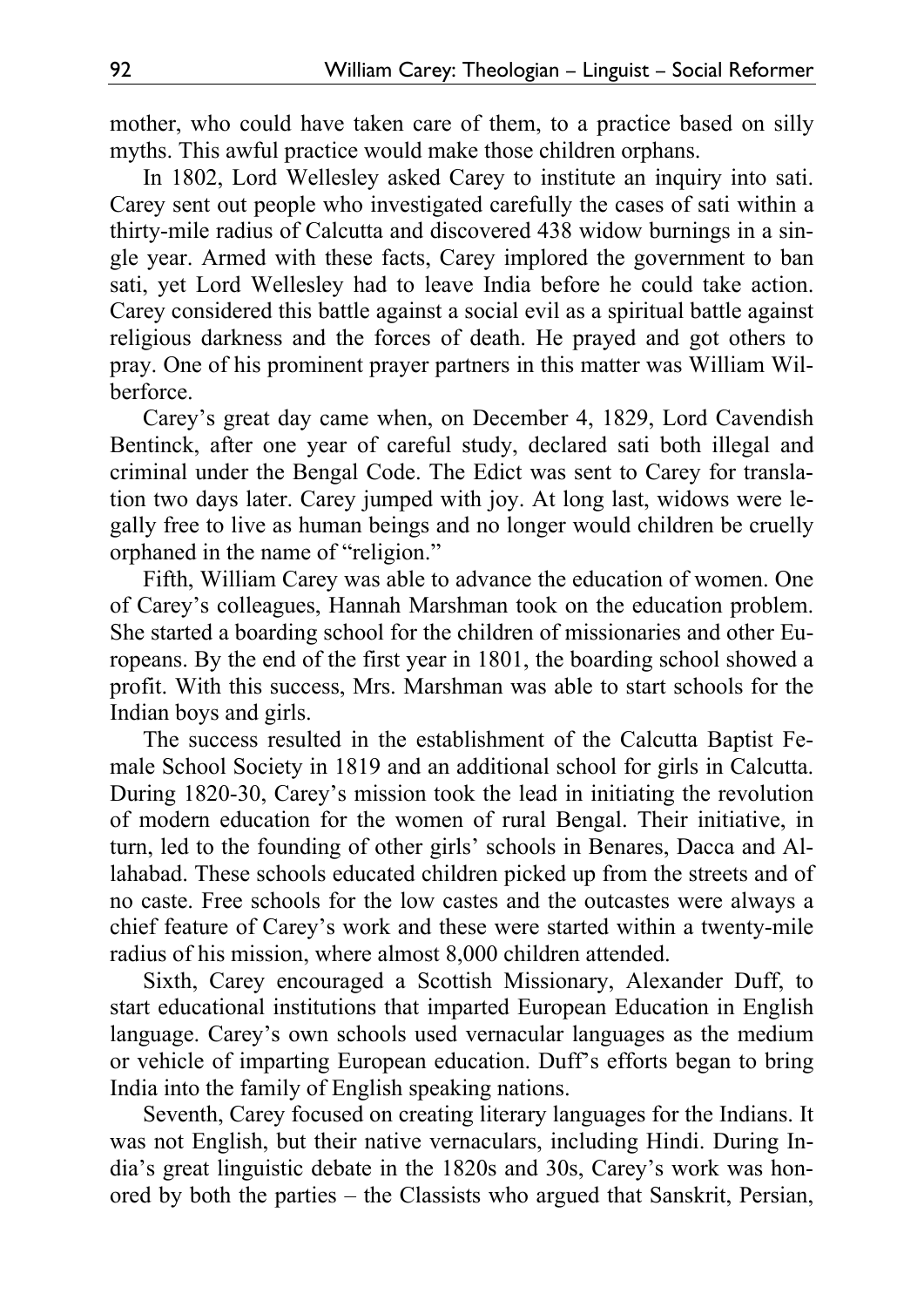mother, who could have taken care of them, to a practice based on silly myths. This awful practice would make those children orphans.

In 1802, Lord Wellesley asked Carey to institute an inquiry into sati. Carey sent out people who investigated carefully the cases of sati within a thirty-mile radius of Calcutta and discovered 438 widow burnings in a single year. Armed with these facts, Carey implored the government to ban sati, yet Lord Wellesley had to leave India before he could take action. Carey considered this battle against a social evil as a spiritual battle against religious darkness and the forces of death. He prayed and got others to pray. One of his prominent prayer partners in this matter was William Wilberforce.

Carey's great day came when, on December 4, 1829, Lord Cavendish Bentinck, after one year of careful study, declared sati both illegal and criminal under the Bengal Code. The Edict was sent to Carey for translation two days later. Carey jumped with joy. At long last, widows were legally free to live as human beings and no longer would children be cruelly orphaned in the name of "religion."

Fifth, William Carey was able to advance the education of women. One of Carey's colleagues, Hannah Marshman took on the education problem. She started a boarding school for the children of missionaries and other Europeans. By the end of the first year in 1801, the boarding school showed a profit. With this success, Mrs. Marshman was able to start schools for the Indian boys and girls.

The success resulted in the establishment of the Calcutta Baptist Female School Society in 1819 and an additional school for girls in Calcutta. During 1820-30, Carey's mission took the lead in initiating the revolution of modern education for the women of rural Bengal. Their initiative, in turn, led to the founding of other girls' schools in Benares, Dacca and Allahabad. These schools educated children picked up from the streets and of no caste. Free schools for the low castes and the outcastes were always a chief feature of Carey's work and these were started within a twenty-mile radius of his mission, where almost 8,000 children attended.

Sixth, Carey encouraged a Scottish Missionary, Alexander Duff, to start educational institutions that imparted European Education in English language. Carey's own schools used vernacular languages as the medium or vehicle of imparting European education. Duff's efforts began to bring India into the family of English speaking nations.

Seventh, Carey focused on creating literary languages for the Indians. It was not English, but their native vernaculars, including Hindi. During India's great linguistic debate in the 1820s and 30s, Carey's work was honored by both the parties – the Classists who argued that Sanskrit, Persian,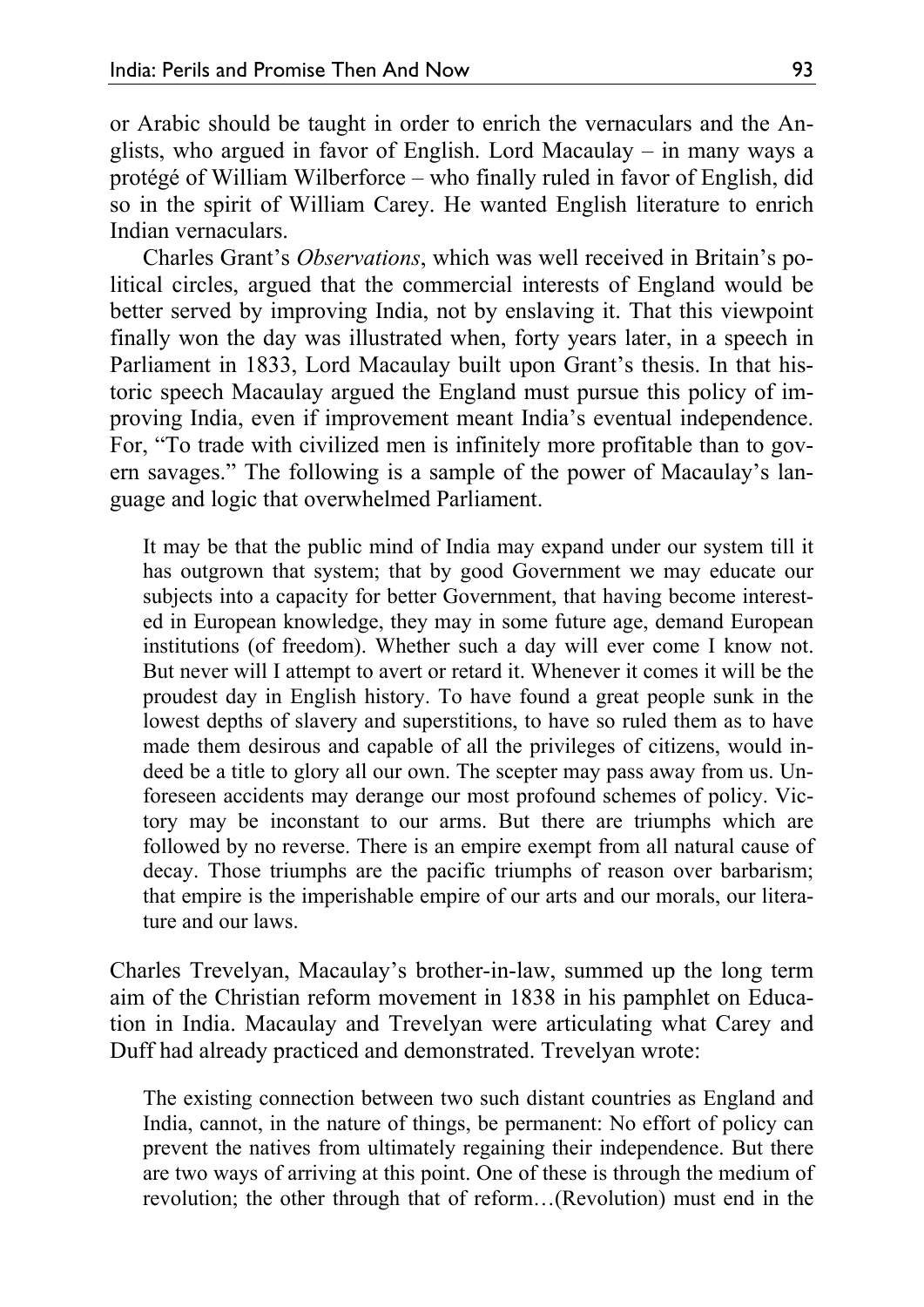or Arabic should be taught in order to enrich the vernaculars and the Anglists, who argued in favor of English. Lord Macaulay – in many ways a protégé of William Wilberforce – who finally ruled in favor of English, did so in the spirit of William Carey. He wanted English literature to enrich Indian vernaculars.

Charles Grant's *Observations*, which was well received in Britain's political circles, argued that the commercial interests of England would be better served by improving India, not by enslaving it. That this viewpoint finally won the day was illustrated when, forty years later, in a speech in Parliament in 1833, Lord Macaulay built upon Grant's thesis. In that historic speech Macaulay argued the England must pursue this policy of improving India, even if improvement meant India's eventual independence. For, "To trade with civilized men is infinitely more profitable than to govern savages." The following is a sample of the power of Macaulay's language and logic that overwhelmed Parliament.

> It may be that the public mind of India may expand under our system till it has outgrown that system; that by good Government we may educate our subjects into a capacity for better Government, that having become interested in European knowledge, they may in some future age, demand European institutions (of freedom). Whether such a day will ever come I know not. But never will I attempt to avert or retard it. Whenever it comes it will be the proudest day in English history. To have found a great people sunk in the lowest depths of slavery and superstitions, to have so ruled them as to have made them desirous and capable of all the privileges of citizens, would indeed be a title to glory all our own. The scepter may pass away from us. Unforeseen accidents may derange our most profound schemes of policy. Victory may be inconstant to our arms. But there are triumphs which are followed by no reverse. There is an empire exempt from all natural cause of decay. Those triumphs are the pacific triumphs of reason over barbarism; that empire is the imperishable empire of our arts and our morals, our literature and our laws.

Charles Trevelyan, Macaulay's brother-in-law, summed up the long term aim of the Christian reform movement in 1838 in his pamphlet on Education in India. Macaulay and Trevelyan were articulating what Carey and Duff had already practiced and demonstrated. Trevelyan wrote:

> The existing connection between two such distant countries as England and India, cannot, in the nature of things, be permanent: No effort of policy can prevent the natives from ultimately regaining their independence. But there are two ways of arriving at this point. One of these is through the medium of revolution; the other through that of reform…(Revolution) must end in the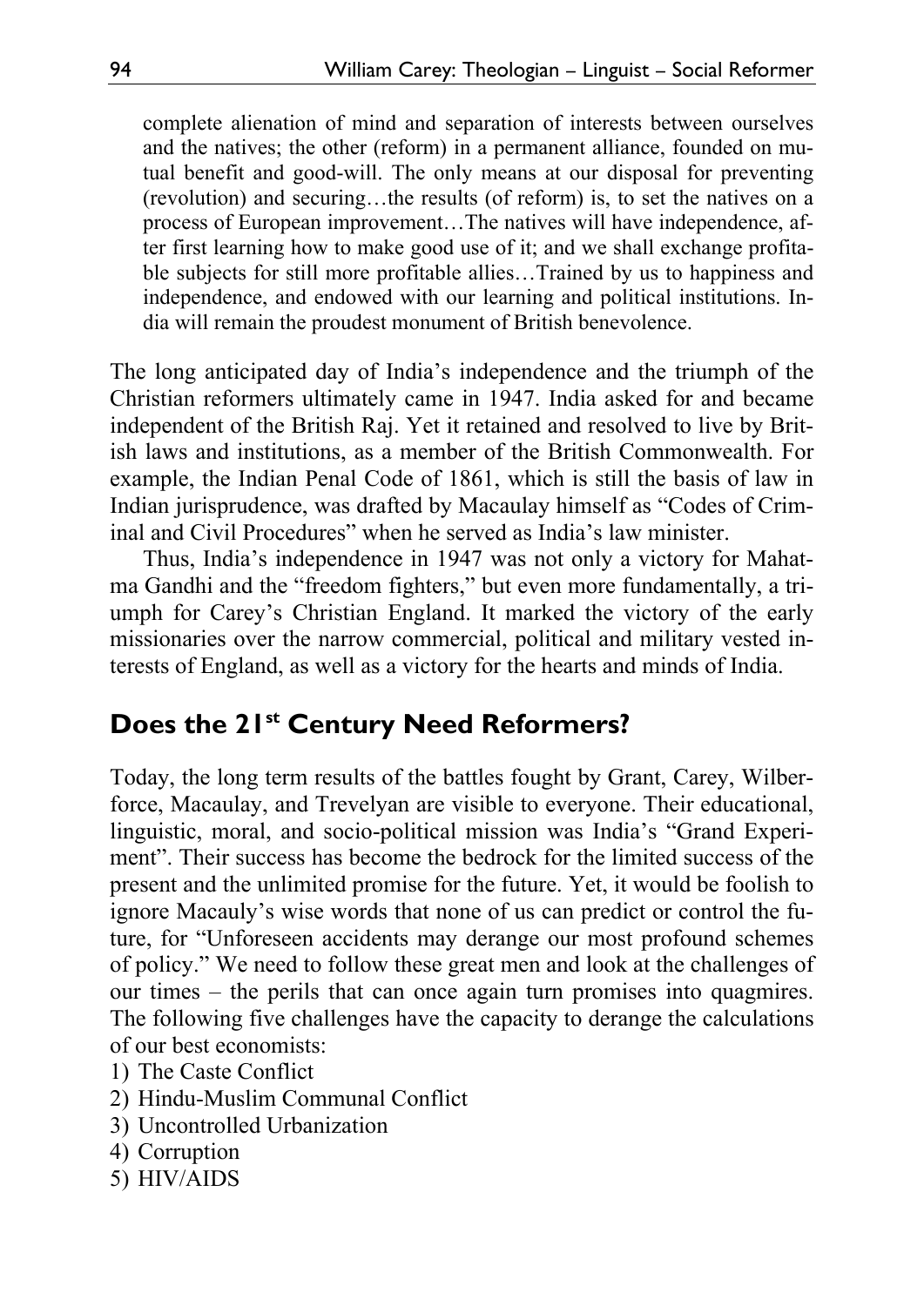> complete alienation of mind and separation of interests between ourselves and the natives; the other (reform) in a permanent alliance, founded on mutual benefit and good-will. The only means at our disposal for preventing (revolution) and securing…the results (of reform) is, to set the natives on a process of European improvement…The natives will have independence, after first learning how to make good use of it; and we shall exchange profitable subjects for still more profitable allies…Trained by us to happiness and independence, and endowed with our learning and political institutions. India will remain the proudest monument of British benevolence.

The long anticipated day of India's independence and the triumph of the Christian reformers ultimately came in 1947. India asked for and became independent of the British Raj. Yet it retained and resolved to live by British laws and institutions, as a member of the British Commonwealth. For example, the Indian Penal Code of 1861, which is still the basis of law in Indian jurisprudence, was drafted by Macaulay himself as "Codes of Criminal and Civil Procedures" when he served as India's law minister.

Thus, India's independence in 1947 was not only a victory for Mahatma Gandhi and the "freedom fighters," but even more fundamentally, a triumph for Carey's Christian England. It marked the victory of the early missionaries over the narrow commercial, political and military vested interests of England, as well as a victory for the hearts and minds of India.

## Does the 21st Century Need Reformers?

Today, the long term results of the battles fought by Grant, Carey, Wilberforce, Macaulay, and Trevelyan are visible to everyone. Their educational, linguistic, moral, and socio-political mission was India's "Grand Experiment". Their success has become the bedrock for the limited success of the present and the unlimited promise for the future. Yet, it would be foolish to ignore Macauly's wise words that none of us can predict or control the future, for "Unforeseen accidents may derange our most profound schemes of policy." We need to follow these great men and look at the challenges of our times – the perils that can once again turn promises into quagmires. The following five challenges have the capacity to derange the calculations of our best economists:

1) The Caste Conflict
2) Hindu-Muslim Communal Conflict
3) Uncontrolled Urbanization
4) Corruption
5) HIV/AIDS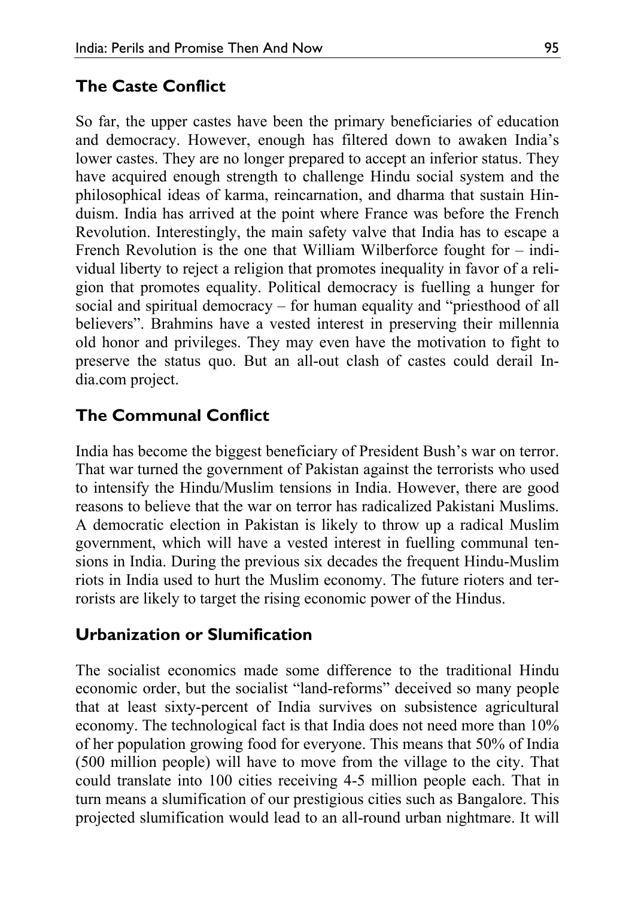## The Caste Conflict

So far, the upper castes have been the primary beneficiaries of education and democracy. However, enough has filtered down to awaken India's lower castes. They are no longer prepared to accept an inferior status. They have acquired enough strength to challenge Hindu social system and the philosophical ideas of karma, reincarnation, and dharma that sustain Hinduism. India has arrived at the point where France was before the French Revolution. Interestingly, the main safety valve that India has to escape a French Revolution is the one that William Wilberforce fought for – individual liberty to reject a religion that promotes inequality in favor of a religion that promotes equality. Political democracy is fuelling a hunger for social and spiritual democracy – for human equality and "priesthood of all believers". Brahmins have a vested interest in preserving their millennia old honor and privileges. They may even have the motivation to fight to preserve the status quo. But an all-out clash of castes could derail India.com project.

## The Communal Conflict

India has become the biggest beneficiary of President Bush's war on terror. That war turned the government of Pakistan against the terrorists who used to intensify the Hindu/Muslim tensions in India. However, there are good reasons to believe that the war on terror has radicalized Pakistani Muslims. A democratic election in Pakistan is likely to throw up a radical Muslim government, which will have a vested interest in fuelling communal tensions in India. During the previous six decades the frequent Hindu-Muslim riots in India used to hurt the Muslim economy. The future rioters and terrorists are likely to target the rising economic power of the Hindus.

## Urbanization or Slumification

The socialist economics made some difference to the traditional Hindu economic order, but the socialist "land-reforms" deceived so many people that at least sixty-percent of India survives on subsistence agricultural economy. The technological fact is that India does not need more than 10% of her population growing food for everyone. This means that 50% of India (500 million people) will have to move from the village to the city. That could translate into 100 cities receiving 4-5 million people each. That in turn means a slumification of our prestigious cities such as Bangalore. This projected slumification would lead to an all-round urban nightmare. It will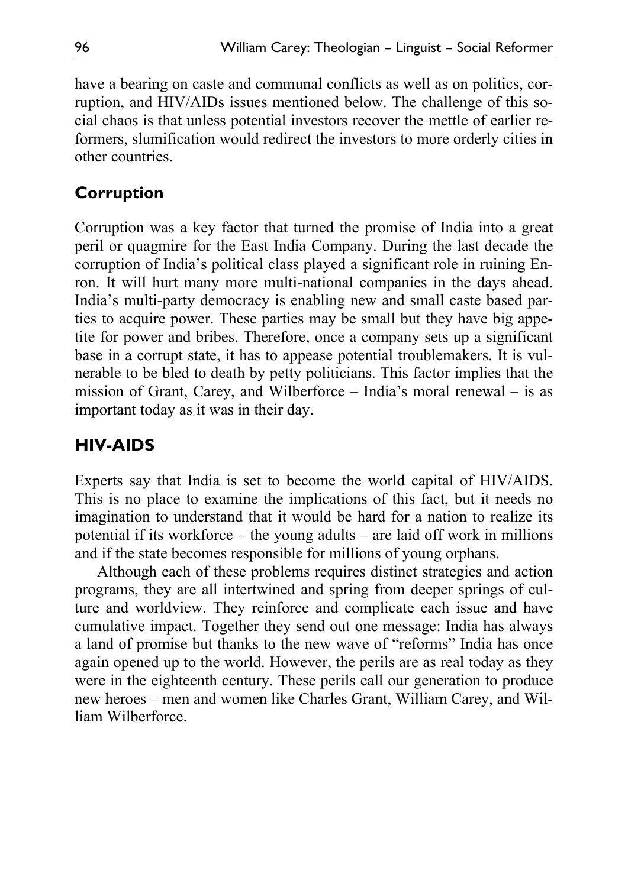have a bearing on caste and communal conflicts as well as on politics, corruption, and HIV/AIDs issues mentioned below. The challenge of this social chaos is that unless potential investors recover the mettle of earlier reformers, slumification would redirect the investors to more orderly cities in other countries.

## Corruption

Corruption was a key factor that turned the promise of India into a great peril or quagmire for the East India Company. During the last decade the corruption of India's political class played a significant role in ruining Enron. It will hurt many more multi-national companies in the days ahead. India's multi-party democracy is enabling new and small caste based parties to acquire power. These parties may be small but they have big appetite for power and bribes. Therefore, once a company sets up a significant base in a corrupt state, it has to appease potential troublemakers. It is vulnerable to be bled to death by petty politicians. This factor implies that the mission of Grant, Carey, and Wilberforce – India's moral renewal – is as important today as it was in their day.

## HIV-AIDS

Experts say that India is set to become the world capital of HIV/AIDS. This is no place to examine the implications of this fact, but it needs no imagination to understand that it would be hard for a nation to realize its potential if its workforce – the young adults – are laid off work in millions and if the state becomes responsible for millions of young orphans.

Although each of these problems requires distinct strategies and action programs, they are all intertwined and spring from deeper springs of culture and worldview. They reinforce and complicate each issue and have cumulative impact. Together they send out one message: India has always a land of promise but thanks to the new wave of "reforms" India has once again opened up to the world. However, the perils are as real today as they were in the eighteenth century. These perils call our generation to produce new heroes – men and women like Charles Grant, William Carey, and William Wilberforce.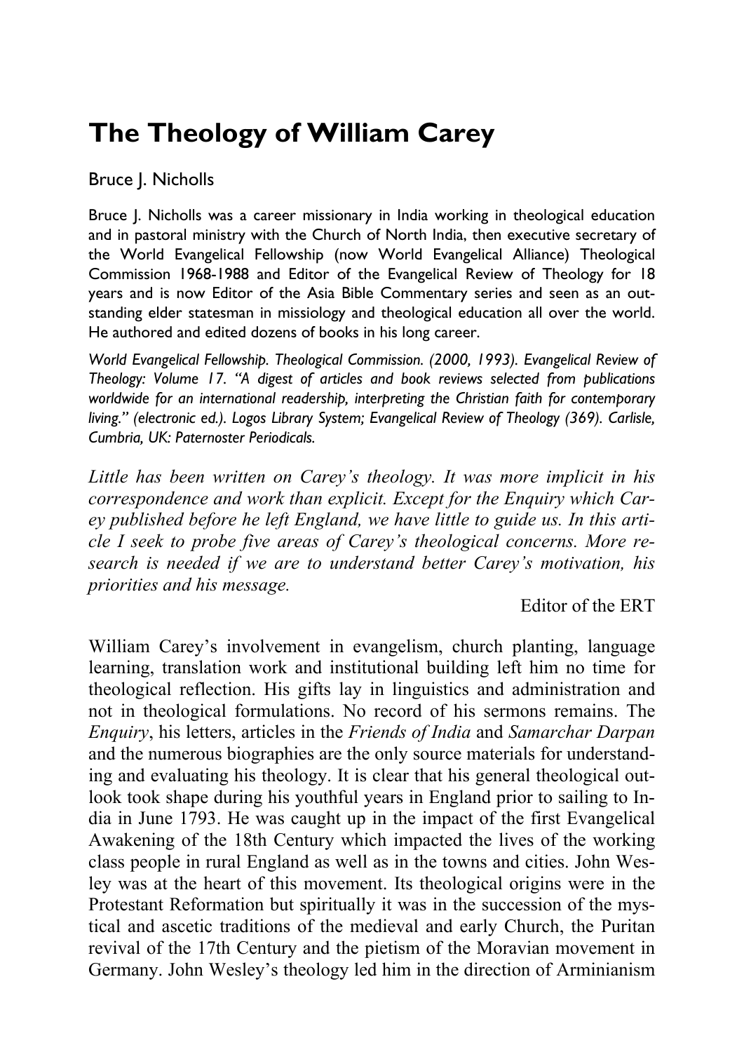# The Theology of William Carey

Bruce J. Nicholls

Bruce J. Nicholls was a career missionary in India working in theological education and in pastoral ministry with the Church of North India, then executive secretary of the World Evangelical Fellowship (now World Evangelical Alliance) Theological Commission 1968-1988 and Editor of the Evangelical Review of Theology for 18 years and is now Editor of the Asia Bible Commentary series and seen as an outstanding elder statesman in missiology and theological education all over the world. He authored and edited dozens of books in his long career.

*World Evangelical Fellowship. Theological Commission. (2000, 1993). Evangelical Review of Theology: Volume 17. "A digest of articles and book reviews selected from publications worldwide for an international readership, interpreting the Christian faith for contemporary living." (electronic ed.). Logos Library System; Evangelical Review of Theology (369). Carlisle, Cumbria, UK: Paternoster Periodicals.*

*Little has been written on Carey's theology. It was more implicit in his correspondence and work than explicit. Except for the Enquiry which Carey published before he left England, we have little to guide us. In this article I seek to probe five areas of Carey's theological concerns. More research is needed if we are to understand better Carey's motivation, his priorities and his message.*

Editor of the ERT

William Carey's involvement in evangelism, church planting, language learning, translation work and institutional building left him no time for theological reflection. His gifts lay in linguistics and administration and not in theological formulations. No record of his sermons remains. The *Enquiry*, his letters, articles in the *Friends of India* and *Samarchar Darpan* and the numerous biographies are the only source materials for understanding and evaluating his theology. It is clear that his general theological outlook took shape during his youthful years in England prior to sailing to India in June 1793. He was caught up in the impact of the first Evangelical Awakening of the 18th Century which impacted the lives of the working class people in rural England as well as in the towns and cities. John Wesley was at the heart of this movement. Its theological origins were in the Protestant Reformation but spiritually it was in the succession of the mystical and ascetic traditions of the medieval and early Church, the Puritan revival of the 17th Century and the pietism of the Moravian movement in Germany. John Wesley's theology led him in the direction of Arminianism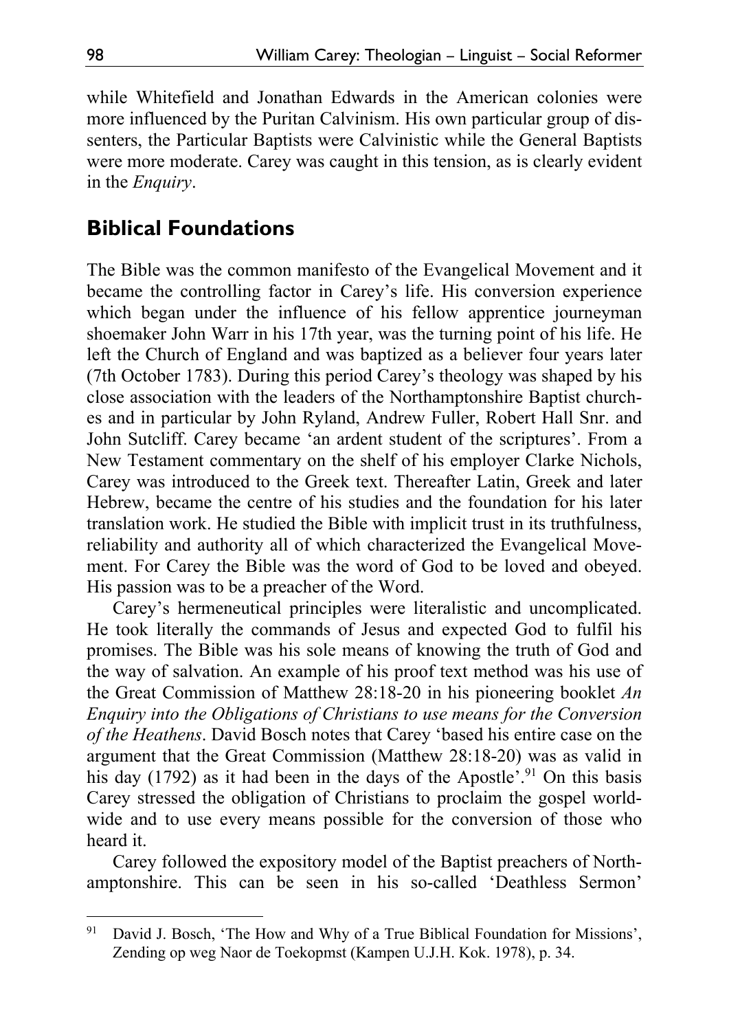while Whitefield and Jonathan Edwards in the American colonies were more influenced by the Puritan Calvinism. His own particular group of dissenters, the Particular Baptists were Calvinistic while the General Baptists were more moderate. Carey was caught in this tension, as is clearly evident in the *Enquiry*.

## Biblical Foundations

The Bible was the common manifesto of the Evangelical Movement and it became the controlling factor in Carey's life. His conversion experience which began under the influence of his fellow apprentice journeyman shoemaker John Warr in his 17th year, was the turning point of his life. He left the Church of England and was baptized as a believer four years later (7th October 1783). During this period Carey's theology was shaped by his close association with the leaders of the Northamptonshire Baptist churches and in particular by John Ryland, Andrew Fuller, Robert Hall Snr. and John Sutcliff. Carey became 'an ardent student of the scriptures'. From a New Testament commentary on the shelf of his employer Clarke Nichols, Carey was introduced to the Greek text. Thereafter Latin, Greek and later Hebrew, became the centre of his studies and the foundation for his later translation work. He studied the Bible with implicit trust in its truthfulness, reliability and authority all of which characterized the Evangelical Movement. For Carey the Bible was the word of God to be loved and obeyed. His passion was to be a preacher of the Word.

Carey's hermeneutical principles were literalistic and uncomplicated. He took literally the commands of Jesus and expected God to fulfil his promises. The Bible was his sole means of knowing the truth of God and the way of salvation. An example of his proof text method was his use of the Great Commission of Matthew 28:18-20 in his pioneering booklet *An Enquiry into the Obligations of Christians to use means for the Conversion of the Heathens*. David Bosch notes that Carey 'based his entire case on the argument that the Great Commission (Matthew 28:18-20) was as valid in his day (1792) as it had been in the days of the Apostle'.[91] On this basis Carey stressed the obligation of Christians to proclaim the gospel worldwide and to use every means possible for the conversion of those who heard it.

Carey followed the expository model of the Baptist preachers of Northamptonshire. This can be seen in his so-called 'Deathless Sermon'

---

[91] David J. Bosch, 'The How and Why of a True Biblical Foundation for Missions', Zending op weg Naor de Toekopmst (Kampen U.J.H. Kok. 1978), p. 34.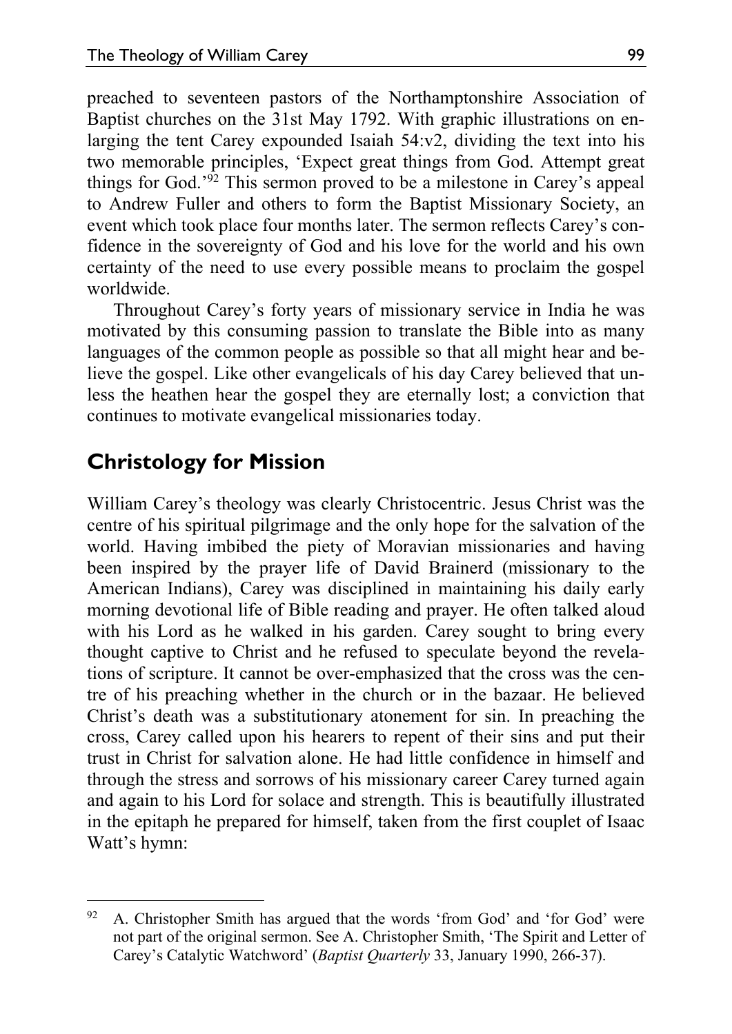preached to seventeen pastors of the Northamptonshire Association of Baptist churches on the 31st May 1792. With graphic illustrations on enlarging the tent Carey expounded Isaiah 54:v2, dividing the text into his two memorable principles, 'Expect great things from God. Attempt great things for God.'[92] This sermon proved to be a milestone in Carey's appeal to Andrew Fuller and others to form the Baptist Missionary Society, an event which took place four months later. The sermon reflects Carey's confidence in the sovereignty of God and his love for the world and his own certainty of the need to use every possible means to proclaim the gospel worldwide.

Throughout Carey's forty years of missionary service in India he was motivated by this consuming passion to translate the Bible into as many languages of the common people as possible so that all might hear and believe the gospel. Like other evangelicals of his day Carey believed that unless the heathen hear the gospel they are eternally lost; a conviction that continues to motivate evangelical missionaries today.

## Christology for Mission

William Carey's theology was clearly Christocentric. Jesus Christ was the centre of his spiritual pilgrimage and the only hope for the salvation of the world. Having imbibed the piety of Moravian missionaries and having been inspired by the prayer life of David Brainerd (missionary to the American Indians), Carey was disciplined in maintaining his daily early morning devotional life of Bible reading and prayer. He often talked aloud with his Lord as he walked in his garden. Carey sought to bring every thought captive to Christ and he refused to speculate beyond the revelations of scripture. It cannot be over-emphasized that the cross was the centre of his preaching whether in the church or in the bazaar. He believed Christ's death was a substitutionary atonement for sin. In preaching the cross, Carey called upon his hearers to repent of their sins and put their trust in Christ for salvation alone. He had little confidence in himself and through the stress and sorrows of his missionary career Carey turned again and again to his Lord for solace and strength. This is beautifully illustrated in the epitaph he prepared for himself, taken from the first couplet of Isaac Watt's hymn:

---

[92] A. Christopher Smith has argued that the words 'from God' and 'for God' were not part of the original sermon. See A. Christopher Smith, 'The Spirit and Letter of Carey's Catalytic Watchword' (*Baptist Quarterly* 33, January 1990, 266-37).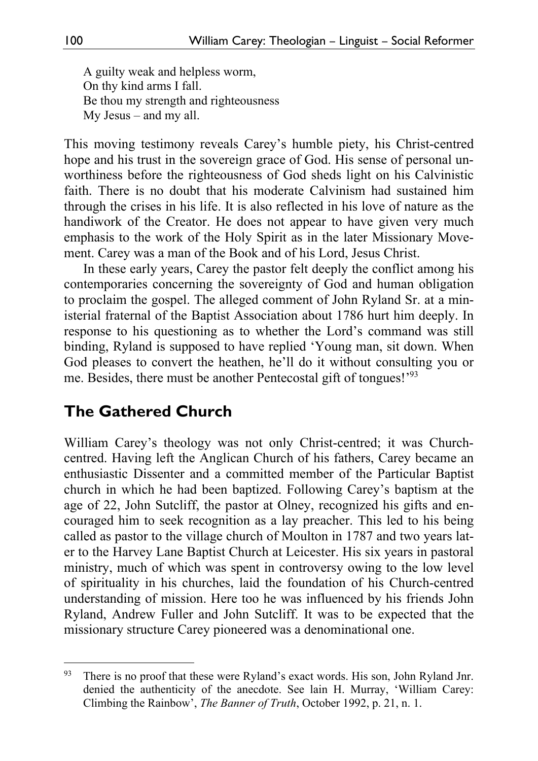A guilty weak and helpless worm,  
On thy kind arms I fall.  
Be thou my strength and righteousness  
My Jesus – and my all.

This moving testimony reveals Carey's humble piety, his Christ-centred hope and his trust in the sovereign grace of God. His sense of personal unworthiness before the righteousness of God sheds light on his Calvinistic faith. There is no doubt that his moderate Calvinism had sustained him through the crises in his life. It is also reflected in his love of nature as the handiwork of the Creator. He does not appear to have given very much emphasis to the work of the Holy Spirit as in the later Missionary Movement. Carey was a man of the Book and of his Lord, Jesus Christ.

In these early years, Carey the pastor felt deeply the conflict among his contemporaries concerning the sovereignty of God and human obligation to proclaim the gospel. The alleged comment of John Ryland Sr. at a ministerial fraternal of the Baptist Association about 1786 hurt him deeply. In response to his questioning as to whether the Lord's command was still binding, Ryland is supposed to have replied 'Young man, sit down. When God pleases to convert the heathen, he'll do it without consulting you or me. Besides, there must be another Pentecostal gift of tongues!'[93]

## The Gathered Church

William Carey's theology was not only Christ-centred; it was Church-centred. Having left the Anglican Church of his fathers, Carey became an enthusiastic Dissenter and a committed member of the Particular Baptist church in which he had been baptized. Following Carey's baptism at the age of 22, John Sutcliff, the pastor at Olney, recognized his gifts and encouraged him to seek recognition as a lay preacher. This led to his being called as pastor to the village church of Moulton in 1787 and two years later to the Harvey Lane Baptist Church at Leicester. His six years in pastoral ministry, much of which was spent in controversy owing to the low level of spirituality in his churches, laid the foundation of his Church-centred understanding of mission. Here too he was influenced by his friends John Ryland, Andrew Fuller and John Sutcliff. It was to be expected that the missionary structure Carey pioneered was a denominational one.

[93] There is no proof that these were Ryland's exact words. His son, John Ryland Jnr. denied the authenticity of the anecdote. See Iain H. Murray, 'William Carey: Climbing the Rainbow', *The Banner of Truth*, October 1992, p. 21, n. 1.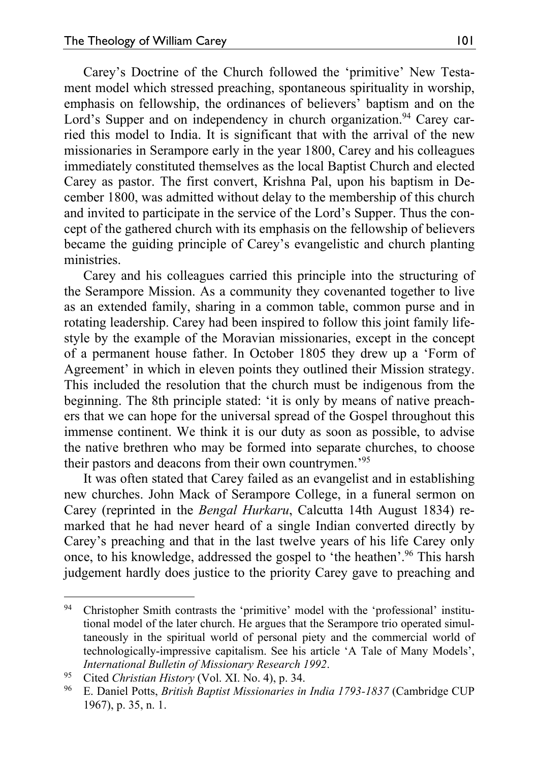Carey's Doctrine of the Church followed the 'primitive' New Testament model which stressed preaching, spontaneous spirituality in worship, emphasis on fellowship, the ordinances of believers' baptism and on the Lord's Supper and on independency in church organization.[94] Carey carried this model to India. It is significant that with the arrival of the new missionaries in Serampore early in the year 1800, Carey and his colleagues immediately constituted themselves as the local Baptist Church and elected Carey as pastor. The first convert, Krishna Pal, upon his baptism in December 1800, was admitted without delay to the membership of this church and invited to participate in the service of the Lord's Supper. Thus the concept of the gathered church with its emphasis on the fellowship of believers became the guiding principle of Carey's evangelistic and church planting ministries.

Carey and his colleagues carried this principle into the structuring of the Serampore Mission. As a community they covenanted together to live as an extended family, sharing in a common table, common purse and in rotating leadership. Carey had been inspired to follow this joint family lifestyle by the example of the Moravian missionaries, except in the concept of a permanent house father. In October 1805 they drew up a 'Form of Agreement' in which in eleven points they outlined their Mission strategy. This included the resolution that the church must be indigenous from the beginning. The 8th principle stated: 'it is only by means of native preachers that we can hope for the universal spread of the Gospel throughout this immense continent. We think it is our duty as soon as possible, to advise the native brethren who may be formed into separate churches, to choose their pastors and deacons from their own countrymen.'[95]

It was often stated that Carey failed as an evangelist and in establishing new churches. John Mack of Serampore College, in a funeral sermon on Carey (reprinted in the *Bengal Hurkaru*, Calcutta 14th August 1834) remarked that he had never heard of a single Indian converted directly by Carey's preaching and that in the last twelve years of his life Carey only once, to his knowledge, addressed the gospel to 'the heathen'.[96] This harsh judgement hardly does justice to the priority Carey gave to preaching and

---

[94] Christopher Smith contrasts the 'primitive' model with the 'professional' institutional model of the later church. He argues that the Serampore trio operated simultaneously in the spiritual world of personal piety and the commercial world of technologically-impressive capitalism. See his article 'A Tale of Many Models', *International Bulletin of Missionary Research 1992*.

[95] Cited *Christian History* (Vol. XI. No. 4), p. 34.

[96] E. Daniel Potts, *British Baptist Missionaries in India 1793-1837* (Cambridge CUP 1967), p. 35, n. 1.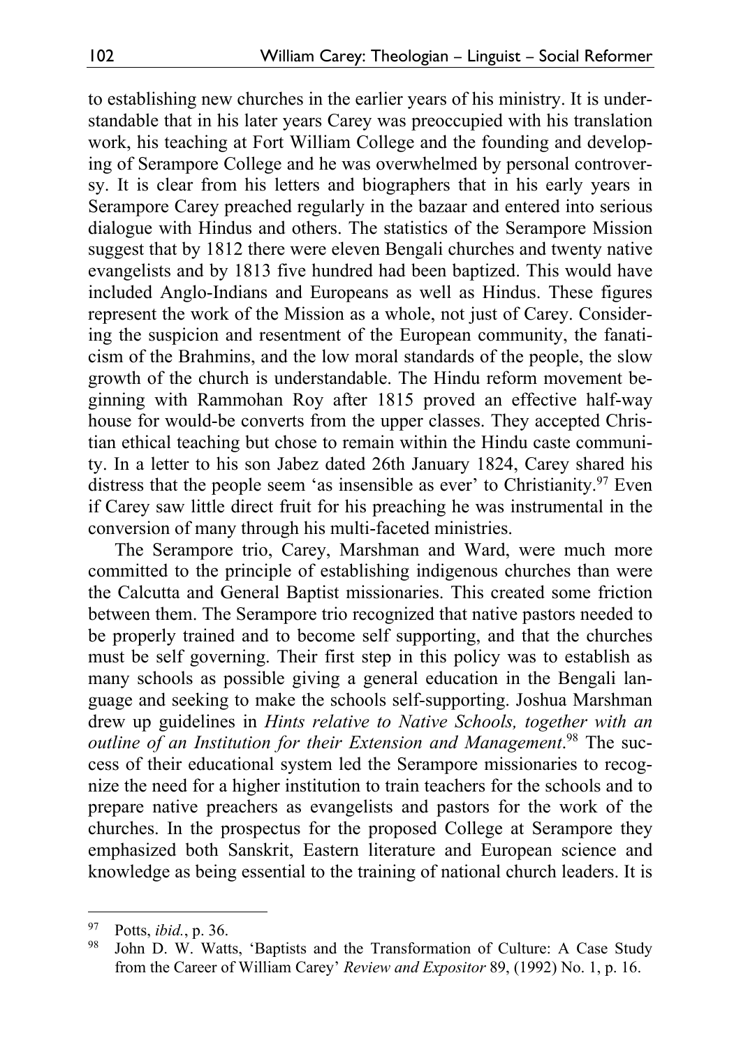to establishing new churches in the earlier years of his ministry. It is understandable that in his later years Carey was preoccupied with his translation work, his teaching at Fort William College and the founding and developing of Serampore College and he was overwhelmed by personal controversy. It is clear from his letters and biographers that in his early years in Serampore Carey preached regularly in the bazaar and entered into serious dialogue with Hindus and others. The statistics of the Serampore Mission suggest that by 1812 there were eleven Bengali churches and twenty native evangelists and by 1813 five hundred had been baptized. This would have included Anglo-Indians and Europeans as well as Hindus. These figures represent the work of the Mission as a whole, not just of Carey. Considering the suspicion and resentment of the European community, the fanaticism of the Brahmins, and the low moral standards of the people, the slow growth of the church is understandable. The Hindu reform movement beginning with Rammohan Roy after 1815 proved an effective half-way house for would-be converts from the upper classes. They accepted Christian ethical teaching but chose to remain within the Hindu caste community. In a letter to his son Jabez dated 26th January 1824, Carey shared his distress that the people seem 'as insensible as ever' to Christianity.[97] Even if Carey saw little direct fruit for his preaching he was instrumental in the conversion of many through his multi-faceted ministries.

The Serampore trio, Carey, Marshman and Ward, were much more committed to the principle of establishing indigenous churches than were the Calcutta and General Baptist missionaries. This created some friction between them. The Serampore trio recognized that native pastors needed to be properly trained and to become self supporting, and that the churches must be self governing. Their first step in this policy was to establish as many schools as possible giving a general education in the Bengali language and seeking to make the schools self-supporting. Joshua Marshman drew up guidelines in *Hints relative to Native Schools, together with an outline of an Institution for their Extension and Management*.[98] The success of their educational system led the Serampore missionaries to recognize the need for a higher institution to train teachers for the schools and to prepare native preachers as evangelists and pastors for the work of the churches. In the prospectus for the proposed College at Serampore they emphasized both Sanskrit, Eastern literature and European science and knowledge as being essential to the training of national church leaders. It is

---

[97] Potts, *ibid.*, p. 36.

[98] John D. W. Watts, 'Baptists and the Transformation of Culture: A Case Study from the Career of William Carey' *Review and Expositor* 89, (1992) No. 1, p. 16.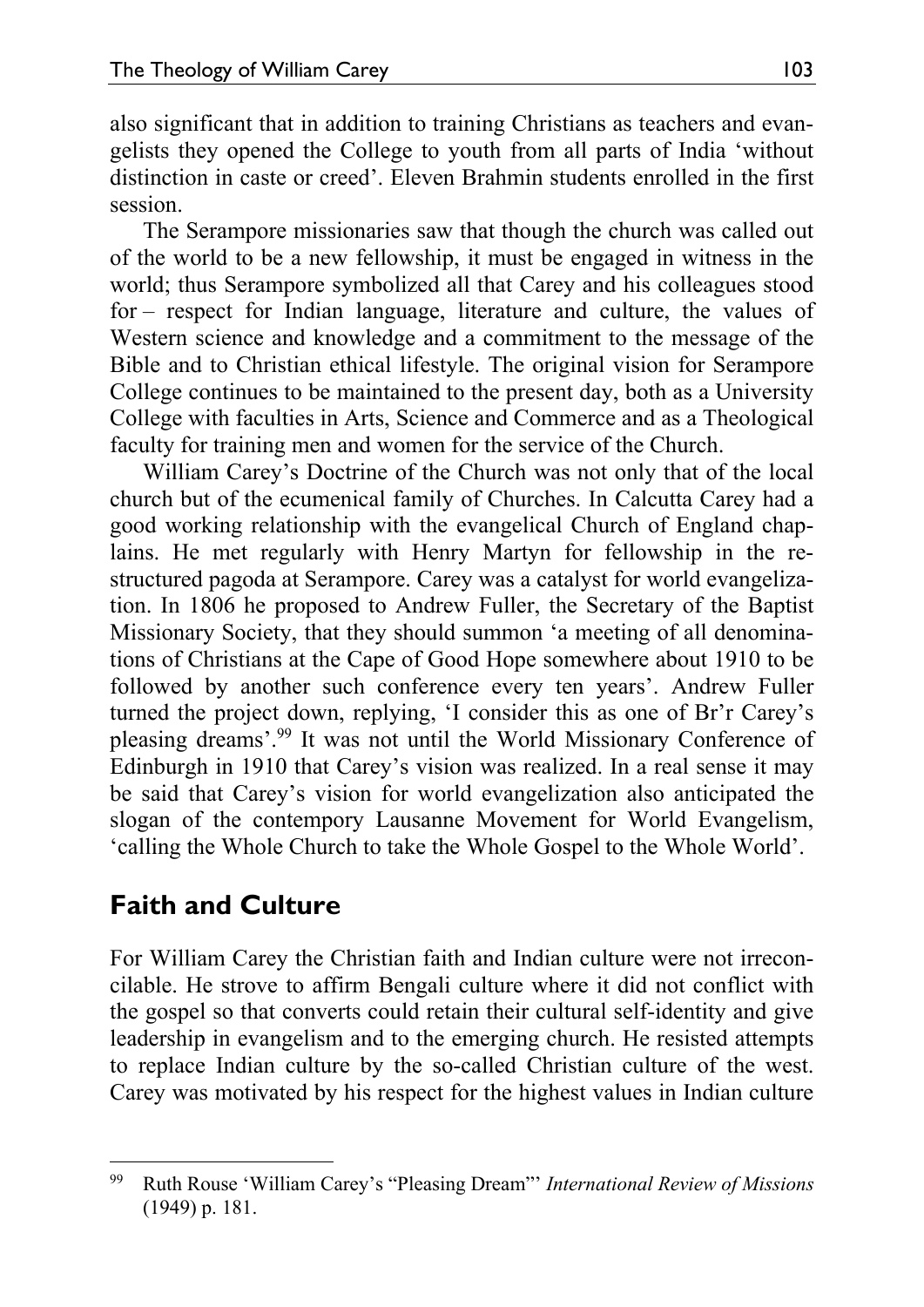also significant that in addition to training Christians as teachers and evangelists they opened the College to youth from all parts of India 'without distinction in caste or creed'. Eleven Brahmin students enrolled in the first session.

The Serampore missionaries saw that though the church was called out of the world to be a new fellowship, it must be engaged in witness in the world; thus Serampore symbolized all that Carey and his colleagues stood for – respect for Indian language, literature and culture, the values of Western science and knowledge and a commitment to the message of the Bible and to Christian ethical lifestyle. The original vision for Serampore College continues to be maintained to the present day, both as a University College with faculties in Arts, Science and Commerce and as a Theological faculty for training men and women for the service of the Church.

William Carey's Doctrine of the Church was not only that of the local church but of the ecumenical family of Churches. In Calcutta Carey had a good working relationship with the evangelical Church of England chaplains. He met regularly with Henry Martyn for fellowship in the restructured pagoda at Serampore. Carey was a catalyst for world evangelization. In 1806 he proposed to Andrew Fuller, the Secretary of the Baptist Missionary Society, that they should summon 'a meeting of all denominations of Christians at the Cape of Good Hope somewhere about 1910 to be followed by another such conference every ten years'. Andrew Fuller turned the project down, replying, 'I consider this as one of Br'r Carey's pleasing dreams'.[99] It was not until the World Missionary Conference of Edinburgh in 1910 that Carey's vision was realized. In a real sense it may be said that Carey's vision for world evangelization also anticipated the slogan of the contempory Lausanne Movement for World Evangelism, 'calling the Whole Church to take the Whole Gospel to the Whole World'.

## Faith and Culture

For William Carey the Christian faith and Indian culture were not irreconcilable. He strove to affirm Bengali culture where it did not conflict with the gospel so that converts could retain their cultural self-identity and give leadership in evangelism and to the emerging church. He resisted attempts to replace Indian culture by the so-called Christian culture of the west. Carey was motivated by his respect for the highest values in Indian culture

---

[99] Ruth Rouse 'William Carey's "Pleasing Dream"' *International Review of Missions* (1949) p. 181.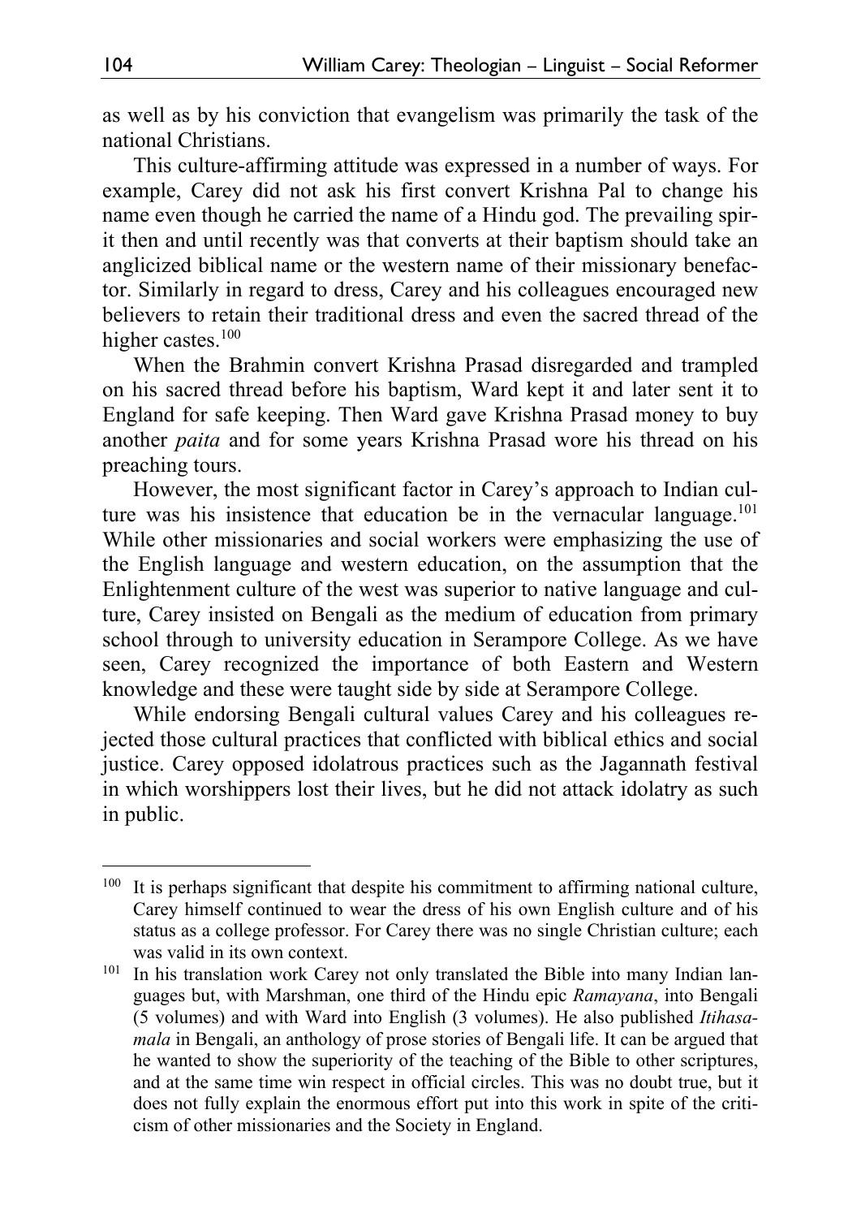as well as by his conviction that evangelism was primarily the task of the national Christians.

This culture-affirming attitude was expressed in a number of ways. For example, Carey did not ask his first convert Krishna Pal to change his name even though he carried the name of a Hindu god. The prevailing spirit then and until recently was that converts at their baptism should take an anglicized biblical name or the western name of their missionary benefactor. Similarly in regard to dress, Carey and his colleagues encouraged new believers to retain their traditional dress and even the sacred thread of the higher castes.[100]

When the Brahmin convert Krishna Prasad disregarded and trampled on his sacred thread before his baptism, Ward kept it and later sent it to England for safe keeping. Then Ward gave Krishna Prasad money to buy another *paita* and for some years Krishna Prasad wore his thread on his preaching tours.

However, the most significant factor in Carey's approach to Indian culture was his insistence that education be in the vernacular language.[101] While other missionaries and social workers were emphasizing the use of the English language and western education, on the assumption that the Enlightenment culture of the west was superior to native language and culture, Carey insisted on Bengali as the medium of education from primary school through to university education in Serampore College. As we have seen, Carey recognized the importance of both Eastern and Western knowledge and these were taught side by side at Serampore College.

While endorsing Bengali cultural values Carey and his colleagues rejected those cultural practices that conflicted with biblical ethics and social justice. Carey opposed idolatrous practices such as the Jagannath festival in which worshippers lost their lives, but he did not attack idolatry as such in public.

---

[100] It is perhaps significant that despite his commitment to affirming national culture, Carey himself continued to wear the dress of his own English culture and of his status as a college professor. For Carey there was no single Christian culture; each was valid in its own context.

[101] In his translation work Carey not only translated the Bible into many Indian languages but, with Marshman, one third of the Hindu epic *Ramayana*, into Bengali (5 volumes) and with Ward into English (3 volumes). He also published *Itihasamala* in Bengali, an anthology of prose stories of Bengali life. It can be argued that he wanted to show the superiority of the teaching of the Bible to other scriptures, and at the same time win respect in official circles. This was no doubt true, but it does not fully explain the enormous effort put into this work in spite of the criticism of other missionaries and the Society in England.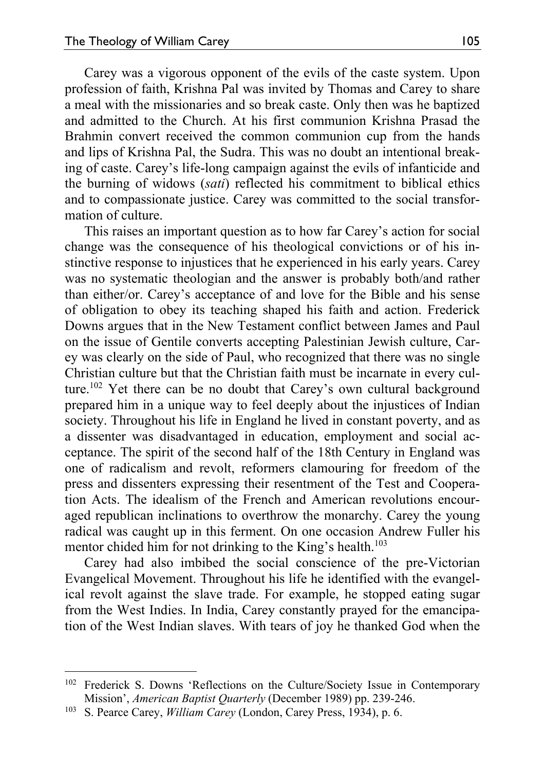Carey was a vigorous opponent of the evils of the caste system. Upon profession of faith, Krishna Pal was invited by Thomas and Carey to share a meal with the missionaries and so break caste. Only then was he baptized and admitted to the Church. At his first communion Krishna Prasad the Brahmin convert received the common communion cup from the hands and lips of Krishna Pal, the Sudra. This was no doubt an intentional breaking of caste. Carey's life-long campaign against the evils of infanticide and the burning of widows (*sati*) reflected his commitment to biblical ethics and to compassionate justice. Carey was committed to the social transformation of culture.

This raises an important question as to how far Carey's action for social change was the consequence of his theological convictions or of his instinctive response to injustices that he experienced in his early years. Carey was no systematic theologian and the answer is probably both/and rather than either/or. Carey's acceptance of and love for the Bible and his sense of obligation to obey its teaching shaped his faith and action. Frederick Downs argues that in the New Testament conflict between James and Paul on the issue of Gentile converts accepting Palestinian Jewish culture, Carey was clearly on the side of Paul, who recognized that there was no single Christian culture but that the Christian faith must be incarnate in every culture.[102] Yet there can be no doubt that Carey's own cultural background prepared him in a unique way to feel deeply about the injustices of Indian society. Throughout his life in England he lived in constant poverty, and as a dissenter was disadvantaged in education, employment and social acceptance. The spirit of the second half of the 18th Century in England was one of radicalism and revolt, reformers clamouring for freedom of the press and dissenters expressing their resentment of the Test and Cooperation Acts. The idealism of the French and American revolutions encouraged republican inclinations to overthrow the monarchy. Carey the young radical was caught up in this ferment. On one occasion Andrew Fuller his mentor chided him for not drinking to the King's health.[103]

Carey had also imbibed the social conscience of the pre-Victorian Evangelical Movement. Throughout his life he identified with the evangelical revolt against the slave trade. For example, he stopped eating sugar from the West Indies. In India, Carey constantly prayed for the emancipation of the West Indian slaves. With tears of joy he thanked God when the

---

[102] Frederick S. Downs 'Reflections on the Culture/Society Issue in Contemporary Mission', *American Baptist Quarterly* (December 1989) pp. 239-246.

[103] S. Pearce Carey, *William Carey* (London, Carey Press, 1934), p. 6.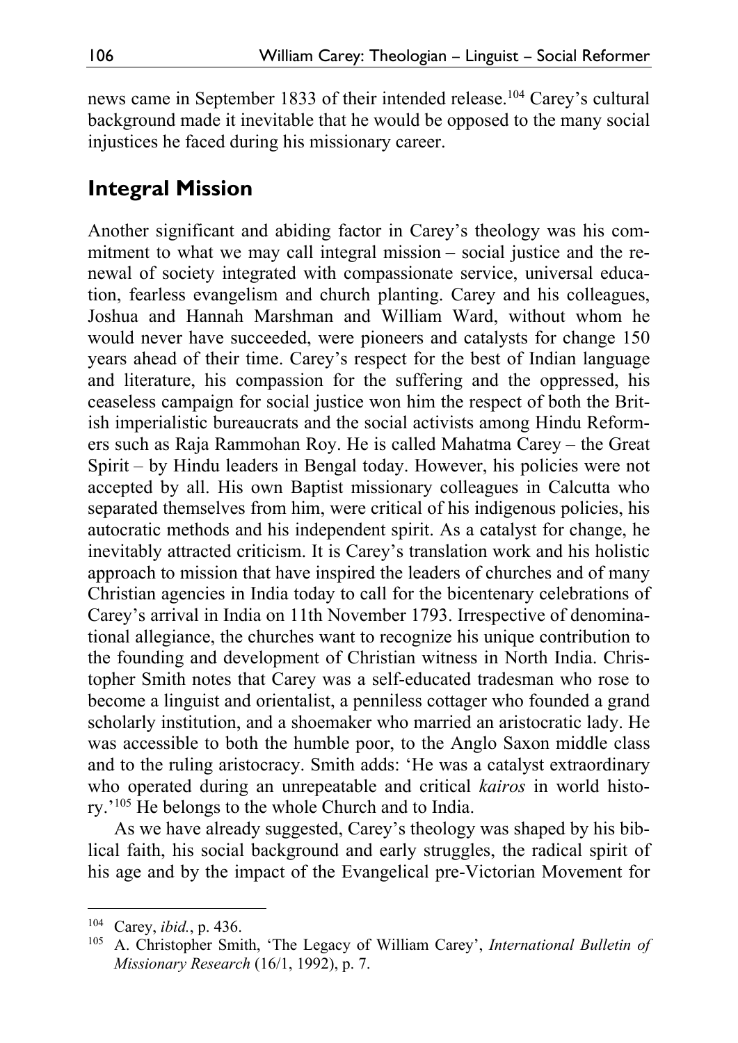news came in September 1833 of their intended release.[104] Carey's cultural background made it inevitable that he would be opposed to the many social injustices he faced during his missionary career.

## Integral Mission

Another significant and abiding factor in Carey's theology was his commitment to what we may call integral mission – social justice and the renewal of society integrated with compassionate service, universal education, fearless evangelism and church planting. Carey and his colleagues, Joshua and Hannah Marshman and William Ward, without whom he would never have succeeded, were pioneers and catalysts for change 150 years ahead of their time. Carey's respect for the best of Indian language and literature, his compassion for the suffering and the oppressed, his ceaseless campaign for social justice won him the respect of both the British imperialistic bureaucrats and the social activists among Hindu Reformers such as Raja Rammohan Roy. He is called Mahatma Carey – the Great Spirit – by Hindu leaders in Bengal today. However, his policies were not accepted by all. His own Baptist missionary colleagues in Calcutta who separated themselves from him, were critical of his indigenous policies, his autocratic methods and his independent spirit. As a catalyst for change, he inevitably attracted criticism. It is Carey's translation work and his holistic approach to mission that have inspired the leaders of churches and of many Christian agencies in India today to call for the bicentenary celebrations of Carey's arrival in India on 11th November 1793. Irrespective of denominational allegiance, the churches want to recognize his unique contribution to the founding and development of Christian witness in North India. Christopher Smith notes that Carey was a self-educated tradesman who rose to become a linguist and orientalist, a penniless cottager who founded a grand scholarly institution, and a shoemaker who married an aristocratic lady. He was accessible to both the humble poor, to the Anglo Saxon middle class and to the ruling aristocracy. Smith adds: 'He was a catalyst extraordinary who operated during an unrepeatable and critical *kairos* in world history.'[105] He belongs to the whole Church and to India.

As we have already suggested, Carey's theology was shaped by his biblical faith, his social background and early struggles, the radical spirit of his age and by the impact of the Evangelical pre-Victorian Movement for

---

[104] Carey, *ibid.*, p. 436.

[105] A. Christopher Smith, 'The Legacy of William Carey', *International Bulletin of Missionary Research* (16/1, 1992), p. 7.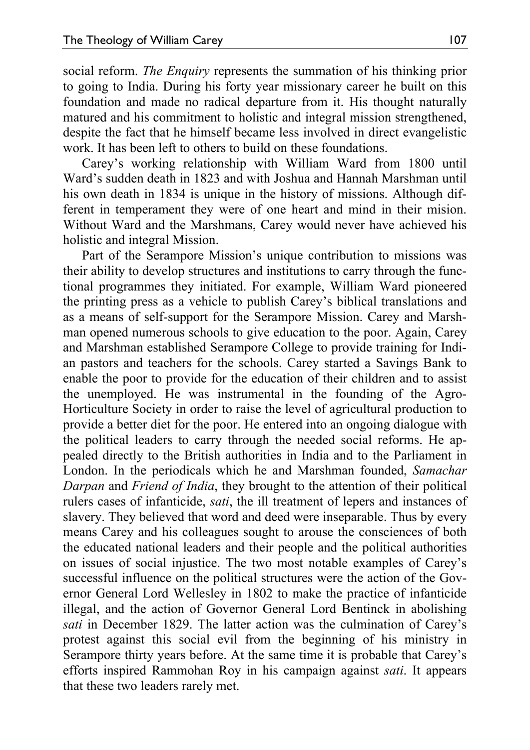social reform. *The Enquiry* represents the summation of his thinking prior to going to India. During his forty year missionary career he built on this foundation and made no radical departure from it. His thought naturally matured and his commitment to holistic and integral mission strengthened, despite the fact that he himself became less involved in direct evangelistic work. It has been left to others to build on these foundations.

Carey's working relationship with William Ward from 1800 until Ward's sudden death in 1823 and with Joshua and Hannah Marshman until his own death in 1834 is unique in the history of missions. Although different in temperament they were of one heart and mind in their mision. Without Ward and the Marshmans, Carey would never have achieved his holistic and integral Mission.

Part of the Serampore Mission's unique contribution to missions was their ability to develop structures and institutions to carry through the functional programmes they initiated. For example, William Ward pioneered the printing press as a vehicle to publish Carey's biblical translations and as a means of self-support for the Serampore Mission. Carey and Marshman opened numerous schools to give education to the poor. Again, Carey and Marshman established Serampore College to provide training for Indian pastors and teachers for the schools. Carey started a Savings Bank to enable the poor to provide for the education of their children and to assist the unemployed. He was instrumental in the founding of the Agro-Horticulture Society in order to raise the level of agricultural production to provide a better diet for the poor. He entered into an ongoing dialogue with the political leaders to carry through the needed social reforms. He appealed directly to the British authorities in India and to the Parliament in London. In the periodicals which he and Marshman founded, *Samachar Darpan* and *Friend of India*, they brought to the attention of their political rulers cases of infanticide, *sati*, the ill treatment of lepers and instances of slavery. They believed that word and deed were inseparable. Thus by every means Carey and his colleagues sought to arouse the consciences of both the educated national leaders and their people and the political authorities on issues of social injustice. The two most notable examples of Carey's successful influence on the political structures were the action of the Governor General Lord Wellesley in 1802 to make the practice of infanticide illegal, and the action of Governor General Lord Bentinck in abolishing *sati* in December 1829. The latter action was the culmination of Carey's protest against this social evil from the beginning of his ministry in Serampore thirty years before. At the same time it is probable that Carey's efforts inspired Rammohan Roy in his campaign against *sati*. It appears that these two leaders rarely met.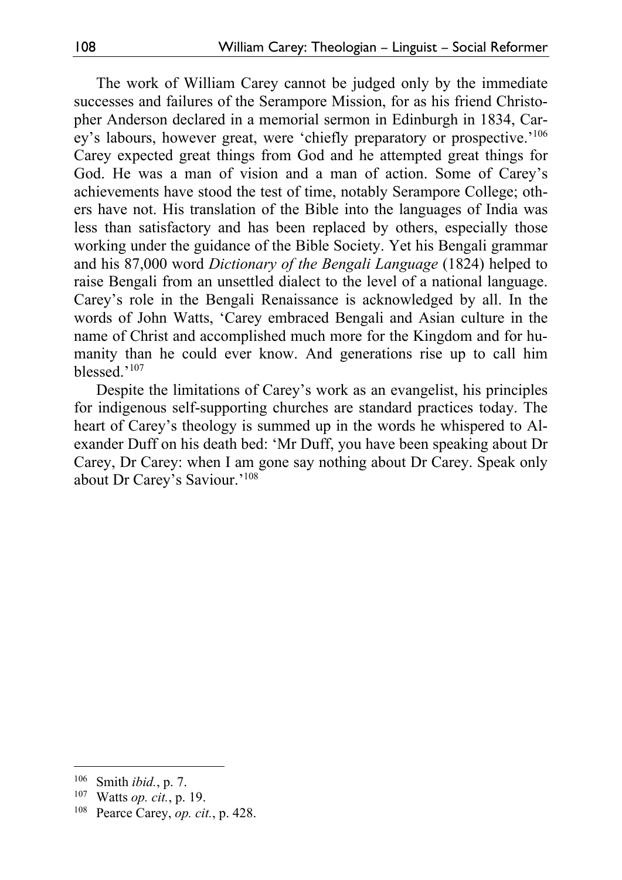The work of William Carey cannot be judged only by the immediate successes and failures of the Serampore Mission, for as his friend Christopher Anderson declared in a memorial sermon in Edinburgh in 1834, Carey's labours, however great, were 'chiefly preparatory or prospective.'[106] Carey expected great things from God and he attempted great things for God. He was a man of vision and a man of action. Some of Carey's achievements have stood the test of time, notably Serampore College; others have not. His translation of the Bible into the languages of India was less than satisfactory and has been replaced by others, especially those working under the guidance of the Bible Society. Yet his Bengali grammar and his 87,000 word *Dictionary of the Bengali Language* (1824) helped to raise Bengali from an unsettled dialect to the level of a national language. Carey's role in the Bengali Renaissance is acknowledged by all. In the words of John Watts, 'Carey embraced Bengali and Asian culture in the name of Christ and accomplished much more for the Kingdom and for humanity than he could ever know. And generations rise up to call him blessed.'[107]

Despite the limitations of Carey's work as an evangelist, his principles for indigenous self-supporting churches are standard practices today. The heart of Carey's theology is summed up in the words he whispered to Alexander Duff on his death bed: 'Mr Duff, you have been speaking about Dr Carey, Dr Carey: when I am gone say nothing about Dr Carey. Speak only about Dr Carey's Saviour.'[108]

---

[106] Smith *ibid.*, p. 7.

[107] Watts *op. cit.*, p. 19.

[108] Pearce Carey, *op. cit.*, p. 428.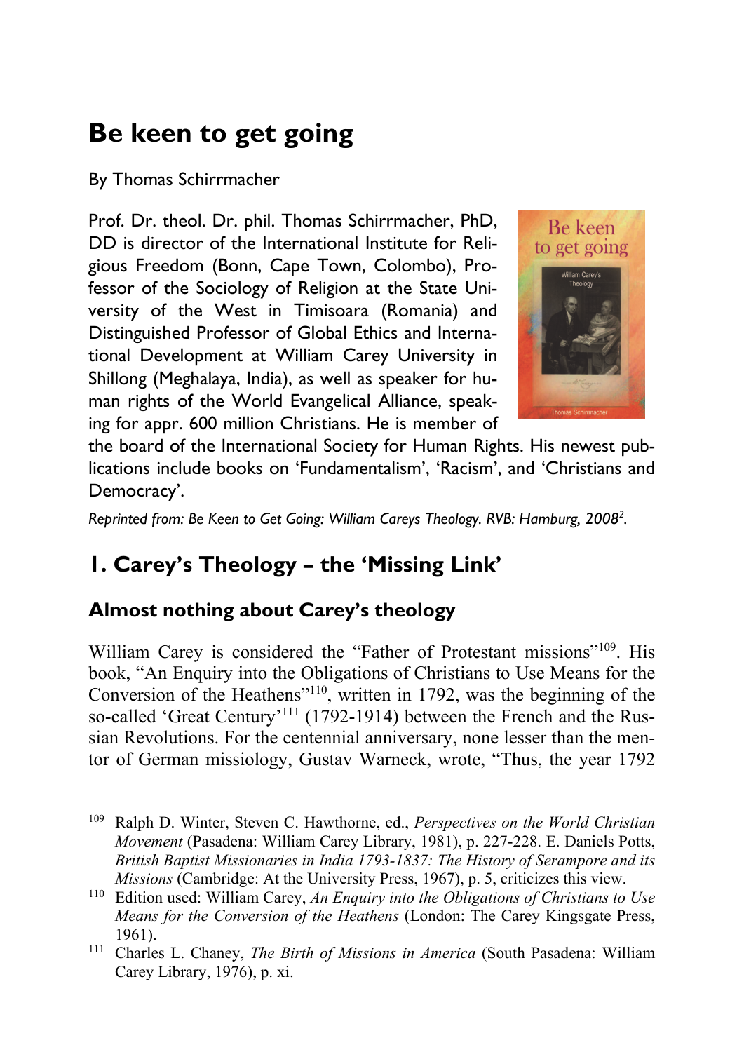# Be keen to get going

By Thomas Schirrmacher

Prof. Dr. theol. Dr. phil. Thomas Schirrmacher, PhD, DD is director of the International Institute for Religious Freedom (Bonn, Cape Town, Colombo), Professor of the Sociology of Religion at the State University of the West in Timisoara (Romania) and Distinguished Professor of Global Ethics and International Development at William Carey University in Shillong (Meghalaya, India), as well as speaker for human rights of the World Evangelical Alliance, speaking for appr. 600 million Christians. He is member of the board of the International Society for Human Rights. His newest publications include books on 'Fundamentalism', 'Racism', and 'Christians and Democracy'.

*Reprinted from: Be Keen to Get Going: William Careys Theology. RVB: Hamburg, 2008[2].*

## 1. Carey's Theology – the 'Missing Link'

### Almost nothing about Carey's theology

William Carey is considered the "Father of Protestant missions"[109]. His book, "An Enquiry into the Obligations of Christians to Use Means for the Conversion of the Heathens"[110], written in 1792, was the beginning of the so-called 'Great Century'[111] (1792-1914) between the French and the Russian Revolutions. For the centennial anniversary, none lesser than the mentor of German missiology, Gustav Warneck, wrote, "Thus, the year 1792

---

[109] Ralph D. Winter, Steven C. Hawthorne, ed., *Perspectives on the World Christian Movement* (Pasadena: William Carey Library, 1981), p. 227-228. E. Daniels Potts, *British Baptist Missionaries in India 1793-1837: The History of Serampore and its Missions* (Cambridge: At the University Press, 1967), p. 5, criticizes this view.

[110] Edition used: William Carey, *An Enquiry into the Obligations of Christians to Use Means for the Conversion of the Heathens* (London: The Carey Kingsgate Press, 1961).

[111] Charles L. Chaney, *The Birth of Missions in America* (South Pasadena: William Carey Library, 1976), p. xi.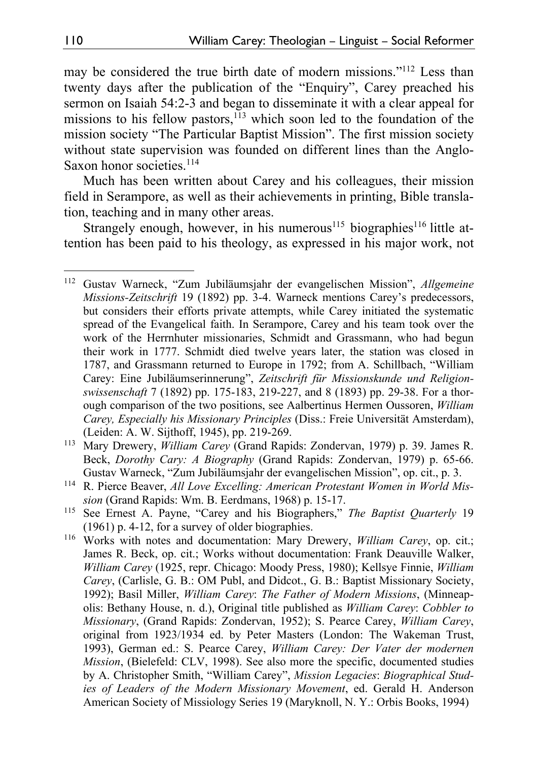may be considered the true birth date of modern missions."[112] Less than twenty days after the publication of the "Enquiry", Carey preached his sermon on Isaiah 54:2-3 and began to disseminate it with a clear appeal for missions to his fellow pastors,[113] which soon led to the foundation of the mission society "The Particular Baptist Mission". The first mission society without state supervision was founded on different lines than the Anglo-Saxon honor societies.[114]

Much has been written about Carey and his colleagues, their mission field in Serampore, as well as their achievements in printing, Bible translation, teaching and in many other areas.

Strangely enough, however, in his numerous[115] biographies[116] little attention has been paid to his theology, as expressed in his major work, not

---

[112] Gustav Warneck, "Zum Jubiläumsjahr der evangelischen Mission", *Allgemeine Missions-Zeitschrift* 19 (1892) pp. 3-4. Warneck mentions Carey's predecessors, but considers their efforts private attempts, while Carey initiated the systematic spread of the Evangelical faith. In Serampore, Carey and his team took over the work of the Herrnhuter missionaries, Schmidt and Grassmann, who had begun their work in 1777. Schmidt died twelve years later, the station was closed in 1787, and Grassmann returned to Europe in 1792; from A. Schillbach, "William Carey: Eine Jubiläumserinnerung", *Zeitschrift für Missionskunde und Religionswissenschaft* 7 (1892) pp. 175-183, 219-227, and 8 (1893) pp. 29-38. For a thorough comparison of the two positions, see Aalbertinus Hermen Oussoren, *William Carey, Especially his Missionary Principles* (Diss.: Freie Universität Amsterdam), (Leiden: A. W. Sijthoff, 1945), pp. 219-269.

[113] Mary Drewery, *William Carey* (Grand Rapids: Zondervan, 1979) p. 39. James R. Beck, *Dorothy Cary: A Biography* (Grand Rapids: Zondervan, 1979) p. 65-66. Gustav Warneck, "Zum Jubiläumsjahr der evangelischen Mission", op. cit., p. 3.

[114] R. Pierce Beaver, *All Love Excelling: American Protestant Women in World Mission* (Grand Rapids: Wm. B. Eerdmans, 1968) p. 15-17.

[115] See Ernest A. Payne, "Carey and his Biographers," *The Baptist Quarterly* 19 (1961) p. 4-12, for a survey of older biographies.

[116] Works with notes and documentation: Mary Drewery, *William Carey*, op. cit.; James R. Beck, op. cit.; Works without documentation: Frank Deauville Walker, *William Carey* (1925, repr. Chicago: Moody Press, 1980); Kellsye Finnie, *William Carey*, (Carlisle, G. B.: OM Publ, and Didcot., G. B.: Baptist Missionary Society, 1992); Basil Miller, *William Carey*: *The Father of Modern Missions*, (Minneapolis: Bethany House, n. d.), Original title published as *William Carey*: *Cobbler to Missionary*, (Grand Rapids: Zondervan, 1952); S. Pearce Carey, *William Carey*, original from 1923/1934 ed. by Peter Masters (London: The Wakeman Trust, 1993), German ed.: S. Pearce Carey, *William Carey: Der Vater der modernen Mission*, (Bielefeld: CLV, 1998). See also more the specific, documented studies by A. Christopher Smith, "William Carey", *Mission Legacies*: *Biographical Studies of Leaders of the Modern Missionary Movement*, ed. Gerald H. Anderson American Society of Missiology Series 19 (Maryknoll, N. Y.: Orbis Books, 1994)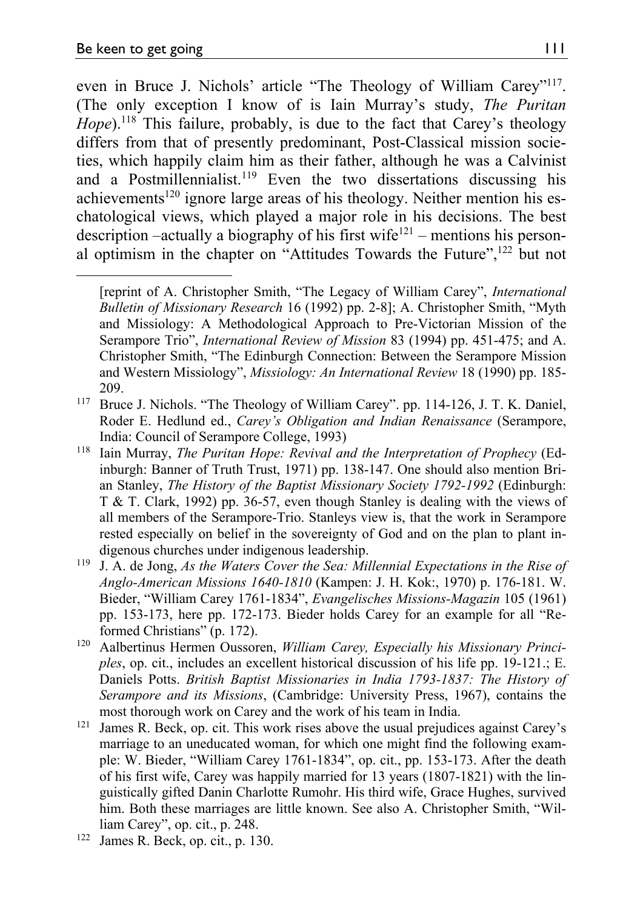even in Bruce J. Nichols' article "The Theology of William Carey"[117]. (The only exception I know of is Iain Murray's study, *The Puritan Hope*).[118] This failure, probably, is due to the fact that Carey's theology differs from that of presently predominant, Post-Classical mission societies, which happily claim him as their father, although he was a Calvinist and a Postmillennialist.[119] Even the two dissertations discussing his achievements[120] ignore large areas of his theology. Neither mention his eschatological views, which played a major role in his decisions. The best description –actually a biography of his first wife[121] – mentions his personal optimism in the chapter on "Attitudes Towards the Future",[122] but not

---

[reprint of A. Christopher Smith, "The Legacy of William Carey", *International Bulletin of Missionary Research* 16 (1992) pp. 2-8]; A. Christopher Smith, "Myth and Missiology: A Methodological Approach to Pre-Victorian Mission of the Serampore Trio", *International Review of Mission* 83 (1994) pp. 451-475; and A. Christopher Smith, "The Edinburgh Connection: Between the Serampore Mission and Western Missiology", *Missiology: An International Review* 18 (1990) pp. 185-209.

[117] Bruce J. Nichols. "The Theology of William Carey". pp. 114-126, J. T. K. Daniel, Roder E. Hedlund ed., *Carey's Obligation and Indian Renaissance* (Serampore, India: Council of Serampore College, 1993)

[118] Iain Murray, *The Puritan Hope: Revival and the Interpretation of Prophecy* (Edinburgh: Banner of Truth Trust, 1971) pp. 138-147. One should also mention Brian Stanley, *The History of the Baptist Missionary Society 1792-1992* (Edinburgh: T & T. Clark, 1992) pp. 36-57, even though Stanley is dealing with the views of all members of the Serampore-Trio. Stanleys view is, that the work in Serampore rested especially on belief in the sovereignty of God and on the plan to plant indigenous churches under indigenous leadership.

[119] J. A. de Jong, *As the Waters Cover the Sea: Millennial Expectations in the Rise of Anglo-American Missions 1640-1810* (Kampen: J. H. Kok:, 1970) p. 176-181. W. Bieder, "William Carey 1761-1834", *Evangelisches Missions-Magazin* 105 (1961) pp. 153-173, here pp. 172-173. Bieder holds Carey for an example for all "Reformed Christians" (p. 172).

[120] Aalbertinus Hermen Oussoren, *William Carey, Especially his Missionary Principles*, op. cit., includes an excellent historical discussion of his life pp. 19-121.; E. Daniels Potts. *British Baptist Missionaries in India 1793-1837: The History of Serampore and its Missions*, (Cambridge: University Press, 1967), contains the most thorough work on Carey and the work of his team in India.

[121] James R. Beck, op. cit. This work rises above the usual prejudices against Carey's marriage to an uneducated woman, for which one might find the following example: W. Bieder, "William Carey 1761-1834", op. cit., pp. 153-173. After the death of his first wife, Carey was happily married for 13 years (1807-1821) with the linguistically gifted Danin Charlotte Rumohr. His third wife, Grace Hughes, survived him. Both these marriages are little known. See also A. Christopher Smith, "William Carey", op. cit., p. 248.

[122] James R. Beck, op. cit., p. 130.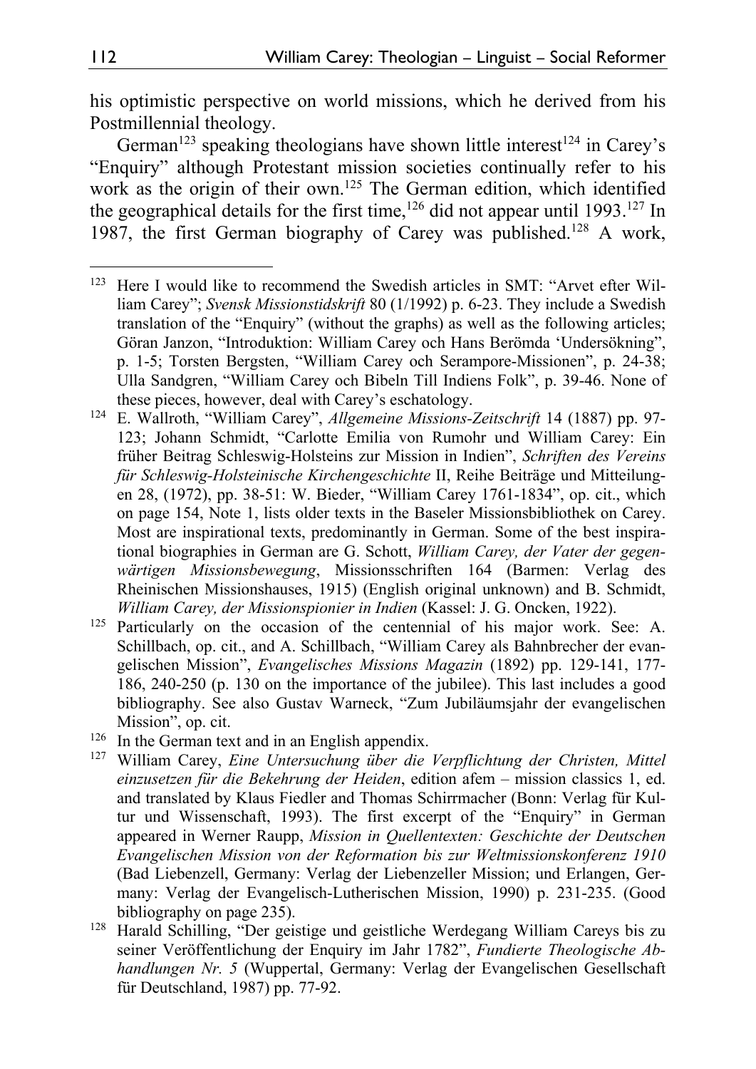his optimistic perspective on world missions, which he derived from his Postmillennial theology.

German[123] speaking theologians have shown little interest[124] in Carey's "Enquiry" although Protestant mission societies continually refer to his work as the origin of their own.[125] The German edition, which identified the geographical details for the first time,[126] did not appear until 1993.[127] In 1987, the first German biography of Carey was published.[128] A work,

[123] Here I would like to recommend the Swedish articles in SMT: "Arvet efter William Carey"; *Svensk Missionstidskrift* 80 (1/1992) p. 6-23. They include a Swedish translation of the "Enquiry" (without the graphs) as well as the following articles; Göran Janzon, "Introduktion: William Carey och Hans Berömda 'Undersökning", p. 1-5; Torsten Bergsten, "William Carey och Serampore-Missionen", p. 24-38; Ulla Sandgren, "William Carey och Bibeln Till Indiens Folk", p. 39-46. None of these pieces, however, deal with Carey's eschatology.

[124] E. Wallroth, "William Carey", *Allgemeine Missions-Zeitschrift* 14 (1887) pp. 97-123; Johann Schmidt, "Carlotte Emilia von Rumohr und William Carey: Ein früher Beitrag Schleswig-Holsteins zur Mission in Indien", *Schriften des Vereins für Schleswig-Holsteinische Kirchengeschichte* II, Reihe Beiträge und Mitteilungen 28, (1972), pp. 38-51: W. Bieder, "William Carey 1761-1834", op. cit., which on page 154, Note 1, lists older texts in the Baseler Missionsbibliothek on Carey. Most are inspirational texts, predominantly in German. Some of the best inspirational biographies in German are G. Schott, *William Carey, der Vater der gegenwärtigen Missionsbewegung*, Missionsschriften 164 (Barmen: Verlag des Rheinischen Missionshauses, 1915) (English original unknown) and B. Schmidt, *William Carey, der Missionspionier in Indien* (Kassel: J. G. Oncken, 1922).

[125] Particularly on the occasion of the centennial of his major work. See: A. Schillbach, op. cit., and A. Schillbach, "William Carey als Bahnbrecher der evangelischen Mission", *Evangelisches Missions Magazin* (1892) pp. 129-141, 177-186, 240-250 (p. 130 on the importance of the jubilee). This last includes a good bibliography. See also Gustav Warneck, "Zum Jubiläumsjahr der evangelischen Mission", op. cit.

[126] In the German text and in an English appendix.

[127] William Carey, *Eine Untersuchung über die Verpflichtung der Christen, Mittel einzusetzen für die Bekehrung der Heiden*, edition afem – mission classics 1, ed. and translated by Klaus Fiedler and Thomas Schirrmacher (Bonn: Verlag für Kultur und Wissenschaft, 1993). The first excerpt of the "Enquiry" in German appeared in Werner Raupp, *Mission in Quellentexten: Geschichte der Deutschen Evangelischen Mission von der Reformation bis zur Weltmissionskonferenz 1910* (Bad Liebenzell, Germany: Verlag der Liebenzeller Mission; und Erlangen, Germany: Verlag der Evangelisch-Lutherischen Mission, 1990) p. 231-235. (Good bibliography on page 235).

[128] Harald Schilling, "Der geistige und geistliche Werdegang William Careys bis zu seiner Veröffentlichung der Enquiry im Jahr 1782", *Fundierte Theologische Abhandlungen Nr. 5* (Wuppertal, Germany: Verlag der Evangelischen Gesellschaft für Deutschland, 1987) pp. 77-92.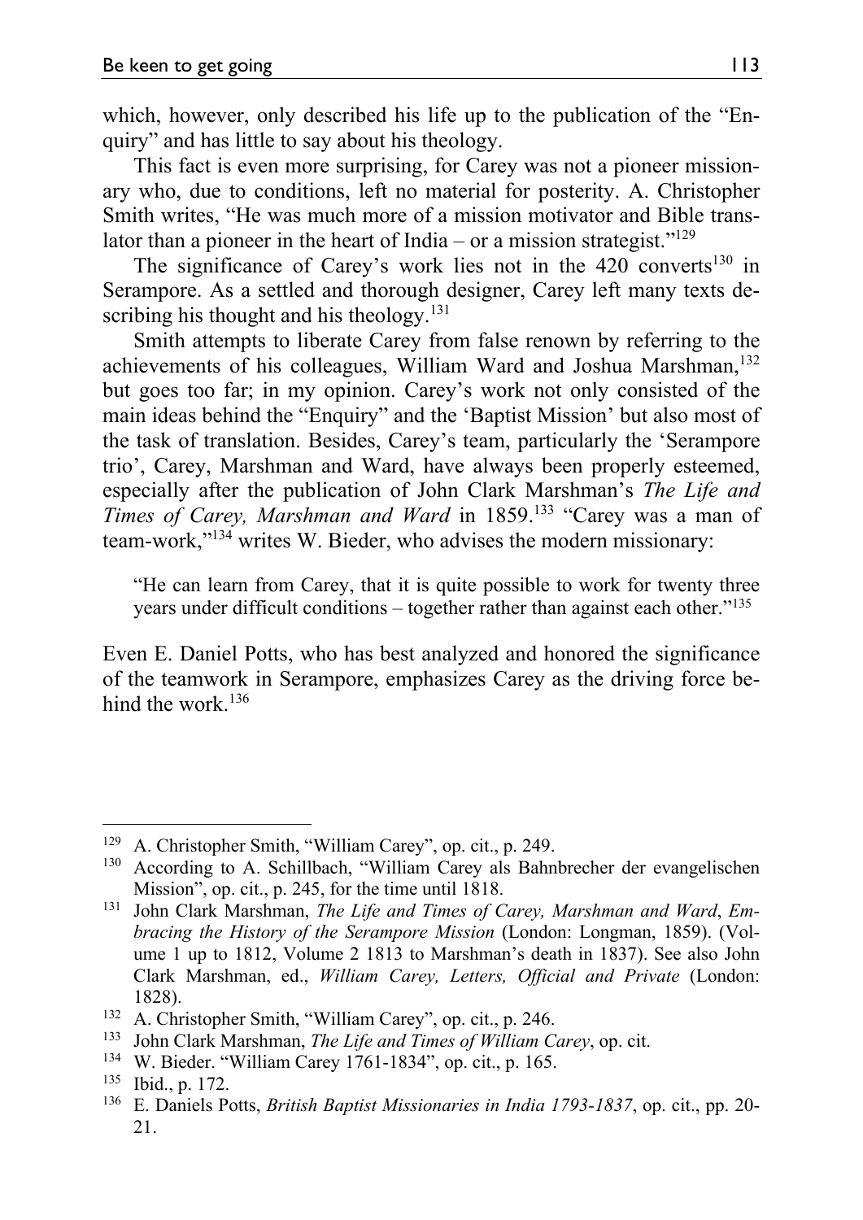which, however, only described his life up to the publication of the "Enquiry" and has little to say about his theology.

This fact is even more surprising, for Carey was not a pioneer missionary who, due to conditions, left no material for posterity. A. Christopher Smith writes, "He was much more of a mission motivator and Bible translator than a pioneer in the heart of India – or a mission strategist."[129]

The significance of Carey's work lies not in the 420 converts[130] in Serampore. As a settled and thorough designer, Carey left many texts describing his thought and his theology.[131]

Smith attempts to liberate Carey from false renown by referring to the achievements of his colleagues, William Ward and Joshua Marshman,[132] but goes too far; in my opinion. Carey's work not only consisted of the main ideas behind the "Enquiry" and the 'Baptist Mission' but also most of the task of translation. Besides, Carey's team, particularly the 'Serampore trio', Carey, Marshman and Ward, have always been properly esteemed, especially after the publication of John Clark Marshman's *The Life and Times of Carey, Marshman and Ward* in 1859.[133] "Carey was a man of team-work,"[134] writes W. Bieder, who advises the modern missionary:

> "He can learn from Carey, that it is quite possible to work for twenty three years under difficult conditions – together rather than against each other."[135]

Even E. Daniel Potts, who has best analyzed and honored the significance of the teamwork in Serampore, emphasizes Carey as the driving force behind the work.[136]

---

[129] A. Christopher Smith, "William Carey", op. cit., p. 249.

[130] According to A. Schillbach, "William Carey als Bahnbrecher der evangelischen Mission", op. cit., p. 245, for the time until 1818.

[131] John Clark Marshman, *The Life and Times of Carey, Marshman and Ward*, *Embracing the History of the Serampore Mission* (London: Longman, 1859). (Volume 1 up to 1812, Volume 2 1813 to Marshman's death in 1837). See also John Clark Marshman, ed., *William Carey, Letters, Official and Private* (London: 1828).

[132] A. Christopher Smith, "William Carey", op. cit., p. 246.

[133] John Clark Marshman, *The Life and Times of William Carey*, op. cit.

[134] W. Bieder. "William Carey 1761-1834", op. cit., p. 165.

[135] Ibid., p. 172.

[136] E. Daniels Potts, *British Baptist Missionaries in India 1793-1837*, op. cit., pp. 20-21.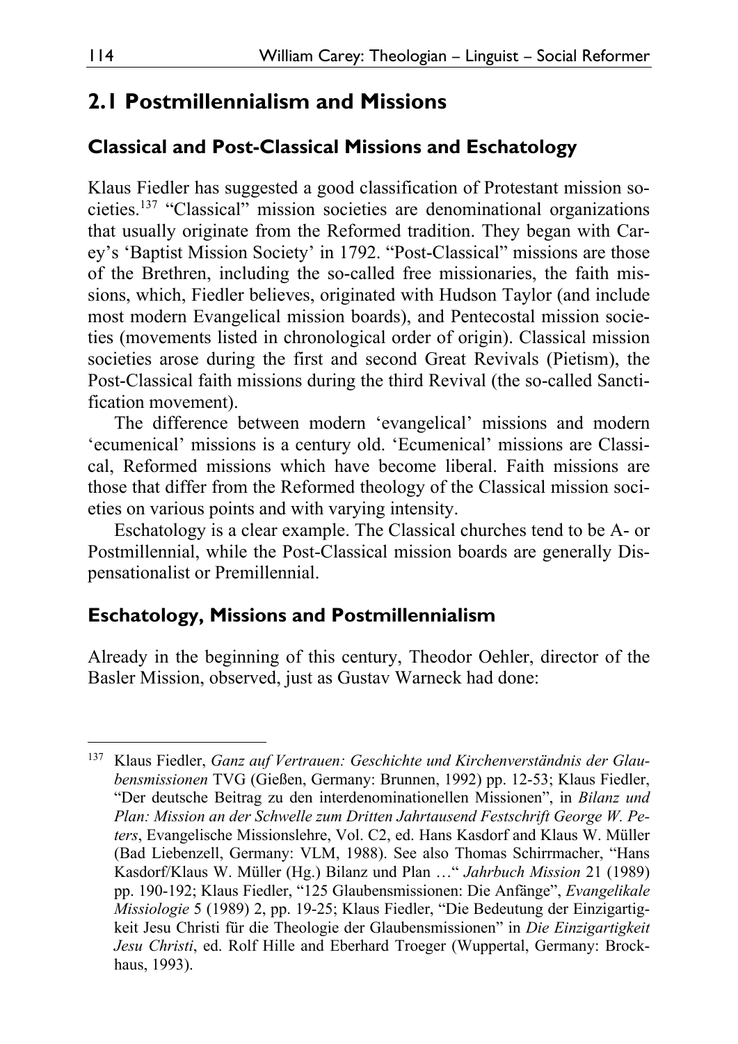## 2.1 Postmillennialism and Missions

### Classical and Post-Classical Missions and Eschatology

Klaus Fiedler has suggested a good classification of Protestant mission societies.[137] "Classical" mission societies are denominational organizations that usually originate from the Reformed tradition. They began with Carey's 'Baptist Mission Society' in 1792. "Post-Classical" missions are those of the Brethren, including the so-called free missionaries, the faith missions, which, Fiedler believes, originated with Hudson Taylor (and include most modern Evangelical mission boards), and Pentecostal mission societies (movements listed in chronological order of origin). Classical mission societies arose during the first and second Great Revivals (Pietism), the Post-Classical faith missions during the third Revival (the so-called Sanctification movement).

The difference between modern 'evangelical' missions and modern 'ecumenical' missions is a century old. 'Ecumenical' missions are Classical, Reformed missions which have become liberal. Faith missions are those that differ from the Reformed theology of the Classical mission societies on various points and with varying intensity.

Eschatology is a clear example. The Classical churches tend to be A- or Postmillennial, while the Post-Classical mission boards are generally Dispensationalist or Premillennial.

### Eschatology, Missions and Postmillennialism

Already in the beginning of this century, Theodor Oehler, director of the Basler Mission, observed, just as Gustav Warneck had done:

---

[137] Klaus Fiedler, *Ganz auf Vertrauen: Geschichte und Kirchenverständnis der Glaubensmissionen* TVG (Gießen, Germany: Brunnen, 1992) pp. 12-53; Klaus Fiedler, "Der deutsche Beitrag zu den interdenominationellen Missionen", in *Bilanz und Plan: Mission an der Schwelle zum Dritten Jahrtausend Festschrift George W. Peters*, Evangelische Missionslehre, Vol. C2, ed. Hans Kasdorf and Klaus W. Müller (Bad Liebenzell, Germany: VLM, 1988). See also Thomas Schirrmacher, "Hans Kasdorf/Klaus W. Müller (Hg.) Bilanz und Plan …" *Jahrbuch Mission* 21 (1989) pp. 190-192; Klaus Fiedler, "125 Glaubensmissionen: Die Anfänge", *Evangelikale Missiologie* 5 (1989) 2, pp. 19-25; Klaus Fiedler, "Die Bedeutung der Einzigartigkeit Jesu Christi für die Theologie der Glaubensmissionen" in *Die Einzigartigkeit Jesu Christi*, ed. Rolf Hille and Eberhard Troeger (Wuppertal, Germany: Brockhaus, 1993).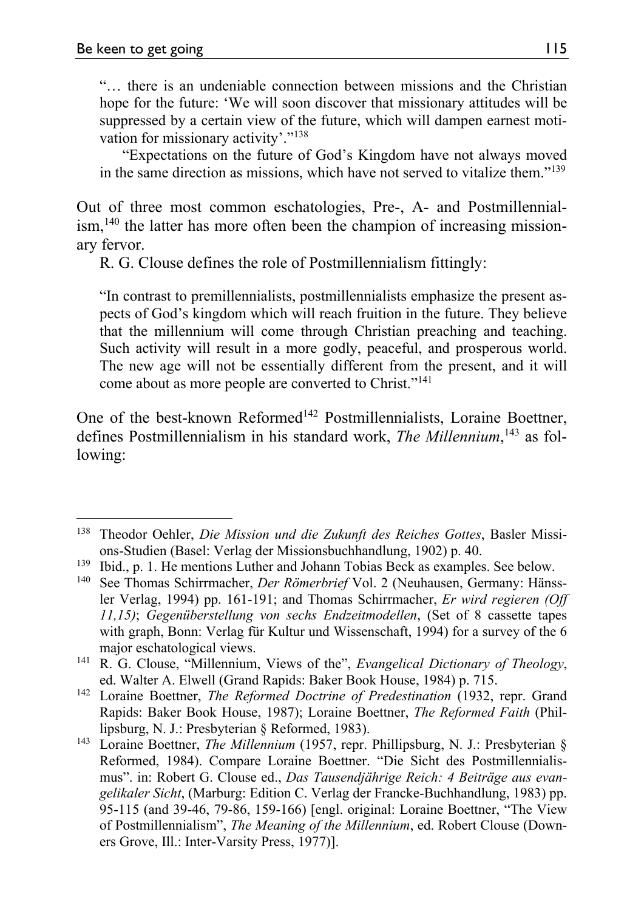> "… there is an undeniable connection between missions and the Christian hope for the future: 'We will soon discover that missionary attitudes will be suppressed by a certain view of the future, which will dampen earnest motivation for missionary activity'."[138]
>
> "Expectations on the future of God's Kingdom have not always moved in the same direction as missions, which have not served to vitalize them."[139]

Out of three most common eschatologies, Pre-, A- and Postmillennialism,[140] the latter has more often been the champion of increasing missionary fervor.

R. G. Clouse defines the role of Postmillennialism fittingly:

> "In contrast to premillennialists, postmillennialists emphasize the present aspects of God's kingdom which will reach fruition in the future. They believe that the millennium will come through Christian preaching and teaching. Such activity will result in a more godly, peaceful, and prosperous world. The new age will not be essentially different from the present, and it will come about as more people are converted to Christ."[141]

One of the best-known Reformed[142] Postmillennialists, Loraine Boettner, defines Postmillennialism in his standard work, *The Millennium*,[143] as following:

---

[138] Theodor Oehler, *Die Mission und die Zukunft des Reiches Gottes*, Basler Missions-Studien (Basel: Verlag der Missionsbuchhandlung, 1902) p. 40.

[139] Ibid., p. 1. He mentions Luther and Johann Tobias Beck as examples. See below.

[140] See Thomas Schirrmacher, *Der Römerbrief* Vol. 2 (Neuhausen, Germany: Hänssler Verlag, 1994) pp. 161-191; and Thomas Schirrmacher, *Er wird regieren (Off 11,15)*; *Gegenüberstellung von sechs Endzeitmodellen*, (Set of 8 cassette tapes with graph, Bonn: Verlag für Kultur und Wissenschaft, 1994) for a survey of the 6 major eschatological views.

[141] R. G. Clouse, "Millennium, Views of the", *Evangelical Dictionary of Theology*, ed. Walter A. Elwell (Grand Rapids: Baker Book House, 1984) p. 715.

[142] Loraine Boettner, *The Reformed Doctrine of Predestination* (1932, repr. Grand Rapids: Baker Book House, 1987); Loraine Boettner, *The Reformed Faith* (Phillipsburg, N. J.: Presbyterian § Reformed, 1983).

[143] Loraine Boettner, *The Millennium* (1957, repr. Phillipsburg, N. J.: Presbyterian § Reformed, 1984). Compare Loraine Boettner. "Die Sicht des Postmillennialismus". in: Robert G. Clouse ed., *Das Tausendjährige Reich: 4 Beiträge aus evangelikaler Sicht*, (Marburg: Edition C. Verlag der Francke-Buchhandlung, 1983) pp. 95-115 (and 39-46, 79-86, 159-166) [engl. original: Loraine Boettner, "The View of Postmillennialism", *The Meaning of the Millennium*, ed. Robert Clouse (Downers Grove, Ill.: Inter-Varsity Press, 1977)].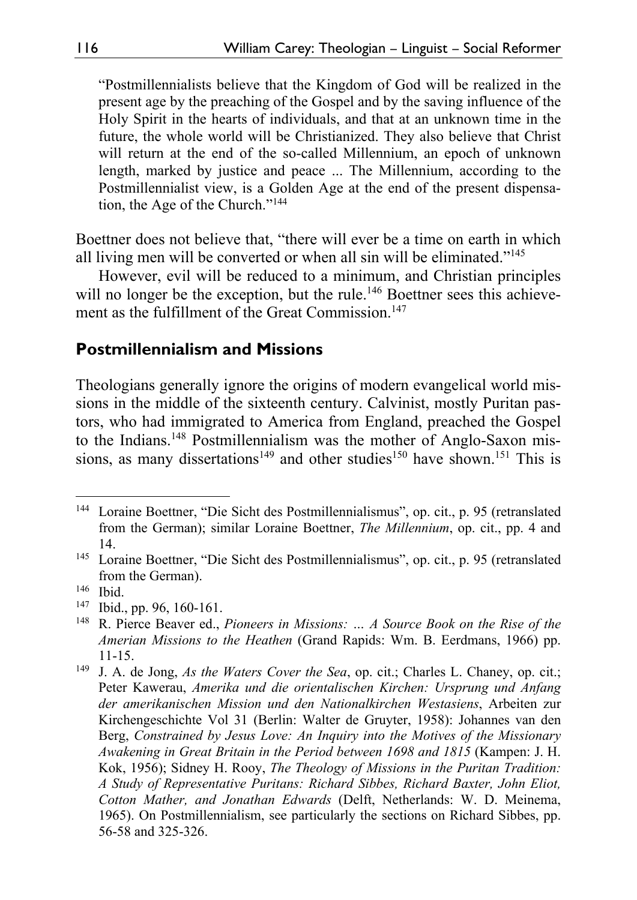"Postmillennialists believe that the Kingdom of God will be realized in the present age by the preaching of the Gospel and by the saving influence of the Holy Spirit in the hearts of individuals, and that at an unknown time in the future, the whole world will be Christianized. They also believe that Christ will return at the end of the so-called Millennium, an epoch of unknown length, marked by justice and peace ... The Millennium, according to the Postmillennialist view, is a Golden Age at the end of the present dispensation, the Age of the Church."[144]

Boettner does not believe that, "there will ever be a time on earth in which all living men will be converted or when all sin will be eliminated."[145]

However, evil will be reduced to a minimum, and Christian principles will no longer be the exception, but the rule.[146] Boettner sees this achievement as the fulfillment of the Great Commission.[147]

## Postmillennialism and Missions

Theologians generally ignore the origins of modern evangelical world missions in the middle of the sixteenth century. Calvinist, mostly Puritan pastors, who had immigrated to America from England, preached the Gospel to the Indians.[148] Postmillennialism was the mother of Anglo-Saxon missions, as many dissertations[149] and other studies[150] have shown.[151] This is

---

[144] Loraine Boettner, "Die Sicht des Postmillennialismus", op. cit., p. 95 (retranslated from the German); similar Loraine Boettner, *The Millennium*, op. cit., pp. 4 and 14.

[145] Loraine Boettner, "Die Sicht des Postmillennialismus", op. cit., p. 95 (retranslated from the German).

[146] Ibid.

[147] Ibid., pp. 96, 160-161.

[148] R. Pierce Beaver ed., *Pioneers in Missions: ... A Source Book on the Rise of the Amerian Missions to the Heathen* (Grand Rapids: Wm. B. Eerdmans, 1966) pp. 11-15.

[149] J. A. de Jong, *As the Waters Cover the Sea*, op. cit.; Charles L. Chaney, op. cit.; Peter Kawerau, *Amerika und die orientalischen Kirchen: Ursprung und Anfang der amerikanischen Mission und den Nationalkirchen Westasiens*, Arbeiten zur Kirchengeschichte Vol 31 (Berlin: Walter de Gruyter, 1958): Johannes van den Berg, *Constrained by Jesus Love: An Inquiry into the Motives of the Missionary Awakening in Great Britain in the Period between 1698 and 1815* (Kampen: J. H. Kok, 1956); Sidney H. Rooy, *The Theology of Missions in the Puritan Tradition: A Study of Representative Puritans: Richard Sibbes, Richard Baxter, John Eliot, Cotton Mather, and Jonathan Edwards* (Delft, Netherlands: W. D. Meinema, 1965). On Postmillennialism, see particularly the sections on Richard Sibbes, pp. 56-58 and 325-326.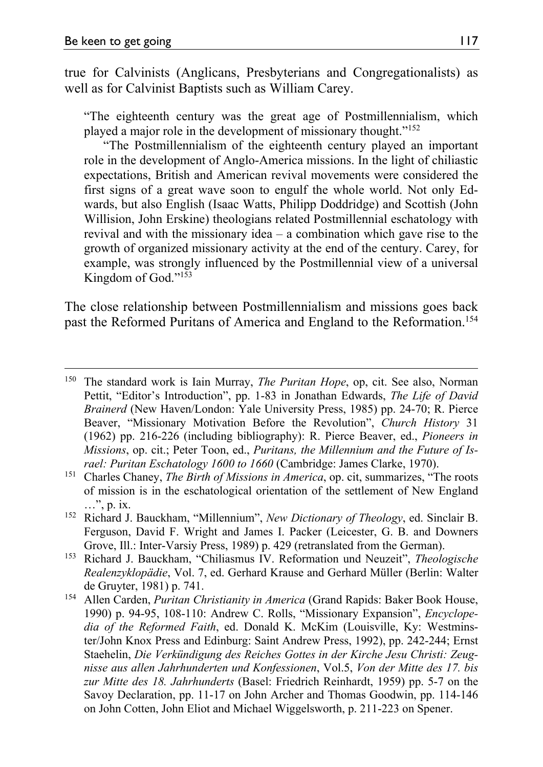true for Calvinists (Anglicans, Presbyterians and Congregationalists) as well as for Calvinist Baptists such as William Carey.

> "The eighteenth century was the great age of Postmillennialism, which played a major role in the development of missionary thought."[152]
>
> "The Postmillennialism of the eighteenth century played an important role in the development of Anglo-America missions. In the light of chiliastic expectations, British and American revival movements were considered the first signs of a great wave soon to engulf the whole world. Not only Edwards, but also English (Isaac Watts, Philipp Doddridge) and Scottish (John Willision, John Erskine) theologians related Postmillennial eschatology with revival and with the missionary idea – a combination which gave rise to the growth of organized missionary activity at the end of the century. Carey, for example, was strongly influenced by the Postmillennial view of a universal Kingdom of God."[153]

The close relationship between Postmillennialism and missions goes back past the Reformed Puritans of America and England to the Reformation.[154]

---

[150] The standard work is Iain Murray, *The Puritan Hope*, op, cit. See also, Norman Pettit, "Editor's Introduction", pp. 1-83 in Jonathan Edwards, *The Life of David Brainerd* (New Haven/London: Yale University Press, 1985) pp. 24-70; R. Pierce Beaver, "Missionary Motivation Before the Revolution", *Church History* 31 (1962) pp. 216-226 (including bibliography): R. Pierce Beaver, ed., *Pioneers in Missions*, op. cit.; Peter Toon, ed., *Puritans, the Millennium and the Future of Israel: Puritan Eschatology 1600 to 1660* (Cambridge: James Clarke, 1970).

[151] Charles Chaney, *The Birth of Missions in America*, op. cit, summarizes, "The roots of mission is in the eschatological orientation of the settlement of New England …", p. ix.

[152] Richard J. Bauckham, "Millennium", *New Dictionary of Theology*, ed. Sinclair B. Ferguson, David F. Wright and James I. Packer (Leicester, G. B. and Downers Grove, Ill.: Inter-Varsiy Press, 1989) p. 429 (retranslated from the German).

[153] Richard J. Bauckham, "Chiliasmus IV. Reformation und Neuzeit", *Theologische Realenzyklopädie*, Vol. 7, ed. Gerhard Krause and Gerhard Müller (Berlin: Walter de Gruyter, 1981) p. 741.

[154] Allen Carden, *Puritan Christianity in America* (Grand Rapids: Baker Book House, 1990) p. 94-95, 108-110: Andrew C. Rolls, "Missionary Expansion", *Encyclopedia of the Reformed Faith*, ed. Donald K. McKim (Louisville, Ky: Westminster/John Knox Press and Edinburg: Saint Andrew Press, 1992), pp. 242-244; Ernst Staehelin, *Die Verkündigung des Reiches Gottes in der Kirche Jesu Christi: Zeugnisse aus allen Jahrhunderten und Konfessionen*, Vol.5, *Von der Mitte des 17. bis zur Mitte des 18. Jahrhunderts* (Basel: Friedrich Reinhardt, 1959) pp. 5-7 on the Savoy Declaration, pp. 11-17 on John Archer and Thomas Goodwin, pp. 114-146 on John Cotten, John Eliot and Michael Wiggelsworth, p. 211-223 on Spener.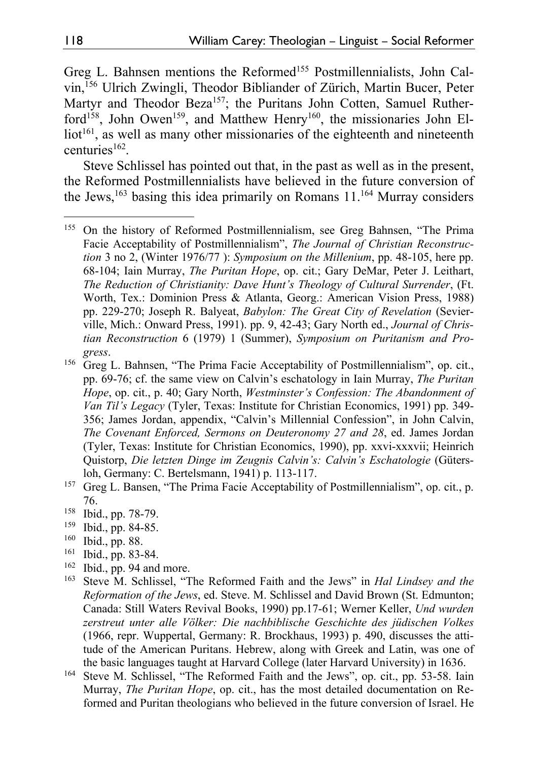Greg L. Bahnsen mentions the Reformed[155] Postmillennialists, John Calvin,[156] Ulrich Zwingli, Theodor Bibliander of Zürich, Martin Bucer, Peter Martyr and Theodor Beza[157]; the Puritans John Cotten, Samuel Rutherford[158], John Owen[159], and Matthew Henry[160], the missionaries John Elliot[161], as well as many other missionaries of the eighteenth and nineteenth centuries[162].

Steve Schlissel has pointed out that, in the past as well as in the present, the Reformed Postmillennialists have believed in the future conversion of the Jews,[163] basing this idea primarily on Romans 11.[164] Murray considers

---

[155] On the history of Reformed Postmillennialism, see Greg Bahnsen, "The Prima Facie Acceptability of Postmillennialism", *The Journal of Christian Reconstruction* 3 no 2, (Winter 1976/77 ): *Symposium on the Millenium*, pp. 48-105, here pp. 68-104; Iain Murray, *The Puritan Hope*, op. cit.; Gary DeMar, Peter J. Leithart, *The Reduction of Christianity: Dave Hunt's Theology of Cultural Surrender*, (Ft. Worth, Tex.: Dominion Press & Atlanta, Georg.: American Vision Press, 1988) pp. 229-270; Joseph R. Balyeat, *Babylon: The Great City of Revelation* (Sevierville, Mich.: Onward Press, 1991). pp. 9, 42-43; Gary North ed., *Journal of Christian Reconstruction* 6 (1979) 1 (Summer), *Symposium on Puritanism and Progress*.

[156] Greg L. Bahnsen, "The Prima Facie Acceptability of Postmillennialism", op. cit., pp. 69-76; cf. the same view on Calvin's eschatology in Iain Murray, *The Puritan Hope*, op. cit., p. 40; Gary North, *Westminster's Confession: The Abandonment of Van Til's Legacy* (Tyler, Texas: Institute for Christian Economics, 1991) pp. 349-356; James Jordan, appendix, "Calvin's Millennial Confession", in John Calvin, *The Covenant Enforced, Sermons on Deuteronomy 27 and 28*, ed. James Jordan (Tyler, Texas: Institute for Christian Economics, 1990), pp. xxvi-xxxvii; Heinrich Quistorp, *Die letzten Dinge im Zeugnis Calvin's: Calvin's Eschatologie* (Gütersloh, Germany: C. Bertelsmann, 1941) p. 113-117.

[157] Greg L. Bansen, "The Prima Facie Acceptability of Postmillennialism", op. cit., p. 76.

[158] Ibid., pp. 78-79.

[159] Ibid., pp. 84-85.

[160] Ibid., pp. 88.

[161] Ibid., pp. 83-84.

[162] Ibid., pp. 94 and more.

[163] Steve M. Schlissel, "The Reformed Faith and the Jews" in *Hal Lindsey and the Reformation of the Jews*, ed. Steve. M. Schlissel and David Brown (St. Edmunton; Canada: Still Waters Revival Books, 1990) pp.17-61; Werner Keller, *Und wurden zerstreut unter alle Völker: Die nachbiblische Geschichte des jüdischen Volkes* (1966, repr. Wuppertal, Germany: R. Brockhaus, 1993) p. 490, discusses the attitude of the American Puritans. Hebrew, along with Greek and Latin, was one of the basic languages taught at Harvard College (later Harvard University) in 1636.

[164] Steve M. Schlissel, "The Reformed Faith and the Jews", op. cit., pp. 53-58. Iain Murray, *The Puritan Hope*, op. cit., has the most detailed documentation on Reformed and Puritan theologians who believed in the future conversion of Israel. He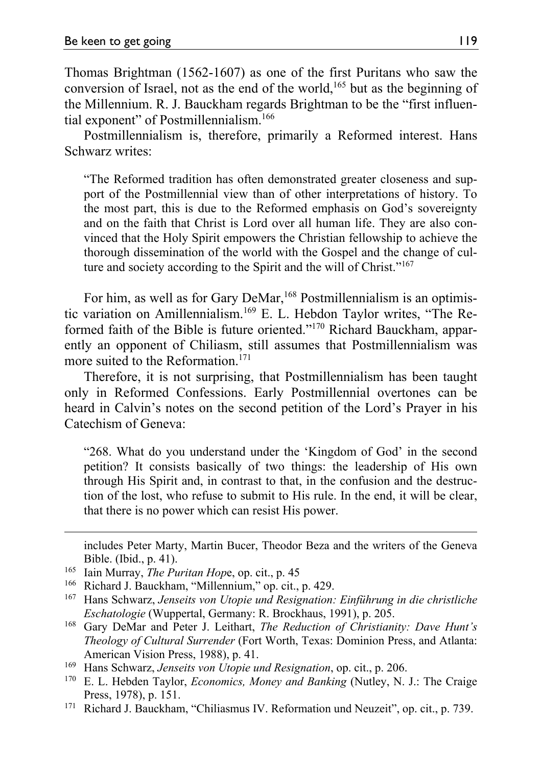Thomas Brightman (1562-1607) as one of the first Puritans who saw the conversion of Israel, not as the end of the world,[165] but as the beginning of the Millennium. R. J. Bauckham regards Brightman to be the "first influential exponent" of Postmillennialism.[166]

Postmillennialism is, therefore, primarily a Reformed interest. Hans Schwarz writes:

> "The Reformed tradition has often demonstrated greater closeness and support of the Postmillennial view than of other interpretations of history. To the most part, this is due to the Reformed emphasis on God's sovereignty and on the faith that Christ is Lord over all human life. They are also convinced that the Holy Spirit empowers the Christian fellowship to achieve the thorough dissemination of the world with the Gospel and the change of culture and society according to the Spirit and the will of Christ."[167]

For him, as well as for Gary DeMar,[168] Postmillennialism is an optimistic variation on Amillennialism.[169] E. L. Hebdon Taylor writes, "The Reformed faith of the Bible is future oriented."[170] Richard Bauckham, apparently an opponent of Chiliasm, still assumes that Postmillennialism was more suited to the Reformation.[171]

Therefore, it is not surprising, that Postmillennialism has been taught only in Reformed Confessions. Early Postmillennial overtones can be heard in Calvin's notes on the second petition of the Lord's Prayer in his Catechism of Geneva:

> "268. What do you understand under the 'Kingdom of God' in the second petition? It consists basically of two things: the leadership of His own through His Spirit and, in contrast to that, in the confusion and the destruction of the lost, who refuse to submit to His rule. In the end, it will be clear, that there is no power which can resist His power.

---

includes Peter Marty, Martin Bucer, Theodor Beza and the writers of the Geneva Bible. (Ibid., p. 41).

[165] Iain Murray, *The Puritan Hope*, op. cit., p. 45

[166] Richard J. Bauckham, "Millennium," op. cit., p. 429.

[167] Hans Schwarz, *Jenseits von Utopie und Resignation: Einführung in die christliche Eschatologie* (Wuppertal, Germany: R. Brockhaus, 1991), p. 205.

[168] Gary DeMar and Peter J. Leithart, *The Reduction of Christianity: Dave Hunt's Theology of Cultural Surrender* (Fort Worth, Texas: Dominion Press, and Atlanta: American Vision Press, 1988), p. 41.

[169] Hans Schwarz, *Jenseits von Utopie und Resignation*, op. cit., p. 206.

[170] E. L. Hebden Taylor, *Economics, Money and Banking* (Nutley, N. J.: The Craige Press, 1978), p. 151.

[171] Richard J. Bauckham, "Chiliasmus IV. Reformation und Neuzeit", op. cit., p. 739.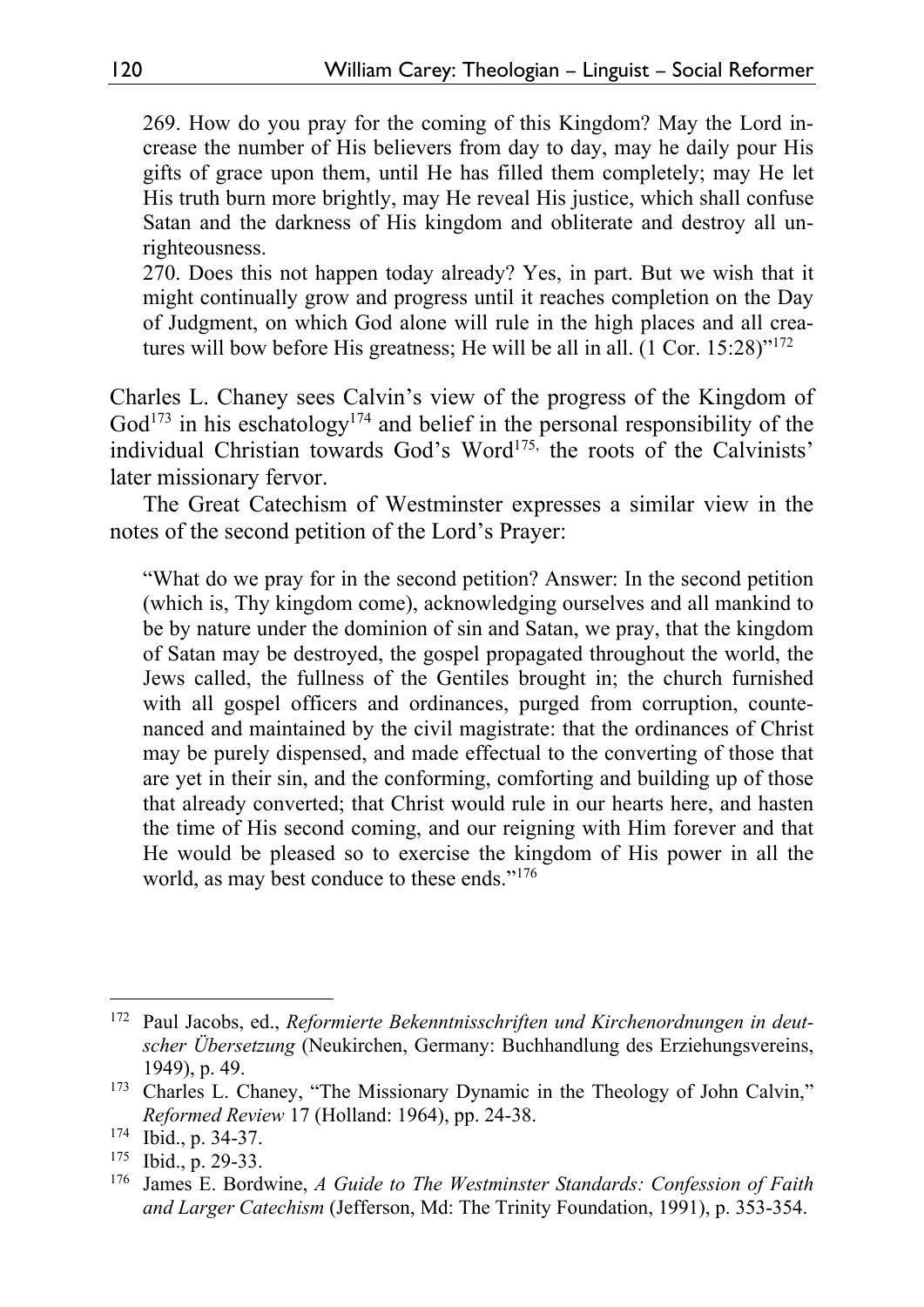269. How do you pray for the coming of this Kingdom? May the Lord increase the number of His believers from day to day, may he daily pour His gifts of grace upon them, until He has filled them completely; may He let His truth burn more brightly, may He reveal His justice, which shall confuse Satan and the darkness of His kingdom and obliterate and destroy all unrighteousness.
270. Does this not happen today already? Yes, in part. But we wish that it might continually grow and progress until it reaches completion on the Day of Judgment, on which God alone will rule in the high places and all creatures will bow before His greatness; He will be all in all. (1 Cor. 15:28)"[172]

Charles L. Chaney sees Calvin's view of the progress of the Kingdom of God[173] in his eschatology[174] and belief in the personal responsibility of the individual Christian towards God's Word[175,] the roots of the Calvinists' later missionary fervor.

The Great Catechism of Westminster expresses a similar view in the notes of the second petition of the Lord's Prayer:

> "What do we pray for in the second petition? Answer: In the second petition (which is, Thy kingdom come), acknowledging ourselves and all mankind to be by nature under the dominion of sin and Satan, we pray, that the kingdom of Satan may be destroyed, the gospel propagated throughout the world, the Jews called, the fullness of the Gentiles brought in; the church furnished with all gospel officers and ordinances, purged from corruption, countenanced and maintained by the civil magistrate: that the ordinances of Christ may be purely dispensed, and made effectual to the converting of those that are yet in their sin, and the conforming, comforting and building up of those that already converted; that Christ would rule in our hearts here, and hasten the time of His second coming, and our reigning with Him forever and that He would be pleased so to exercise the kingdom of His power in all the world, as may best conduce to these ends."[176]

---

[172] Paul Jacobs, ed., *Reformierte Bekenntnisschriften und Kirchenordnungen in deutscher Übersetzung* (Neukirchen, Germany: Buchhandlung des Erziehungsvereins, 1949), p. 49.

[173] Charles L. Chaney, "The Missionary Dynamic in the Theology of John Calvin," *Reformed Review* 17 (Holland: 1964), pp. 24-38.

[174] Ibid., p. 34-37.

[175] Ibid., p. 29-33.

[176] James E. Bordwine, *A Guide to The Westminster Standards: Confession of Faith and Larger Catechism* (Jefferson, Md: The Trinity Foundation, 1991), p. 353-354.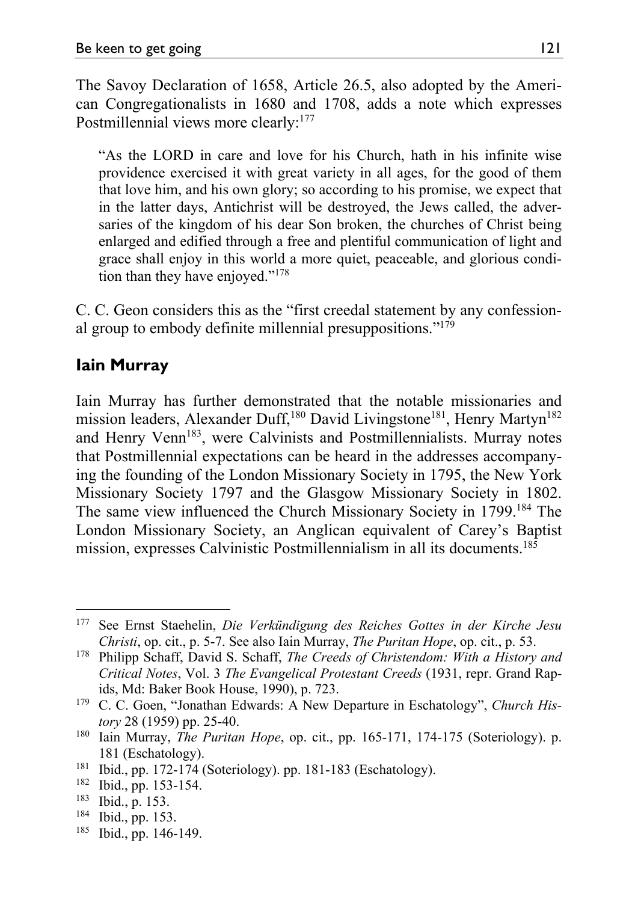The Savoy Declaration of 1658, Article 26.5, also adopted by the American Congregationalists in 1680 and 1708, adds a note which expresses Postmillennial views more clearly:[177]

> "As the LORD in care and love for his Church, hath in his infinite wise providence exercised it with great variety in all ages, for the good of them that love him, and his own glory; so according to his promise, we expect that in the latter days, Antichrist will be destroyed, the Jews called, the adversaries of the kingdom of his dear Son broken, the churches of Christ being enlarged and edified through a free and plentiful communication of light and grace shall enjoy in this world a more quiet, peaceable, and glorious condition than they have enjoyed."[178]

C. C. Geon considers this as the "first creedal statement by any confessional group to embody definite millennial presuppositions."[179]

## Iain Murray

Iain Murray has further demonstrated that the notable missionaries and mission leaders, Alexander Duff,[180] David Livingstone[181], Henry Martyn[182] and Henry Venn[183], were Calvinists and Postmillennialists. Murray notes that Postmillennial expectations can be heard in the addresses accompanying the founding of the London Missionary Society in 1795, the New York Missionary Society 1797 and the Glasgow Missionary Society in 1802. The same view influenced the Church Missionary Society in 1799.[184] The London Missionary Society, an Anglican equivalent of Carey's Baptist mission, expresses Calvinistic Postmillennialism in all its documents.[185]

---

[177] See Ernst Staehelin, *Die Verkündigung des Reiches Gottes in der Kirche Jesu Christi*, op. cit., p. 5-7. See also Iain Murray, *The Puritan Hope*, op. cit., p. 53.

[178] Philipp Schaff, David S. Schaff, *The Creeds of Christendom: With a History and Critical Notes*, Vol. 3 *The Evangelical Protestant Creeds* (1931, repr. Grand Rapids, Md: Baker Book House, 1990), p. 723.

[179] C. C. Goen, "Jonathan Edwards: A New Departure in Eschatology", *Church History* 28 (1959) pp. 25-40.

[180] Iain Murray, *The Puritan Hope*, op. cit., pp. 165-171, 174-175 (Soteriology). p. 181 (Eschatology).

[181] Ibid., pp. 172-174 (Soteriology). pp. 181-183 (Eschatology).

[182] Ibid., pp. 153-154.

[183] Ibid., p. 153.

[184] Ibid., pp. 153.

[185] Ibid., pp. 146-149.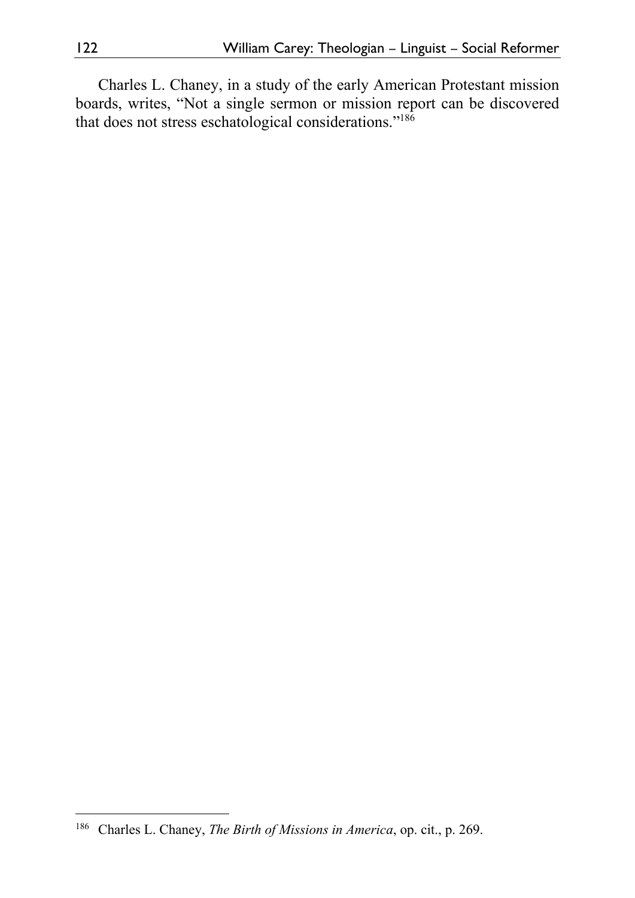Charles L. Chaney, in a study of the early American Protestant mission boards, writes, “Not a single sermon or mission report can be discovered that does not stress eschatological considerations.”[186]

[186] Charles L. Chaney, *The Birth of Missions in America*, op. cit., p. 269.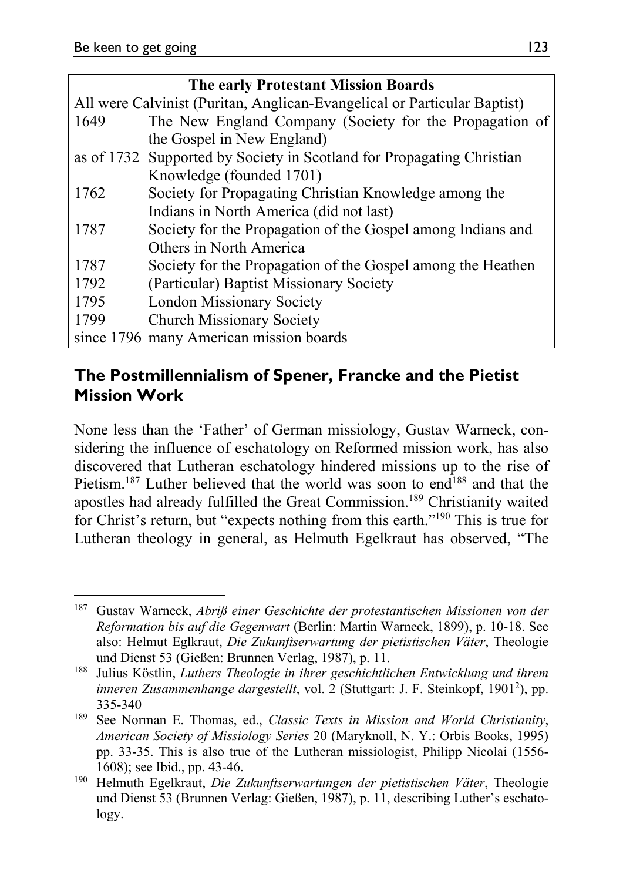| The early Protestant Mission Boards | |
|---|---|
| All were Calvinist (Puritan, Anglican-Evangelical or Particular Baptist) | |
| 1649 | The New England Company (Society for the Propagation of the Gospel in New England) |
| as of 1732 | Supported by Society in Scotland for Propagating Christian Knowledge (founded 1701) |
| 1762 | Society for Propagating Christian Knowledge among the Indians in North America (did not last) |
| 1787 | Society for the Propagation of the Gospel among Indians and Others in North America |
| 1787 | Society for the Propagation of the Gospel among the Heathen |
| 1792 | (Particular) Baptist Missionary Society |
| 1795 | London Missionary Society |
| 1799 | Church Missionary Society |
| since 1796 | many American mission boards |

## The Postmillennialism of Spener, Francke and the Pietist Mission Work

None less than the 'Father' of German missiology, Gustav Warneck, considering the influence of eschatology on Reformed mission work, has also discovered that Lutheran eschatology hindered missions up to the rise of Pietism.[187] Luther believed that the world was soon to end[188] and that the apostles had already fulfilled the Great Commission.[189] Christianity waited for Christ's return, but "expects nothing from this earth."[190] This is true for Lutheran theology in general, as Helmuth Egelkraut has observed, "The

---

[187] Gustav Warneck, *Abriß einer Geschichte der protestantischen Missionen von der Reformation bis auf die Gegenwart* (Berlin: Martin Warneck, 1899), p. 10-18. See also: Helmut Eglkraut, *Die Zukunftserwartung der pietistischen Väter*, Theologie und Dienst 53 (Gießen: Brunnen Verlag, 1987), p. 11.

[188] Julius Köstlin, *Luthers Theologie in ihrer geschichtlichen Entwicklung und ihrem inneren Zusammenhange dargestellt*, vol. 2 (Stuttgart: J. F. Steinkopf, 1901²), pp. 335-340

[189] See Norman E. Thomas, ed., *Classic Texts in Mission and World Christianity*, *American Society of Missiology Series* 20 (Maryknoll, N. Y.: Orbis Books, 1995) pp. 33-35. This is also true of the Lutheran missiologist, Philipp Nicolai (1556-1608); see Ibid., pp. 43-46.

[190] Helmuth Egelkraut, *Die Zukunftserwartungen der pietistischen Väter*, Theologie und Dienst 53 (Brunnen Verlag: Gießen, 1987), p. 11, describing Luther's eschatology.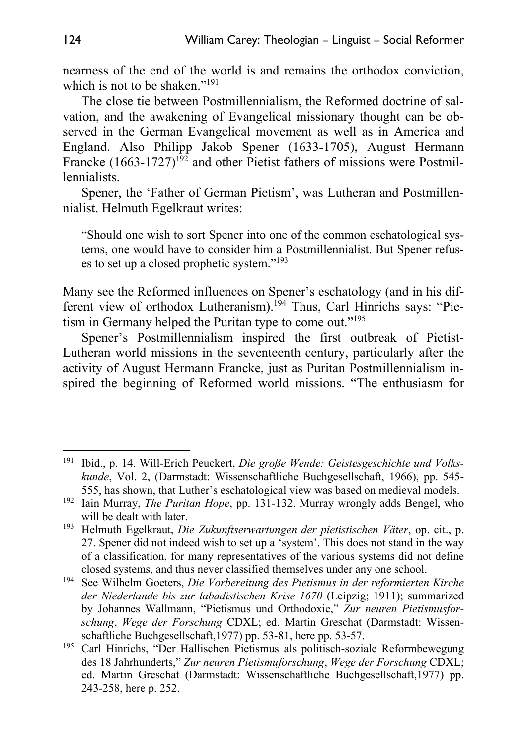nearness of the end of the world is and remains the orthodox conviction, which is not to be shaken."[191]

The close tie between Postmillennialism, the Reformed doctrine of salvation, and the awakening of Evangelical missionary thought can be observed in the German Evangelical movement as well as in America and England. Also Philipp Jakob Spener (1633-1705), August Hermann Francke (1663-1727)[192] and other Pietist fathers of missions were Postmillennialists.

Spener, the 'Father of German Pietism', was Lutheran and Postmillennialist. Helmuth Egelkraut writes:

> "Should one wish to sort Spener into one of the common eschatological systems, one would have to consider him a Postmillennialist. But Spener refuses to set up a closed prophetic system."[193]

Many see the Reformed influences on Spener's eschatology (and in his different view of orthodox Lutheranism).[194] Thus, Carl Hinrichs says: "Pietism in Germany helped the Puritan type to come out."[195]

Spener's Postmillennialism inspired the first outbreak of Pietist-Lutheran world missions in the seventeenth century, particularly after the activity of August Hermann Francke, just as Puritan Postmillennialism inspired the beginning of Reformed world missions. "The enthusiasm for

---

[191] Ibid., p. 14. Will-Erich Peuckert, *Die große Wende: Geistesgeschichte und Volkskunde*, Vol. 2, (Darmstadt: Wissenschaftliche Buchgesellschaft, 1966), pp. 545-555, has shown, that Luther's eschatological view was based on medieval models.

[192] Iain Murray, *The Puritan Hope*, pp. 131-132. Murray wrongly adds Bengel, who will be dealt with later.

[193] Helmuth Egelkraut, *Die Zukunftserwartungen der pietistischen Väter*, op. cit., p. 27. Spener did not indeed wish to set up a 'system'. This does not stand in the way of a classification, for many representatives of the various systems did not define closed systems, and thus never classified themselves under any one school.

[194] See Wilhelm Goeters, *Die Vorbereitung des Pietismus in der reformierten Kirche der Niederlande bis zur labadistischen Krise 1670* (Leipzig; 1911); summarized by Johannes Wallmann, "Pietismus und Orthodoxie," *Zur neuren Pietismusforschung*, *Wege der Forschung* CDXL; ed. Martin Greschat (Darmstadt: Wissenschaftliche Buchgesellschaft,1977) pp. 53-81, here pp. 53-57.

[195] Carl Hinrichs, "Der Hallischen Pietismus als politisch-soziale Reformbewegung des 18 Jahrhunderts," *Zur neuren Pietismuforschung*, *Wege der Forschung* CDXL; ed. Martin Greschat (Darmstadt: Wissenschaftliche Buchgesellschaft,1977) pp. 243-258, here p. 252.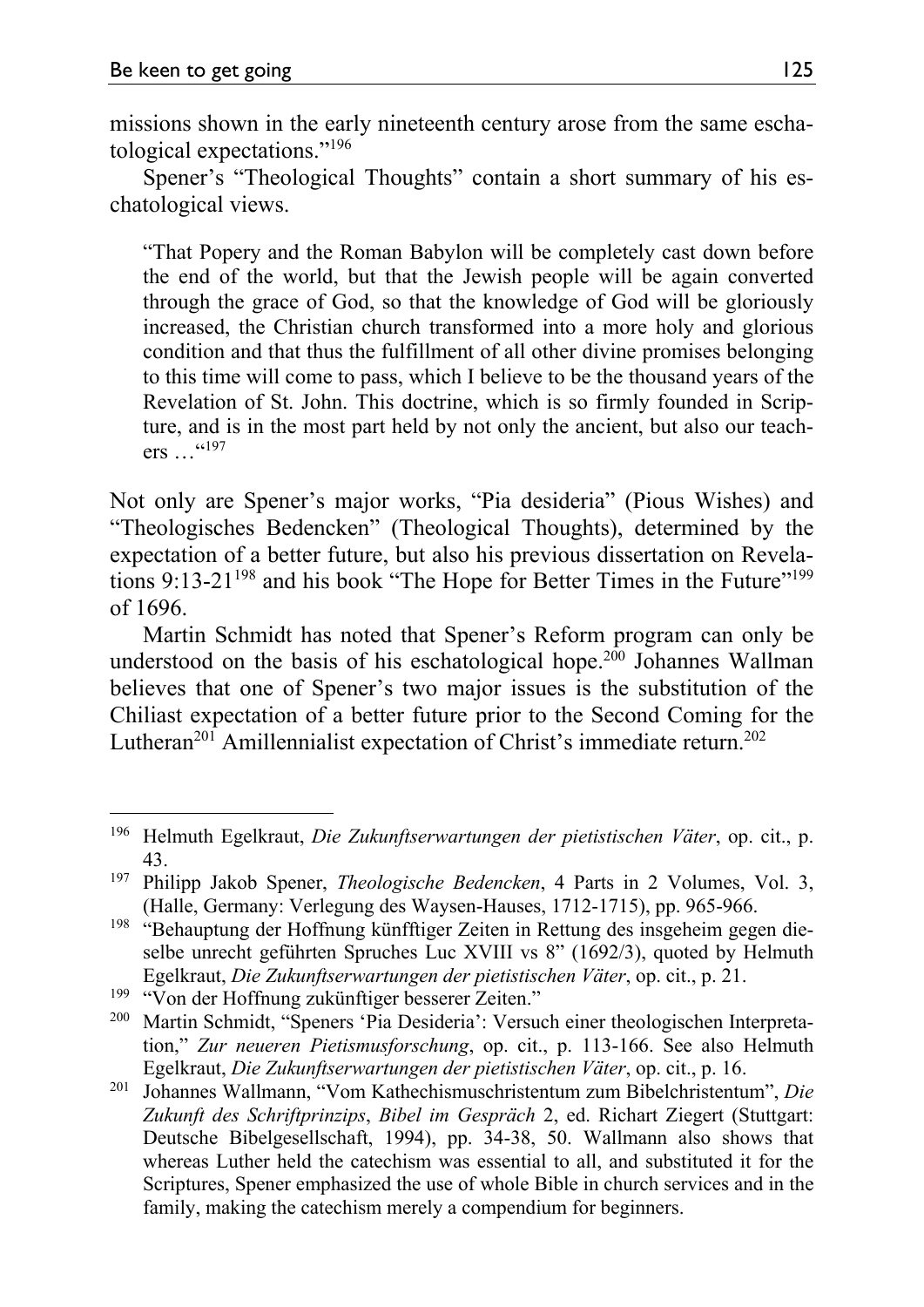missions shown in the early nineteenth century arose from the same eschatological expectations."[196]

Spener's "Theological Thoughts" contain a short summary of his eschatological views.

> "That Popery and the Roman Babylon will be completely cast down before the end of the world, but that the Jewish people will be again converted through the grace of God, so that the knowledge of God will be gloriously increased, the Christian church transformed into a more holy and glorious condition and that thus the fulfillment of all other divine promises belonging to this time will come to pass, which I believe to be the thousand years of the Revelation of St. John. This doctrine, which is so firmly founded in Scripture, and is in the most part held by not only the ancient, but also our teachers …"[197]

Not only are Spener's major works, "Pia desideria" (Pious Wishes) and "Theologisches Bedencken" (Theological Thoughts), determined by the expectation of a better future, but also his previous dissertation on Revelations 9:13-21[198] and his book "The Hope for Better Times in the Future"[199] of 1696.

Martin Schmidt has noted that Spener's Reform program can only be understood on the basis of his eschatological hope.[200] Johannes Wallman believes that one of Spener's two major issues is the substitution of the Chiliast expectation of a better future prior to the Second Coming for the Lutheran[201] Amillennialist expectation of Christ's immediate return.[202]

---

[196] Helmuth Egelkraut, *Die Zukunftserwartungen der pietistischen Väter*, op. cit., p. 43.

[197] Philipp Jakob Spener, *Theologische Bedencken*, 4 Parts in 2 Volumes, Vol. 3, (Halle, Germany: Verlegung des Waysen-Hauses, 1712-1715), pp. 965-966.

[198] "Behauptung der Hoffnung künfftiger Zeiten in Rettung des insgeheim gegen dieselbe unrecht geführten Spruches Luc XVIII vs 8" (1692/3), quoted by Helmuth Egelkraut, *Die Zukunftserwartungen der pietistischen Väter*, op. cit., p. 21.

[199] "Von der Hoffnung zukünftiger besserer Zeiten."

[200] Martin Schmidt, "Speners 'Pia Desideria': Versuch einer theologischen Interpretation," *Zur neueren Pietismusforschung*, op. cit., p. 113-166. See also Helmuth Egelkraut, *Die Zukunftserwartungen der pietistischen Väter*, op. cit., p. 16.

[201] Johannes Wallmann, "Vom Kathechismuschristentum zum Bibelchristentum", *Die Zukunft des Schriftprinzips*, *Bibel im Gespräch* 2, ed. Richart Ziegert (Stuttgart: Deutsche Bibelgesellschaft, 1994), pp. 34-38, 50. Wallmann also shows that whereas Luther held the catechism was essential to all, and substituted it for the Scriptures, Spener emphasized the use of whole Bible in church services and in the family, making the catechism merely a compendium for beginners.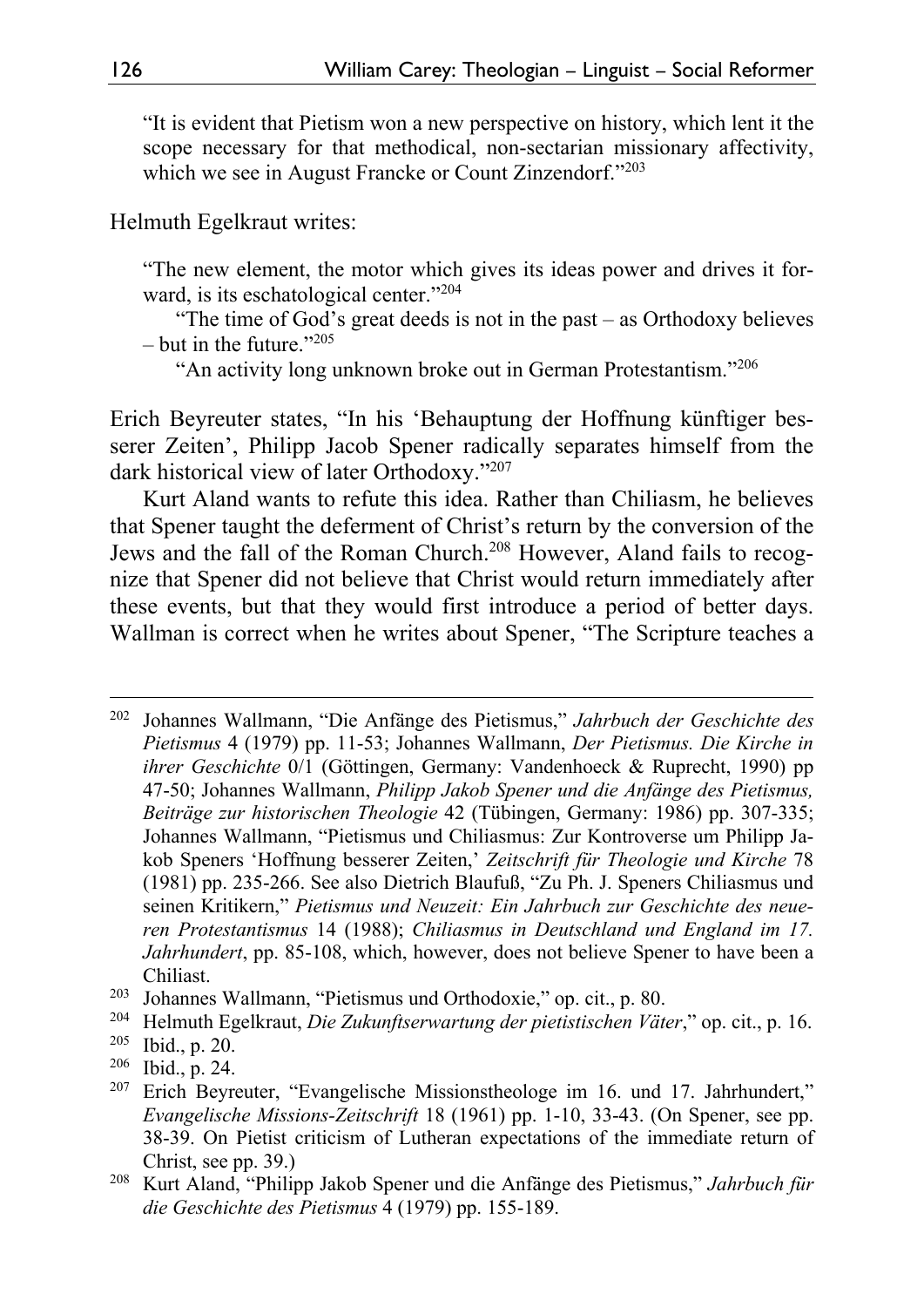> "It is evident that Pietism won a new perspective on history, which lent it the scope necessary for that methodical, non-sectarian missionary affectivity, which we see in August Francke or Count Zinzendorf."[203]

Helmuth Egelkraut writes:

> "The new element, the motor which gives its ideas power and drives it forward, is its eschatological center."[204]
>
> "The time of God's great deeds is not in the past – as Orthodoxy believes – but in the future."[205]
>
> "An activity long unknown broke out in German Protestantism."[206]

Erich Beyreuter states, "In his 'Behauptung der Hoffnung künftiger besserer Zeiten', Philipp Jacob Spener radically separates himself from the dark historical view of later Orthodoxy."[207]

Kurt Aland wants to refute this idea. Rather than Chiliasm, he believes that Spener taught the deferment of Christ's return by the conversion of the Jews and the fall of the Roman Church.[208] However, Aland fails to recognize that Spener did not believe that Christ would return immediately after these events, but that they would first introduce a period of better days. Wallman is correct when he writes about Spener, "The Scripture teaches a

---

[202] Johannes Wallmann, "Die Anfänge des Pietismus," *Jahrbuch der Geschichte des Pietismus* 4 (1979) pp. 11-53; Johannes Wallmann, *Der Pietismus. Die Kirche in ihrer Geschichte* 0/1 (Göttingen, Germany: Vandenhoeck & Ruprecht, 1990) pp 47-50; Johannes Wallmann, *Philipp Jakob Spener und die Anfänge des Pietismus, Beiträge zur historischen Theologie* 42 (Tübingen, Germany: 1986) pp. 307-335; Johannes Wallmann, "Pietismus und Chiliasmus: Zur Kontroverse um Philipp Jakob Speners 'Hoffnung besserer Zeiten,' *Zeitschrift für Theologie und Kirche* 78 (1981) pp. 235-266. See also Dietrich Blaufuß, "Zu Ph. J. Speners Chiliasmus und seinen Kritikern," *Pietismus und Neuzeit: Ein Jahrbuch zur Geschichte des neueren Protestantismus* 14 (1988); *Chiliasmus in Deutschland und England im 17. Jahrhundert*, pp. 85-108, which, however, does not believe Spener to have been a Chiliast.

[203] Johannes Wallmann, "Pietismus und Orthodoxie," op. cit., p. 80.

[204] Helmuth Egelkraut, *Die Zukunftserwartung der pietistischen Väter*," op. cit., p. 16.

[205] Ibid., p. 20.

[206] Ibid., p. 24.

[207] Erich Beyreuter, "Evangelische Missionstheologe im 16. und 17. Jahrhundert," *Evangelische Missions-Zeitschrift* 18 (1961) pp. 1-10, 33-43. (On Spener, see pp. 38-39. On Pietist criticism of Lutheran expectations of the immediate return of Christ, see pp. 39.)

[208] Kurt Aland, "Philipp Jakob Spener und die Anfänge des Pietismus," *Jahrbuch für die Geschichte des Pietismus* 4 (1979) pp. 155-189.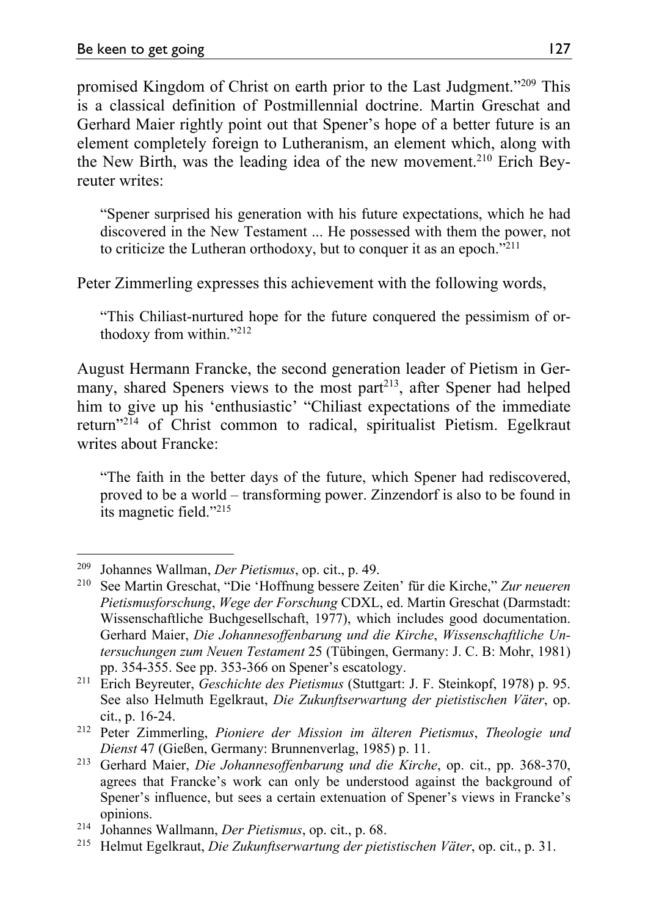promised Kingdom of Christ on earth prior to the Last Judgment."[209] This is a classical definition of Postmillennial doctrine. Martin Greschat and Gerhard Maier rightly point out that Spener's hope of a better future is an element completely foreign to Lutheranism, an element which, along with the New Birth, was the leading idea of the new movement.[210] Erich Beyreuter writes:

> "Spener surprised his generation with his future expectations, which he had discovered in the New Testament ... He possessed with them the power, not to criticize the Lutheran orthodoxy, but to conquer it as an epoch."[211]

Peter Zimmerling expresses this achievement with the following words,

> "This Chiliast-nurtured hope for the future conquered the pessimism of orthodoxy from within."[212]

August Hermann Francke, the second generation leader of Pietism in Germany, shared Speners views to the most part[213], after Spener had helped him to give up his 'enthusiastic' "Chiliast expectations of the immediate return"[214] of Christ common to radical, spiritualist Pietism. Egelkraut writes about Francke:

> "The faith in the better days of the future, which Spener had rediscovered, proved to be a world – transforming power. Zinzendorf is also to be found in its magnetic field."[215]

---

[209] Johannes Wallman, *Der Pietismus*, op. cit., p. 49.

[210] See Martin Greschat, "Die 'Hoffnung bessere Zeiten' für die Kirche," *Zur neueren Pietismusforschung*, *Wege der Forschung* CDXL, ed. Martin Greschat (Darmstadt: Wissenschaftliche Buchgesellschaft, 1977), which includes good documentation. Gerhard Maier, *Die Johannesoffenbarung und die Kirche*, *Wissenschaftliche Untersuchungen zum Neuen Testament* 25 (Tübingen, Germany: J. C. B: Mohr, 1981) pp. 354-355. See pp. 353-366 on Spener's escatology.

[211] Erich Beyreuter, *Geschichte des Pietismus* (Stuttgart: J. F. Steinkopf, 1978) p. 95. See also Helmuth Egelkraut, *Die Zukunftserwartung der pietistischen Väter*, op. cit., p. 16-24.

[212] Peter Zimmerling, *Pioniere der Mission im älteren Pietismus*, *Theologie und Dienst* 47 (Gießen, Germany: Brunnenverlag, 1985) p. 11.

[213] Gerhard Maier, *Die Johannesoffenbarung und die Kirche*, op. cit., pp. 368-370, agrees that Francke's work can only be understood against the background of Spener's influence, but sees a certain extenuation of Spener's views in Francke's opinions.

[214] Johannes Wallmann, *Der Pietismus*, op. cit., p. 68.

[215] Helmut Egelkraut, *Die Zukunftserwartung der pietistischen Väter*, op. cit., p. 31.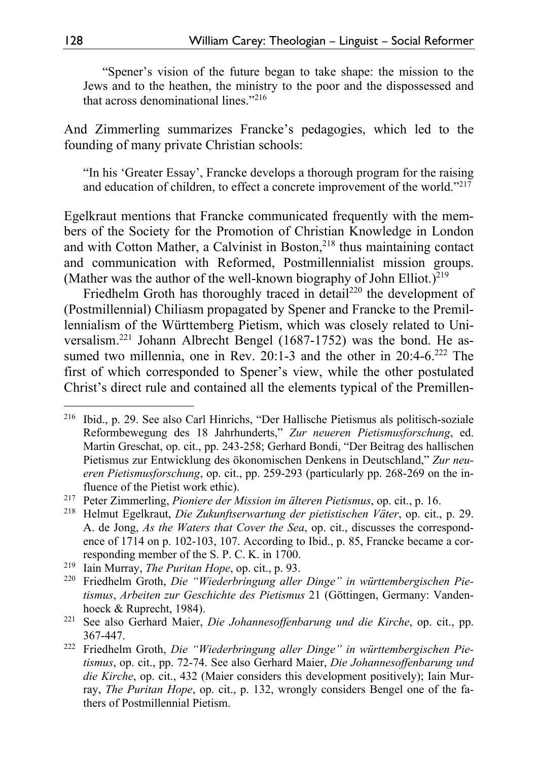> "Spener's vision of the future began to take shape: the mission to the Jews and to the heathen, the ministry to the poor and the dispossessed and that across denominational lines."[216]

And Zimmerling summarizes Francke's pedagogies, which led to the founding of many private Christian schools:

> "In his 'Greater Essay', Francke develops a thorough program for the raising and education of children, to effect a concrete improvement of the world."[217]

Egelkraut mentions that Francke communicated frequently with the members of the Society for the Promotion of Christian Knowledge in London and with Cotton Mather, a Calvinist in Boston,[218] thus maintaining contact and communication with Reformed, Postmillennialist mission groups. (Mather was the author of the well-known biography of John Elliot.)[219]

Friedhelm Groth has thoroughly traced in detail[220] the development of (Postmillennial) Chiliasm propagated by Spener and Francke to the Premillennialism of the Württemberg Pietism, which was closely related to Universalism.[221] Johann Albrecht Bengel (1687-1752) was the bond. He assumed two millennia, one in Rev. 20:1-3 and the other in 20:4-6.[222] The first of which corresponded to Spener's view, while the other postulated Christ's direct rule and contained all the elements typical of the Premillen-

---

[216] Ibid., p. 29. See also Carl Hinrichs, "Der Hallische Pietismus als politisch-soziale Reformbewegung des 18 Jahrhunderts," *Zur neueren Pietismusforschung*, ed. Martin Greschat, op. cit., pp. 243-258; Gerhard Bondi, "Der Beitrag des hallischen Pietismus zur Entwicklung des ökonomischen Denkens in Deutschland," *Zur neueren Pietismusforschung*, op. cit., pp. 259-293 (particularly pp. 268-269 on the influence of the Pietist work ethic).

[217] Peter Zimmerling, *Pioniere der Mission im älteren Pietismus*, op. cit., p. 16.

[218] Helmut Egelkraut, *Die Zukunftserwartung der pietistischen Väter*, op. cit., p. 29. A. de Jong, *As the Waters that Cover the Sea*, op. cit., discusses the correspondence of 1714 on p. 102-103, 107. According to Ibid., p. 85, Francke became a corresponding member of the S. P. C. K. in 1700.

[219] Iain Murray, *The Puritan Hope*, op. cit., p. 93.

[220] Friedhelm Groth, *Die "Wiederbringung aller Dinge" in württembergischen Pietismus*, *Arbeiten zur Geschichte des Pietismus* 21 (Göttingen, Germany: Vandenhoeck & Ruprecht, 1984).

[221] See also Gerhard Maier, *Die Johannesoffenbarung und die Kirche*, op. cit., pp. 367-447.

[222] Friedhelm Groth, *Die "Wiederbringung aller Dinge" in württembergischen Pietismus*, op. cit., pp. 72-74. See also Gerhard Maier, *Die Johannesoffenbarung und die Kirche*, op. cit., 432 (Maier considers this development positively); Iain Murray, *The Puritan Hope*, op. cit., p. 132, wrongly considers Bengel one of the fathers of Postmillennial Pietism.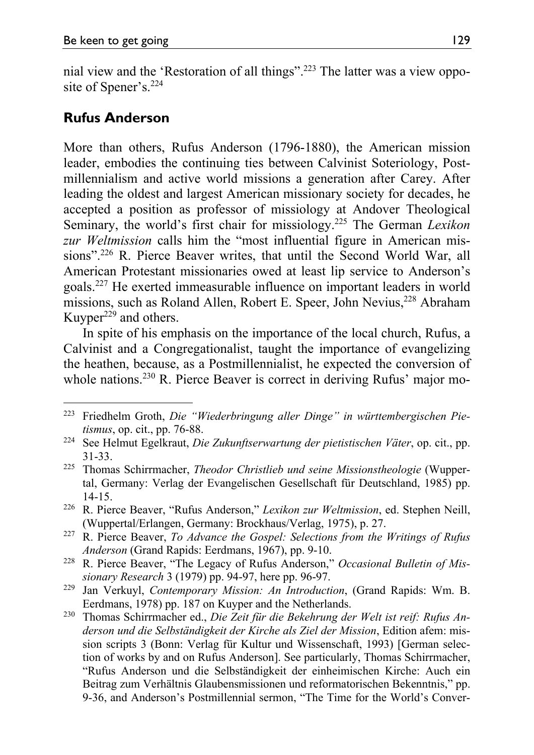nial view and the 'Restoration of all things".[223] The latter was a view opposite of Spener's.[224]

## Rufus Anderson

More than others, Rufus Anderson (1796-1880), the American mission leader, embodies the continuing ties between Calvinist Soteriology, Postmillennialism and active world missions a generation after Carey. After leading the oldest and largest American missionary society for decades, he accepted a position as professor of missiology at Andover Theological Seminary, the world's first chair for missiology.[225] The German *Lexikon zur Weltmission* calls him the "most influential figure in American missions".[226] R. Pierce Beaver writes, that until the Second World War, all American Protestant missionaries owed at least lip service to Anderson's goals.[227] He exerted immeasurable influence on important leaders in world missions, such as Roland Allen, Robert E. Speer, John Nevius,[228] Abraham Kuyper[229] and others.

In spite of his emphasis on the importance of the local church, Rufus, a Calvinist and a Congregationalist, taught the importance of evangelizing the heathen, because, as a Postmillennialist, he expected the conversion of whole nations.[230] R. Pierce Beaver is correct in deriving Rufus' major mo-

---

[223] Friedhelm Groth, *Die "Wiederbringung aller Dinge" in württembergischen Pietismus*, op. cit., pp. 76-88.

[224] See Helmut Egelkraut, *Die Zukunftserwartung der pietistischen Väter*, op. cit., pp. 31-33.

[225] Thomas Schirrmacher, *Theodor Christlieb und seine Missionstheologie* (Wuppertal, Germany: Verlag der Evangelischen Gesellschaft für Deutschland, 1985) pp. 14-15.

[226] R. Pierce Beaver, "Rufus Anderson," *Lexikon zur Weltmission*, ed. Stephen Neill, (Wuppertal/Erlangen, Germany: Brockhaus/Verlag, 1975), p. 27.

[227] R. Pierce Beaver, *To Advance the Gospel: Selections from the Writings of Rufus Anderson* (Grand Rapids: Eerdmans, 1967), pp. 9-10.

[228] R. Pierce Beaver, "The Legacy of Rufus Anderson," *Occasional Bulletin of Missionary Research* 3 (1979) pp. 94-97, here pp. 96-97.

[229] Jan Verkuyl, *Contemporary Mission: An Introduction*, (Grand Rapids: Wm. B. Eerdmans, 1978) pp. 187 on Kuyper and the Netherlands.

[230] Thomas Schirrmacher ed., *Die Zeit für die Bekehrung der Welt ist reif: Rufus Anderson und die Selbständigkeit der Kirche als Ziel der Mission*, Edition afem: mission scripts 3 (Bonn: Verlag für Kultur und Wissenschaft, 1993) [German selection of works by and on Rufus Anderson]. See particularly, Thomas Schirrmacher, "Rufus Anderson und die Selbständigkeit der einheimischen Kirche: Auch ein Beitrag zum Verhältnis Glaubensmissionen und reformatorischen Bekenntnis," pp. 9-36, and Anderson's Postmillennial sermon, "The Time for the World's Conver-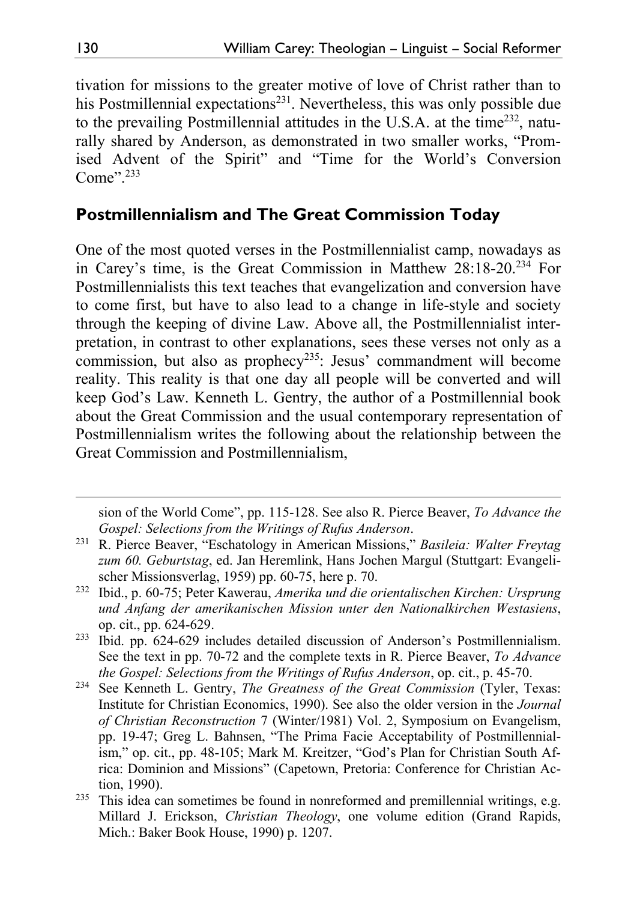tivation for missions to the greater motive of love of Christ rather than to his Postmillennial expectations[231]. Nevertheless, this was only possible due to the prevailing Postmillennial attitudes in the U.S.A. at the time[232], naturally shared by Anderson, as demonstrated in two smaller works, "Promised Advent of the Spirit" and "Time for the World's Conversion Come".[233]

## Postmillennialism and The Great Commission Today

One of the most quoted verses in the Postmillennialist camp, nowadays as in Carey's time, is the Great Commission in Matthew 28:18-20.[234] For Postmillennialists this text teaches that evangelization and conversion have to come first, but have to also lead to a change in life-style and society through the keeping of divine Law. Above all, the Postmillennialist interpretation, in contrast to other explanations, sees these verses not only as a commission, but also as prophecy[235]: Jesus' commandment will become reality. This reality is that one day all people will be converted and will keep God's Law. Kenneth L. Gentry, the author of a Postmillennial book about the Great Commission and the usual contemporary representation of Postmillennialism writes the following about the relationship between the Great Commission and Postmillennialism,

---

sion of the World Come", pp. 115-128. See also R. Pierce Beaver, *To Advance the Gospel: Selections from the Writings of Rufus Anderson*.

[231] R. Pierce Beaver, "Eschatology in American Missions," *Basileia: Walter Freytag zum 60. Geburtstag*, ed. Jan Heremlink, Hans Jochen Margul (Stuttgart: Evangelischer Missionsverlag, 1959) pp. 60-75, here p. 70.

[232] Ibid., p. 60-75; Peter Kawerau, *Amerika und die orientalischen Kirchen: Ursprung und Anfang der amerikanischen Mission unter den Nationalkirchen Westasiens*, op. cit., pp. 624-629.

[233] Ibid. pp. 624-629 includes detailed discussion of Anderson's Postmillennialism. See the text in pp. 70-72 and the complete texts in R. Pierce Beaver, *To Advance the Gospel: Selections from the Writings of Rufus Anderson*, op. cit., p. 45-70.

[234] See Kenneth L. Gentry, *The Greatness of the Great Commission* (Tyler, Texas: Institute for Christian Economics, 1990). See also the older version in the *Journal of Christian Reconstruction* 7 (Winter/1981) Vol. 2, Symposium on Evangelism, pp. 19-47; Greg L. Bahnsen, "The Prima Facie Acceptability of Postmillennialism," op. cit., pp. 48-105; Mark M. Kreitzer, "God's Plan for Christian South Africa: Dominion and Missions" (Capetown, Pretoria: Conference for Christian Action, 1990).

[235] This idea can sometimes be found in nonreformed and premillennial writings, e.g. Millard J. Erickson, *Christian Theology*, one volume edition (Grand Rapids, Mich.: Baker Book House, 1990) p. 1207.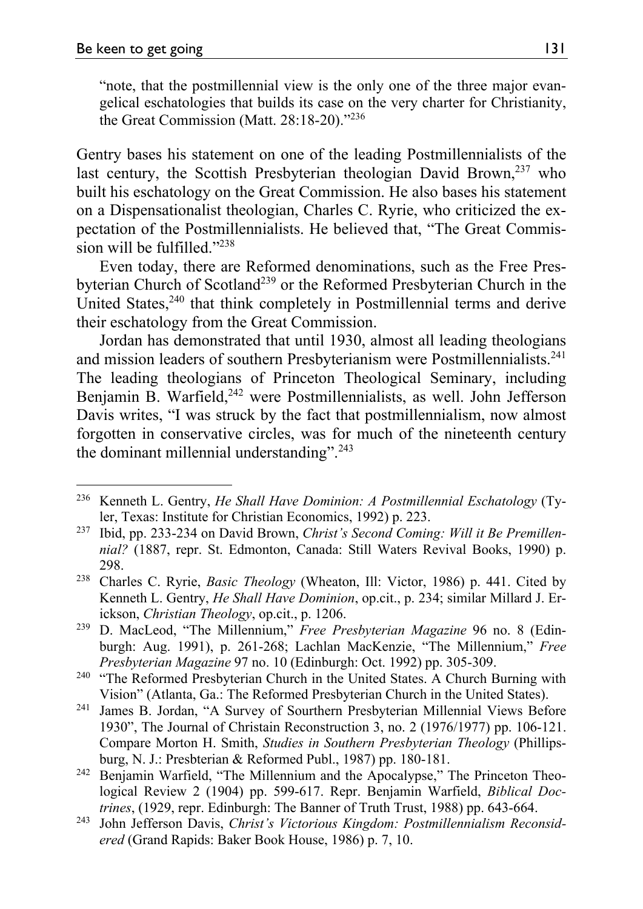"note, that the postmillennial view is the only one of the three major evangelical eschatologies that builds its case on the very charter for Christianity, the Great Commission (Matt. 28:18-20)."[236]

Gentry bases his statement on one of the leading Postmillennialists of the last century, the Scottish Presbyterian theologian David Brown,[237] who built his eschatology on the Great Commission. He also bases his statement on a Dispensationalist theologian, Charles C. Ryrie, who criticized the expectation of the Postmillennialists. He believed that, "The Great Commission will be fulfilled."[238]

Even today, there are Reformed denominations, such as the Free Presbyterian Church of Scotland[239] or the Reformed Presbyterian Church in the United States,[240] that think completely in Postmillennial terms and derive their eschatology from the Great Commission.

Jordan has demonstrated that until 1930, almost all leading theologians and mission leaders of southern Presbyterianism were Postmillennialists.[241] The leading theologians of Princeton Theological Seminary, including Benjamin B. Warfield,[242] were Postmillennialists, as well. John Jefferson Davis writes, "I was struck by the fact that postmillennialism, now almost forgotten in conservative circles, was for much of the nineteenth century the dominant millennial understanding".[243]

---

[236] Kenneth L. Gentry, *He Shall Have Dominion: A Postmillennial Eschatology* (Tyler, Texas: Institute for Christian Economics, 1992) p. 223.

[237] Ibid, pp. 233-234 on David Brown, *Christ's Second Coming: Will it Be Premillennial?* (1887, repr. St. Edmonton, Canada: Still Waters Revival Books, 1990) p. 298.

[238] Charles C. Ryrie, *Basic Theology* (Wheaton, Ill: Victor, 1986) p. 441. Cited by Kenneth L. Gentry, *He Shall Have Dominion*, op.cit., p. 234; similar Millard J. Erickson, *Christian Theology*, op.cit., p. 1206.

[239] D. MacLeod, "The Millennium," *Free Presbyterian Magazine* 96 no. 8 (Edinburgh: Aug. 1991), p. 261-268; Lachlan MacKenzie, "The Millennium," *Free Presbyterian Magazine* 97 no. 10 (Edinburgh: Oct. 1992) pp. 305-309.

[240] "The Reformed Presbyterian Church in the United States. A Church Burning with Vision" (Atlanta, Ga.: The Reformed Presbyterian Church in the United States).

[241] James B. Jordan, "A Survey of Sourthern Presbyterian Millennial Views Before 1930", The Journal of Christain Reconstruction 3, no. 2 (1976/1977) pp. 106-121. Compare Morton H. Smith, *Studies in Southern Presbyterian Theology* (Phillipsburg, N. J.: Presbterian & Reformed Publ., 1987) pp. 180-181.

[242] Benjamin Warfield, "The Millennium and the Apocalypse," The Princeton Theological Review 2 (1904) pp. 599-617. Repr. Benjamin Warfield, *Biblical Doctrines*, (1929, repr. Edinburgh: The Banner of Truth Trust, 1988) pp. 643-664.

[243] John Jefferson Davis, *Christ's Victorious Kingdom: Postmillennialism Reconsidered* (Grand Rapids: Baker Book House, 1986) p. 7, 10.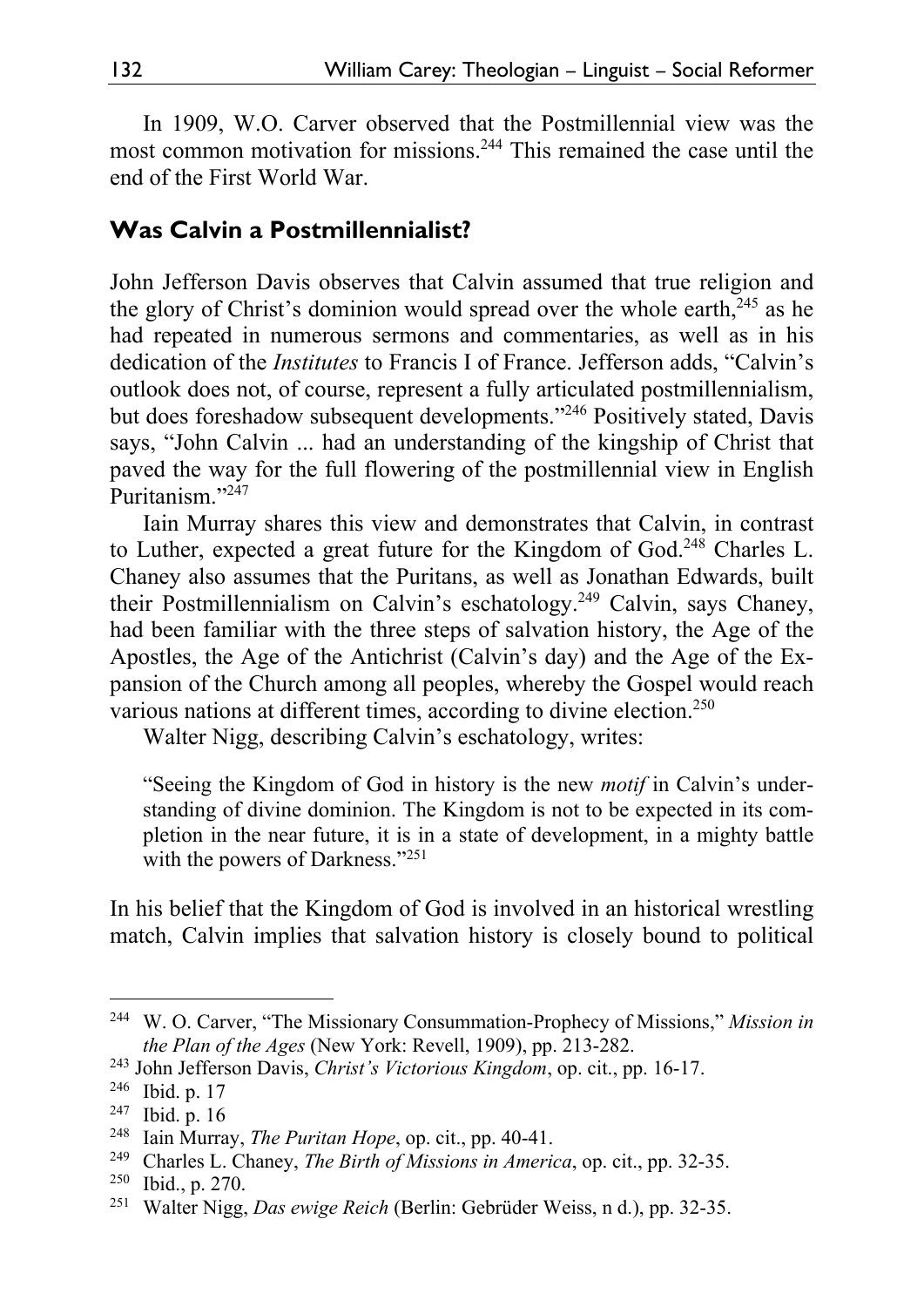In 1909, W.O. Carver observed that the Postmillennial view was the most common motivation for missions.[244] This remained the case until the end of the First World War.

## Was Calvin a Postmillennialist?

John Jefferson Davis observes that Calvin assumed that true religion and the glory of Christ's dominion would spread over the whole earth,[245] as he had repeated in numerous sermons and commentaries, as well as in his dedication of the *Institutes* to Francis I of France. Jefferson adds, "Calvin's outlook does not, of course, represent a fully articulated postmillennialism, but does foreshadow subsequent developments."[246] Positively stated, Davis says, "John Calvin ... had an understanding of the kingship of Christ that paved the way for the full flowering of the postmillennial view in English Puritanism."[247]

Iain Murray shares this view and demonstrates that Calvin, in contrast to Luther, expected a great future for the Kingdom of God.[248] Charles L. Chaney also assumes that the Puritans, as well as Jonathan Edwards, built their Postmillennialism on Calvin's eschatology.[249] Calvin, says Chaney, had been familiar with the three steps of salvation history, the Age of the Apostles, the Age of the Antichrist (Calvin's day) and the Age of the Expansion of the Church among all peoples, whereby the Gospel would reach various nations at different times, according to divine election.[250]

Walter Nigg, describing Calvin's eschatology, writes:

> "Seeing the Kingdom of God in history is the new *motif* in Calvin's understanding of divine dominion. The Kingdom is not to be expected in its completion in the near future, it is in a state of development, in a mighty battle with the powers of Darkness."[251]

In his belief that the Kingdom of God is involved in an historical wrestling match, Calvin implies that salvation history is closely bound to political

---

[244] W. O. Carver, "The Missionary Consummation-Prophecy of Missions," *Mission in the Plan of the Ages* (New York: Revell, 1909), pp. 213-282.

[243] John Jefferson Davis, *Christ's Victorious Kingdom*, op. cit., pp. 16-17.

[246] Ibid. p. 17

[247] Ibid. p. 16

[248] Iain Murray, *The Puritan Hope*, op. cit., pp. 40-41.

[249] Charles L. Chaney, *The Birth of Missions in America*, op. cit., pp. 32-35.

[250] Ibid., p. 270.

[251] Walter Nigg, *Das ewige Reich* (Berlin: Gebrüder Weiss, n d.), pp. 32-35.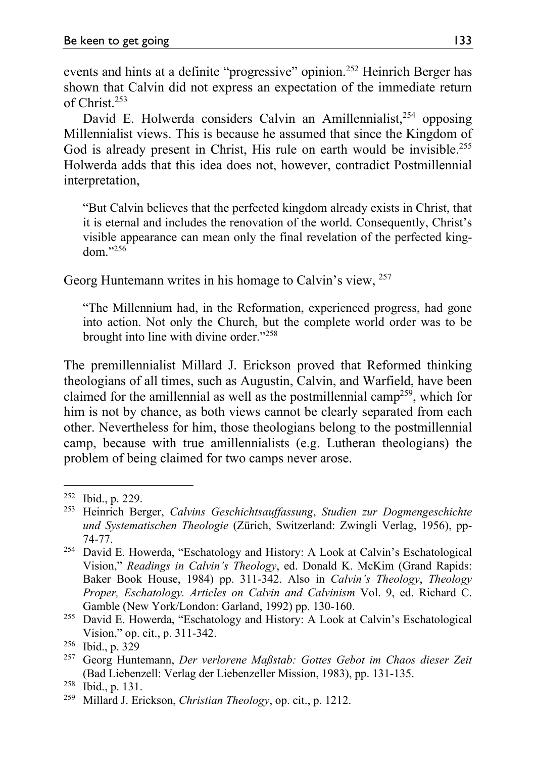events and hints at a definite "progressive" opinion.[252] Heinrich Berger has shown that Calvin did not express an expectation of the immediate return of Christ.[253]

David E. Holwerda considers Calvin an Amillennialist,[254] opposing Millennialist views. This is because he assumed that since the Kingdom of God is already present in Christ, His rule on earth would be invisible.[255] Holwerda adds that this idea does not, however, contradict Postmillennial interpretation,

> "But Calvin believes that the perfected kingdom already exists in Christ, that it is eternal and includes the renovation of the world. Consequently, Christ's visible appearance can mean only the final revelation of the perfected kingdom."[256]

Georg Huntemann writes in his homage to Calvin's view, [257]

> "The Millennium had, in the Reformation, experienced progress, had gone into action. Not only the Church, but the complete world order was to be brought into line with divine order."[258]

The premillennialist Millard J. Erickson proved that Reformed thinking theologians of all times, such as Augustin, Calvin, and Warfield, have been claimed for the amillennial as well as the postmillennial camp[259], which for him is not by chance, as both views cannot be clearly separated from each other. Nevertheless for him, those theologians belong to the postmillennial camp, because with true amillennialists (e.g. Lutheran theologians) the problem of being claimed for two camps never arose.

---

[252] Ibid., p. 229.

[253] Heinrich Berger, *Calvins Geschichtsauffassung*, *Studien zur Dogmengeschichte und Systematischen Theologie* (Zürich, Switzerland: Zwingli Verlag, 1956), pp-74-77.

[254] David E. Howerda, "Eschatology and History: A Look at Calvin's Eschatological Vision," *Readings in Calvin's Theology*, ed. Donald K. McKim (Grand Rapids: Baker Book House, 1984) pp. 311-342. Also in *Calvin's Theology*, *Theology Proper, Eschatology. Articles on Calvin and Calvinism* Vol. 9, ed. Richard C. Gamble (New York/London: Garland, 1992) pp. 130-160.

[255] David E. Howerda, "Eschatology and History: A Look at Calvin's Eschatological Vision," op. cit., p. 311-342.

[256] Ibid., p. 329

[257] Georg Huntemann, *Der verlorene Maßstab: Gottes Gebot im Chaos dieser Zeit* (Bad Liebenzell: Verlag der Liebenzeller Mission, 1983), pp. 131-135.

[258] Ibid., p. 131.

[259] Millard J. Erickson, *Christian Theology*, op. cit., p. 1212.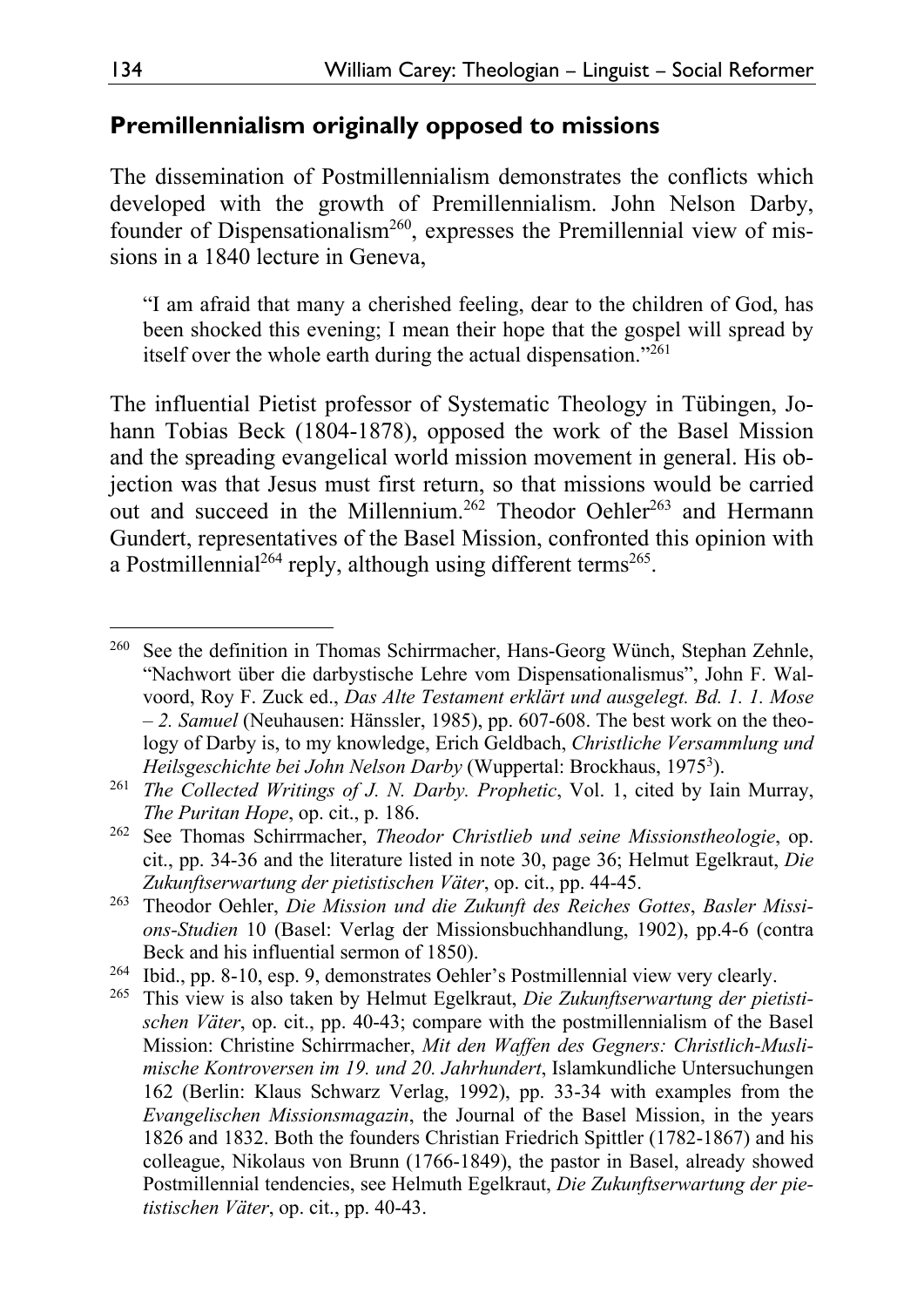## Premillennialism originally opposed to missions

The dissemination of Postmillennialism demonstrates the conflicts which developed with the growth of Premillennialism. John Nelson Darby, founder of Dispensationalism[260], expresses the Premillennial view of missions in a 1840 lecture in Geneva,

> "I am afraid that many a cherished feeling, dear to the children of God, has been shocked this evening; I mean their hope that the gospel will spread by itself over the whole earth during the actual dispensation."[261]

The influential Pietist professor of Systematic Theology in Tübingen, Johann Tobias Beck (1804-1878), opposed the work of the Basel Mission and the spreading evangelical world mission movement in general. His objection was that Jesus must first return, so that missions would be carried out and succeed in the Millennium.[262] Theodor Oehler[263] and Hermann Gundert, representatives of the Basel Mission, confronted this opinion with a Postmillennial[264] reply, although using different terms[265].

---

[260] See the definition in Thomas Schirrmacher, Hans-Georg Wünch, Stephan Zehnle, "Nachwort über die darbystische Lehre vom Dispensationalismus", John F. Walvoord, Roy F. Zuck ed., *Das Alte Testament erklärt und ausgelegt. Bd. 1. 1. Mose – 2. Samuel* (Neuhausen: Hänssler, 1985), pp. 607-608. The best work on the theology of Darby is, to my knowledge, Erich Geldbach, *Christliche Versammlung und Heilsgeschichte bei John Nelson Darby* (Wuppertal: Brockhaus, 1975³).

[261] *The Collected Writings of J. N. Darby. Prophetic*, Vol. 1, cited by Iain Murray, *The Puritan Hope*, op. cit., p. 186.

[262] See Thomas Schirrmacher, *Theodor Christlieb und seine Missionstheologie*, op. cit., pp. 34-36 and the literature listed in note 30, page 36; Helmut Egelkraut, *Die Zukunftserwartung der pietistischen Väter*, op. cit., pp. 44-45.

[263] Theodor Oehler, *Die Mission und die Zukunft des Reiches Gottes*, *Basler Missions-Studien* 10 (Basel: Verlag der Missionsbuchhandlung, 1902), pp.4-6 (contra Beck and his influential sermon of 1850).

[264] Ibid., pp. 8-10, esp. 9, demonstrates Oehler's Postmillennial view very clearly.

[265] This view is also taken by Helmut Egelkraut, *Die Zukunftserwartung der pietistischen Väter*, op. cit., pp. 40-43; compare with the postmillennialism of the Basel Mission: Christine Schirrmacher, *Mit den Waffen des Gegners: Christlich-Muslimische Kontroversen im 19. und 20. Jahrhundert*, Islamkundliche Untersuchungen 162 (Berlin: Klaus Schwarz Verlag, 1992), pp. 33-34 with examples from the *Evangelischen Missionsmagazin*, the Journal of the Basel Mission, in the years 1826 and 1832. Both the founders Christian Friedrich Spittler (1782-1867) and his colleague, Nikolaus von Brunn (1766-1849), the pastor in Basel, already showed Postmillennial tendencies, see Helmuth Egelkraut, *Die Zukunftserwartung der pietistischen Väter*, op. cit., pp. 40-43.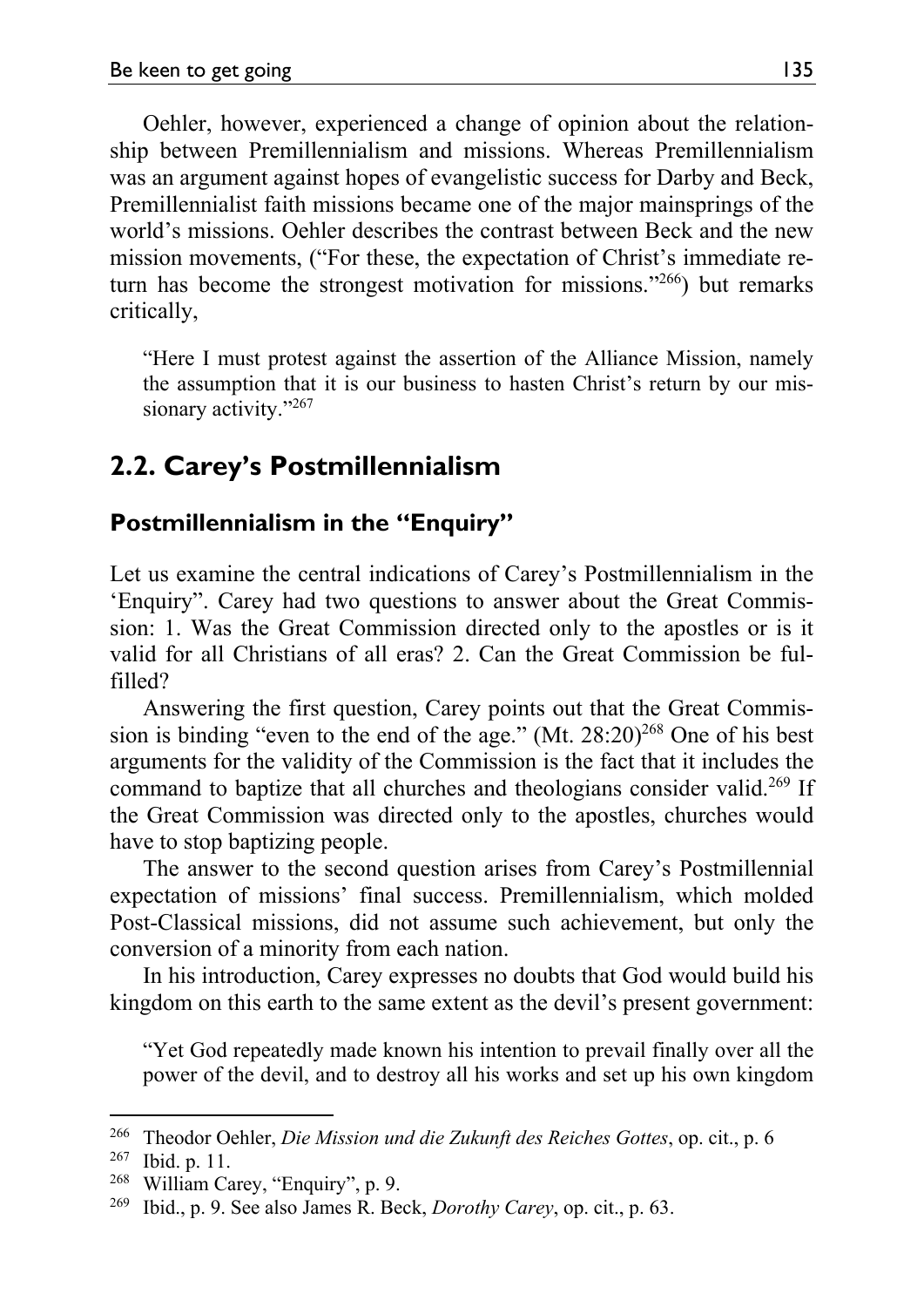Oehler, however, experienced a change of opinion about the relationship between Premillennialism and missions. Whereas Premillennialism was an argument against hopes of evangelistic success for Darby and Beck, Premillennialist faith missions became one of the major mainsprings of the world's missions. Oehler describes the contrast between Beck and the new mission movements, ("For these, the expectation of Christ's immediate return has become the strongest motivation for missions."[266]) but remarks critically,

> "Here I must protest against the assertion of the Alliance Mission, namely the assumption that it is our business to hasten Christ's return by our missionary activity."[267]

## 2.2. Carey's Postmillennialism

### Postmillennialism in the "Enquiry"

Let us examine the central indications of Carey's Postmillennialism in the 'Enquiry". Carey had two questions to answer about the Great Commission: 1. Was the Great Commission directed only to the apostles or is it valid for all Christians of all eras? 2. Can the Great Commission be fulfilled?

Answering the first question, Carey points out that the Great Commission is binding "even to the end of the age." (Mt. 28:20)[268] One of his best arguments for the validity of the Commission is the fact that it includes the command to baptize that all churches and theologians consider valid.[269] If the Great Commission was directed only to the apostles, churches would have to stop baptizing people.

The answer to the second question arises from Carey's Postmillennial expectation of missions' final success. Premillennialism, which molded Post-Classical missions, did not assume such achievement, but only the conversion of a minority from each nation.

In his introduction, Carey expresses no doubts that God would build his kingdom on this earth to the same extent as the devil's present government:

> "Yet God repeatedly made known his intention to prevail finally over all the power of the devil, and to destroy all his works and set up his own kingdom

---

[266] Theodor Oehler, *Die Mission und die Zukunft des Reiches Gottes*, op. cit., p. 6

[267] Ibid. p. 11.

[268] William Carey, "Enquiry", p. 9.

[269] Ibid., p. 9. See also James R. Beck, *Dorothy Carey*, op. cit., p. 63.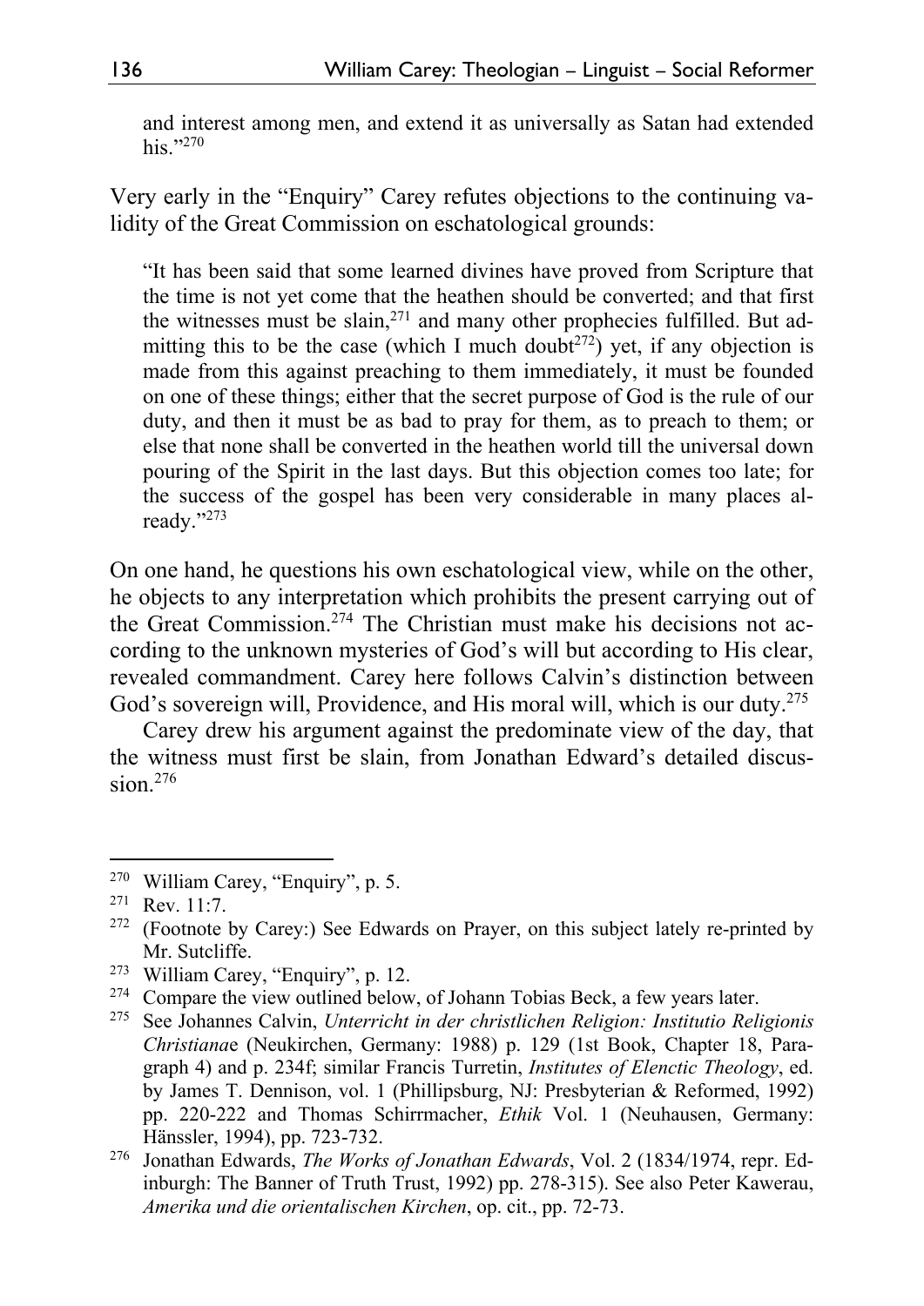> and interest among men, and extend it as universally as Satan had extended his."[270]

Very early in the "Enquiry" Carey refutes objections to the continuing validity of the Great Commission on eschatological grounds:

> "It has been said that some learned divines have proved from Scripture that the time is not yet come that the heathen should be converted; and that first the witnesses must be slain,[271] and many other prophecies fulfilled. But admitting this to be the case (which I much doubt[272]) yet, if any objection is made from this against preaching to them immediately, it must be founded on one of these things; either that the secret purpose of God is the rule of our duty, and then it must be as bad to pray for them, as to preach to them; or else that none shall be converted in the heathen world till the universal down pouring of the Spirit in the last days. But this objection comes too late; for the success of the gospel has been very considerable in many places already."[273]

On one hand, he questions his own eschatological view, while on the other, he objects to any interpretation which prohibits the present carrying out of the Great Commission.[274] The Christian must make his decisions not according to the unknown mysteries of God's will but according to His clear, revealed commandment. Carey here follows Calvin's distinction between God's sovereign will, Providence, and His moral will, which is our duty.[275]

Carey drew his argument against the predominate view of the day, that the witness must first be slain, from Jonathan Edward's detailed discussion.[276]

---

[270] William Carey, "Enquiry", p. 5.

[271] Rev. 11:7.

[272] (Footnote by Carey:) See Edwards on Prayer, on this subject lately re-printed by Mr. Sutcliffe.

[273] William Carey, "Enquiry", p. 12.

[274] Compare the view outlined below, of Johann Tobias Beck, a few years later.

[275] See Johannes Calvin, *Unterricht in der christlichen Religion: Institutio Religionis Christiana*e (Neukirchen, Germany: 1988) p. 129 (1st Book, Chapter 18, Paragraph 4) and p. 234f; similar Francis Turretin, *Institutes of Elenctic Theology*, ed. by James T. Dennison, vol. 1 (Phillipsburg, NJ: Presbyterian & Reformed, 1992) pp. 220-222 and Thomas Schirrmacher, *Ethik* Vol. 1 (Neuhausen, Germany: Hänssler, 1994), pp. 723-732.

[276] Jonathan Edwards, *The Works of Jonathan Edwards*, Vol. 2 (1834/1974, repr. Edinburgh: The Banner of Truth Trust, 1992) pp. 278-315). See also Peter Kawerau, *Amerika und die orientalischen Kirchen*, op. cit., pp. 72-73.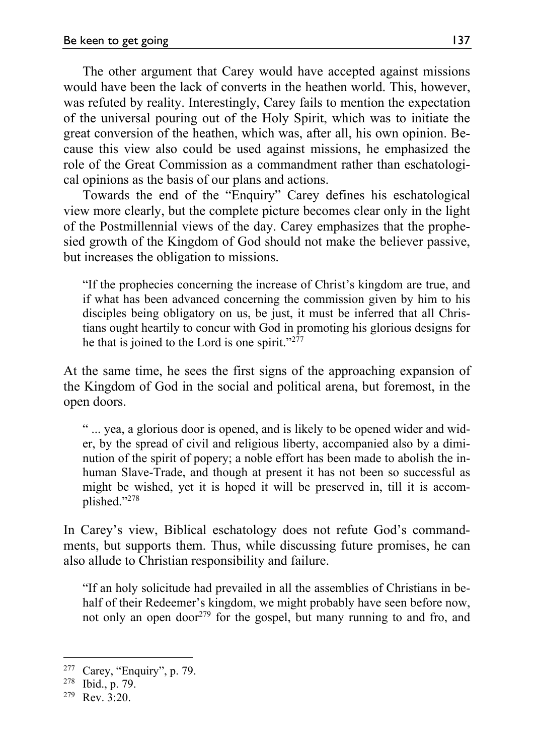The other argument that Carey would have accepted against missions would have been the lack of converts in the heathen world. This, however, was refuted by reality. Interestingly, Carey fails to mention the expectation of the universal pouring out of the Holy Spirit, which was to initiate the great conversion of the heathen, which was, after all, his own opinion. Because this view also could be used against missions, he emphasized the role of the Great Commission as a commandment rather than eschatological opinions as the basis of our plans and actions.

Towards the end of the "Enquiry" Carey defines his eschatological view more clearly, but the complete picture becomes clear only in the light of the Postmillennial views of the day. Carey emphasizes that the prophesied growth of the Kingdom of God should not make the believer passive, but increases the obligation to missions.

> "If the prophecies concerning the increase of Christ's kingdom are true, and if what has been advanced concerning the commission given by him to his disciples being obligatory on us, be just, it must be inferred that all Christians ought heartily to concur with God in promoting his glorious designs for he that is joined to the Lord is one spirit."[277]

At the same time, he sees the first signs of the approaching expansion of the Kingdom of God in the social and political arena, but foremost, in the open doors.

> " ... yea, a glorious door is opened, and is likely to be opened wider and wider, by the spread of civil and religious liberty, accompanied also by a diminution of the spirit of popery; a noble effort has been made to abolish the inhuman Slave-Trade, and though at present it has not been so successful as might be wished, yet it is hoped it will be preserved in, till it is accomplished."[278]

In Carey's view, Biblical eschatology does not refute God's commandments, but supports them. Thus, while discussing future promises, he can also allude to Christian responsibility and failure.

> "If an holy solicitude had prevailed in all the assemblies of Christians in behalf of their Redeemer's kingdom, we might probably have seen before now, not only an open door[279] for the gospel, but many running to and fro, and

---

[277] Carey, "Enquiry", p. 79.

[278] Ibid., p. 79.

[279] Rev. 3:20.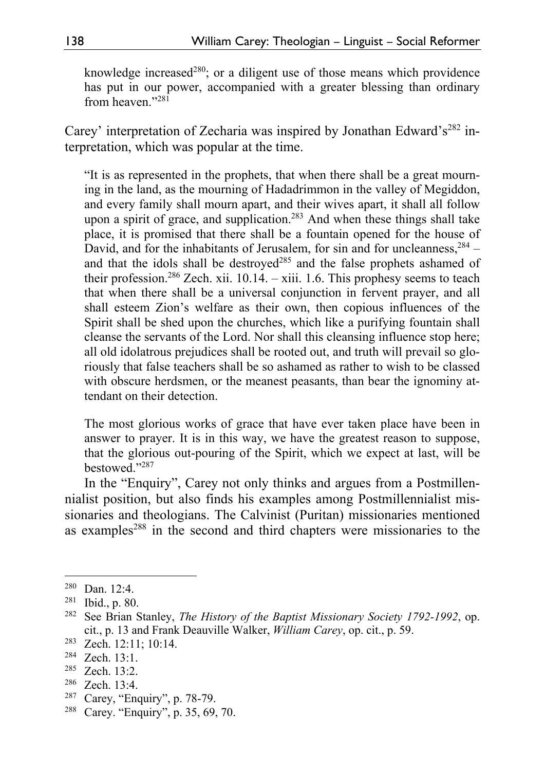knowledge increased[280]; or a diligent use of those means which providence has put in our power, accompanied with a greater blessing than ordinary from heaven."[281]

Carey' interpretation of Zecharia was inspired by Jonathan Edward's[282] interpretation, which was popular at the time.

> "It is as represented in the prophets, that when there shall be a great mourning in the land, as the mourning of Hadadrimmon in the valley of Megiddon, and every family shall mourn apart, and their wives apart, it shall all follow upon a spirit of grace, and supplication.[283] And when these things shall take place, it is promised that there shall be a fountain opened for the house of David, and for the inhabitants of Jerusalem, for sin and for uncleanness,[284] – and that the idols shall be destroyed[285] and the false prophets ashamed of their profession.[286] Zech. xii. 10.14. – xiii. 1.6. This prophesy seems to teach that when there shall be a universal conjunction in fervent prayer, and all shall esteem Zion's welfare as their own, then copious influences of the Spirit shall be shed upon the churches, which like a purifying fountain shall cleanse the servants of the Lord. Nor shall this cleansing influence stop here; all old idolatrous prejudices shall be rooted out, and truth will prevail so gloriously that false teachers shall be so ashamed as rather to wish to be classed with obscure herdsmen, or the meanest peasants, than bear the ignominy attendant on their detection.
>
> The most glorious works of grace that have ever taken place have been in answer to prayer. It is in this way, we have the greatest reason to suppose, that the glorious out-pouring of the Spirit, which we expect at last, will be bestowed."[287]

In the "Enquiry", Carey not only thinks and argues from a Postmillennialist position, but also finds his examples among Postmillennialist missionaries and theologians. The Calvinist (Puritan) missionaries mentioned as examples[288] in the second and third chapters were missionaries to the

---

[280] Dan. 12:4.

[281] Ibid., p. 80.

[282] See Brian Stanley, *The History of the Baptist Missionary Society 1792-1992*, op. cit., p. 13 and Frank Deauville Walker, *William Carey*, op. cit., p. 59.

[283] Zech. 12:11; 10:14.

[284] Zech. 13:1.

[285] Zech. 13:2.

[286] Zech. 13:4.

[287] Carey, "Enquiry", p. 78-79.

[288] Carey. "Enquiry", p. 35, 69, 70.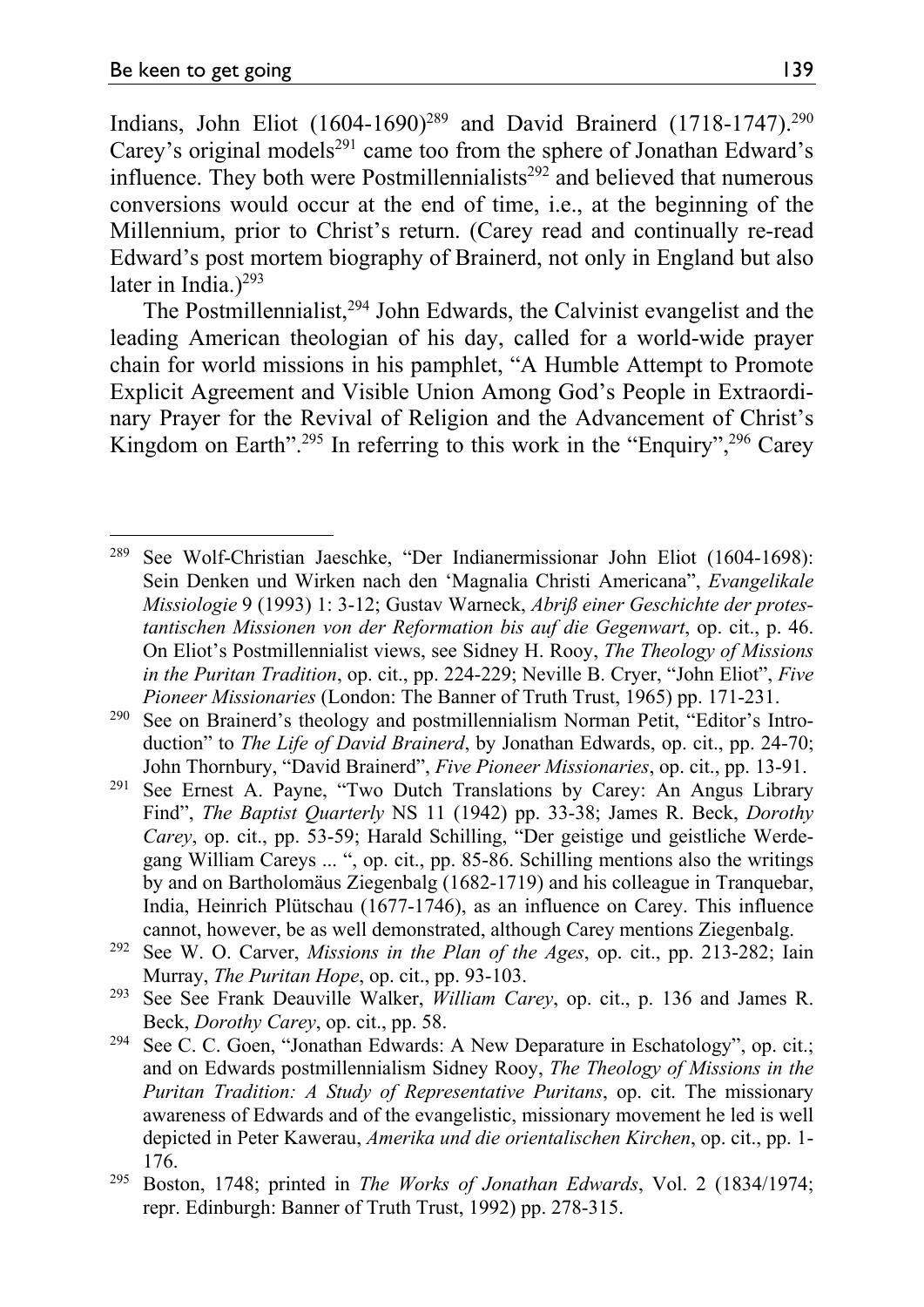Indians, John Eliot (1604-1690)[289] and David Brainerd (1718-1747).[290] Carey's original models[291] came too from the sphere of Jonathan Edward's influence. They both were Postmillennialists[292] and believed that numerous conversions would occur at the end of time, i.e., at the beginning of the Millennium, prior to Christ's return. (Carey read and continually re-read Edward's post mortem biography of Brainerd, not only in England but also later in India.)[293]

The Postmillennialist,[294] John Edwards, the Calvinist evangelist and the leading American theologian of his day, called for a world-wide prayer chain for world missions in his pamphlet, "A Humble Attempt to Promote Explicit Agreement and Visible Union Among God's People in Extraordinary Prayer for the Revival of Religion and the Advancement of Christ's Kingdom on Earth".[295] In referring to this work in the "Enquiry",[296] Carey

---

[289] See Wolf-Christian Jaeschke, "Der Indianermissionar John Eliot (1604-1698): Sein Denken und Wirken nach den 'Magnalia Christi Americana", *Evangelikale Missiologie* 9 (1993) 1: 3-12; Gustav Warneck, *Abriß einer Geschichte der protestantischen Missionen von der Reformation bis auf die Gegenwart*, op. cit., p. 46. On Eliot's Postmillennialist views, see Sidney H. Rooy, *The Theology of Missions in the Puritan Tradition*, op. cit., pp. 224-229; Neville B. Cryer, "John Eliot", *Five Pioneer Missionaries* (London: The Banner of Truth Trust, 1965) pp. 171-231.

[290] See on Brainerd's theology and postmillennialism Norman Petit, "Editor's Introduction" to *The Life of David Brainerd*, by Jonathan Edwards, op. cit., pp. 24-70; John Thornbury, "David Brainerd", *Five Pioneer Missionaries*, op. cit., pp. 13-91.

[291] See Ernest A. Payne, "Two Dutch Translations by Carey: An Angus Library Find", *The Baptist Quarterly* NS 11 (1942) pp. 33-38; James R. Beck, *Dorothy Carey*, op. cit., pp. 53-59; Harald Schilling, "Der geistige und geistliche Werdegang William Careys ... ", op. cit., pp. 85-86. Schilling mentions also the writings by and on Bartholomäus Ziegenbalg (1682-1719) and his colleague in Tranquebar, India, Heinrich Plütschau (1677-1746), as an influence on Carey. This influence cannot, however, be as well demonstrated, although Carey mentions Ziegenbalg.

[292] See W. O. Carver, *Missions in the Plan of the Ages*, op. cit., pp. 213-282; Iain Murray, *The Puritan Hope*, op. cit., pp. 93-103.

[293] See See Frank Deauville Walker, *William Carey*, op. cit., p. 136 and James R. Beck, *Dorothy Carey*, op. cit., pp. 58.

[294] See C. C. Goen, "Jonathan Edwards: A New Departure in Eschatology", op. cit.; and on Edwards postmillennialism Sidney Rooy, *The Theology of Missions in the Puritan Tradition: A Study of Representative Puritans*, op. cit. The missionary awareness of Edwards and of the evangelistic, missionary movement he led is well depicted in Peter Kawerau, *Amerika und die orientalischen Kirchen*, op. cit., pp. 1-176.

[295] Boston, 1748; printed in *The Works of Jonathan Edwards*, Vol. 2 (1834/1974; repr. Edinburgh: Banner of Truth Trust, 1992) pp. 278-315.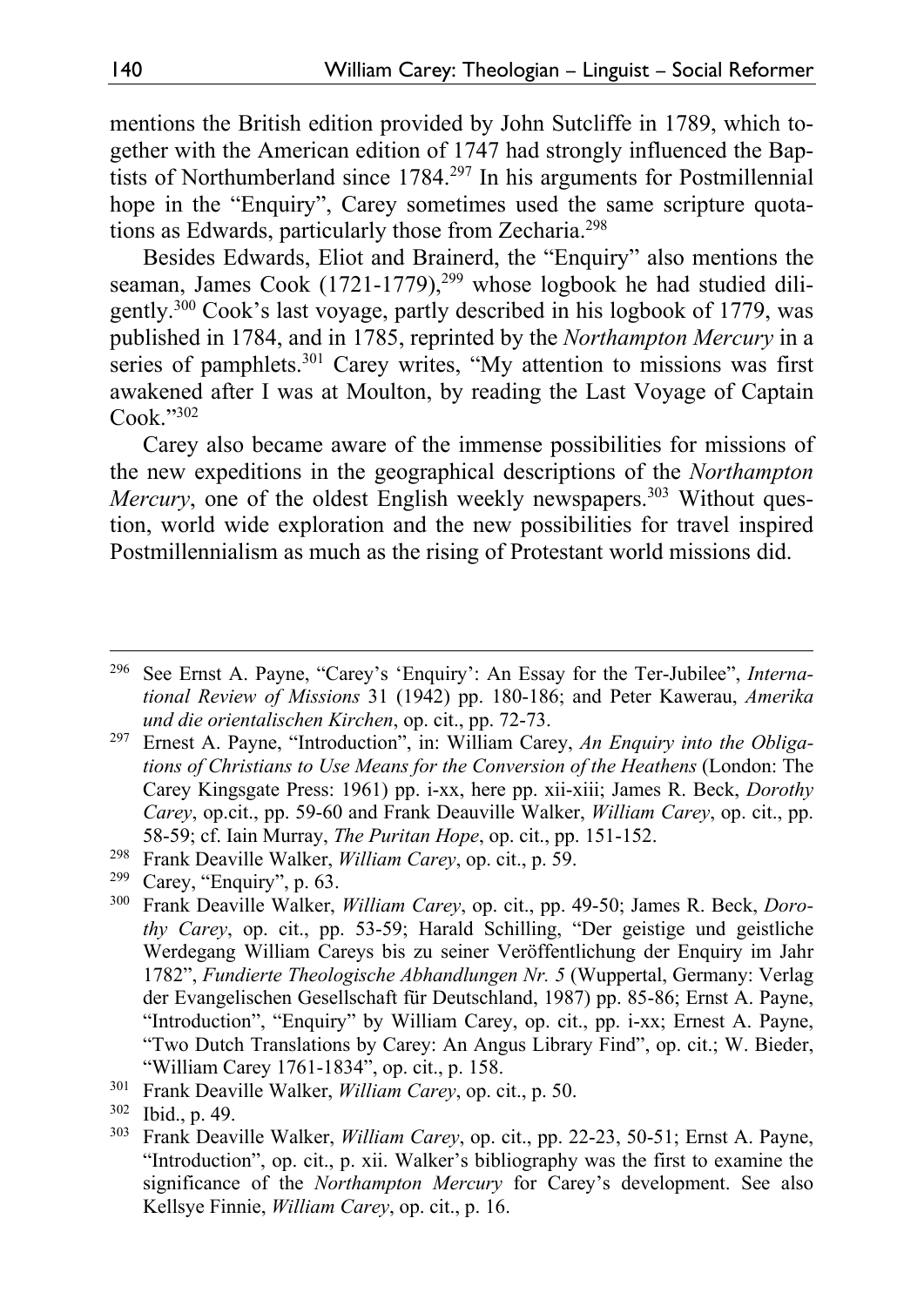mentions the British edition provided by John Sutcliffe in 1789, which together with the American edition of 1747 had strongly influenced the Baptists of Northumberland since 1784.[297] In his arguments for Postmillennial hope in the "Enquiry", Carey sometimes used the same scripture quotations as Edwards, particularly those from Zecharia.[298]

Besides Edwards, Eliot and Brainerd, the "Enquiry" also mentions the seaman, James Cook (1721-1779),[299] whose logbook he had studied diligently.[300] Cook's last voyage, partly described in his logbook of 1779, was published in 1784, and in 1785, reprinted by the *Northampton Mercury* in a series of pamphlets.[301] Carey writes, "My attention to missions was first awakened after I was at Moulton, by reading the Last Voyage of Captain Cook."[302]

Carey also became aware of the immense possibilities for missions of the new expeditions in the geographical descriptions of the *Northampton Mercury*, one of the oldest English weekly newspapers.[303] Without question, world wide exploration and the new possibilities for travel inspired Postmillennialism as much as the rising of Protestant world missions did.

---

[296] See Ernst A. Payne, "Carey's 'Enquiry': An Essay for the Ter-Jubilee", *International Review of Missions* 31 (1942) pp. 180-186; and Peter Kawerau, *Amerika und die orientalischen Kirchen*, op. cit., pp. 72-73.

[297] Ernest A. Payne, "Introduction", in: William Carey, *An Enquiry into the Obligations of Christians to Use Means for the Conversion of the Heathens* (London: The Carey Kingsgate Press: 1961) pp. i-xx, here pp. xii-xiii; James R. Beck, *Dorothy Carey*, op.cit., pp. 59-60 and Frank Deauville Walker, *William Carey*, op. cit., pp. 58-59; cf. Iain Murray, *The Puritan Hope*, op. cit., pp. 151-152.

[298] Frank Deaville Walker, *William Carey*, op. cit., p. 59.

[299] Carey, "Enquiry", p. 63.

[300] Frank Deaville Walker, *William Carey*, op. cit., pp. 49-50; James R. Beck, *Dorothy Carey*, op. cit., pp. 53-59; Harald Schilling, "Der geistige und geistliche Werdegang William Careys bis zu seiner Veröffentlichung der Enquiry im Jahr 1782", *Fundierte Theologische Abhandlungen Nr. 5* (Wuppertal, Germany: Verlag der Evangelischen Gesellschaft für Deutschland, 1987) pp. 85-86; Ernst A. Payne, "Introduction", "Enquiry" by William Carey, op. cit., pp. i-xx; Ernest A. Payne, "Two Dutch Translations by Carey: An Angus Library Find", op. cit.; W. Bieder, "William Carey 1761-1834", op. cit., p. 158.

[301] Frank Deaville Walker, *William Carey*, op. cit., p. 50.

[302] Ibid., p. 49.

[303] Frank Deaville Walker, *William Carey*, op. cit., pp. 22-23, 50-51; Ernst A. Payne, "Introduction", op. cit., p. xii. Walker's bibliography was the first to examine the significance of the *Northampton Mercury* for Carey's development. See also Kellsye Finnie, *William Carey*, op. cit., p. 16.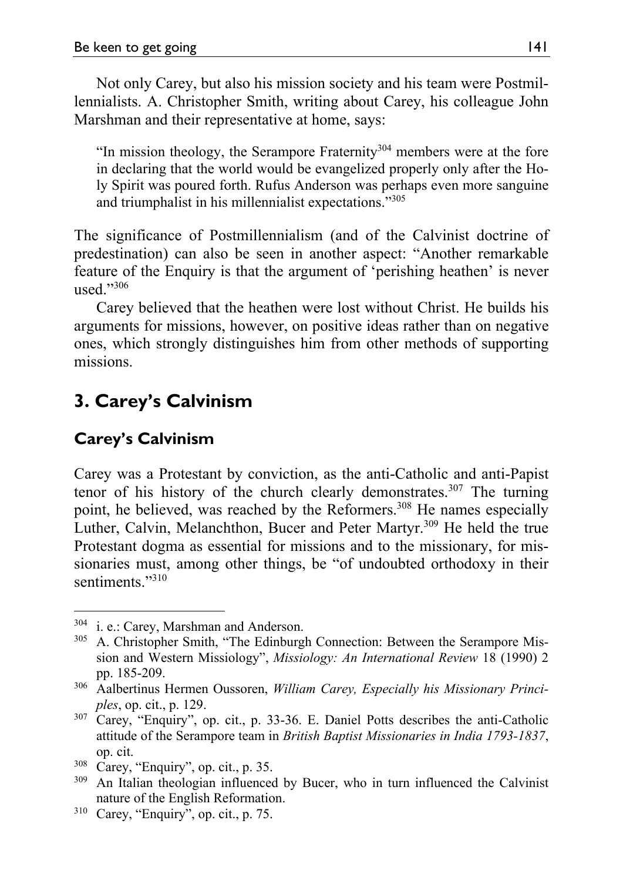Not only Carey, but also his mission society and his team were Postmillennialists. A. Christopher Smith, writing about Carey, his colleague John Marshman and their representative at home, says:

> "In mission theology, the Serampore Fraternity[304] members were at the fore in declaring that the world would be evangelized properly only after the Holy Spirit was poured forth. Rufus Anderson was perhaps even more sanguine and triumphalist in his millennialist expectations."[305]

The significance of Postmillennialism (and of the Calvinist doctrine of predestination) can also be seen in another aspect: "Another remarkable feature of the Enquiry is that the argument of 'perishing heathen' is never used."[306]

Carey believed that the heathen were lost without Christ. He builds his arguments for missions, however, on positive ideas rather than on negative ones, which strongly distinguishes him from other methods of supporting missions.

## 3. Carey's Calvinism

### Carey's Calvinism

Carey was a Protestant by conviction, as the anti-Catholic and anti-Papist tenor of his history of the church clearly demonstrates.[307] The turning point, he believed, was reached by the Reformers.[308] He names especially Luther, Calvin, Melanchthon, Bucer and Peter Martyr.[309] He held the true Protestant dogma as essential for missions and to the missionary, for missionaries must, among other things, be "of undoubted orthodoxy in their sentiments."[310]

---

[304] i. e.: Carey, Marshman and Anderson.

[305] A. Christopher Smith, "The Edinburgh Connection: Between the Serampore Mission and Western Missiology", *Missiology: An International Review* 18 (1990) 2 pp. 185-209.

[306] Aalbertinus Hermen Oussoren, *William Carey, Especially his Missionary Principles*, op. cit., p. 129.

[307] Carey, "Enquiry", op. cit., p. 33-36. E. Daniel Potts describes the anti-Catholic attitude of the Serampore team in *British Baptist Missionaries in India 1793-1837*, op. cit.

[308] Carey, "Enquiry", op. cit., p. 35.

[309] An Italian theologian influenced by Bucer, who in turn influenced the Calvinist nature of the English Reformation.

[310] Carey, "Enquiry", op. cit., p. 75.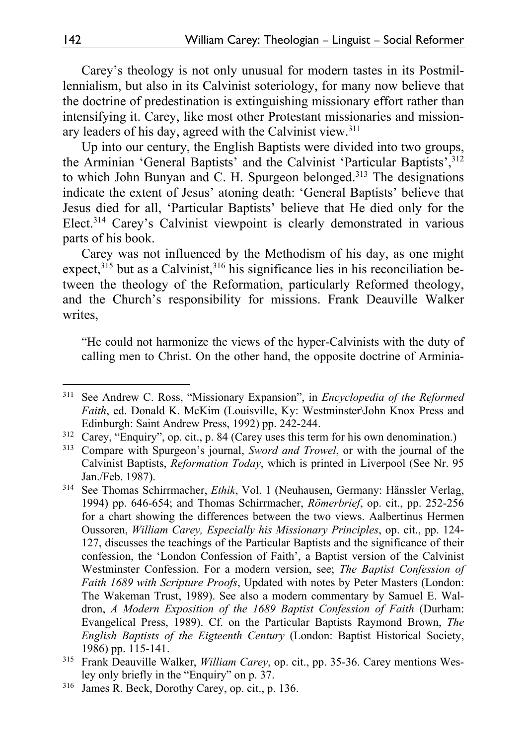Carey's theology is not only unusual for modern tastes in its Postmillennialism, but also in its Calvinist soteriology, for many now believe that the doctrine of predestination is extinguishing missionary effort rather than intensifying it. Carey, like most other Protestant missionaries and missionary leaders of his day, agreed with the Calvinist view.[311]

Up into our century, the English Baptists were divided into two groups, the Arminian 'General Baptists' and the Calvinist 'Particular Baptists',[312] to which John Bunyan and C. H. Spurgeon belonged.[313] The designations indicate the extent of Jesus' atoning death: 'General Baptists' believe that Jesus died for all, 'Particular Baptists' believe that He died only for the Elect.[314] Carey's Calvinist viewpoint is clearly demonstrated in various parts of his book.

Carey was not influenced by the Methodism of his day, as one might expect,[315] but as a Calvinist,[316] his significance lies in his reconciliation between the theology of the Reformation, particularly Reformed theology, and the Church's responsibility for missions. Frank Deauville Walker writes,

> "He could not harmonize the views of the hyper-Calvinists with the duty of calling men to Christ. On the other hand, the opposite doctrine of Arminia-

---

[311] See Andrew C. Ross, "Missionary Expansion", in *Encyclopedia of the Reformed Faith*, ed. Donald K. McKim (Louisville, Ky: Westminster\John Knox Press and Edinburgh: Saint Andrew Press, 1992) pp. 242-244.

[312] Carey, "Enquiry", op. cit., p. 84 (Carey uses this term for his own denomination.)

[313] Compare with Spurgeon's journal, *Sword and Trowel*, or with the journal of the Calvinist Baptists, *Reformation Today*, which is printed in Liverpool (See Nr. 95 Jan./Feb. 1987).

[314] See Thomas Schirrmacher, *Ethik*, Vol. 1 (Neuhausen, Germany: Hänssler Verlag, 1994) pp. 646-654; and Thomas Schirrmacher, *Römerbrief*, op. cit., pp. 252-256 for a chart showing the differences between the two views. Aalbertinus Hermen Oussoren, *William Carey, Especially his Missionary Principles*, op. cit., pp. 124-127, discusses the teachings of the Particular Baptists and the significance of their confession, the 'London Confession of Faith', a Baptist version of the Calvinist Westminster Confession. For a modern version, see; *The Baptist Confession of Faith 1689 with Scripture Proofs*, Updated with notes by Peter Masters (London: The Wakeman Trust, 1989). See also a modern commentary by Samuel E. Waldron, *A Modern Exposition of the 1689 Baptist Confession of Faith* (Durham: Evangelical Press, 1989). Cf. on the Particular Baptists Raymond Brown, *The English Baptists of the Eigteenth Century* (London: Baptist Historical Society, 1986) pp. 115-141.

[315] Frank Deauville Walker, *William Carey*, op. cit., pp. 35-36. Carey mentions Wesley only briefly in the "Enquiry" on p. 37.

[316] James R. Beck, Dorothy Carey, op. cit., p. 136.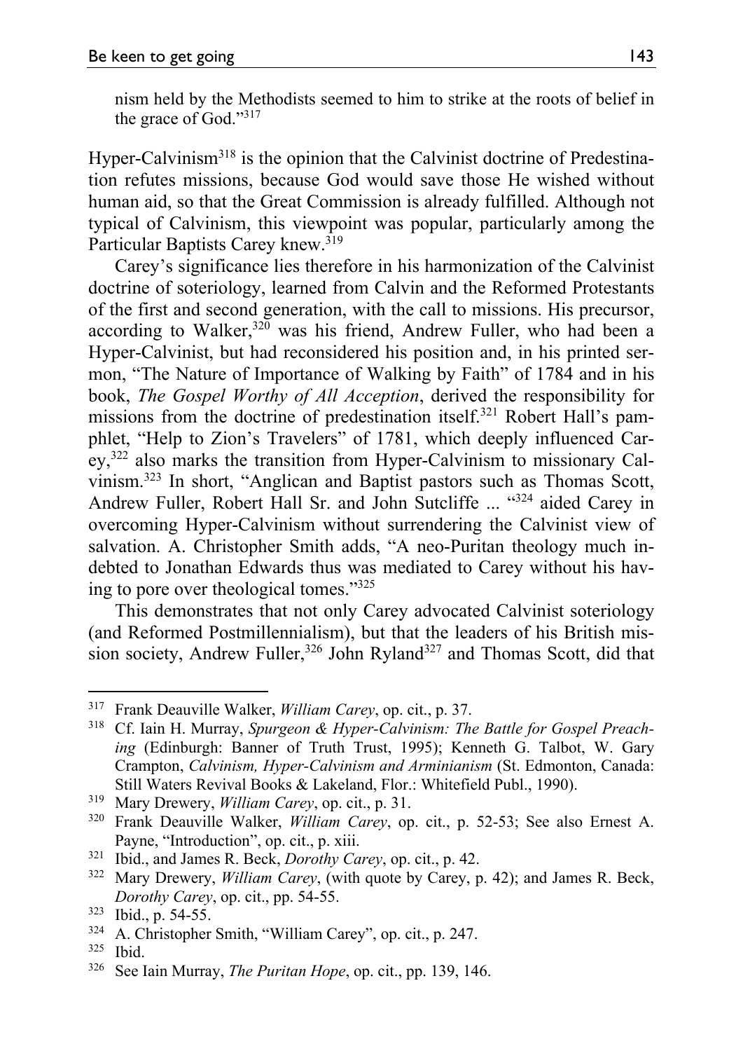nism held by the Methodists seemed to him to strike at the roots of belief in the grace of God."[317]

Hyper-Calvinism[318] is the opinion that the Calvinist doctrine of Predestination refutes missions, because God would save those He wished without human aid, so that the Great Commission is already fulfilled. Although not typical of Calvinism, this viewpoint was popular, particularly among the Particular Baptists Carey knew.[319]

Carey's significance lies therefore in his harmonization of the Calvinist doctrine of soteriology, learned from Calvin and the Reformed Protestants of the first and second generation, with the call to missions. His precursor, according to Walker,[320] was his friend, Andrew Fuller, who had been a Hyper-Calvinist, but had reconsidered his position and, in his printed sermon, "The Nature of Importance of Walking by Faith" of 1784 and in his book, *The Gospel Worthy of All Acception*, derived the responsibility for missions from the doctrine of predestination itself.[321] Robert Hall's pamphlet, "Help to Zion's Travelers" of 1781, which deeply influenced Carey,[322] also marks the transition from Hyper-Calvinism to missionary Calvinism.[323] In short, "Anglican and Baptist pastors such as Thomas Scott, Andrew Fuller, Robert Hall Sr. and John Sutcliffe ... "[324] aided Carey in overcoming Hyper-Calvinism without surrendering the Calvinist view of salvation. A. Christopher Smith adds, "A neo-Puritan theology much indebted to Jonathan Edwards thus was mediated to Carey without his having to pore over theological tomes."[325]

This demonstrates that not only Carey advocated Calvinist soteriology (and Reformed Postmillennialism), but that the leaders of his British mission society, Andrew Fuller,[326] John Ryland[327] and Thomas Scott, did that

---

[317] Frank Deauville Walker, *William Carey*, op. cit., p. 37.

[318] Cf. Iain H. Murray, *Spurgeon & Hyper-Calvinism: The Battle for Gospel Preaching* (Edinburgh: Banner of Truth Trust, 1995); Kenneth G. Talbot, W. Gary Crampton, *Calvinism, Hyper-Calvinism and Arminianism* (St. Edmonton, Canada: Still Waters Revival Books & Lakeland, Flor.: Whitefield Publ., 1990).

[319] Mary Drewery, *William Carey*, op. cit., p. 31.

[320] Frank Deauville Walker, *William Carey*, op. cit., p. 52-53; See also Ernest A. Payne, "Introduction", op. cit., p. xiii.

[321] Ibid., and James R. Beck, *Dorothy Carey*, op. cit., p. 42.

[322] Mary Drewery, *William Carey*, (with quote by Carey, p. 42); and James R. Beck, *Dorothy Carey*, op. cit., pp. 54-55.

[323] Ibid., p. 54-55.

[324] A. Christopher Smith, "William Carey", op. cit., p. 247.

[325] Ibid.

[326] See Iain Murray, *The Puritan Hope*, op. cit., pp. 139, 146.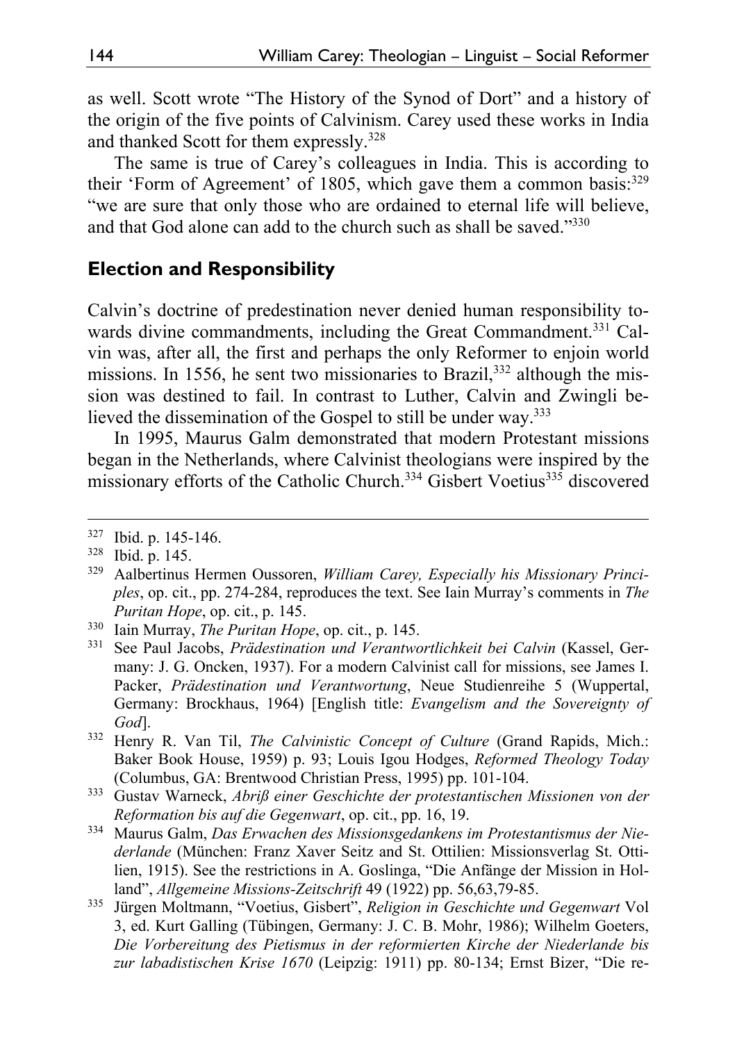as well. Scott wrote "The History of the Synod of Dort" and a history of the origin of the five points of Calvinism. Carey used these works in India and thanked Scott for them expressly.[328]

The same is true of Carey's colleagues in India. This is according to their 'Form of Agreement' of 1805, which gave them a common basis:[329] "we are sure that only those who are ordained to eternal life will believe, and that God alone can add to the church such as shall be saved."[330]

## Election and Responsibility

Calvin's doctrine of predestination never denied human responsibility towards divine commandments, including the Great Commandment.[331] Calvin was, after all, the first and perhaps the only Reformer to enjoin world missions. In 1556, he sent two missionaries to Brazil,[332] although the mission was destined to fail. In contrast to Luther, Calvin and Zwingli believed the dissemination of the Gospel to still be under way.[333]

In 1995, Maurus Galm demonstrated that modern Protestant missions began in the Netherlands, where Calvinist theologians were inspired by the missionary efforts of the Catholic Church.[334] Gisbert Voetius[335] discovered

---

[327] Ibid. p. 145-146.

[328] Ibid. p. 145.

[329] Aalbertinus Hermen Oussoren, *William Carey, Especially his Missionary Principles*, op. cit., pp. 274-284, reproduces the text. See Iain Murray's comments in *The Puritan Hope*, op. cit., p. 145.

[330] Iain Murray, *The Puritan Hope*, op. cit., p. 145.

[331] See Paul Jacobs, *Prädestination und Verantwortlichkeit bei Calvin* (Kassel, Germany: J. G. Oncken, 1937). For a modern Calvinist call for missions, see James I. Packer, *Prädestination und Verantwortung*, Neue Studienreihe 5 (Wuppertal, Germany: Brockhaus, 1964) [English title: *Evangelism and the Sovereignty of God*].

[332] Henry R. Van Til, *The Calvinistic Concept of Culture* (Grand Rapids, Mich.: Baker Book House, 1959) p. 93; Louis Igou Hodges, *Reformed Theology Today* (Columbus, GA: Brentwood Christian Press, 1995) pp. 101-104.

[333] Gustav Warneck, *Abriß einer Geschichte der protestantischen Missionen von der Reformation bis auf die Gegenwart*, op. cit., pp. 16, 19.

[334] Maurus Galm, *Das Erwachen des Missionsgedankens im Protestantismus der Niederlande* (München: Franz Xaver Seitz and St. Ottilien: Missionsverlag St. Ottilien, 1915). See the restrictions in A. Goslinga, "Die Anfänge der Mission in Holland", *Allgemeine Missions-Zeitschrift* 49 (1922) pp. 56,63,79-85.

[335] Jürgen Moltmann, "Voetius, Gisbert", *Religion in Geschichte und Gegenwart* Vol 3, ed. Kurt Galling (Tübingen, Germany: J. C. B. Mohr, 1986); Wilhelm Goeters, *Die Vorbereitung des Pietismus in der reformierten Kirche der Niederlande bis zur labadistischen Krise 1670* (Leipzig: 1911) pp. 80-134; Ernst Bizer, "Die re-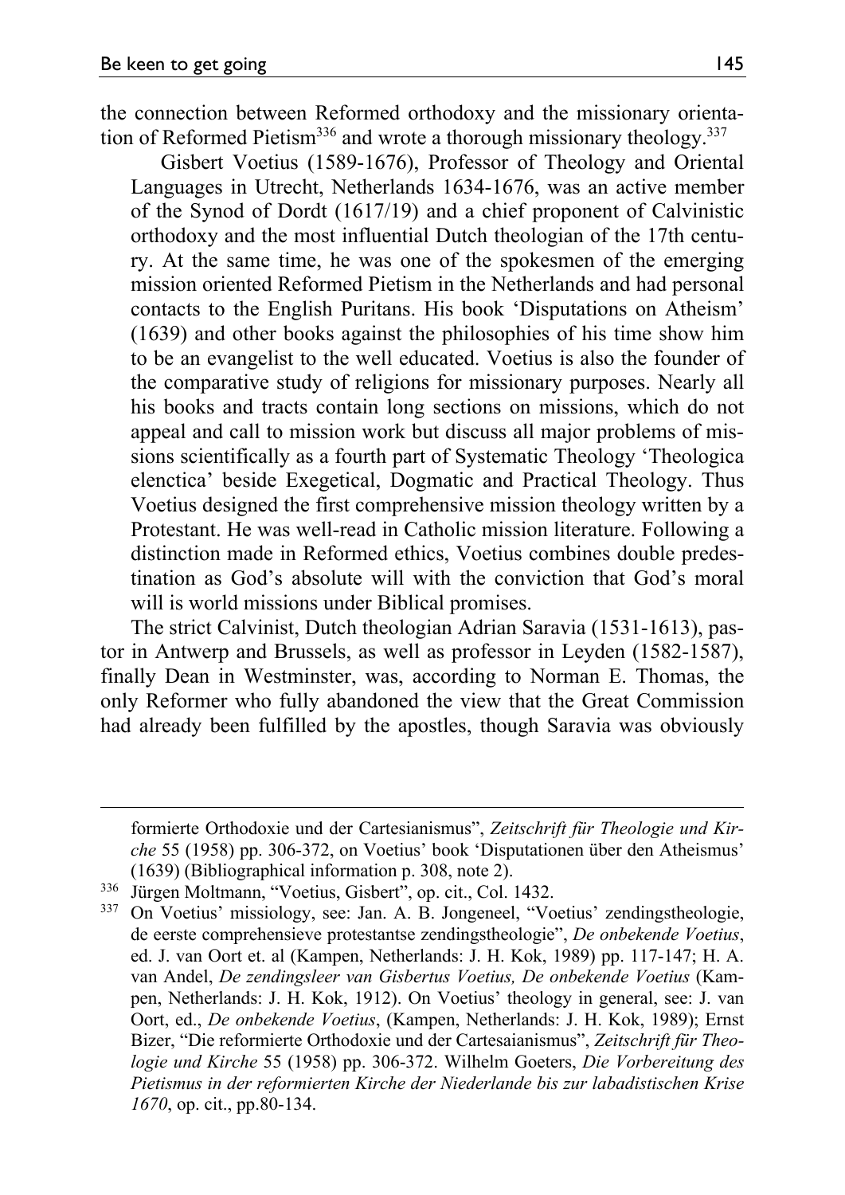the connection between Reformed orthodoxy and the missionary orientation of Reformed Pietism[336] and wrote a thorough missionary theology.[337]

> Gisbert Voetius (1589-1676), Professor of Theology and Oriental Languages in Utrecht, Netherlands 1634-1676, was an active member of the Synod of Dordt (1617/19) and a chief proponent of Calvinistic orthodoxy and the most influential Dutch theologian of the 17th century. At the same time, he was one of the spokesmen of the emerging mission oriented Reformed Pietism in the Netherlands and had personal contacts to the English Puritans. His book 'Disputations on Atheism' (1639) and other books against the philosophies of his time show him to be an evangelist to the well educated. Voetius is also the founder of the comparative study of religions for missionary purposes. Nearly all his books and tracts contain long sections on missions, which do not appeal and call to mission work but discuss all major problems of missions scientifically as a fourth part of Systematic Theology 'Theologica elenctica' beside Exegetical, Dogmatic and Practical Theology. Thus Voetius designed the first comprehensive mission theology written by a Protestant. He was well-read in Catholic mission literature. Following a distinction made in Reformed ethics, Voetius combines double predestination as God's absolute will with the conviction that God's moral will is world missions under Biblical promises.

The strict Calvinist, Dutch theologian Adrian Saravia (1531-1613), pastor in Antwerp and Brussels, as well as professor in Leyden (1582-1587), finally Dean in Westminster, was, according to Norman E. Thomas, the only Reformer who fully abandoned the view that the Great Commission had already been fulfilled by the apostles, though Saravia was obviously

---

formierte Orthodoxie und der Cartesianismus", *Zeitschrift für Theologie und Kirche* 55 (1958) pp. 306-372, on Voetius' book 'Disputationen über den Atheismus' (1639) (Bibliographical information p. 308, note 2).

[336] Jürgen Moltmann, "Voetius, Gisbert", op. cit., Col. 1432.

[337] On Voetius' missiology, see: Jan. A. B. Jongeneel, "Voetius' zendingstheologie, de eerste comprehensieve protestantse zendingstheologie", *De onbekende Voetius*, ed. J. van Oort et. al (Kampen, Netherlands: J. H. Kok, 1989) pp. 117-147; H. A. van Andel, *De zendingsleer van Gisbertus Voetius, De onbekende Voetius* (Kampen, Netherlands: J. H. Kok, 1912). On Voetius' theology in general, see: J. van Oort, ed., *De onbekende Voetius*, (Kampen, Netherlands: J. H. Kok, 1989); Ernst Bizer, "Die reformierte Orthodoxie und der Cartesaianismus", *Zeitschrift für Theologie und Kirche* 55 (1958) pp. 306-372. Wilhelm Goeters, *Die Vorbereitung des Pietismus in der reformierten Kirche der Niederlande bis zur labadistischen Krise 1670*, op. cit., pp.80-134.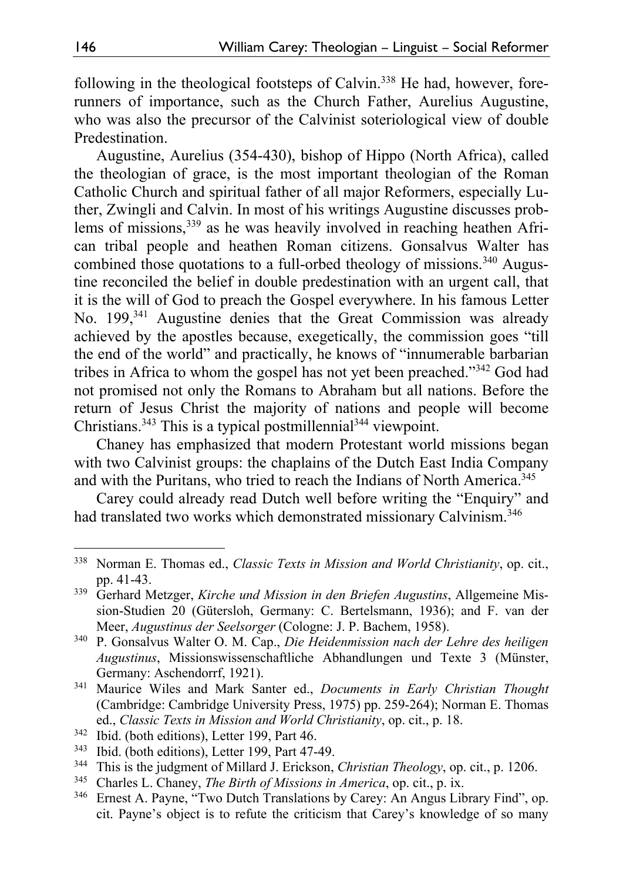following in the theological footsteps of Calvin.[338] He had, however, forerunners of importance, such as the Church Father, Aurelius Augustine, who was also the precursor of the Calvinist soteriological view of double Predestination.

Augustine, Aurelius (354-430), bishop of Hippo (North Africa), called the theologian of grace, is the most important theologian of the Roman Catholic Church and spiritual father of all major Reformers, especially Luther, Zwingli and Calvin. In most of his writings Augustine discusses problems of missions,[339] as he was heavily involved in reaching heathen African tribal people and heathen Roman citizens. Gonsalvus Walter has combined those quotations to a full-orbed theology of missions.[340] Augustine reconciled the belief in double predestination with an urgent call, that it is the will of God to preach the Gospel everywhere. In his famous Letter No. 199,[341] Augustine denies that the Great Commission was already achieved by the apostles because, exegetically, the commission goes "till the end of the world" and practically, he knows of "innumerable barbarian tribes in Africa to whom the gospel has not yet been preached."[342] God had not promised not only the Romans to Abraham but all nations. Before the return of Jesus Christ the majority of nations and people will become Christians.[343] This is a typical postmillennial[344] viewpoint.

Chaney has emphasized that modern Protestant world missions began with two Calvinist groups: the chaplains of the Dutch East India Company and with the Puritans, who tried to reach the Indians of North America.[345]

Carey could already read Dutch well before writing the "Enquiry" and had translated two works which demonstrated missionary Calvinism.[346]

---

[338] Norman E. Thomas ed., *Classic Texts in Mission and World Christianity*, op. cit., pp. 41-43.

[339] Gerhard Metzger, *Kirche und Mission in den Briefen Augustins*, Allgemeine Mission-Studien 20 (Gütersloh, Germany: C. Bertelsmann, 1936); and F. van der Meer, *Augustinus der Seelsorger* (Cologne: J. P. Bachem, 1958).

[340] P. Gonsalvus Walter O. M. Cap., *Die Heidenmission nach der Lehre des heiligen Augustinus*, Missionswissenschaftliche Abhandlungen und Texte 3 (Münster, Germany: Aschendorff, 1921).

[341] Maurice Wiles and Mark Santer ed., *Documents in Early Christian Thought* (Cambridge: Cambridge University Press, 1975) pp. 259-264); Norman E. Thomas ed., *Classic Texts in Mission and World Christianity*, op. cit., p. 18.

[342] Ibid. (both editions), Letter 199, Part 46.

[343] Ibid. (both editions), Letter 199, Part 47-49.

[344] This is the judgment of Millard J. Erickson, *Christian Theology*, op. cit., p. 1206.

[345] Charles L. Chaney, *The Birth of Missions in America*, op. cit., p. ix.

[346] Ernest A. Payne, "Two Dutch Translations by Carey: An Angus Library Find", op. cit. Payne's object is to refute the criticism that Carey's knowledge of so many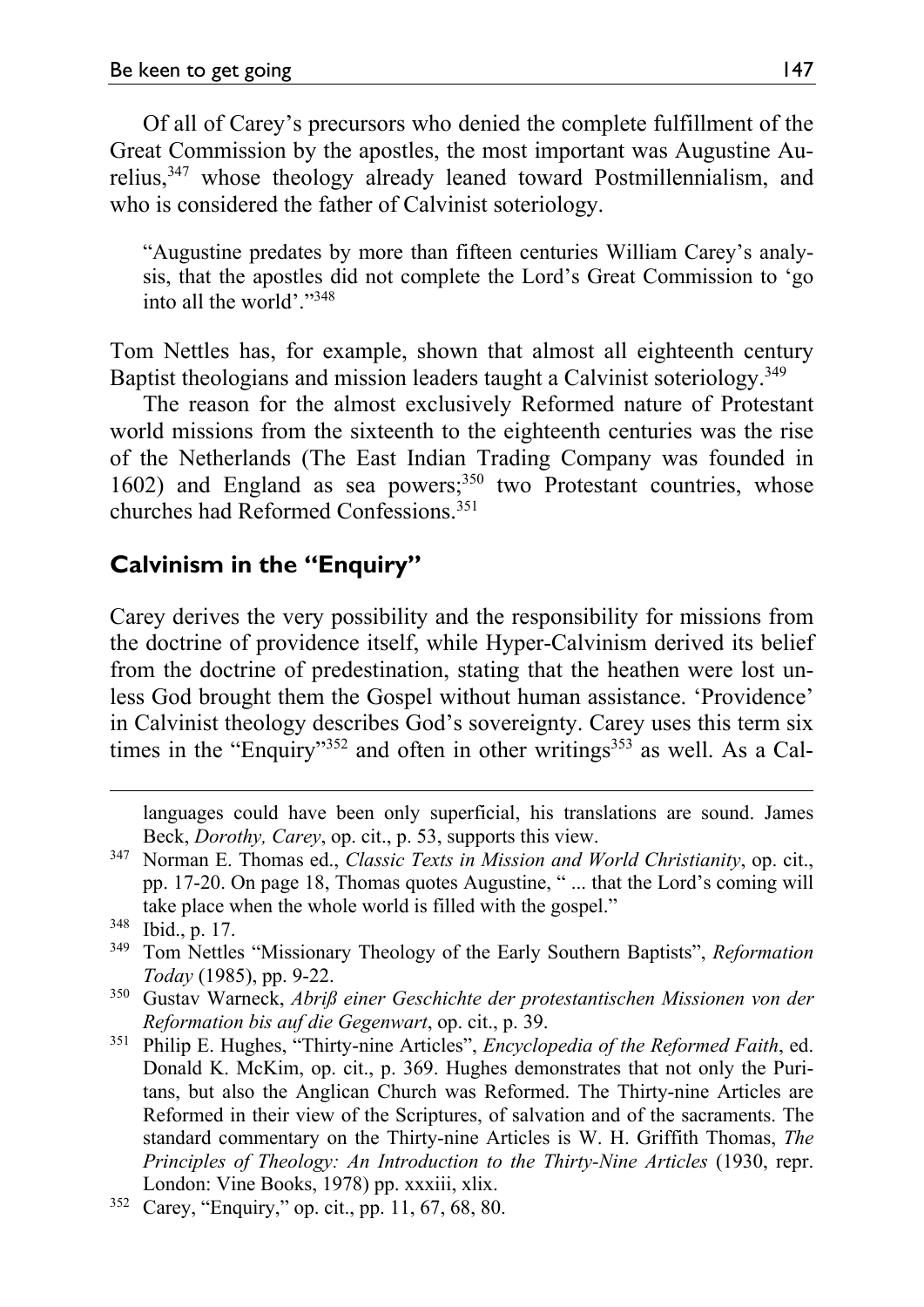Of all of Carey's precursors who denied the complete fulfillment of the Great Commission by the apostles, the most important was Augustine Aurelius,[347] whose theology already leaned toward Postmillennialism, and who is considered the father of Calvinist soteriology.

> "Augustine predates by more than fifteen centuries William Carey's analysis, that the apostles did not complete the Lord's Great Commission to 'go into all the world'."[348]

Tom Nettles has, for example, shown that almost all eighteenth century Baptist theologians and mission leaders taught a Calvinist soteriology.[349]

The reason for the almost exclusively Reformed nature of Protestant world missions from the sixteenth to the eighteenth centuries was the rise of the Netherlands (The East Indian Trading Company was founded in 1602) and England as sea powers;[350] two Protestant countries, whose churches had Reformed Confessions.[351]

## Calvinism in the "Enquiry"

Carey derives the very possibility and the responsibility for missions from the doctrine of providence itself, while Hyper-Calvinism derived its belief from the doctrine of predestination, stating that the heathen were lost unless God brought them the Gospel without human assistance. 'Providence' in Calvinist theology describes God's sovereignty. Carey uses this term six times in the "Enquiry"[352] and often in other writings[353] as well. As a Cal-

---

languages could have been only superficial, his translations are sound. James Beck, *Dorothy, Carey*, op. cit., p. 53, supports this view.

[347] Norman E. Thomas ed., *Classic Texts in Mission and World Christianity*, op. cit., pp. 17-20. On page 18, Thomas quotes Augustine, " ... that the Lord's coming will take place when the whole world is filled with the gospel."

[348] Ibid., p. 17.

[349] Tom Nettles "Missionary Theology of the Early Southern Baptists", *Reformation Today* (1985), pp. 9-22.

[350] Gustav Warneck, *Abriß einer Geschichte der protestantischen Missionen von der Reformation bis auf die Gegenwart*, op. cit., p. 39.

[351] Philip E. Hughes, "Thirty-nine Articles", *Encyclopedia of the Reformed Faith*, ed. Donald K. McKim, op. cit., p. 369. Hughes demonstrates that not only the Puritans, but also the Anglican Church was Reformed. The Thirty-nine Articles are Reformed in their view of the Scriptures, of salvation and of the sacraments. The standard commentary on the Thirty-nine Articles is W. H. Griffith Thomas, *The Principles of Theology: An Introduction to the Thirty-Nine Articles* (1930, repr. London: Vine Books, 1978) pp. xxxiii, xlix.

[352] Carey, "Enquiry," op. cit., pp. 11, 67, 68, 80.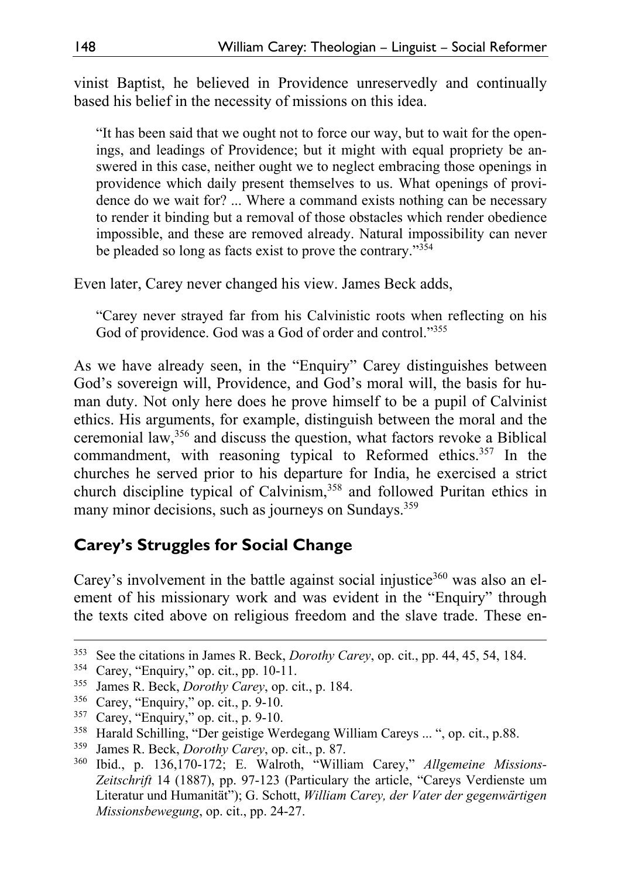vinist Baptist, he believed in Providence unreservedly and continually based his belief in the necessity of missions on this idea.

> "It has been said that we ought not to force our way, but to wait for the openings, and leadings of Providence; but it might with equal propriety be answered in this case, neither ought we to neglect embracing those openings in providence which daily present themselves to us. What openings of providence do we wait for? ... Where a command exists nothing can be necessary to render it binding but a removal of those obstacles which render obedience impossible, and these are removed already. Natural impossibility can never be pleaded so long as facts exist to prove the contrary."[354]

Even later, Carey never changed his view. James Beck adds,

> "Carey never strayed far from his Calvinistic roots when reflecting on his God of providence. God was a God of order and control."[355]

As we have already seen, in the "Enquiry" Carey distinguishes between God's sovereign will, Providence, and God's moral will, the basis for human duty. Not only here does he prove himself to be a pupil of Calvinist ethics. His arguments, for example, distinguish between the moral and the ceremonial law,[356] and discuss the question, what factors revoke a Biblical commandment, with reasoning typical to Reformed ethics.[357] In the churches he served prior to his departure for India, he exercised a strict church discipline typical of Calvinism,[358] and followed Puritan ethics in many minor decisions, such as journeys on Sundays.[359]

## Carey's Struggles for Social Change

Carey's involvement in the battle against social injustice[360] was also an element of his missionary work and was evident in the "Enquiry" through the texts cited above on religious freedom and the slave trade. These en-

---

[353] See the citations in James R. Beck, *Dorothy Carey*, op. cit., pp. 44, 45, 54, 184.

[354] Carey, "Enquiry," op. cit., pp. 10-11.

[355] James R. Beck, *Dorothy Carey*, op. cit., p. 184.

[356] Carey, "Enquiry," op. cit., p. 9-10.

[357] Carey, "Enquiry," op. cit., p. 9-10.

[358] Harald Schilling, "Der geistige Werdegang William Careys ... ", op. cit., p.88.

[359] James R. Beck, *Dorothy Carey*, op. cit., p. 87.

[360] Ibid., p. 136,170-172; E. Walroth, "William Carey," *Allgemeine Missions-Zeitschrift* 14 (1887), pp. 97-123 (Particulary the article, "Careys Verdienste um Literatur und Humanität"); G. Schott, *William Carey, der Vater der gegenwärtigen Missionsbewegung*, op. cit., pp. 24-27.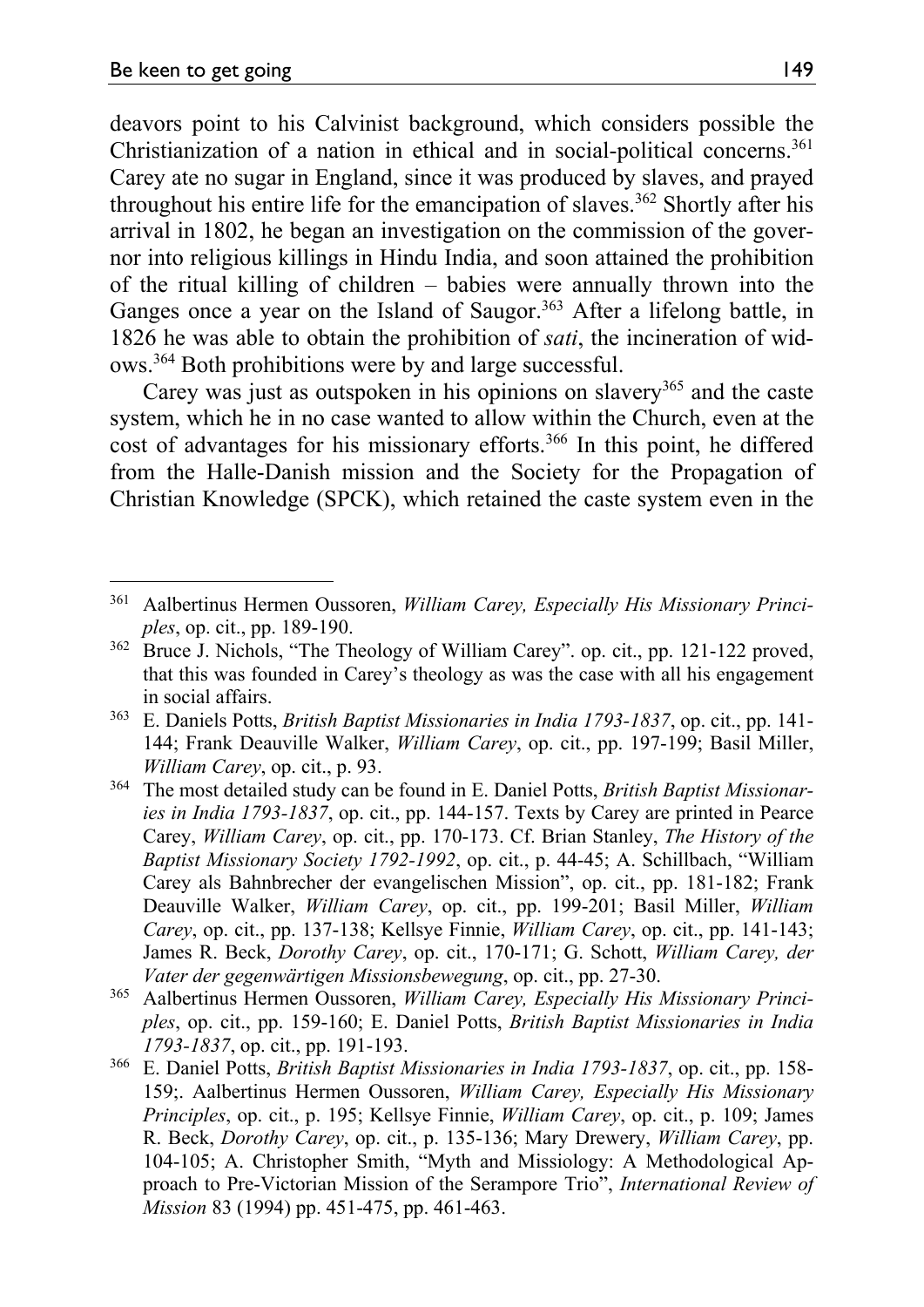deavors point to his Calvinist background, which considers possible the Christianization of a nation in ethical and in social-political concerns.[361] Carey ate no sugar in England, since it was produced by slaves, and prayed throughout his entire life for the emancipation of slaves.[362] Shortly after his arrival in 1802, he began an investigation on the commission of the governor into religious killings in Hindu India, and soon attained the prohibition of the ritual killing of children – babies were annually thrown into the Ganges once a year on the Island of Saugor.[363] After a lifelong battle, in 1826 he was able to obtain the prohibition of *sati*, the incineration of widows.[364] Both prohibitions were by and large successful.

Carey was just as outspoken in his opinions on slavery[365] and the caste system, which he in no case wanted to allow within the Church, even at the cost of advantages for his missionary efforts.[366] In this point, he differed from the Halle-Danish mission and the Society for the Propagation of Christian Knowledge (SPCK), which retained the caste system even in the

---

[361] Aalbertinus Hermen Oussoren, *William Carey, Especially His Missionary Principles*, op. cit., pp. 189-190.

[362] Bruce J. Nichols, "The Theology of William Carey". op. cit., pp. 121-122 proved, that this was founded in Carey's theology as was the case with all his engagement in social affairs.

[363] E. Daniels Potts, *British Baptist Missionaries in India 1793-1837*, op. cit., pp. 141-144; Frank Deauville Walker, *William Carey*, op. cit., pp. 197-199; Basil Miller, *William Carey*, op. cit., p. 93.

[364] The most detailed study can be found in E. Daniel Potts, *British Baptist Missionaries in India 1793-1837*, op. cit., pp. 144-157. Texts by Carey are printed in Pearce Carey, *William Carey*, op. cit., pp. 170-173. Cf. Brian Stanley, *The History of the Baptist Missionary Society 1792-1992*, op. cit., p. 44-45; A. Schillbach, "William Carey als Bahnbrecher der evangelischen Mission", op. cit., pp. 181-182; Frank Deauville Walker, *William Carey*, op. cit., pp. 199-201; Basil Miller, *William Carey*, op. cit., pp. 137-138; Kellsye Finnie, *William Carey*, op. cit., pp. 141-143; James R. Beck, *Dorothy Carey*, op. cit., 170-171; G. Schott, *William Carey, der Vater der gegenwärtigen Missionsbewegung*, op. cit., pp. 27-30.

[365] Aalbertinus Hermen Oussoren, *William Carey, Especially His Missionary Principles*, op. cit., pp. 159-160; E. Daniel Potts, *British Baptist Missionaries in India 1793-1837*, op. cit., pp. 191-193.

[366] E. Daniel Potts, *British Baptist Missionaries in India 1793-1837*, op. cit., pp. 158-159;. Aalbertinus Hermen Oussoren, *William Carey, Especially His Missionary Principles*, op. cit., p. 195; Kellsye Finnie, *William Carey*, op. cit., p. 109; James R. Beck, *Dorothy Carey*, op. cit., p. 135-136; Mary Drewery, *William Carey*, pp. 104-105; A. Christopher Smith, "Myth and Missiology: A Methodological Approach to Pre-Victorian Mission of the Serampore Trio", *International Review of Mission* 83 (1994) pp. 451-475, pp. 461-463.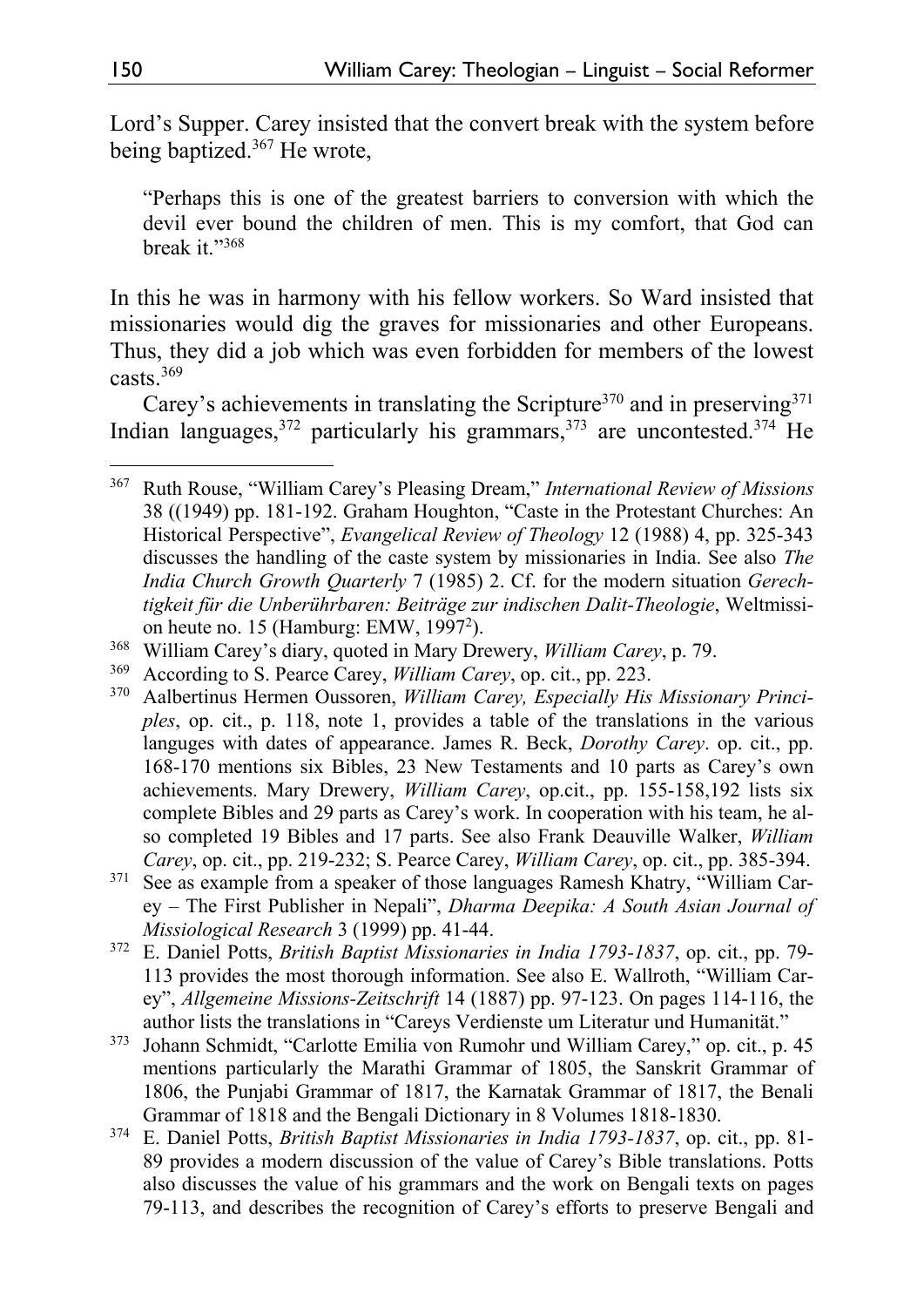Lord's Supper. Carey insisted that the convert break with the system before being baptized.[367] He wrote,

> "Perhaps this is one of the greatest barriers to conversion with which the devil ever bound the children of men. This is my comfort, that God can break it."[368]

In this he was in harmony with his fellow workers. So Ward insisted that missionaries would dig the graves for missionaries and other Europeans. Thus, they did a job which was even forbidden for members of the lowest casts.[369]

Carey's achievements in translating the Scripture[370] and in preserving[371] Indian languages,[372] particularly his grammars,[373] are uncontested.[374] He

---

[367] Ruth Rouse, "William Carey's Pleasing Dream," *International Review of Missions* 38 ((1949) pp. 181-192. Graham Houghton, "Caste in the Protestant Churches: An Historical Perspective", *Evangelical Review of Theology* 12 (1988) 4, pp. 325-343 discusses the handling of the caste system by missionaries in India. See also *The India Church Growth Quarterly* 7 (1985) 2. Cf. for the modern situation *Gerechtigkeit für die Unberührbaren: Beiträge zur indischen Dalit-Theologie*, Weltmission heute no. 15 (Hamburg: EMW, 1997[2]).

[368] William Carey's diary, quoted in Mary Drewery, *William Carey*, p. 79.

[369] According to S. Pearce Carey, *William Carey*, op. cit., pp. 223.

[370] Aalbertinus Hermen Oussoren, *William Carey, Especially His Missionary Principles*, op. cit., p. 118, note 1, provides a table of the translations in the various languges with dates of appearance. James R. Beck, *Dorothy Carey*. op. cit., pp. 168-170 mentions six Bibles, 23 New Testaments and 10 parts as Carey's own achievements. Mary Drewery, *William Carey*, op.cit., pp. 155-158,192 lists six complete Bibles and 29 parts as Carey's work. In cooperation with his team, he also completed 19 Bibles and 17 parts. See also Frank Deauville Walker, *William Carey*, op. cit., pp. 219-232; S. Pearce Carey, *William Carey*, op. cit., pp. 385-394.

[371] See as example from a speaker of those languages Ramesh Khatry, "William Carey – The First Publisher in Nepali", *Dharma Deepika: A South Asian Journal of Missiological Research* 3 (1999) pp. 41-44.

[372] E. Daniel Potts, *British Baptist Missionaries in India 1793-1837*, op. cit., pp. 79-113 provides the most thorough information. See also E. Wallroth, "William Carey", *Allgemeine Missions-Zeitschrift* 14 (1887) pp. 97-123. On pages 114-116, the author lists the translations in "Careys Verdienste um Literatur und Humanität."

[373] Johann Schmidt, "Carlotte Emilia von Rumohr und William Carey," op. cit., p. 45 mentions particularly the Marathi Grammar of 1805, the Sanskrit Grammar of 1806, the Punjabi Grammar of 1817, the Karnatak Grammar of 1817, the Benali Grammar of 1818 and the Bengali Dictionary in 8 Volumes 1818-1830.

[374] E. Daniel Potts, *British Baptist Missionaries in India 1793-1837*, op. cit., pp. 81-89 provides a modern discussion of the value of Carey's Bible translations. Potts also discusses the value of his grammars and the work on Bengali texts on pages 79-113, and describes the recognition of Carey's efforts to preserve Bengali and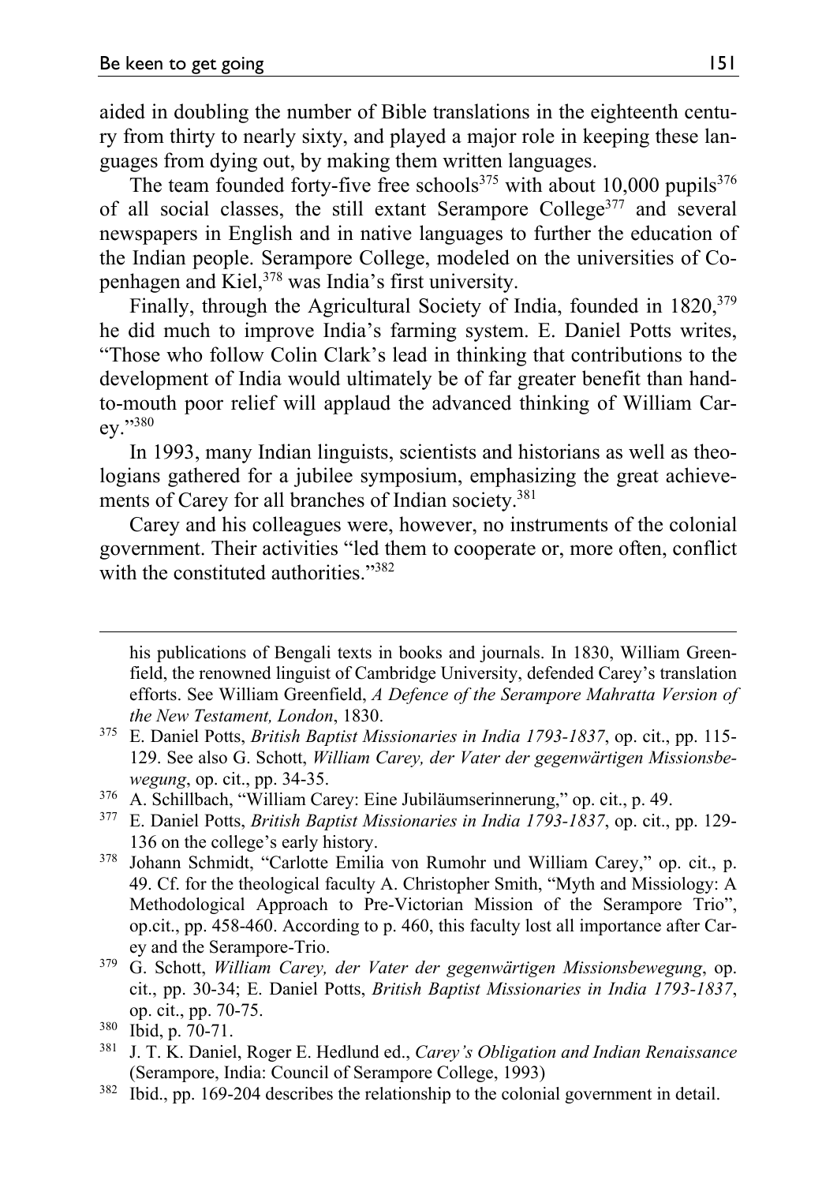aided in doubling the number of Bible translations in the eighteenth century from thirty to nearly sixty, and played a major role in keeping these languages from dying out, by making them written languages.

The team founded forty-five free schools[375] with about 10,000 pupils[376] of all social classes, the still extant Serampore College[377] and several newspapers in English and in native languages to further the education of the Indian people. Serampore College, modeled on the universities of Copenhagen and Kiel,[378] was India's first university.

Finally, through the Agricultural Society of India, founded in 1820,[379] he did much to improve India's farming system. E. Daniel Potts writes, "Those who follow Colin Clark's lead in thinking that contributions to the development of India would ultimately be of far greater benefit than hand-to-mouth poor relief will applaud the advanced thinking of William Carey."[380]

In 1993, many Indian linguists, scientists and historians as well as theologians gathered for a jubilee symposium, emphasizing the great achievements of Carey for all branches of Indian society.[381]

Carey and his colleagues were, however, no instruments of the colonial government. Their activities "led them to cooperate or, more often, conflict with the constituted authorities."[382]

---

his publications of Bengali texts in books and journals. In 1830, William Greenfield, the renowned linguist of Cambridge University, defended Carey's translation efforts. See William Greenfield, *A Defence of the Serampore Mahratta Version of the New Testament, London*, 1830.

375 E. Daniel Potts, *British Baptist Missionaries in India 1793-1837*, op. cit., pp. 115-129. See also G. Schott, *William Carey, der Vater der gegenwärtigen Missionsbewegung*, op. cit., pp. 34-35.

376 A. Schillbach, "William Carey: Eine Jubiläumserinnerung," op. cit., p. 49.

377 E. Daniel Potts, *British Baptist Missionaries in India 1793-1837*, op. cit., pp. 129-136 on the college's early history.

378 Johann Schmidt, "Carlotte Emilia von Rumohr und William Carey," op. cit., p. 49. Cf. for the theological faculty A. Christopher Smith, "Myth and Missiology: A Methodological Approach to Pre-Victorian Mission of the Serampore Trio", op.cit., pp. 458-460. According to p. 460, this faculty lost all importance after Carey and the Serampore-Trio.

379 G. Schott, *William Carey, der Vater der gegenwärtigen Missionsbewegung*, op. cit., pp. 30-34; E. Daniel Potts, *British Baptist Missionaries in India 1793-1837*, op. cit., pp. 70-75.

380 Ibid, p. 70-71.

381 J. T. K. Daniel, Roger E. Hedlund ed., *Carey's Obligation and Indian Renaissance* (Serampore, India: Council of Serampore College, 1993)

382 Ibid., pp. 169-204 describes the relationship to the colonial government in detail.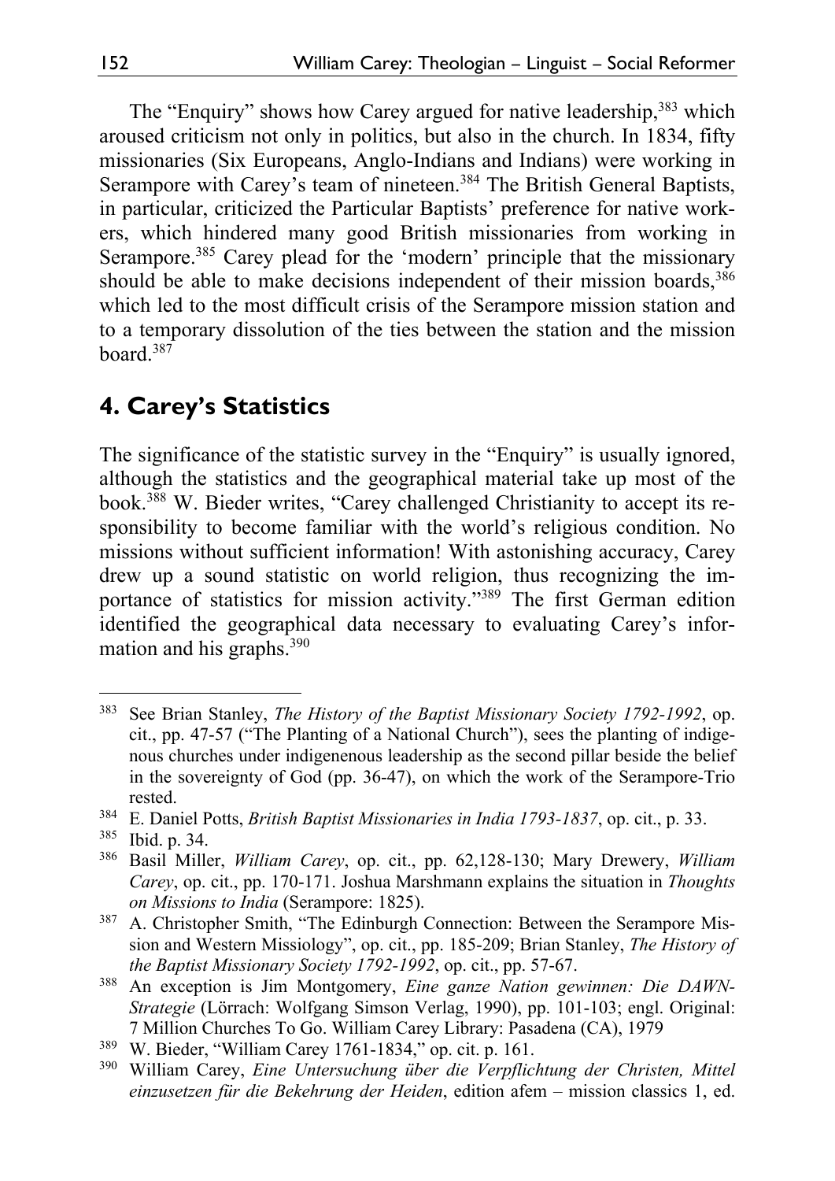The "Enquiry" shows how Carey argued for native leadership,[383] which aroused criticism not only in politics, but also in the church. In 1834, fifty missionaries (Six Europeans, Anglo-Indians and Indians) were working in Serampore with Carey's team of nineteen.[384] The British General Baptists, in particular, criticized the Particular Baptists' preference for native workers, which hindered many good British missionaries from working in Serampore.[385] Carey plead for the 'modern' principle that the missionary should be able to make decisions independent of their mission boards,[386] which led to the most difficult crisis of the Serampore mission station and to a temporary dissolution of the ties between the station and the mission board.[387]

## 4. Carey's Statistics

The significance of the statistic survey in the "Enquiry" is usually ignored, although the statistics and the geographical material take up most of the book.[388] W. Bieder writes, "Carey challenged Christianity to accept its responsibility to become familiar with the world's religious condition. No missions without sufficient information! With astonishing accuracy, Carey drew up a sound statistic on world religion, thus recognizing the importance of statistics for mission activity."[389] The first German edition identified the geographical data necessary to evaluating Carey's information and his graphs.[390]

---

[383] See Brian Stanley, *The History of the Baptist Missionary Society 1792-1992*, op. cit., pp. 47-57 ("The Planting of a National Church"), sees the planting of indigenous churches under indigenenous leadership as the second pillar beside the belief in the sovereignty of God (pp. 36-47), on which the work of the Serampore-Trio rested.

[384] E. Daniel Potts, *British Baptist Missionaries in India 1793-1837*, op. cit., p. 33.

[385] Ibid. p. 34.

[386] Basil Miller, *William Carey*, op. cit., pp. 62,128-130; Mary Drewery, *William Carey*, op. cit., pp. 170-171. Joshua Marshmann explains the situation in *Thoughts on Missions to India* (Serampore: 1825).

[387] A. Christopher Smith, "The Edinburgh Connection: Between the Serampore Mission and Western Missiology", op. cit., pp. 185-209; Brian Stanley, *The History of the Baptist Missionary Society 1792-1992*, op. cit., pp. 57-67.

[388] An exception is Jim Montgomery, *Eine ganze Nation gewinnen: Die DAWN-Strategie* (Lörrach: Wolfgang Simson Verlag, 1990), pp. 101-103; engl. Original: 7 Million Churches To Go. William Carey Library: Pasadena (CA), 1979

[389] W. Bieder, "William Carey 1761-1834," op. cit. p. 161.

[390] William Carey, *Eine Untersuchung über die Verpflichtung der Christen, Mittel einzusetzen für die Bekehrung der Heiden*, edition afem – mission classics 1, ed.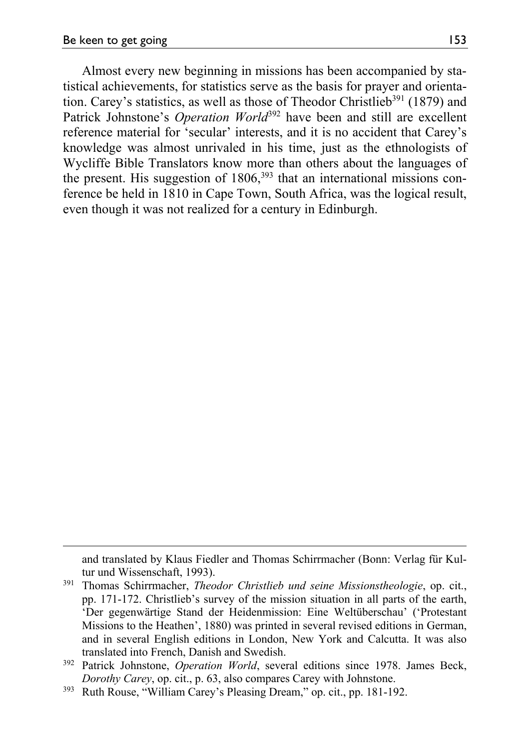Almost every new beginning in missions has been accompanied by statistical achievements, for statistics serve as the basis for prayer and orientation. Carey's statistics, as well as those of Theodor Christlieb[391] (1879) and Patrick Johnstone's *Operation World*[392] have been and still are excellent reference material for 'secular' interests, and it is no accident that Carey's knowledge was almost unrivaled in his time, just as the ethnologists of Wycliffe Bible Translators know more than others about the languages of the present. His suggestion of 1806,[393] that an international missions conference be held in 1810 in Cape Town, South Africa, was the logical result, even though it was not realized for a century in Edinburgh.

---

and translated by Klaus Fiedler and Thomas Schirrmacher (Bonn: Verlag für Kultur und Wissenschaft, 1993).

[391] Thomas Schirrmacher, *Theodor Christlieb und seine Missionstheologie*, op. cit., pp. 171-172. Christlieb's survey of the mission situation in all parts of the earth, 'Der gegenwärtige Stand der Heidenmission: Eine Weltüberschau' ('Protestant Missions to the Heathen', 1880) was printed in several revised editions in German, and in several English editions in London, New York and Calcutta. It was also translated into French, Danish and Swedish.

[392] Patrick Johnstone, *Operation World*, several editions since 1978. James Beck, *Dorothy Carey*, op. cit., p. 63, also compares Carey with Johnstone.

[393] Ruth Rouse, "William Carey's Pleasing Dream," op. cit., pp. 181-192.